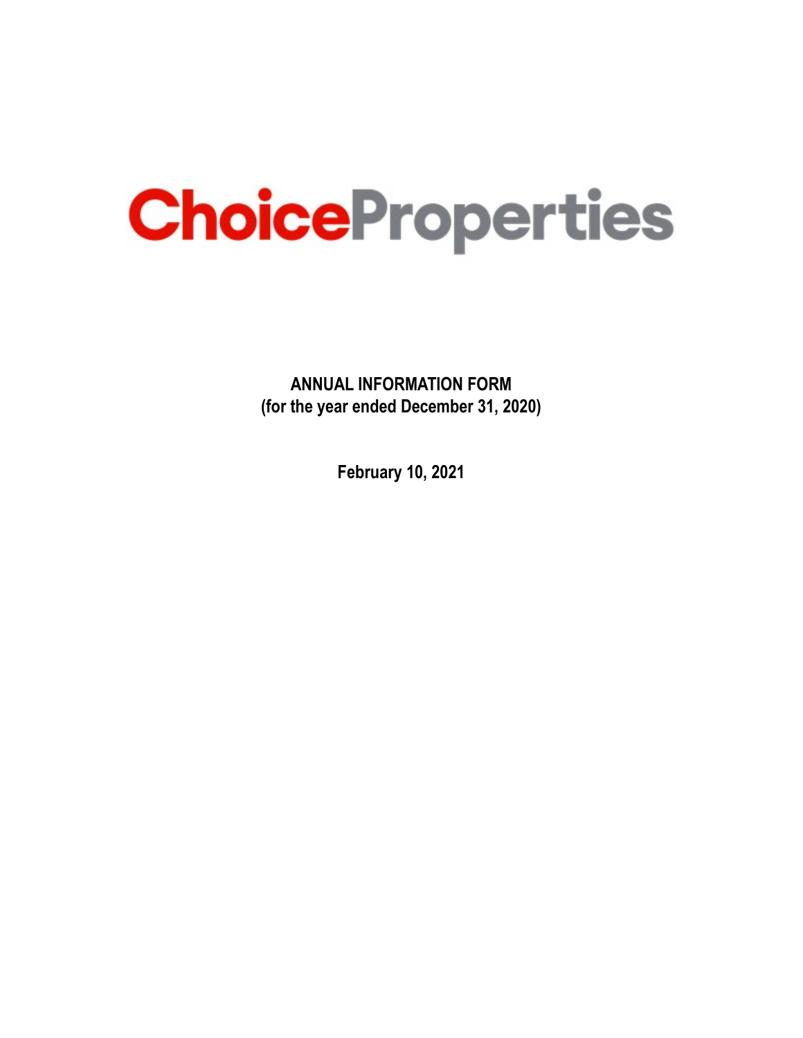# ChoiceProperties

**ANNUAL INFORMATION FORM**
**(for the year ended December 31, 2020)**

**February 10, 2021**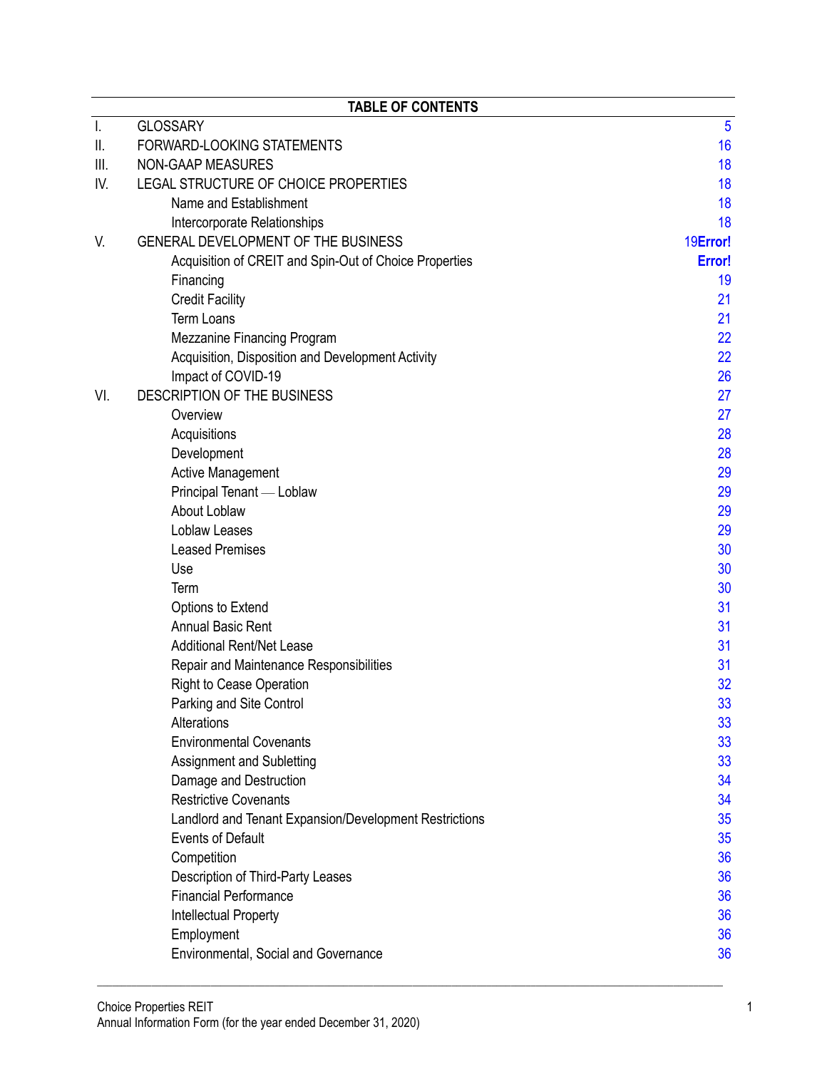**TABLE OF CONTENTS**

| | | |
|---|---|---|
| I. | GLOSSARY | 5 |
| II. | FORWARD-LOOKING STATEMENTS | 16 |
| III. | NON-GAAP MEASURES | 18 |
| IV. | LEGAL STRUCTURE OF CHOICE PROPERTIES | 18 |
| | Name and Establishment | 18 |
| | Intercorporate Relationships | 18 |
| V. | GENERAL DEVELOPMENT OF THE BUSINESS | 19**Error!** |
| | Acquisition of CREIT and Spin-Out of Choice Properties | **Error!** |
| | Financing | 19 |
| | Credit Facility | 21 |
| | Term Loans | 21 |
| | Mezzanine Financing Program | 22 |
| | Acquisition, Disposition and Development Activity | 22 |
| | Impact of COVID-19 | 26 |
| VI. | DESCRIPTION OF THE BUSINESS | 27 |
| | Overview | 27 |
| | Acquisitions | 28 |
| | Development | 28 |
| | Active Management | 29 |
| | Principal Tenant — Loblaw | 29 |
| | About Loblaw | 29 |
| | Loblaw Leases | 29 |
| | Leased Premises | 30 |
| | Use | 30 |
| | Term | 30 |
| | Options to Extend | 31 |
| | Annual Basic Rent | 31 |
| | Additional Rent/Net Lease | 31 |
| | Repair and Maintenance Responsibilities | 31 |
| | Right to Cease Operation | 32 |
| | Parking and Site Control | 33 |
| | Alterations | 33 |
| | Environmental Covenants | 33 |
| | Assignment and Subletting | 33 |
| | Damage and Destruction | 34 |
| | Restrictive Covenants | 34 |
| | Landlord and Tenant Expansion/Development Restrictions | 35 |
| | Events of Default | 35 |
| | Competition | 36 |
| | Description of Third-Party Leases | 36 |
| | Financial Performance | 36 |
| | Intellectual Property | 36 |
| | Employment | 36 |
| | Environmental, Social and Governance | 36 |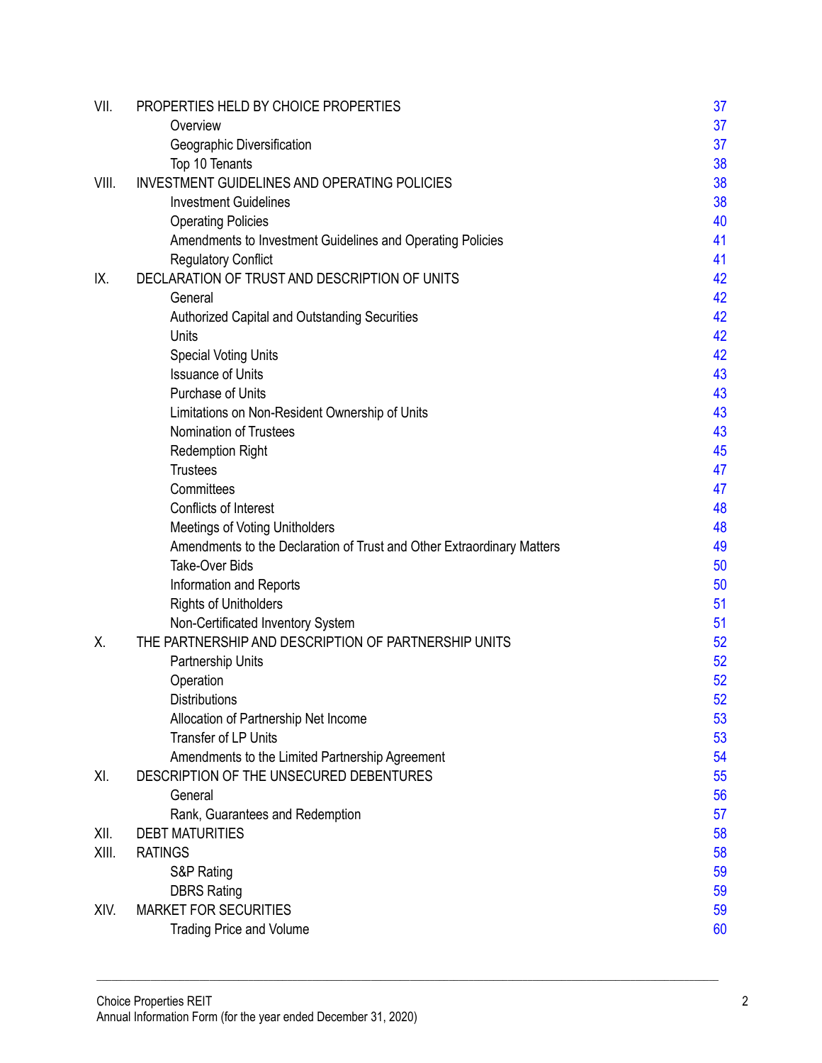| | | |
|---|---|---|
| VII. | PROPERTIES HELD BY CHOICE PROPERTIES | 37 |
| | Overview | 37 |
| | Geographic Diversification | 37 |
| | Top 10 Tenants | 38 |
| VIII. | INVESTMENT GUIDELINES AND OPERATING POLICIES | 38 |
| | Investment Guidelines | 38 |
| | Operating Policies | 40 |
| | Amendments to Investment Guidelines and Operating Policies | 41 |
| | Regulatory Conflict | 41 |
| IX. | DECLARATION OF TRUST AND DESCRIPTION OF UNITS | 42 |
| | General | 42 |
| | Authorized Capital and Outstanding Securities | 42 |
| | Units | 42 |
| | Special Voting Units | 42 |
| | Issuance of Units | 43 |
| | Purchase of Units | 43 |
| | Limitations on Non-Resident Ownership of Units | 43 |
| | Nomination of Trustees | 43 |
| | Redemption Right | 45 |
| | Trustees | 47 |
| | Committees | 47 |
| | Conflicts of Interest | 48 |
| | Meetings of Voting Unitholders | 48 |
| | Amendments to the Declaration of Trust and Other Extraordinary Matters | 49 |
| | Take-Over Bids | 50 |
| | Information and Reports | 50 |
| | Rights of Unitholders | 51 |
| | Non-Certificated Inventory System | 51 |
| X. | THE PARTNERSHIP AND DESCRIPTION OF PARTNERSHIP UNITS | 52 |
| | Partnership Units | 52 |
| | Operation | 52 |
| | Distributions | 52 |
| | Allocation of Partnership Net Income | 53 |
| | Transfer of LP Units | 53 |
| | Amendments to the Limited Partnership Agreement | 54 |
| XI. | DESCRIPTION OF THE UNSECURED DEBENTURES | 55 |
| | General | 56 |
| | Rank, Guarantees and Redemption | 57 |
| XII. | DEBT MATURITIES | 58 |
| XIII. | RATINGS | 58 |
| | S&P Rating | 59 |
| | DBRS Rating | 59 |
| XIV. | MARKET FOR SECURITIES | 59 |
| | Trading Price and Volume | 60 |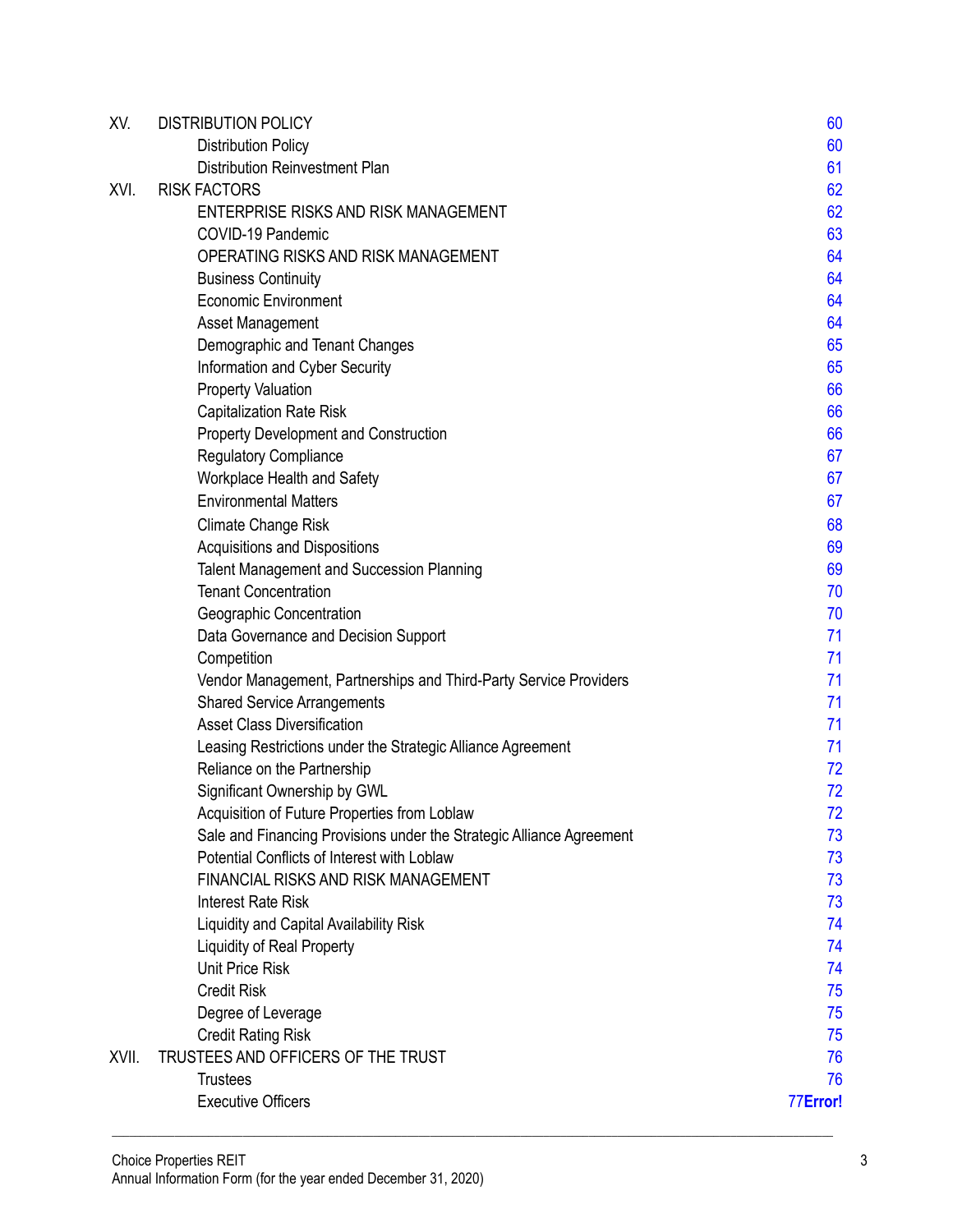| | | |
|---|---|---|
| XV. | DISTRIBUTION POLICY | 60 |
| | Distribution Policy | 60 |
| | Distribution Reinvestment Plan | 61 |
| XVI. | RISK FACTORS | 62 |
| | ENTERPRISE RISKS AND RISK MANAGEMENT | 62 |
| | COVID-19 Pandemic | 63 |
| | OPERATING RISKS AND RISK MANAGEMENT | 64 |
| | Business Continuity | 64 |
| | Economic Environment | 64 |
| | Asset Management | 64 |
| | Demographic and Tenant Changes | 65 |
| | Information and Cyber Security | 65 |
| | Property Valuation | 66 |
| | Capitalization Rate Risk | 66 |
| | Property Development and Construction | 66 |
| | Regulatory Compliance | 67 |
| | Workplace Health and Safety | 67 |
| | Environmental Matters | 67 |
| | Climate Change Risk | 68 |
| | Acquisitions and Dispositions | 69 |
| | Talent Management and Succession Planning | 69 |
| | Tenant Concentration | 70 |
| | Geographic Concentration | 70 |
| | Data Governance and Decision Support | 71 |
| | Competition | 71 |
| | Vendor Management, Partnerships and Third-Party Service Providers | 71 |
| | Shared Service Arrangements | 71 |
| | Asset Class Diversification | 71 |
| | Leasing Restrictions under the Strategic Alliance Agreement | 71 |
| | Reliance on the Partnership | 72 |
| | Significant Ownership by GWL | 72 |
| | Acquisition of Future Properties from Loblaw | 72 |
| | Sale and Financing Provisions under the Strategic Alliance Agreement | 73 |
| | Potential Conflicts of Interest with Loblaw | 73 |
| | FINANCIAL RISKS AND RISK MANAGEMENT | 73 |
| | Interest Rate Risk | 73 |
| | Liquidity and Capital Availability Risk | 74 |
| | Liquidity of Real Property | 74 |
| | Unit Price Risk | 74 |
| | Credit Risk | 75 |
| | Degree of Leverage | 75 |
| | Credit Rating Risk | 75 |
| XVII. | TRUSTEES AND OFFICERS OF THE TRUST | 76 |
| | Trustees | 76 |
| | Executive Officers | 77**Error!** |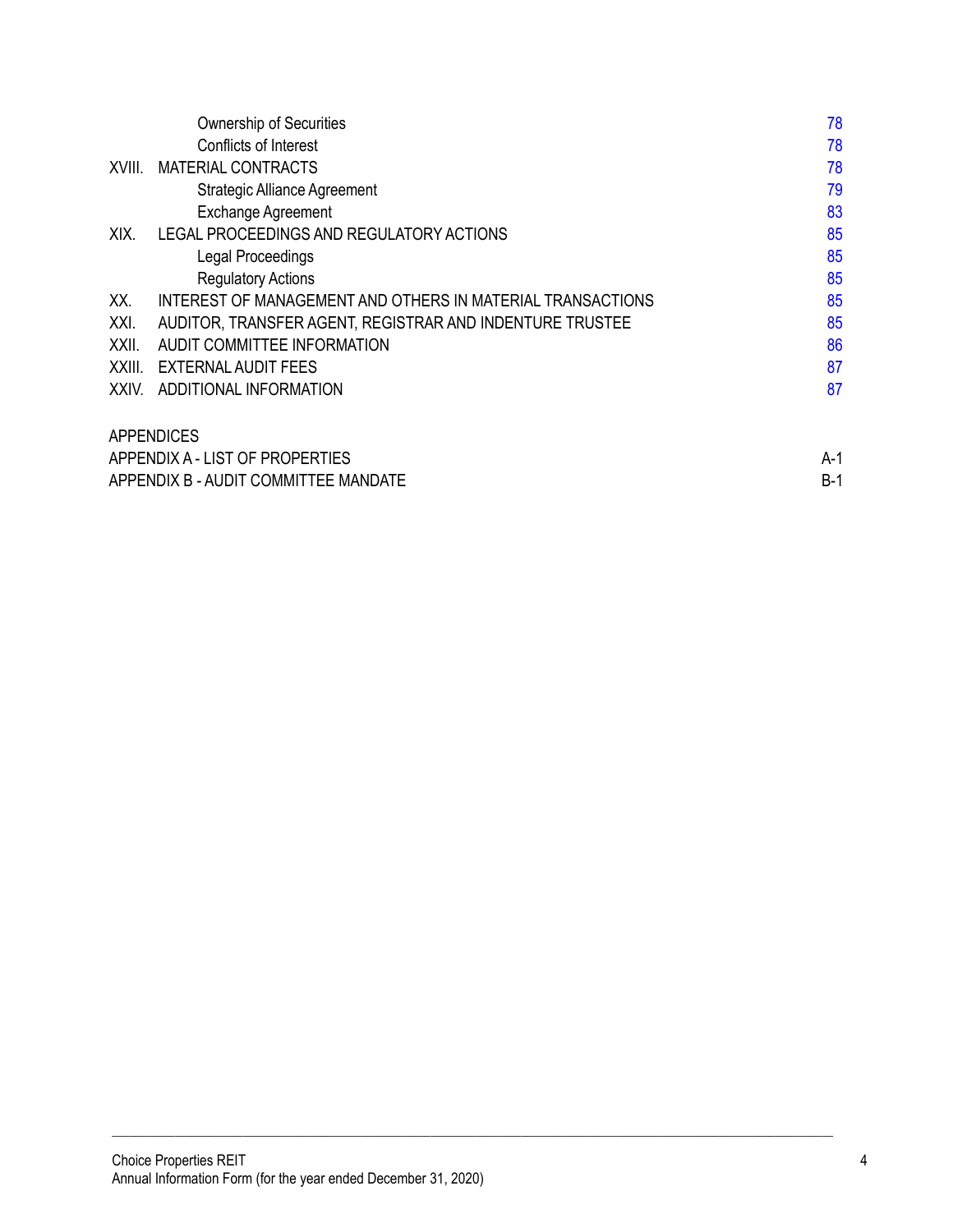| | | |
|---|---|---|
| | Ownership of Securities | 78 |
| | Conflicts of Interest | 78 |
| XVIII. | MATERIAL CONTRACTS | 78 |
| | Strategic Alliance Agreement | 79 |
| | Exchange Agreement | 83 |
| XIX. | LEGAL PROCEEDINGS AND REGULATORY ACTIONS | 85 |
| | Legal Proceedings | 85 |
| | Regulatory Actions | 85 |
| XX. | INTEREST OF MANAGEMENT AND OTHERS IN MATERIAL TRANSACTIONS | 85 |
| XXI. | AUDITOR, TRANSFER AGENT, REGISTRAR AND INDENTURE TRUSTEE | 85 |
| XXII. | AUDIT COMMITTEE INFORMATION | 86 |
| XXIII. | EXTERNAL AUDIT FEES | 87 |
| XXIV. | ADDITIONAL INFORMATION | 87 |

APPENDICES

| | |
|---|---|
| APPENDIX A - LIST OF PROPERTIES | A-1 |
| APPENDIX B - AUDIT COMMITTEE MANDATE | B-1 |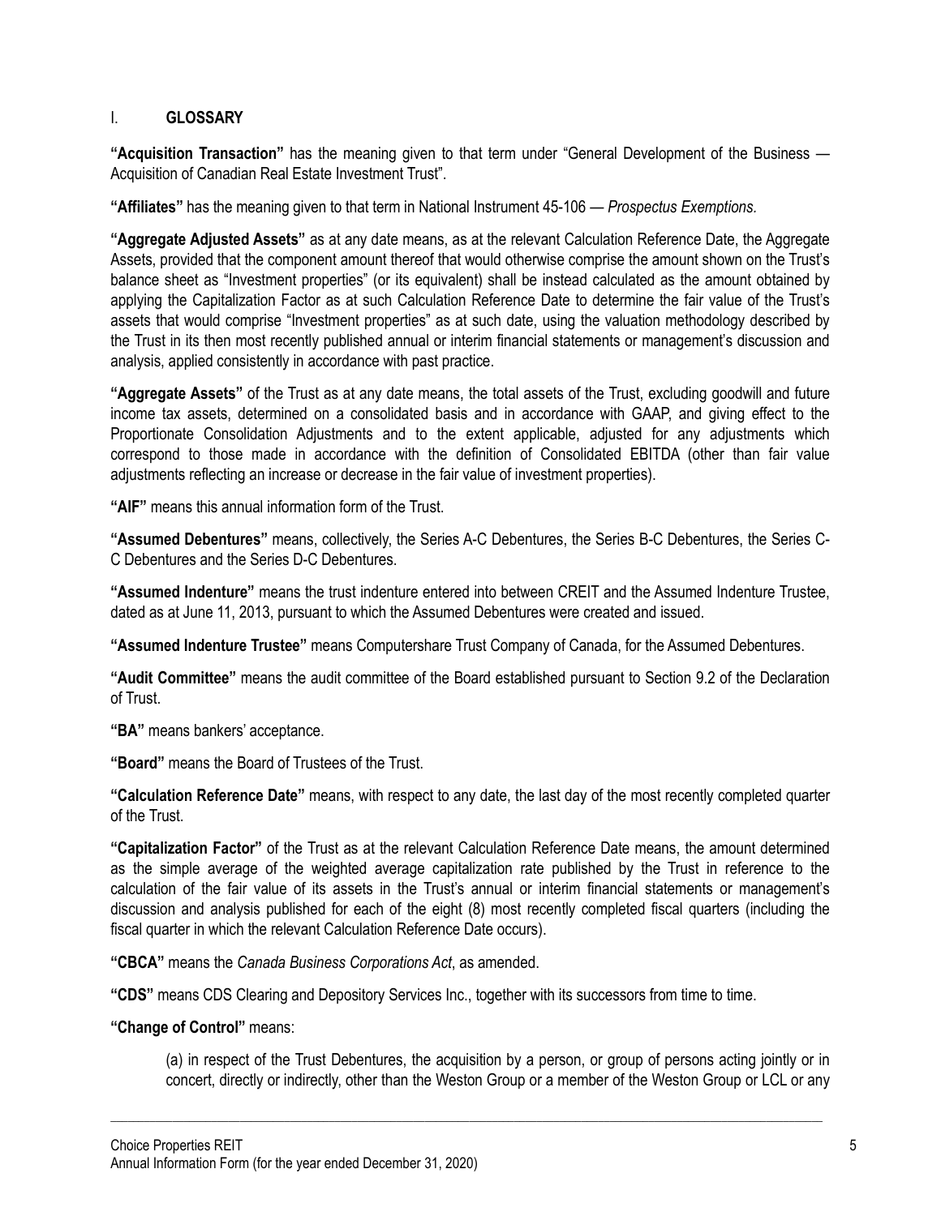## I. GLOSSARY

**"Acquisition Transaction"** has the meaning given to that term under "General Development of the Business — Acquisition of Canadian Real Estate Investment Trust".

**"Affiliates"** has the meaning given to that term in National Instrument 45-106 — *Prospectus Exemptions.*

**"Aggregate Adjusted Assets"** as at any date means, as at the relevant Calculation Reference Date, the Aggregate Assets, provided that the component amount thereof that would otherwise comprise the amount shown on the Trust's balance sheet as "Investment properties" (or its equivalent) shall be instead calculated as the amount obtained by applying the Capitalization Factor as at such Calculation Reference Date to determine the fair value of the Trust's assets that would comprise "Investment properties" as at such date, using the valuation methodology described by the Trust in its then most recently published annual or interim financial statements or management's discussion and analysis, applied consistently in accordance with past practice.

**"Aggregate Assets"** of the Trust as at any date means, the total assets of the Trust, excluding goodwill and future income tax assets, determined on a consolidated basis and in accordance with GAAP, and giving effect to the Proportionate Consolidation Adjustments and to the extent applicable, adjusted for any adjustments which correspond to those made in accordance with the definition of Consolidated EBITDA (other than fair value adjustments reflecting an increase or decrease in the fair value of investment properties).

**"AIF"** means this annual information form of the Trust.

**"Assumed Debentures"** means, collectively, the Series A-C Debentures, the Series B-C Debentures, the Series C-C Debentures and the Series D-C Debentures.

**"Assumed Indenture"** means the trust indenture entered into between CREIT and the Assumed Indenture Trustee, dated as at June 11, 2013, pursuant to which the Assumed Debentures were created and issued.

**"Assumed Indenture Trustee"** means Computershare Trust Company of Canada, for the Assumed Debentures.

**"Audit Committee"** means the audit committee of the Board established pursuant to Section 9.2 of the Declaration of Trust.

**"BA"** means bankers' acceptance.

**"Board"** means the Board of Trustees of the Trust.

**"Calculation Reference Date"** means, with respect to any date, the last day of the most recently completed quarter of the Trust.

**"Capitalization Factor"** of the Trust as at the relevant Calculation Reference Date means, the amount determined as the simple average of the weighted average capitalization rate published by the Trust in reference to the calculation of the fair value of its assets in the Trust's annual or interim financial statements or management's discussion and analysis published for each of the eight (8) most recently completed fiscal quarters (including the fiscal quarter in which the relevant Calculation Reference Date occurs).

**"CBCA"** means the *Canada Business Corporations Act*, as amended.

**"CDS"** means CDS Clearing and Depository Services Inc., together with its successors from time to time.

**"Change of Control"** means:

(a) in respect of the Trust Debentures, the acquisition by a person, or group of persons acting jointly or in concert, directly or indirectly, other than the Weston Group or a member of the Weston Group or LCL or any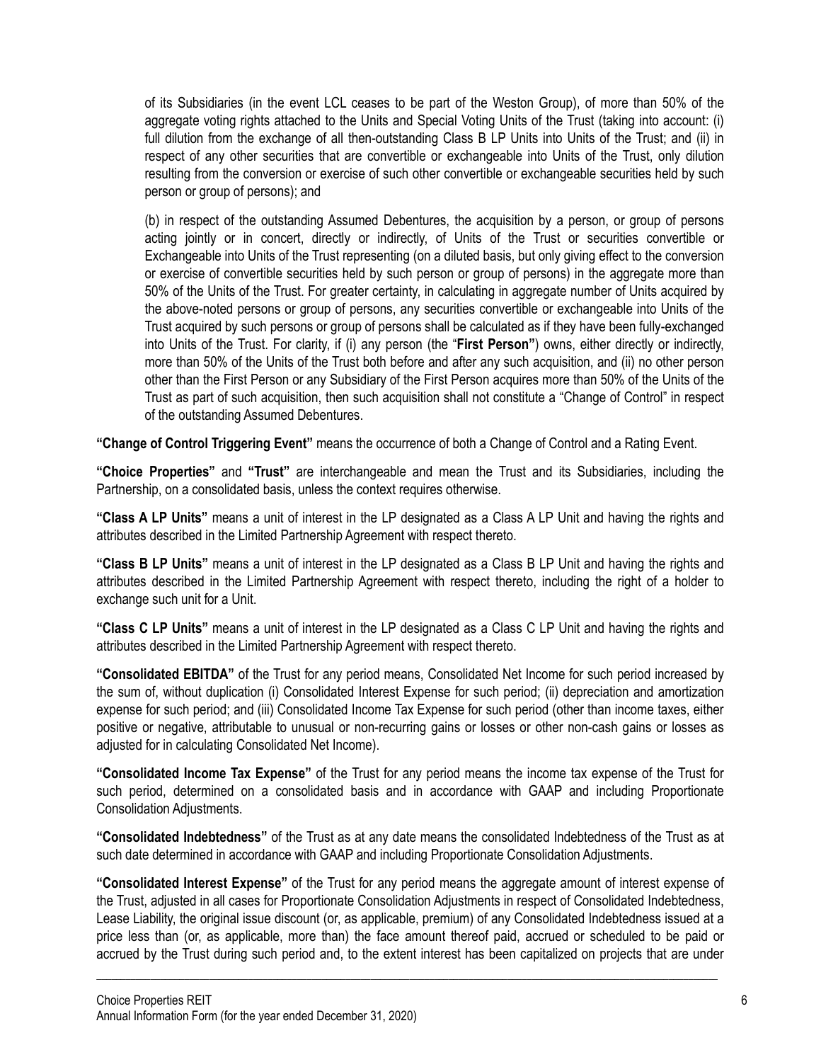of its Subsidiaries (in the event LCL ceases to be part of the Weston Group), of more than 50% of the aggregate voting rights attached to the Units and Special Voting Units of the Trust (taking into account: (i) full dilution from the exchange of all then-outstanding Class B LP Units into Units of the Trust; and (ii) in respect of any other securities that are convertible or exchangeable into Units of the Trust, only dilution resulting from the conversion or exercise of such other convertible or exchangeable securities held by such person or group of persons); and

(b) in respect of the outstanding Assumed Debentures, the acquisition by a person, or group of persons acting jointly or in concert, directly or indirectly, of Units of the Trust or securities convertible or Exchangeable into Units of the Trust representing (on a diluted basis, but only giving effect to the conversion or exercise of convertible securities held by such person or group of persons) in the aggregate more than 50% of the Units of the Trust. For greater certainty, in calculating in aggregate number of Units acquired by the above-noted persons or group of persons, any securities convertible or exchangeable into Units of the Trust acquired by such persons or group of persons shall be calculated as if they have been fully-exchanged into Units of the Trust. For clarity, if (i) any person (the "**First Person**") owns, either directly or indirectly, more than 50% of the Units of the Trust both before and after any such acquisition, and (ii) no other person other than the First Person or any Subsidiary of the First Person acquires more than 50% of the Units of the Trust as part of such acquisition, then such acquisition shall not constitute a "Change of Control" in respect of the outstanding Assumed Debentures.

**"Change of Control Triggering Event"** means the occurrence of both a Change of Control and a Rating Event.

**"Choice Properties"** and **"Trust"** are interchangeable and mean the Trust and its Subsidiaries, including the Partnership, on a consolidated basis, unless the context requires otherwise.

**"Class A LP Units"** means a unit of interest in the LP designated as a Class A LP Unit and having the rights and attributes described in the Limited Partnership Agreement with respect thereto.

**"Class B LP Units"** means a unit of interest in the LP designated as a Class B LP Unit and having the rights and attributes described in the Limited Partnership Agreement with respect thereto, including the right of a holder to exchange such unit for a Unit.

**"Class C LP Units"** means a unit of interest in the LP designated as a Class C LP Unit and having the rights and attributes described in the Limited Partnership Agreement with respect thereto.

**"Consolidated EBITDA"** of the Trust for any period means, Consolidated Net Income for such period increased by the sum of, without duplication (i) Consolidated Interest Expense for such period; (ii) depreciation and amortization expense for such period; and (iii) Consolidated Income Tax Expense for such period (other than income taxes, either positive or negative, attributable to unusual or non-recurring gains or losses or other non-cash gains or losses as adjusted for in calculating Consolidated Net Income).

**"Consolidated Income Tax Expense"** of the Trust for any period means the income tax expense of the Trust for such period, determined on a consolidated basis and in accordance with GAAP and including Proportionate Consolidation Adjustments.

**"Consolidated Indebtedness"** of the Trust as at any date means the consolidated Indebtedness of the Trust as at such date determined in accordance with GAAP and including Proportionate Consolidation Adjustments.

**"Consolidated Interest Expense"** of the Trust for any period means the aggregate amount of interest expense of the Trust, adjusted in all cases for Proportionate Consolidation Adjustments in respect of Consolidated Indebtedness, Lease Liability, the original issue discount (or, as applicable, premium) of any Consolidated Indebtedness issued at a price less than (or, as applicable, more than) the face amount thereof paid, accrued or scheduled to be paid or accrued by the Trust during such period and, to the extent interest has been capitalized on projects that are under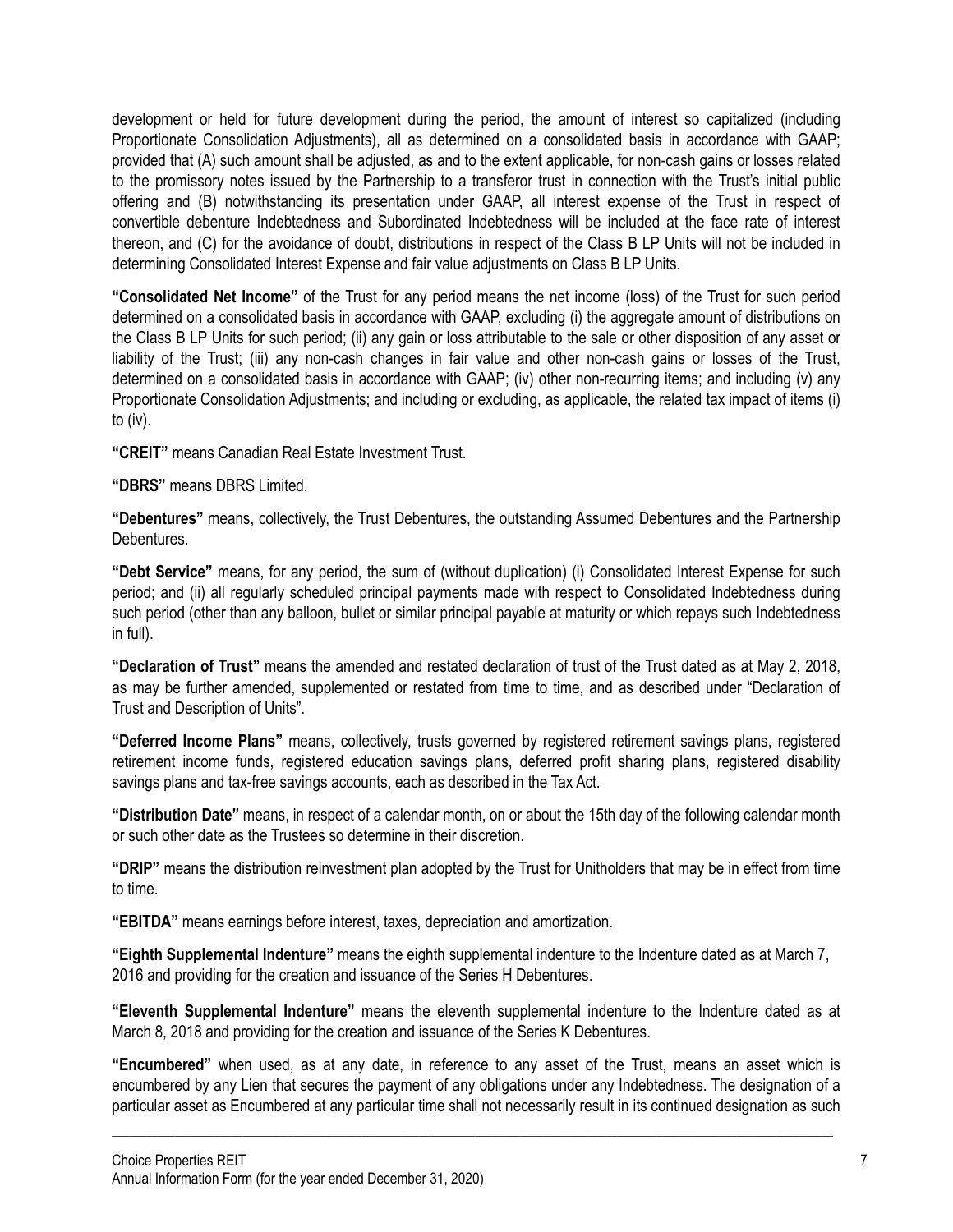development or held for future development during the period, the amount of interest so capitalized (including Proportionate Consolidation Adjustments), all as determined on a consolidated basis in accordance with GAAP; provided that (A) such amount shall be adjusted, as and to the extent applicable, for non-cash gains or losses related to the promissory notes issued by the Partnership to a transferor trust in connection with the Trust's initial public offering and (B) notwithstanding its presentation under GAAP, all interest expense of the Trust in respect of convertible debenture Indebtedness and Subordinated Indebtedness will be included at the face rate of interest thereon, and (C) for the avoidance of doubt, distributions in respect of the Class B LP Units will not be included in determining Consolidated Interest Expense and fair value adjustments on Class B LP Units.

**"Consolidated Net Income"** of the Trust for any period means the net income (loss) of the Trust for such period determined on a consolidated basis in accordance with GAAP, excluding (i) the aggregate amount of distributions on the Class B LP Units for such period; (ii) any gain or loss attributable to the sale or other disposition of any asset or liability of the Trust; (iii) any non-cash changes in fair value and other non-cash gains or losses of the Trust, determined on a consolidated basis in accordance with GAAP; (iv) other non-recurring items; and including (v) any Proportionate Consolidation Adjustments; and including or excluding, as applicable, the related tax impact of items (i) to (iv).

**"CREIT"** means Canadian Real Estate Investment Trust.

**"DBRS"** means DBRS Limited.

**"Debentures"** means, collectively, the Trust Debentures, the outstanding Assumed Debentures and the Partnership Debentures.

**"Debt Service"** means, for any period, the sum of (without duplication) (i) Consolidated Interest Expense for such period; and (ii) all regularly scheduled principal payments made with respect to Consolidated Indebtedness during such period (other than any balloon, bullet or similar principal payable at maturity or which repays such Indebtedness in full).

**"Declaration of Trust"** means the amended and restated declaration of trust of the Trust dated as at May 2, 2018, as may be further amended, supplemented or restated from time to time, and as described under "Declaration of Trust and Description of Units".

**"Deferred Income Plans"** means, collectively, trusts governed by registered retirement savings plans, registered retirement income funds, registered education savings plans, deferred profit sharing plans, registered disability savings plans and tax-free savings accounts, each as described in the Tax Act.

**"Distribution Date"** means, in respect of a calendar month, on or about the 15th day of the following calendar month or such other date as the Trustees so determine in their discretion.

**"DRIP"** means the distribution reinvestment plan adopted by the Trust for Unitholders that may be in effect from time to time.

**"EBITDA"** means earnings before interest, taxes, depreciation and amortization.

**"Eighth Supplemental Indenture"** means the eighth supplemental indenture to the Indenture dated as at March 7, 2016 and providing for the creation and issuance of the Series H Debentures.

**"Eleventh Supplemental Indenture"** means the eleventh supplemental indenture to the Indenture dated as at March 8, 2018 and providing for the creation and issuance of the Series K Debentures.

**"Encumbered"** when used, as at any date, in reference to any asset of the Trust, means an asset which is encumbered by any Lien that secures the payment of any obligations under any Indebtedness. The designation of a particular asset as Encumbered at any particular time shall not necessarily result in its continued designation as such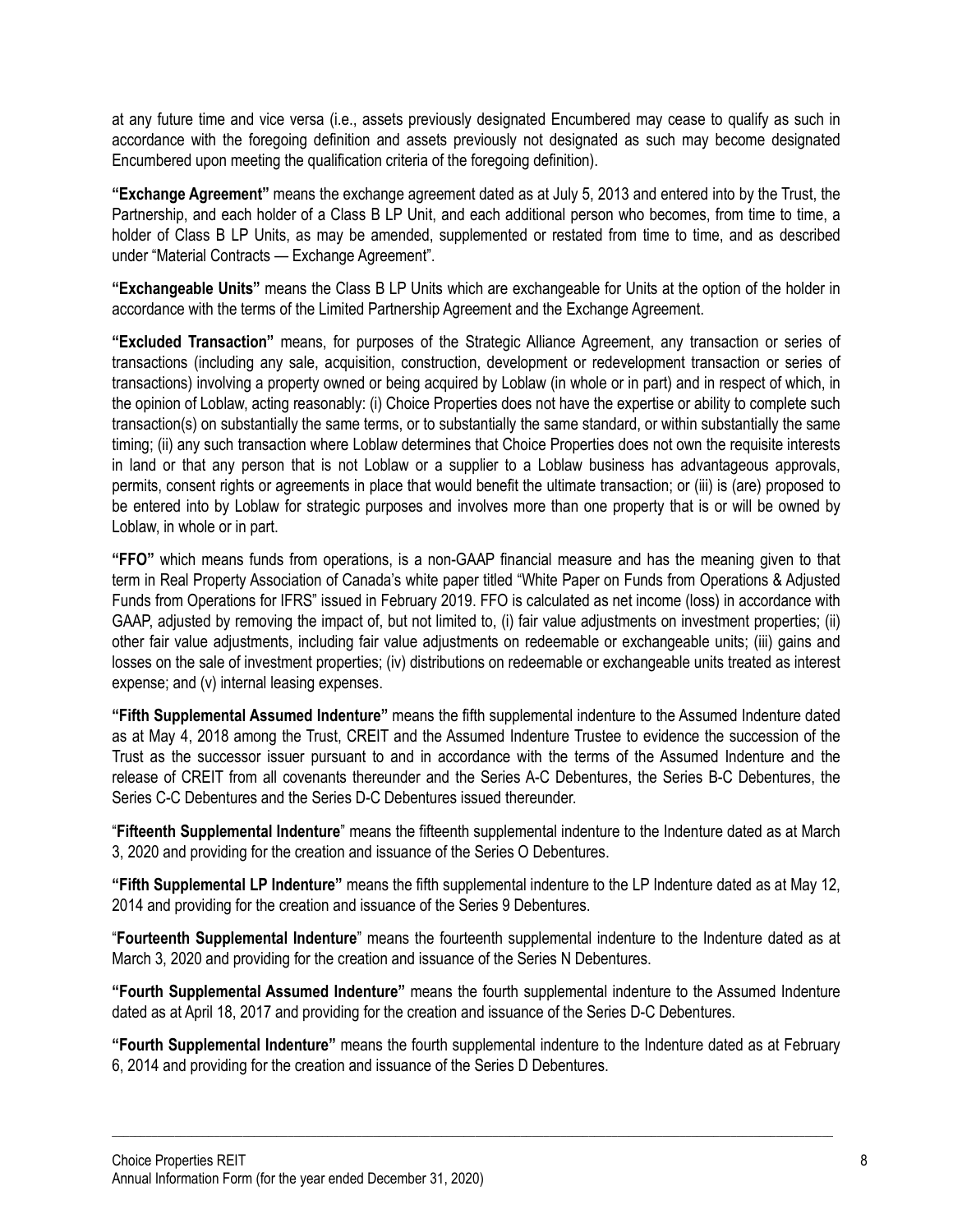at any future time and vice versa (i.e., assets previously designated Encumbered may cease to qualify as such in accordance with the foregoing definition and assets previously not designated as such may become designated Encumbered upon meeting the qualification criteria of the foregoing definition).

**"Exchange Agreement"** means the exchange agreement dated as at July 5, 2013 and entered into by the Trust, the Partnership, and each holder of a Class B LP Unit, and each additional person who becomes, from time to time, a holder of Class B LP Units, as may be amended, supplemented or restated from time to time, and as described under "Material Contracts — Exchange Agreement".

**"Exchangeable Units"** means the Class B LP Units which are exchangeable for Units at the option of the holder in accordance with the terms of the Limited Partnership Agreement and the Exchange Agreement.

**"Excluded Transaction"** means, for purposes of the Strategic Alliance Agreement, any transaction or series of transactions (including any sale, acquisition, construction, development or redevelopment transaction or series of transactions) involving a property owned or being acquired by Loblaw (in whole or in part) and in respect of which, in the opinion of Loblaw, acting reasonably: (i) Choice Properties does not have the expertise or ability to complete such transaction(s) on substantially the same terms, or to substantially the same standard, or within substantially the same timing; (ii) any such transaction where Loblaw determines that Choice Properties does not own the requisite interests in land or that any person that is not Loblaw or a supplier to a Loblaw business has advantageous approvals, permits, consent rights or agreements in place that would benefit the ultimate transaction; or (iii) is (are) proposed to be entered into by Loblaw for strategic purposes and involves more than one property that is or will be owned by Loblaw, in whole or in part.

**"FFO"** which means funds from operations, is a non-GAAP financial measure and has the meaning given to that term in Real Property Association of Canada's white paper titled "White Paper on Funds from Operations & Adjusted Funds from Operations for IFRS" issued in February 2019. FFO is calculated as net income (loss) in accordance with GAAP, adjusted by removing the impact of, but not limited to, (i) fair value adjustments on investment properties; (ii) other fair value adjustments, including fair value adjustments on redeemable or exchangeable units; (iii) gains and losses on the sale of investment properties; (iv) distributions on redeemable or exchangeable units treated as interest expense; and (v) internal leasing expenses.

**"Fifth Supplemental Assumed Indenture"** means the fifth supplemental indenture to the Assumed Indenture dated as at May 4, 2018 among the Trust, CREIT and the Assumed Indenture Trustee to evidence the succession of the Trust as the successor issuer pursuant to and in accordance with the terms of the Assumed Indenture and the release of CREIT from all covenants thereunder and the Series A-C Debentures, the Series B-C Debentures, the Series C-C Debentures and the Series D-C Debentures issued thereunder.

"**Fifteenth Supplemental Indenture**" means the fifteenth supplemental indenture to the Indenture dated as at March 3, 2020 and providing for the creation and issuance of the Series O Debentures.

**"Fifth Supplemental LP Indenture"** means the fifth supplemental indenture to the LP Indenture dated as at May 12, 2014 and providing for the creation and issuance of the Series 9 Debentures.

"**Fourteenth Supplemental Indenture**" means the fourteenth supplemental indenture to the Indenture dated as at March 3, 2020 and providing for the creation and issuance of the Series N Debentures.

**"Fourth Supplemental Assumed Indenture"** means the fourth supplemental indenture to the Assumed Indenture dated as at April 18, 2017 and providing for the creation and issuance of the Series D-C Debentures.

**"Fourth Supplemental Indenture"** means the fourth supplemental indenture to the Indenture dated as at February 6, 2014 and providing for the creation and issuance of the Series D Debentures.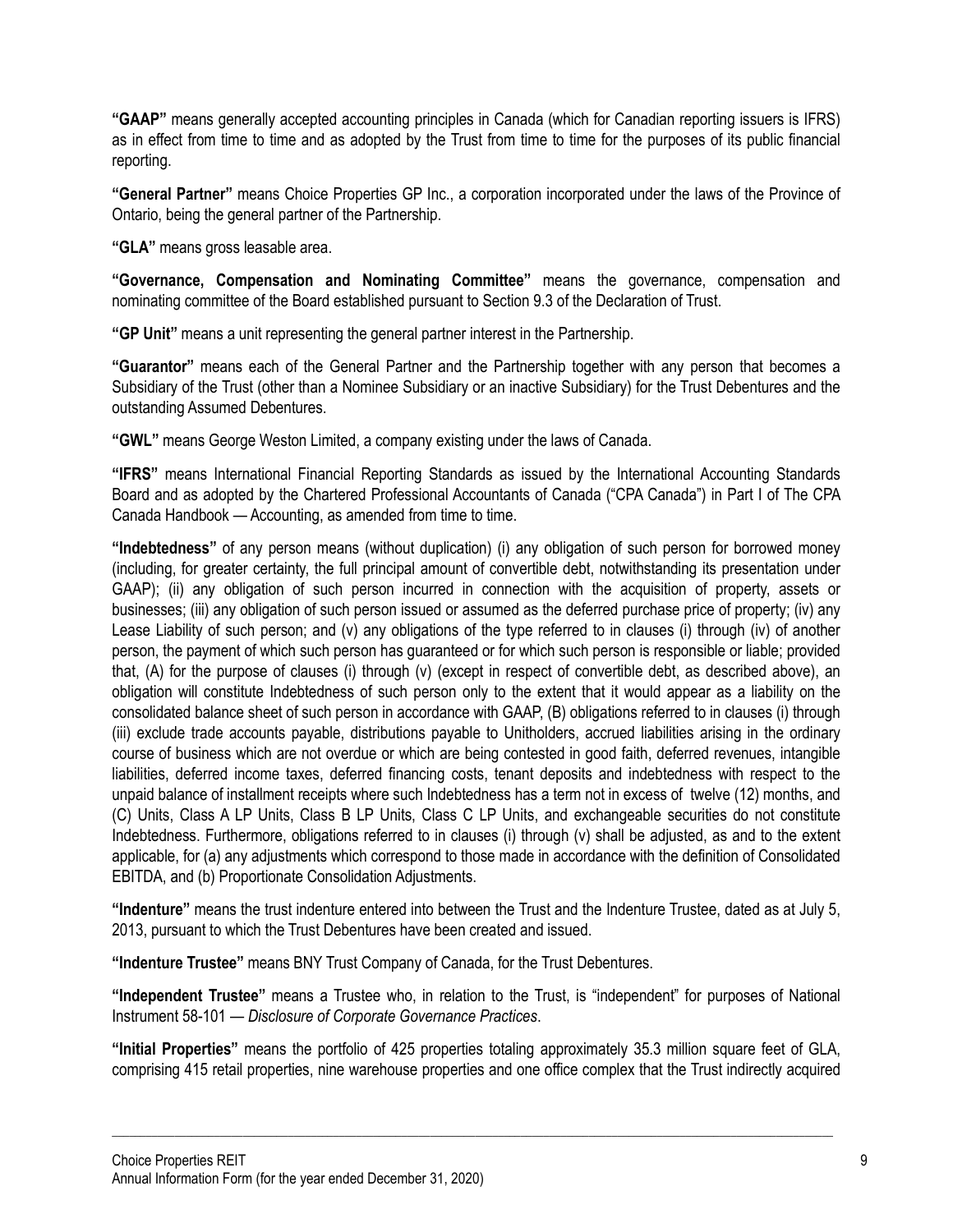**"GAAP"** means generally accepted accounting principles in Canada (which for Canadian reporting issuers is IFRS) as in effect from time to time and as adopted by the Trust from time to time for the purposes of its public financial reporting.

**"General Partner"** means Choice Properties GP Inc., a corporation incorporated under the laws of the Province of Ontario, being the general partner of the Partnership.

**"GLA"** means gross leasable area.

**"Governance, Compensation and Nominating Committee"** means the governance, compensation and nominating committee of the Board established pursuant to Section 9.3 of the Declaration of Trust.

**"GP Unit"** means a unit representing the general partner interest in the Partnership.

**"Guarantor"** means each of the General Partner and the Partnership together with any person that becomes a Subsidiary of the Trust (other than a Nominee Subsidiary or an inactive Subsidiary) for the Trust Debentures and the outstanding Assumed Debentures.

**"GWL"** means George Weston Limited, a company existing under the laws of Canada.

**"IFRS"** means International Financial Reporting Standards as issued by the International Accounting Standards Board and as adopted by the Chartered Professional Accountants of Canada ("CPA Canada") in Part I of The CPA Canada Handbook — Accounting, as amended from time to time.

**"Indebtedness"** of any person means (without duplication) (i) any obligation of such person for borrowed money (including, for greater certainty, the full principal amount of convertible debt, notwithstanding its presentation under GAAP); (ii) any obligation of such person incurred in connection with the acquisition of property, assets or businesses; (iii) any obligation of such person issued or assumed as the deferred purchase price of property; (iv) any Lease Liability of such person; and (v) any obligations of the type referred to in clauses (i) through (iv) of another person, the payment of which such person has guaranteed or for which such person is responsible or liable; provided that, (A) for the purpose of clauses (i) through (v) (except in respect of convertible debt, as described above), an obligation will constitute Indebtedness of such person only to the extent that it would appear as a liability on the consolidated balance sheet of such person in accordance with GAAP, (B) obligations referred to in clauses (i) through (iii) exclude trade accounts payable, distributions payable to Unitholders, accrued liabilities arising in the ordinary course of business which are not overdue or which are being contested in good faith, deferred revenues, intangible liabilities, deferred income taxes, deferred financing costs, tenant deposits and indebtedness with respect to the unpaid balance of installment receipts where such Indebtedness has a term not in excess of twelve (12) months, and (C) Units, Class A LP Units, Class B LP Units, Class C LP Units, and exchangeable securities do not constitute Indebtedness. Furthermore, obligations referred to in clauses (i) through (v) shall be adjusted, as and to the extent applicable, for (a) any adjustments which correspond to those made in accordance with the definition of Consolidated EBITDA, and (b) Proportionate Consolidation Adjustments.

**"Indenture"** means the trust indenture entered into between the Trust and the Indenture Trustee, dated as at July 5, 2013, pursuant to which the Trust Debentures have been created and issued.

**"Indenture Trustee"** means BNY Trust Company of Canada, for the Trust Debentures.

**"Independent Trustee"** means a Trustee who, in relation to the Trust, is "independent" for purposes of National Instrument 58-101 — *Disclosure of Corporate Governance Practices*.

**"Initial Properties"** means the portfolio of 425 properties totaling approximately 35.3 million square feet of GLA, comprising 415 retail properties, nine warehouse properties and one office complex that the Trust indirectly acquired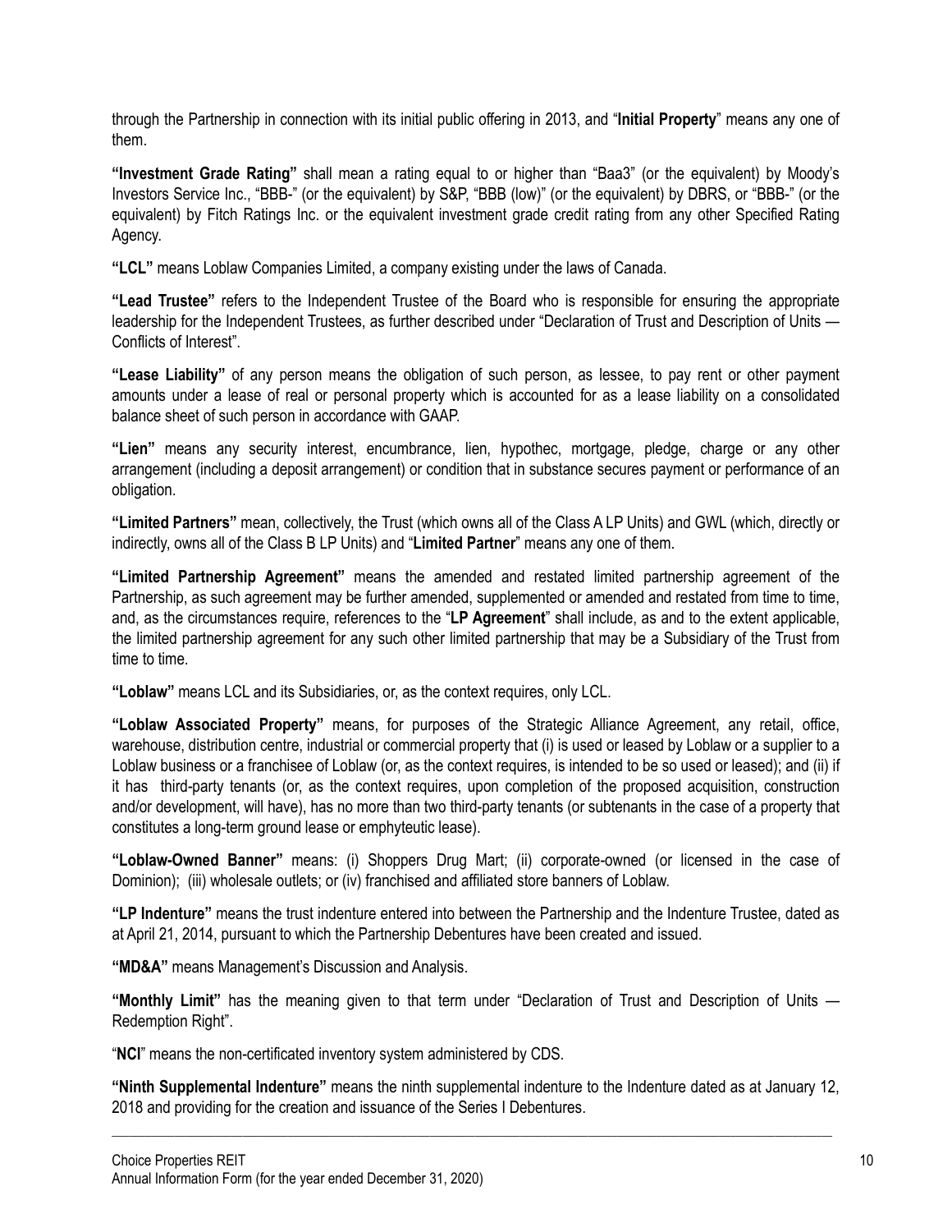through the Partnership in connection with its initial public offering in 2013, and "**Initial Property**" means any one of them.

**"Investment Grade Rating"** shall mean a rating equal to or higher than "Baa3" (or the equivalent) by Moody's Investors Service Inc., "BBB-" (or the equivalent) by S&P, "BBB (low)" (or the equivalent) by DBRS, or "BBB-" (or the equivalent) by Fitch Ratings Inc. or the equivalent investment grade credit rating from any other Specified Rating Agency.

**"LCL"** means Loblaw Companies Limited, a company existing under the laws of Canada.

**"Lead Trustee"** refers to the Independent Trustee of the Board who is responsible for ensuring the appropriate leadership for the Independent Trustees, as further described under "Declaration of Trust and Description of Units — Conflicts of Interest".

**"Lease Liability"** of any person means the obligation of such person, as lessee, to pay rent or other payment amounts under a lease of real or personal property which is accounted for as a lease liability on a consolidated balance sheet of such person in accordance with GAAP.

**"Lien"** means any security interest, encumbrance, lien, hypothec, mortgage, pledge, charge or any other arrangement (including a deposit arrangement) or condition that in substance secures payment or performance of an obligation.

**"Limited Partners"** mean, collectively, the Trust (which owns all of the Class A LP Units) and GWL (which, directly or indirectly, owns all of the Class B LP Units) and "**Limited Partner**" means any one of them.

**"Limited Partnership Agreement"** means the amended and restated limited partnership agreement of the Partnership, as such agreement may be further amended, supplemented or amended and restated from time to time, and, as the circumstances require, references to the "**LP Agreement**" shall include, as and to the extent applicable, the limited partnership agreement for any such other limited partnership that may be a Subsidiary of the Trust from time to time.

**"Loblaw"** means LCL and its Subsidiaries, or, as the context requires, only LCL.

**"Loblaw Associated Property"** means, for purposes of the Strategic Alliance Agreement, any retail, office, warehouse, distribution centre, industrial or commercial property that (i) is used or leased by Loblaw or a supplier to a Loblaw business or a franchisee of Loblaw (or, as the context requires, is intended to be so used or leased); and (ii) if it has third-party tenants (or, as the context requires, upon completion of the proposed acquisition, construction and/or development, will have), has no more than two third-party tenants (or subtenants in the case of a property that constitutes a long-term ground lease or emphyteutic lease).

**"Loblaw-Owned Banner"** means: (i) Shoppers Drug Mart; (ii) corporate-owned (or licensed in the case of Dominion); (iii) wholesale outlets; or (iv) franchised and affiliated store banners of Loblaw.

**"LP Indenture"** means the trust indenture entered into between the Partnership and the Indenture Trustee, dated as at April 21, 2014, pursuant to which the Partnership Debentures have been created and issued.

**"MD&A"** means Management's Discussion and Analysis.

**"Monthly Limit"** has the meaning given to that term under "Declaration of Trust and Description of Units — Redemption Right".

"**NCI**" means the non-certificated inventory system administered by CDS.

**"Ninth Supplemental Indenture"** means the ninth supplemental indenture to the Indenture dated as at January 12, 2018 and providing for the creation and issuance of the Series I Debentures.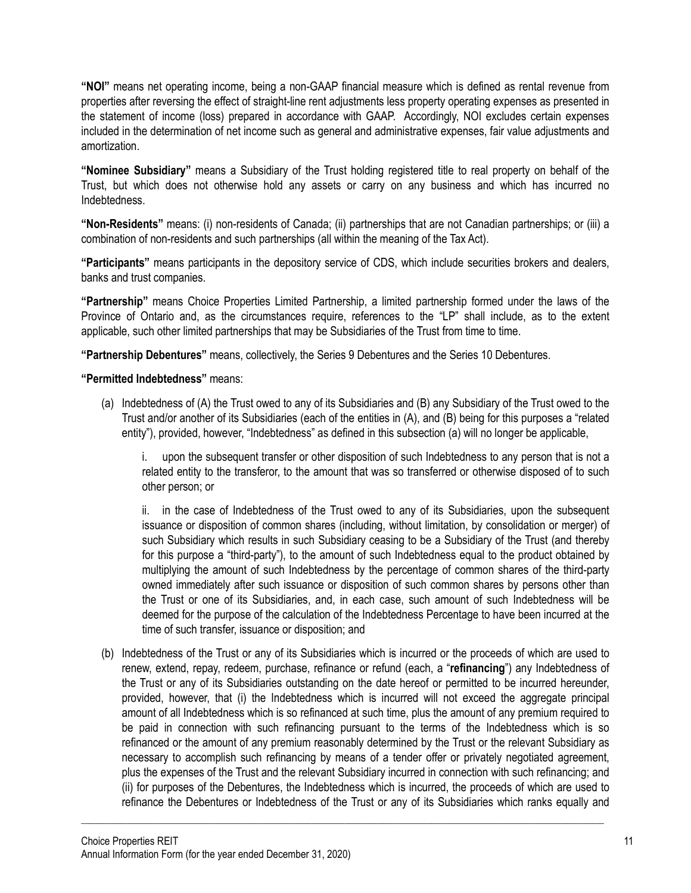**"NOI"** means net operating income, being a non-GAAP financial measure which is defined as rental revenue from properties after reversing the effect of straight-line rent adjustments less property operating expenses as presented in the statement of income (loss) prepared in accordance with GAAP. Accordingly, NOI excludes certain expenses included in the determination of net income such as general and administrative expenses, fair value adjustments and amortization.

**"Nominee Subsidiary"** means a Subsidiary of the Trust holding registered title to real property on behalf of the Trust, but which does not otherwise hold any assets or carry on any business and which has incurred no Indebtedness.

**"Non-Residents"** means: (i) non-residents of Canada; (ii) partnerships that are not Canadian partnerships; or (iii) a combination of non-residents and such partnerships (all within the meaning of the Tax Act).

**"Participants"** means participants in the depository service of CDS, which include securities brokers and dealers, banks and trust companies.

**"Partnership"** means Choice Properties Limited Partnership, a limited partnership formed under the laws of the Province of Ontario and, as the circumstances require, references to the "LP" shall include, as to the extent applicable, such other limited partnerships that may be Subsidiaries of the Trust from time to time.

**"Partnership Debentures"** means, collectively, the Series 9 Debentures and the Series 10 Debentures.

**"Permitted Indebtedness"** means:

(a) Indebtedness of (A) the Trust owed to any of its Subsidiaries and (B) any Subsidiary of the Trust owed to the Trust and/or another of its Subsidiaries (each of the entities in (A), and (B) being for this purposes a "related entity"), provided, however, "Indebtedness" as defined in this subsection (a) will no longer be applicable,

i. upon the subsequent transfer or other disposition of such Indebtedness to any person that is not a related entity to the transferor, to the amount that was so transferred or otherwise disposed of to such other person; or

ii. in the case of Indebtedness of the Trust owed to any of its Subsidiaries, upon the subsequent issuance or disposition of common shares (including, without limitation, by consolidation or merger) of such Subsidiary which results in such Subsidiary ceasing to be a Subsidiary of the Trust (and thereby for this purpose a "third-party"), to the amount of such Indebtedness equal to the product obtained by multiplying the amount of such Indebtedness by the percentage of common shares of the third-party owned immediately after such issuance or disposition of such common shares by persons other than the Trust or one of its Subsidiaries, and, in each case, such amount of such Indebtedness will be deemed for the purpose of the calculation of the Indebtedness Percentage to have been incurred at the time of such transfer, issuance or disposition; and

(b) Indebtedness of the Trust or any of its Subsidiaries which is incurred or the proceeds of which are used to renew, extend, repay, redeem, purchase, refinance or refund (each, a "**refinancing**") any Indebtedness of the Trust or any of its Subsidiaries outstanding on the date hereof or permitted to be incurred hereunder, provided, however, that (i) the Indebtedness which is incurred will not exceed the aggregate principal amount of all Indebtedness which is so refinanced at such time, plus the amount of any premium required to be paid in connection with such refinancing pursuant to the terms of the Indebtedness which is so refinanced or the amount of any premium reasonably determined by the Trust or the relevant Subsidiary as necessary to accomplish such refinancing by means of a tender offer or privately negotiated agreement, plus the expenses of the Trust and the relevant Subsidiary incurred in connection with such refinancing; and (ii) for purposes of the Debentures, the Indebtedness which is incurred, the proceeds of which are used to refinance the Debentures or Indebtedness of the Trust or any of its Subsidiaries which ranks equally and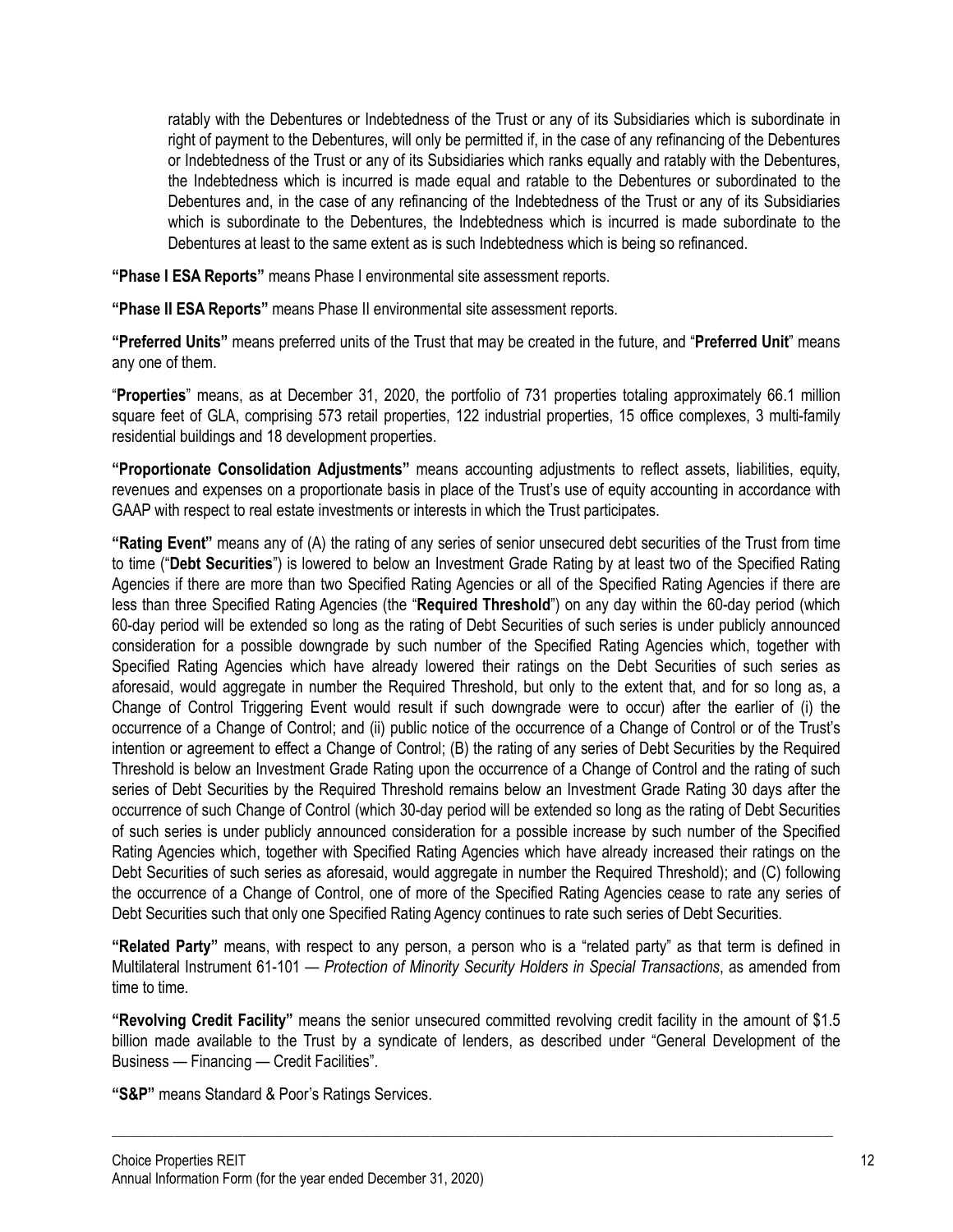ratably with the Debentures or Indebtedness of the Trust or any of its Subsidiaries which is subordinate in right of payment to the Debentures, will only be permitted if, in the case of any refinancing of the Debentures or Indebtedness of the Trust or any of its Subsidiaries which ranks equally and ratably with the Debentures, the Indebtedness which is incurred is made equal and ratable to the Debentures or subordinated to the Debentures and, in the case of any refinancing of the Indebtedness of the Trust or any of its Subsidiaries which is subordinate to the Debentures, the Indebtedness which is incurred is made subordinate to the Debentures at least to the same extent as is such Indebtedness which is being so refinanced.

**"Phase I ESA Reports"** means Phase I environmental site assessment reports.

**"Phase II ESA Reports"** means Phase II environmental site assessment reports.

**"Preferred Units"** means preferred units of the Trust that may be created in the future, and "**Preferred Unit**" means any one of them.

"**Properties**" means, as at December 31, 2020, the portfolio of 731 properties totaling approximately 66.1 million square feet of GLA, comprising 573 retail properties, 122 industrial properties, 15 office complexes, 3 multi-family residential buildings and 18 development properties.

**"Proportionate Consolidation Adjustments"** means accounting adjustments to reflect assets, liabilities, equity, revenues and expenses on a proportionate basis in place of the Trust's use of equity accounting in accordance with GAAP with respect to real estate investments or interests in which the Trust participates.

**"Rating Event"** means any of (A) the rating of any series of senior unsecured debt securities of the Trust from time to time ("**Debt Securities**") is lowered to below an Investment Grade Rating by at least two of the Specified Rating Agencies if there are more than two Specified Rating Agencies or all of the Specified Rating Agencies if there are less than three Specified Rating Agencies (the "**Required Threshold**") on any day within the 60-day period (which 60-day period will be extended so long as the rating of Debt Securities of such series is under publicly announced consideration for a possible downgrade by such number of the Specified Rating Agencies which, together with Specified Rating Agencies which have already lowered their ratings on the Debt Securities of such series as aforesaid, would aggregate in number the Required Threshold, but only to the extent that, and for so long as, a Change of Control Triggering Event would result if such downgrade were to occur) after the earlier of (i) the occurrence of a Change of Control; and (ii) public notice of the occurrence of a Change of Control or of the Trust's intention or agreement to effect a Change of Control; (B) the rating of any series of Debt Securities by the Required Threshold is below an Investment Grade Rating upon the occurrence of a Change of Control and the rating of such series of Debt Securities by the Required Threshold remains below an Investment Grade Rating 30 days after the occurrence of such Change of Control (which 30-day period will be extended so long as the rating of Debt Securities of such series is under publicly announced consideration for a possible increase by such number of the Specified Rating Agencies which, together with Specified Rating Agencies which have already increased their ratings on the Debt Securities of such series as aforesaid, would aggregate in number the Required Threshold); and (C) following the occurrence of a Change of Control, one of more of the Specified Rating Agencies cease to rate any series of Debt Securities such that only one Specified Rating Agency continues to rate such series of Debt Securities.

**"Related Party"** means, with respect to any person, a person who is a "related party" as that term is defined in Multilateral Instrument 61-101 — *Protection of Minority Security Holders in Special Transactions*, as amended from time to time.

**"Revolving Credit Facility"** means the senior unsecured committed revolving credit facility in the amount of $1.5 billion made available to the Trust by a syndicate of lenders, as described under "General Development of the Business — Financing — Credit Facilities".

**"S&P"** means Standard & Poor's Ratings Services.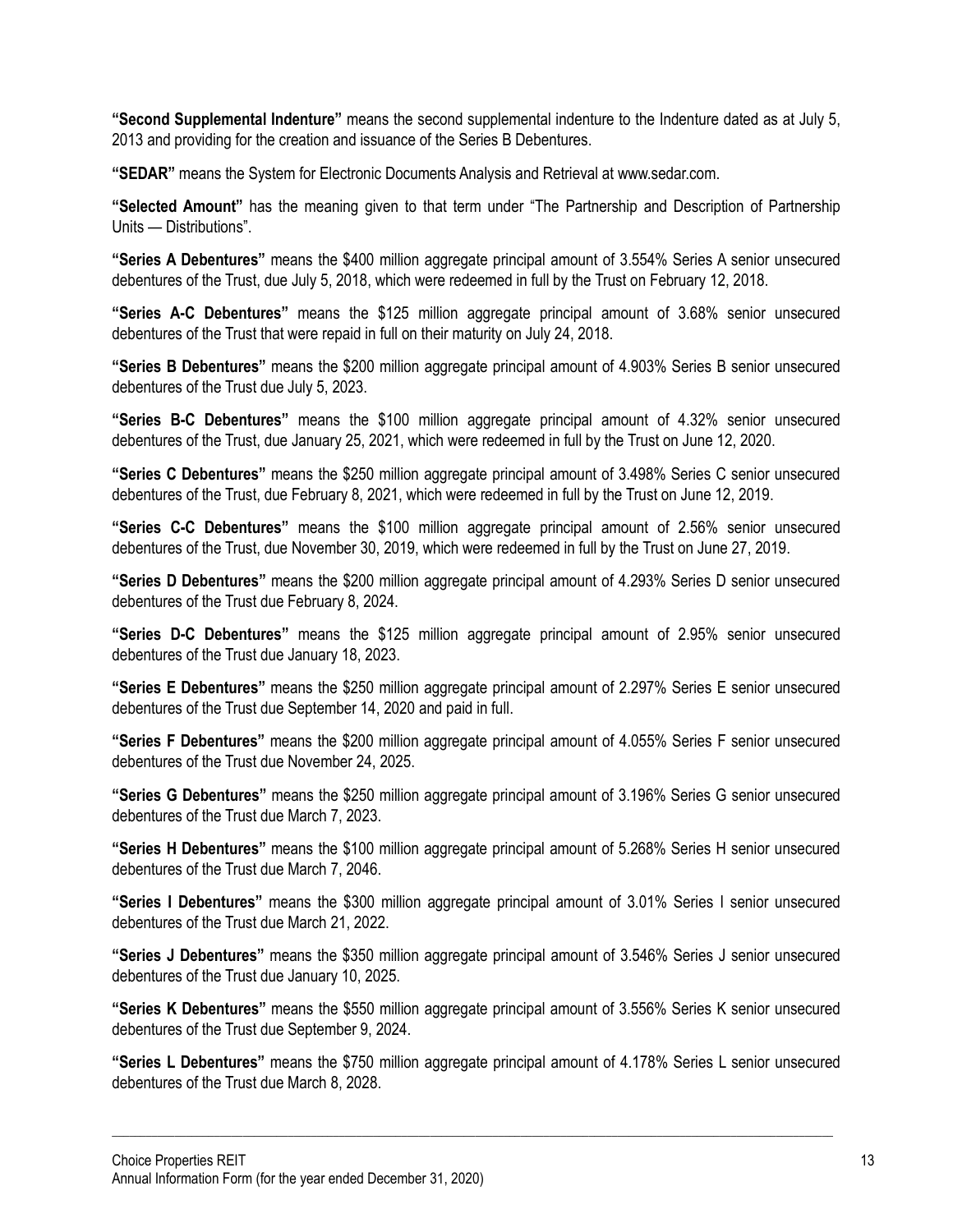**"Second Supplemental Indenture"** means the second supplemental indenture to the Indenture dated as at July 5, 2013 and providing for the creation and issuance of the Series B Debentures.

**"SEDAR"** means the System for Electronic Documents Analysis and Retrieval at www.sedar.com.

**"Selected Amount"** has the meaning given to that term under "The Partnership and Description of Partnership Units — Distributions".

**"Series A Debentures"** means the $400 million aggregate principal amount of 3.554% Series A senior unsecured debentures of the Trust, due July 5, 2018, which were redeemed in full by the Trust on February 12, 2018.

**"Series A-C Debentures"** means the $125 million aggregate principal amount of 3.68% senior unsecured debentures of the Trust that were repaid in full on their maturity on July 24, 2018.

**"Series B Debentures"** means the $200 million aggregate principal amount of 4.903% Series B senior unsecured debentures of the Trust due July 5, 2023.

**"Series B-C Debentures"** means the $100 million aggregate principal amount of 4.32% senior unsecured debentures of the Trust, due January 25, 2021, which were redeemed in full by the Trust on June 12, 2020.

**"Series C Debentures"** means the $250 million aggregate principal amount of 3.498% Series C senior unsecured debentures of the Trust, due February 8, 2021, which were redeemed in full by the Trust on June 12, 2019.

**"Series C-C Debentures"** means the $100 million aggregate principal amount of 2.56% senior unsecured debentures of the Trust, due November 30, 2019, which were redeemed in full by the Trust on June 27, 2019.

**"Series D Debentures"** means the $200 million aggregate principal amount of 4.293% Series D senior unsecured debentures of the Trust due February 8, 2024.

**"Series D-C Debentures"** means the $125 million aggregate principal amount of 2.95% senior unsecured debentures of the Trust due January 18, 2023.

**"Series E Debentures"** means the $250 million aggregate principal amount of 2.297% Series E senior unsecured debentures of the Trust due September 14, 2020 and paid in full.

**"Series F Debentures"** means the $200 million aggregate principal amount of 4.055% Series F senior unsecured debentures of the Trust due November 24, 2025.

**"Series G Debentures"** means the $250 million aggregate principal amount of 3.196% Series G senior unsecured debentures of the Trust due March 7, 2023.

**"Series H Debentures"** means the $100 million aggregate principal amount of 5.268% Series H senior unsecured debentures of the Trust due March 7, 2046.

**"Series I Debentures"** means the $300 million aggregate principal amount of 3.01% Series I senior unsecured debentures of the Trust due March 21, 2022.

**"Series J Debentures"** means the $350 million aggregate principal amount of 3.546% Series J senior unsecured debentures of the Trust due January 10, 2025.

**"Series K Debentures"** means the $550 million aggregate principal amount of 3.556% Series K senior unsecured debentures of the Trust due September 9, 2024.

**"Series L Debentures"** means the $750 million aggregate principal amount of 4.178% Series L senior unsecured debentures of the Trust due March 8, 2028.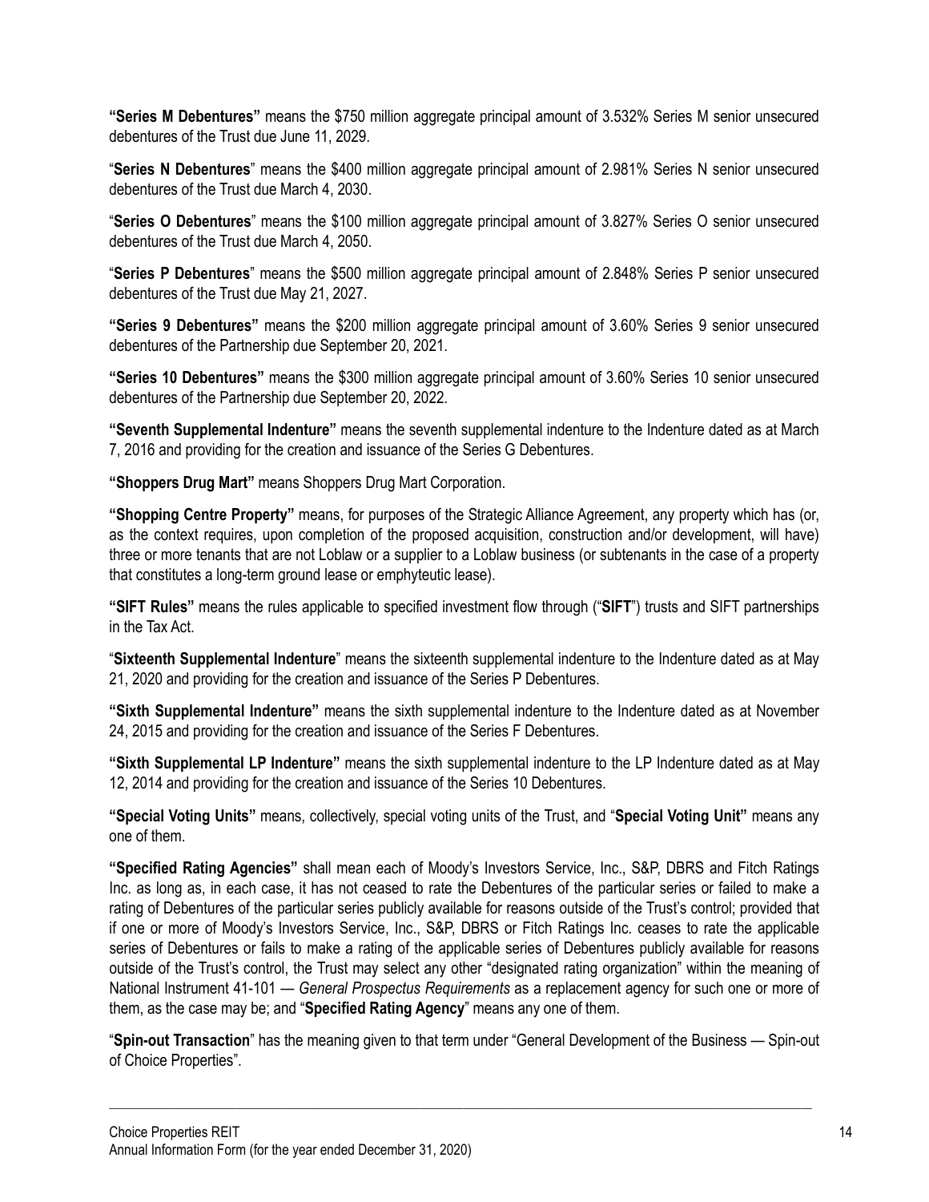**"Series M Debentures"** means the $750 million aggregate principal amount of 3.532% Series M senior unsecured debentures of the Trust due June 11, 2029.

"**Series N Debentures**" means the $400 million aggregate principal amount of 2.981% Series N senior unsecured debentures of the Trust due March 4, 2030.

"**Series O Debentures**" means the $100 million aggregate principal amount of 3.827% Series O senior unsecured debentures of the Trust due March 4, 2050.

"**Series P Debentures**" means the $500 million aggregate principal amount of 2.848% Series P senior unsecured debentures of the Trust due May 21, 2027.

**"Series 9 Debentures"** means the $200 million aggregate principal amount of 3.60% Series 9 senior unsecured debentures of the Partnership due September 20, 2021.

**"Series 10 Debentures"** means the $300 million aggregate principal amount of 3.60% Series 10 senior unsecured debentures of the Partnership due September 20, 2022.

**"Seventh Supplemental Indenture"** means the seventh supplemental indenture to the Indenture dated as at March 7, 2016 and providing for the creation and issuance of the Series G Debentures.

**"Shoppers Drug Mart"** means Shoppers Drug Mart Corporation.

**"Shopping Centre Property"** means, for purposes of the Strategic Alliance Agreement, any property which has (or, as the context requires, upon completion of the proposed acquisition, construction and/or development, will have) three or more tenants that are not Loblaw or a supplier to a Loblaw business (or subtenants in the case of a property that constitutes a long-term ground lease or emphyteutic lease).

**"SIFT Rules"** means the rules applicable to specified investment flow through ("**SIFT**") trusts and SIFT partnerships in the Tax Act.

"**Sixteenth Supplemental Indenture**" means the sixteenth supplemental indenture to the Indenture dated as at May 21, 2020 and providing for the creation and issuance of the Series P Debentures.

**"Sixth Supplemental Indenture"** means the sixth supplemental indenture to the Indenture dated as at November 24, 2015 and providing for the creation and issuance of the Series F Debentures.

**"Sixth Supplemental LP Indenture"** means the sixth supplemental indenture to the LP Indenture dated as at May 12, 2014 and providing for the creation and issuance of the Series 10 Debentures.

**"Special Voting Units"** means, collectively, special voting units of the Trust, and "**Special Voting Unit"** means any one of them.

**"Specified Rating Agencies"** shall mean each of Moody's Investors Service, Inc., S&P, DBRS and Fitch Ratings Inc. as long as, in each case, it has not ceased to rate the Debentures of the particular series or failed to make a rating of Debentures of the particular series publicly available for reasons outside of the Trust's control; provided that if one or more of Moody's Investors Service, Inc., S&P, DBRS or Fitch Ratings Inc. ceases to rate the applicable series of Debentures or fails to make a rating of the applicable series of Debentures publicly available for reasons outside of the Trust's control, the Trust may select any other "designated rating organization" within the meaning of National Instrument 41-101 — *General Prospectus Requirements* as a replacement agency for such one or more of them, as the case may be; and "**Specified Rating Agency**" means any one of them.

"**Spin-out Transaction**" has the meaning given to that term under "General Development of the Business — Spin-out of Choice Properties".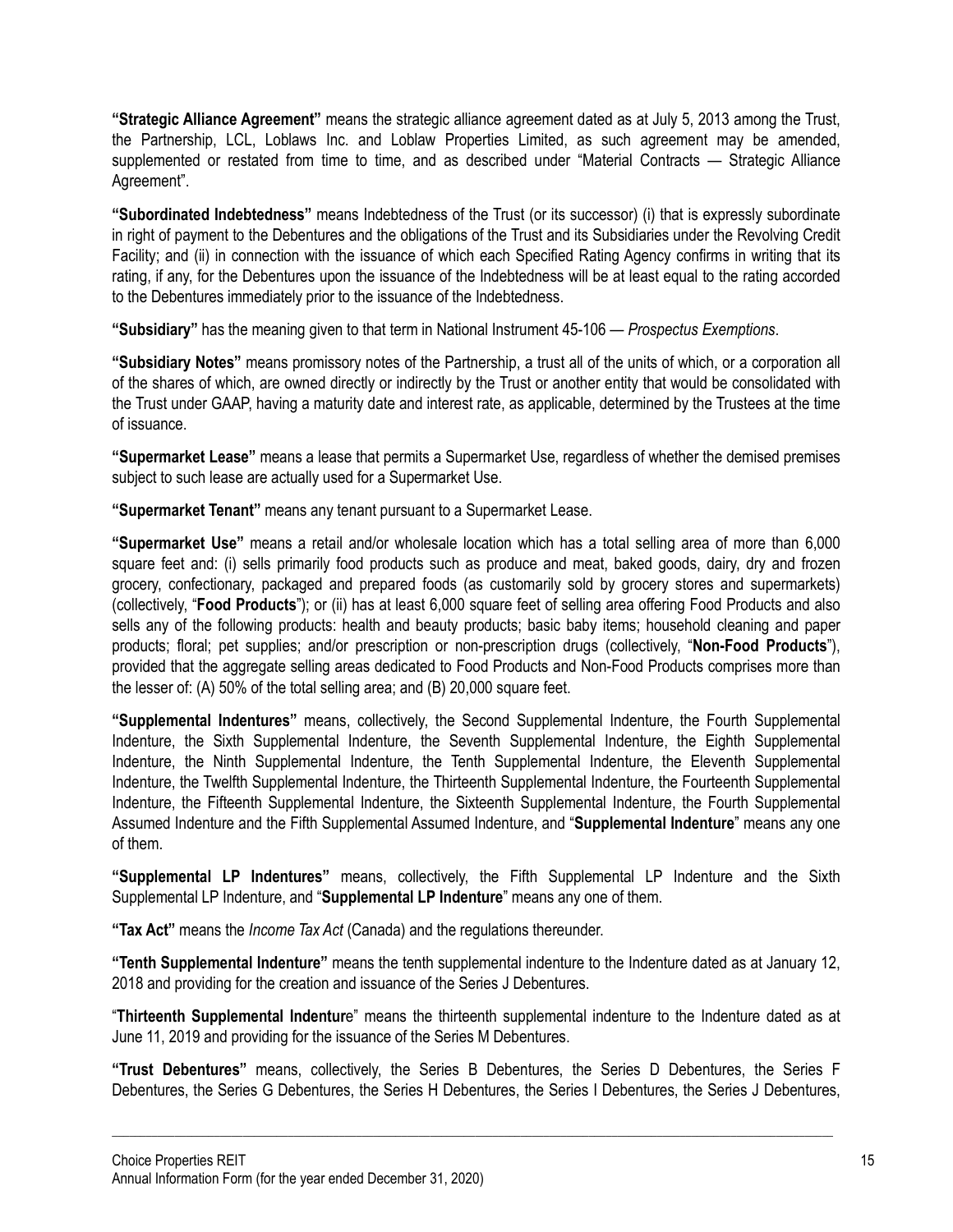**"Strategic Alliance Agreement"** means the strategic alliance agreement dated as at July 5, 2013 among the Trust, the Partnership, LCL, Loblaws Inc. and Loblaw Properties Limited, as such agreement may be amended, supplemented or restated from time to time, and as described under "Material Contracts — Strategic Alliance Agreement".

**"Subordinated Indebtedness"** means Indebtedness of the Trust (or its successor) (i) that is expressly subordinate in right of payment to the Debentures and the obligations of the Trust and its Subsidiaries under the Revolving Credit Facility; and (ii) in connection with the issuance of which each Specified Rating Agency confirms in writing that its rating, if any, for the Debentures upon the issuance of the Indebtedness will be at least equal to the rating accorded to the Debentures immediately prior to the issuance of the Indebtedness.

**"Subsidiary"** has the meaning given to that term in National Instrument 45-106 — *Prospectus Exemptions*.

**"Subsidiary Notes"** means promissory notes of the Partnership, a trust all of the units of which, or a corporation all of the shares of which, are owned directly or indirectly by the Trust or another entity that would be consolidated with the Trust under GAAP, having a maturity date and interest rate, as applicable, determined by the Trustees at the time of issuance.

**"Supermarket Lease"** means a lease that permits a Supermarket Use, regardless of whether the demised premises subject to such lease are actually used for a Supermarket Use.

**"Supermarket Tenant"** means any tenant pursuant to a Supermarket Lease.

**"Supermarket Use"** means a retail and/or wholesale location which has a total selling area of more than 6,000 square feet and: (i) sells primarily food products such as produce and meat, baked goods, dairy, dry and frozen grocery, confectionary, packaged and prepared foods (as customarily sold by grocery stores and supermarkets) (collectively, "**Food Products**"); or (ii) has at least 6,000 square feet of selling area offering Food Products and also sells any of the following products: health and beauty products; basic baby items; household cleaning and paper products; floral; pet supplies; and/or prescription or non-prescription drugs (collectively, "**Non-Food Products**"), provided that the aggregate selling areas dedicated to Food Products and Non-Food Products comprises more than the lesser of: (A) 50% of the total selling area; and (B) 20,000 square feet.

**"Supplemental Indentures"** means, collectively, the Second Supplemental Indenture, the Fourth Supplemental Indenture, the Sixth Supplemental Indenture, the Seventh Supplemental Indenture, the Eighth Supplemental Indenture, the Ninth Supplemental Indenture, the Tenth Supplemental Indenture, the Eleventh Supplemental Indenture, the Twelfth Supplemental Indenture, the Thirteenth Supplemental Indenture, the Fourteenth Supplemental Indenture, the Fifteenth Supplemental Indenture, the Sixteenth Supplemental Indenture, the Fourth Supplemental Assumed Indenture and the Fifth Supplemental Assumed Indenture, and "**Supplemental Indenture**" means any one of them.

**"Supplemental LP Indentures"** means, collectively, the Fifth Supplemental LP Indenture and the Sixth Supplemental LP Indenture, and "**Supplemental LP Indenture**" means any one of them.

**"Tax Act"** means the *Income Tax Act* (Canada) and the regulations thereunder.

**"Tenth Supplemental Indenture"** means the tenth supplemental indenture to the Indenture dated as at January 12, 2018 and providing for the creation and issuance of the Series J Debentures.

"**Thirteenth Supplemental Indenture**" means the thirteenth supplemental indenture to the Indenture dated as at June 11, 2019 and providing for the issuance of the Series M Debentures.

**"Trust Debentures"** means, collectively, the Series B Debentures, the Series D Debentures, the Series F Debentures, the Series G Debentures, the Series H Debentures, the Series I Debentures, the Series J Debentures,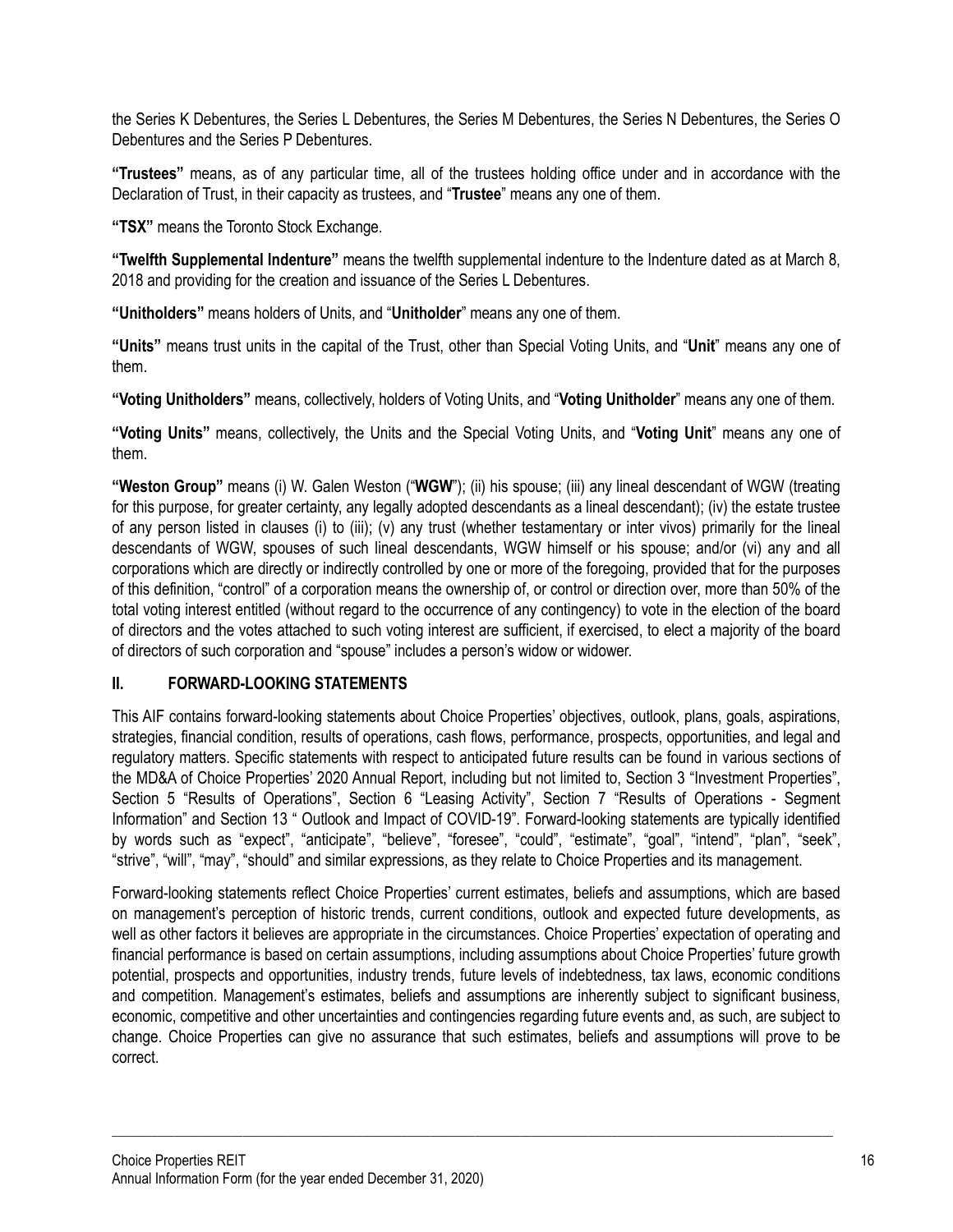the Series K Debentures, the Series L Debentures, the Series M Debentures, the Series N Debentures, the Series O Debentures and the Series P Debentures.

**"Trustees"** means, as of any particular time, all of the trustees holding office under and in accordance with the Declaration of Trust, in their capacity as trustees, and "**Trustee**" means any one of them.

**"TSX"** means the Toronto Stock Exchange.

**"Twelfth Supplemental Indenture"** means the twelfth supplemental indenture to the Indenture dated as at March 8, 2018 and providing for the creation and issuance of the Series L Debentures.

**"Unitholders"** means holders of Units, and "**Unitholder**" means any one of them.

**"Units"** means trust units in the capital of the Trust, other than Special Voting Units, and "**Unit**" means any one of them.

**"Voting Unitholders"** means, collectively, holders of Voting Units, and "**Voting Unitholder**" means any one of them.

**"Voting Units"** means, collectively, the Units and the Special Voting Units, and "**Voting Unit**" means any one of them.

**"Weston Group"** means (i) W. Galen Weston ("**WGW**"); (ii) his spouse; (iii) any lineal descendant of WGW (treating for this purpose, for greater certainty, any legally adopted descendants as a lineal descendant); (iv) the estate trustee of any person listed in clauses (i) to (iii); (v) any trust (whether testamentary or inter vivos) primarily for the lineal descendants of WGW, spouses of such lineal descendants, WGW himself or his spouse; and/or (vi) any and all corporations which are directly or indirectly controlled by one or more of the foregoing, provided that for the purposes of this definition, "control" of a corporation means the ownership of, or control or direction over, more than 50% of the total voting interest entitled (without regard to the occurrence of any contingency) to vote in the election of the board of directors and the votes attached to such voting interest are sufficient, if exercised, to elect a majority of the board of directors of such corporation and "spouse" includes a person's widow or widower.

## II. FORWARD-LOOKING STATEMENTS

This AIF contains forward-looking statements about Choice Properties' objectives, outlook, plans, goals, aspirations, strategies, financial condition, results of operations, cash flows, performance, prospects, opportunities, and legal and regulatory matters. Specific statements with respect to anticipated future results can be found in various sections of the MD&A of Choice Properties' 2020 Annual Report, including but not limited to, Section 3 "Investment Properties", Section 5 "Results of Operations", Section 6 "Leasing Activity", Section 7 "Results of Operations - Segment Information" and Section 13 " Outlook and Impact of COVID-19". Forward-looking statements are typically identified by words such as "expect", "anticipate", "believe", "foresee", "could", "estimate", "goal", "intend", "plan", "seek", "strive", "will", "may", "should" and similar expressions, as they relate to Choice Properties and its management.

Forward-looking statements reflect Choice Properties' current estimates, beliefs and assumptions, which are based on management's perception of historic trends, current conditions, outlook and expected future developments, as well as other factors it believes are appropriate in the circumstances. Choice Properties' expectation of operating and financial performance is based on certain assumptions, including assumptions about Choice Properties' future growth potential, prospects and opportunities, industry trends, future levels of indebtedness, tax laws, economic conditions and competition. Management's estimates, beliefs and assumptions are inherently subject to significant business, economic, competitive and other uncertainties and contingencies regarding future events and, as such, are subject to change. Choice Properties can give no assurance that such estimates, beliefs and assumptions will prove to be correct.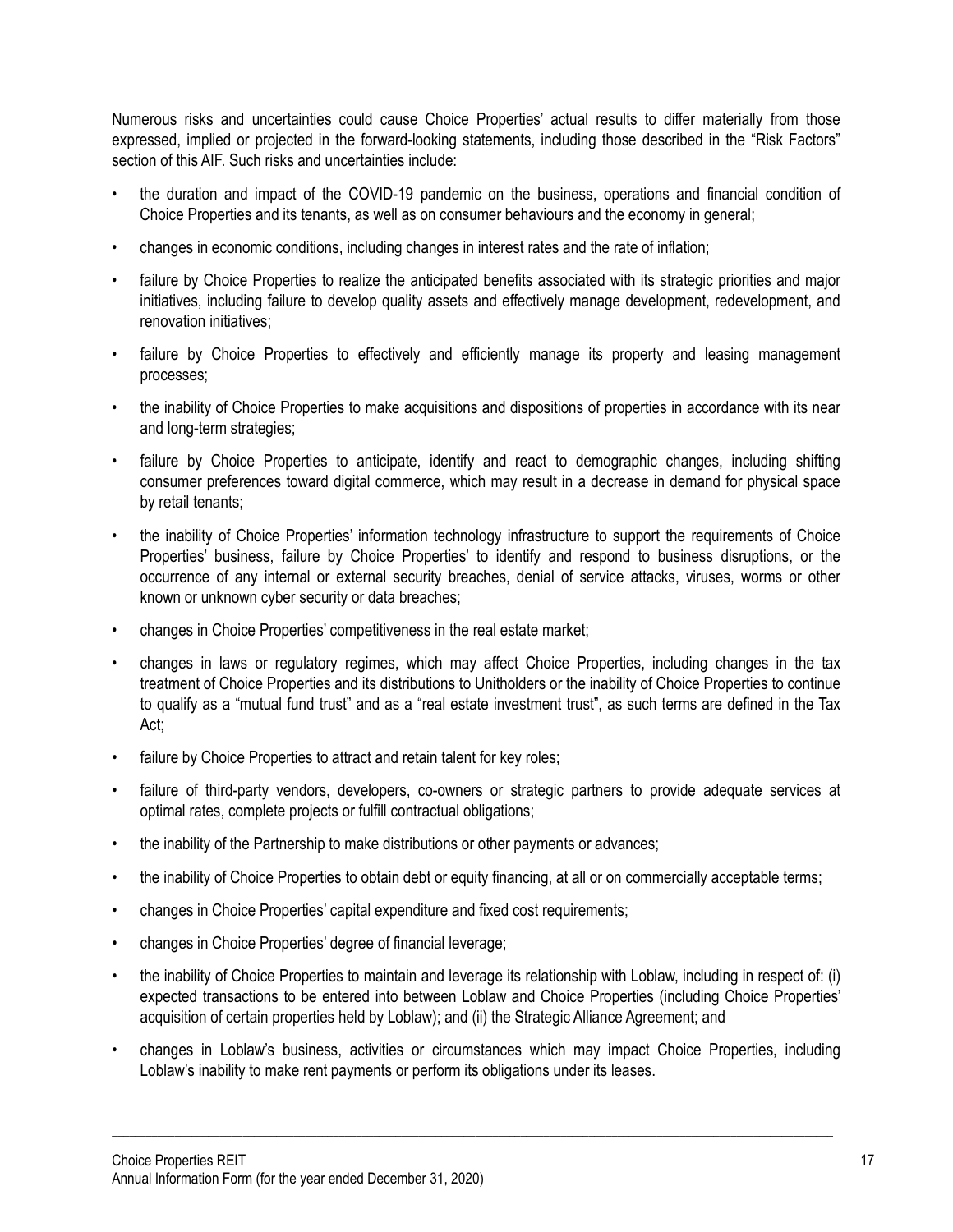Numerous risks and uncertainties could cause Choice Properties' actual results to differ materially from those expressed, implied or projected in the forward-looking statements, including those described in the "Risk Factors" section of this AIF. Such risks and uncertainties include:

- the duration and impact of the COVID-19 pandemic on the business, operations and financial condition of Choice Properties and its tenants, as well as on consumer behaviours and the economy in general;
- changes in economic conditions, including changes in interest rates and the rate of inflation;
- failure by Choice Properties to realize the anticipated benefits associated with its strategic priorities and major initiatives, including failure to develop quality assets and effectively manage development, redevelopment, and renovation initiatives;
- failure by Choice Properties to effectively and efficiently manage its property and leasing management processes;
- the inability of Choice Properties to make acquisitions and dispositions of properties in accordance with its near and long-term strategies;
- failure by Choice Properties to anticipate, identify and react to demographic changes, including shifting consumer preferences toward digital commerce, which may result in a decrease in demand for physical space by retail tenants;
- the inability of Choice Properties' information technology infrastructure to support the requirements of Choice Properties' business, failure by Choice Properties' to identify and respond to business disruptions, or the occurrence of any internal or external security breaches, denial of service attacks, viruses, worms or other known or unknown cyber security or data breaches;
- changes in Choice Properties' competitiveness in the real estate market;
- changes in laws or regulatory regimes, which may affect Choice Properties, including changes in the tax treatment of Choice Properties and its distributions to Unitholders or the inability of Choice Properties to continue to qualify as a "mutual fund trust" and as a "real estate investment trust", as such terms are defined in the Tax Act;
- failure by Choice Properties to attract and retain talent for key roles;
- failure of third-party vendors, developers, co-owners or strategic partners to provide adequate services at optimal rates, complete projects or fulfill contractual obligations;
- the inability of the Partnership to make distributions or other payments or advances;
- the inability of Choice Properties to obtain debt or equity financing, at all or on commercially acceptable terms;
- changes in Choice Properties' capital expenditure and fixed cost requirements;
- changes in Choice Properties' degree of financial leverage;
- the inability of Choice Properties to maintain and leverage its relationship with Loblaw, including in respect of: (i) expected transactions to be entered into between Loblaw and Choice Properties (including Choice Properties' acquisition of certain properties held by Loblaw); and (ii) the Strategic Alliance Agreement; and
- changes in Loblaw's business, activities or circumstances which may impact Choice Properties, including Loblaw's inability to make rent payments or perform its obligations under its leases.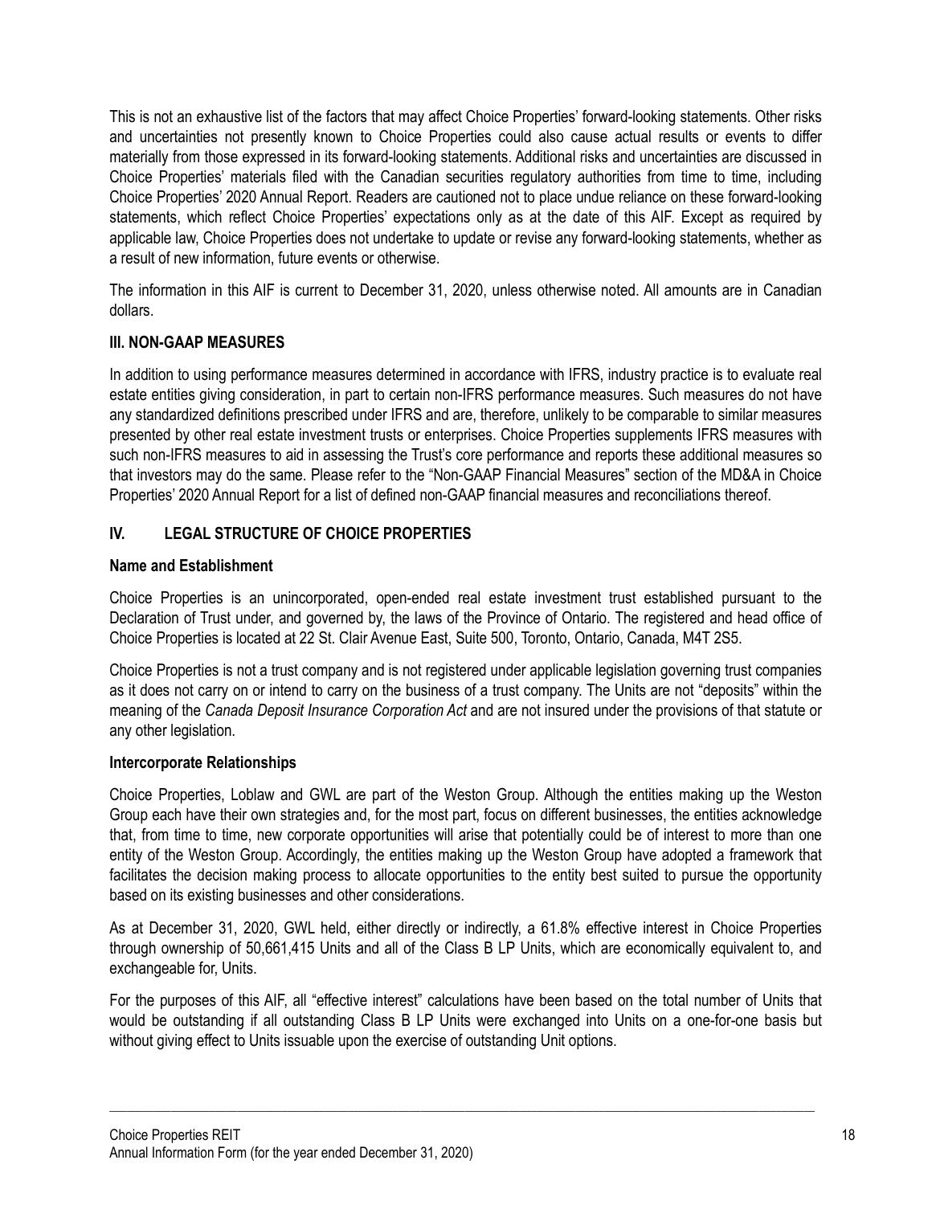This is not an exhaustive list of the factors that may affect Choice Properties' forward-looking statements. Other risks and uncertainties not presently known to Choice Properties could also cause actual results or events to differ materially from those expressed in its forward-looking statements. Additional risks and uncertainties are discussed in Choice Properties' materials filed with the Canadian securities regulatory authorities from time to time, including Choice Properties' 2020 Annual Report. Readers are cautioned not to place undue reliance on these forward-looking statements, which reflect Choice Properties' expectations only as at the date of this AIF. Except as required by applicable law, Choice Properties does not undertake to update or revise any forward-looking statements, whether as a result of new information, future events or otherwise.

The information in this AIF is current to December 31, 2020, unless otherwise noted. All amounts are in Canadian dollars.

## III. NON-GAAP MEASURES

In addition to using performance measures determined in accordance with IFRS, industry practice is to evaluate real estate entities giving consideration, in part to certain non-IFRS performance measures. Such measures do not have any standardized definitions prescribed under IFRS and are, therefore, unlikely to be comparable to similar measures presented by other real estate investment trusts or enterprises. Choice Properties supplements IFRS measures with such non-IFRS measures to aid in assessing the Trust's core performance and reports these additional measures so that investors may do the same. Please refer to the "Non-GAAP Financial Measures" section of the MD&A in Choice Properties' 2020 Annual Report for a list of defined non-GAAP financial measures and reconciliations thereof.

## IV. LEGAL STRUCTURE OF CHOICE PROPERTIES

### Name and Establishment

Choice Properties is an unincorporated, open-ended real estate investment trust established pursuant to the Declaration of Trust under, and governed by, the laws of the Province of Ontario. The registered and head office of Choice Properties is located at 22 St. Clair Avenue East, Suite 500, Toronto, Ontario, Canada, M4T 2S5.

Choice Properties is not a trust company and is not registered under applicable legislation governing trust companies as it does not carry on or intend to carry on the business of a trust company. The Units are not "deposits" within the meaning of the *Canada Deposit Insurance Corporation Act* and are not insured under the provisions of that statute or any other legislation.

### Intercorporate Relationships

Choice Properties, Loblaw and GWL are part of the Weston Group. Although the entities making up the Weston Group each have their own strategies and, for the most part, focus on different businesses, the entities acknowledge that, from time to time, new corporate opportunities will arise that potentially could be of interest to more than one entity of the Weston Group. Accordingly, the entities making up the Weston Group have adopted a framework that facilitates the decision making process to allocate opportunities to the entity best suited to pursue the opportunity based on its existing businesses and other considerations.

As at December 31, 2020, GWL held, either directly or indirectly, a 61.8% effective interest in Choice Properties through ownership of 50,661,415 Units and all of the Class B LP Units, which are economically equivalent to, and exchangeable for, Units.

For the purposes of this AIF, all "effective interest" calculations have been based on the total number of Units that would be outstanding if all outstanding Class B LP Units were exchanged into Units on a one-for-one basis but without giving effect to Units issuable upon the exercise of outstanding Unit options.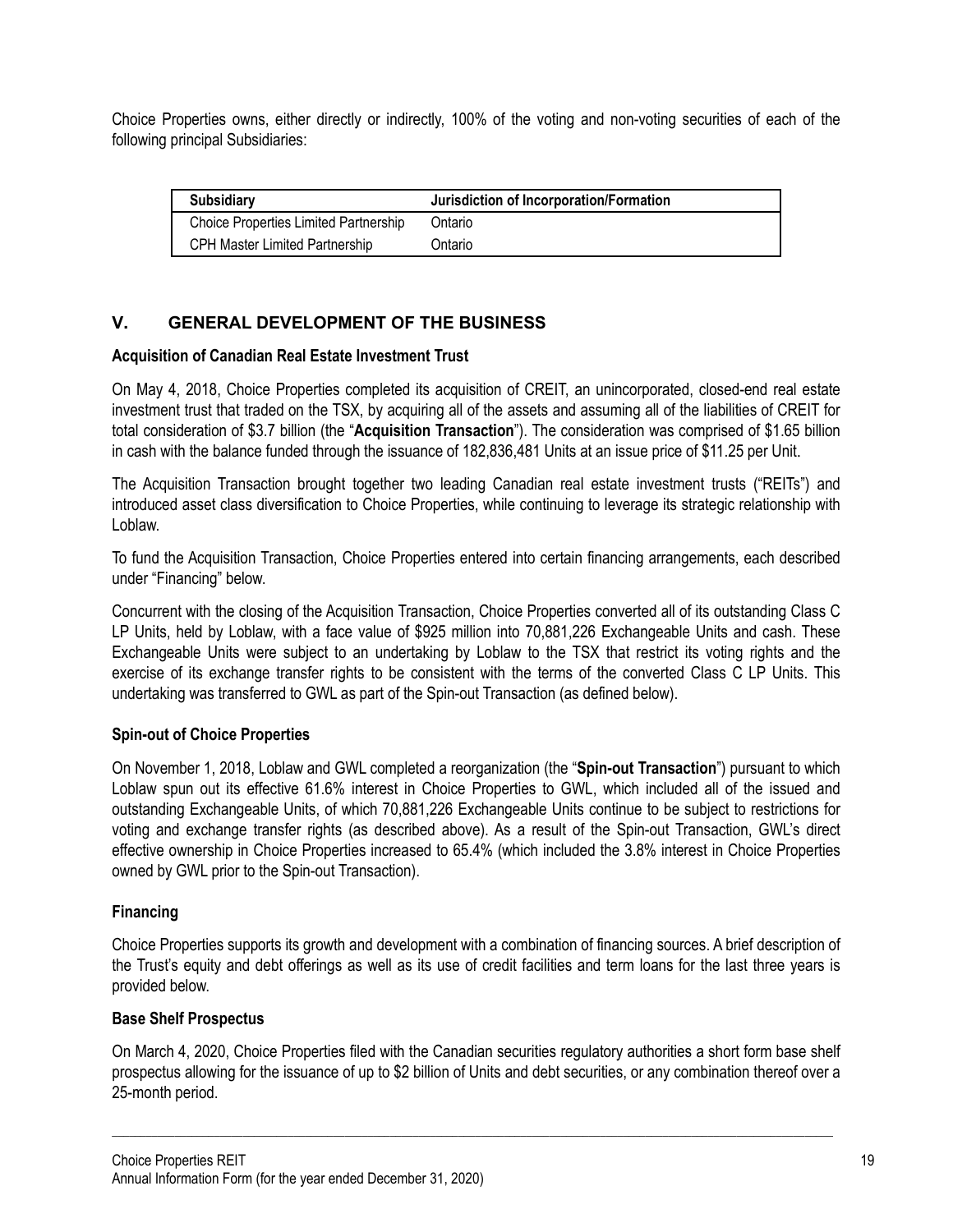Choice Properties owns, either directly or indirectly, 100% of the voting and non-voting securities of each of the following principal Subsidiaries:

| Subsidiary | Jurisdiction of Incorporation/Formation |
|---|---|
| Choice Properties Limited Partnership | Ontario |
| CPH Master Limited Partnership | Ontario |

## V. GENERAL DEVELOPMENT OF THE BUSINESS

### Acquisition of Canadian Real Estate Investment Trust

On May 4, 2018, Choice Properties completed its acquisition of CREIT, an unincorporated, closed-end real estate investment trust that traded on the TSX, by acquiring all of the assets and assuming all of the liabilities of CREIT for total consideration of $3.7 billion (the "**Acquisition Transaction**"). The consideration was comprised of $1.65 billion in cash with the balance funded through the issuance of 182,836,481 Units at an issue price of $11.25 per Unit.

The Acquisition Transaction brought together two leading Canadian real estate investment trusts ("REITs") and introduced asset class diversification to Choice Properties, while continuing to leverage its strategic relationship with Loblaw.

To fund the Acquisition Transaction, Choice Properties entered into certain financing arrangements, each described under "Financing" below.

Concurrent with the closing of the Acquisition Transaction, Choice Properties converted all of its outstanding Class C LP Units, held by Loblaw, with a face value of $925 million into 70,881,226 Exchangeable Units and cash. These Exchangeable Units were subject to an undertaking by Loblaw to the TSX that restrict its voting rights and the exercise of its exchange transfer rights to be consistent with the terms of the converted Class C LP Units. This undertaking was transferred to GWL as part of the Spin-out Transaction (as defined below).

### Spin-out of Choice Properties

On November 1, 2018, Loblaw and GWL completed a reorganization (the "**Spin-out Transaction**") pursuant to which Loblaw spun out its effective 61.6% interest in Choice Properties to GWL, which included all of the issued and outstanding Exchangeable Units, of which 70,881,226 Exchangeable Units continue to be subject to restrictions for voting and exchange transfer rights (as described above). As a result of the Spin-out Transaction, GWL's direct effective ownership in Choice Properties increased to 65.4% (which included the 3.8% interest in Choice Properties owned by GWL prior to the Spin-out Transaction).

### Financing

Choice Properties supports its growth and development with a combination of financing sources. A brief description of the Trust's equity and debt offerings as well as its use of credit facilities and term loans for the last three years is provided below.

### Base Shelf Prospectus

On March 4, 2020, Choice Properties filed with the Canadian securities regulatory authorities a short form base shelf prospectus allowing for the issuance of up to $2 billion of Units and debt securities, or any combination thereof over a 25-month period.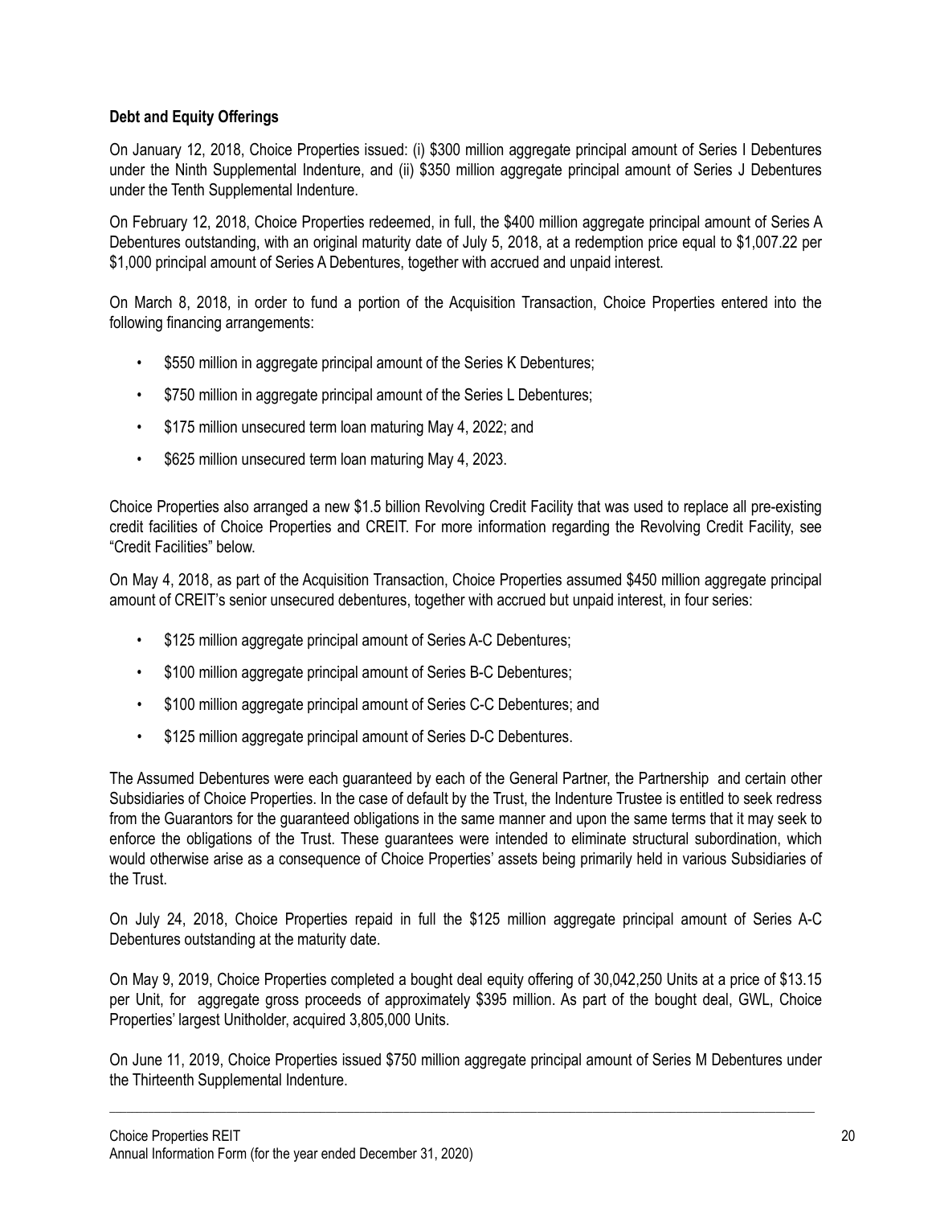**Debt and Equity Offerings**

On January 12, 2018, Choice Properties issued: (i) $300 million aggregate principal amount of Series I Debentures under the Ninth Supplemental Indenture, and (ii) $350 million aggregate principal amount of Series J Debentures under the Tenth Supplemental Indenture.

On February 12, 2018, Choice Properties redeemed, in full, the $400 million aggregate principal amount of Series A Debentures outstanding, with an original maturity date of July 5, 2018, at a redemption price equal to $1,007.22 per $1,000 principal amount of Series A Debentures, together with accrued and unpaid interest.

On March 8, 2018, in order to fund a portion of the Acquisition Transaction, Choice Properties entered into the following financing arrangements:

- $550 million in aggregate principal amount of the Series K Debentures;
- $750 million in aggregate principal amount of the Series L Debentures;
- $175 million unsecured term loan maturing May 4, 2022; and
- $625 million unsecured term loan maturing May 4, 2023.

Choice Properties also arranged a new $1.5 billion Revolving Credit Facility that was used to replace all pre-existing credit facilities of Choice Properties and CREIT. For more information regarding the Revolving Credit Facility, see "Credit Facilities" below.

On May 4, 2018, as part of the Acquisition Transaction, Choice Properties assumed $450 million aggregate principal amount of CREIT's senior unsecured debentures, together with accrued but unpaid interest, in four series:

- $125 million aggregate principal amount of Series A-C Debentures;
- $100 million aggregate principal amount of Series B-C Debentures;
- $100 million aggregate principal amount of Series C-C Debentures; and
- $125 million aggregate principal amount of Series D-C Debentures.

The Assumed Debentures were each guaranteed by each of the General Partner, the Partnership and certain other Subsidiaries of Choice Properties. In the case of default by the Trust, the Indenture Trustee is entitled to seek redress from the Guarantors for the guaranteed obligations in the same manner and upon the same terms that it may seek to enforce the obligations of the Trust. These guarantees were intended to eliminate structural subordination, which would otherwise arise as a consequence of Choice Properties' assets being primarily held in various Subsidiaries of the Trust.

On July 24, 2018, Choice Properties repaid in full the $125 million aggregate principal amount of Series A-C Debentures outstanding at the maturity date.

On May 9, 2019, Choice Properties completed a bought deal equity offering of 30,042,250 Units at a price of $13.15 per Unit, for aggregate gross proceeds of approximately $395 million. As part of the bought deal, GWL, Choice Properties' largest Unitholder, acquired 3,805,000 Units.

On June 11, 2019, Choice Properties issued $750 million aggregate principal amount of Series M Debentures under the Thirteenth Supplemental Indenture.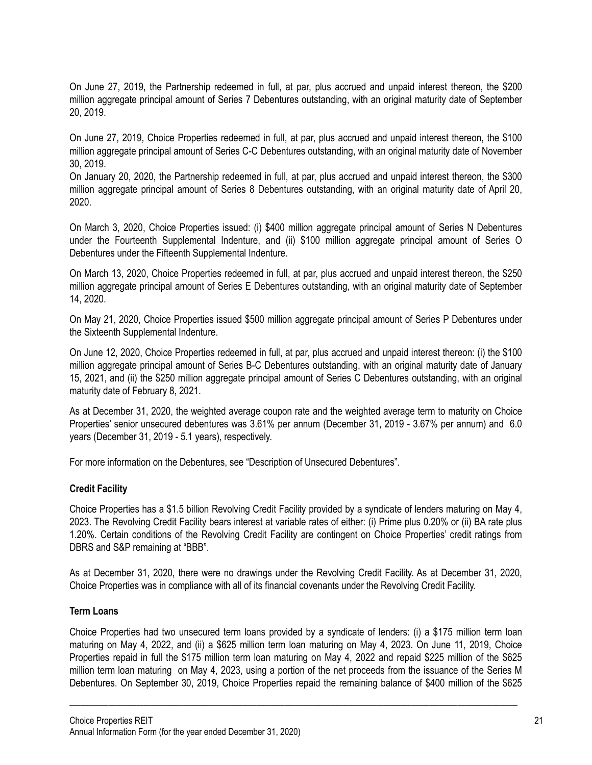On June 27, 2019, the Partnership redeemed in full, at par, plus accrued and unpaid interest thereon, the $200 million aggregate principal amount of Series 7 Debentures outstanding, with an original maturity date of September 20, 2019.

On June 27, 2019, Choice Properties redeemed in full, at par, plus accrued and unpaid interest thereon, the $100 million aggregate principal amount of Series C-C Debentures outstanding, with an original maturity date of November 30, 2019.

On January 20, 2020, the Partnership redeemed in full, at par, plus accrued and unpaid interest thereon, the $300 million aggregate principal amount of Series 8 Debentures outstanding, with an original maturity date of April 20, 2020.

On March 3, 2020, Choice Properties issued: (i) $400 million aggregate principal amount of Series N Debentures under the Fourteenth Supplemental Indenture, and (ii) $100 million aggregate principal amount of Series O Debentures under the Fifteenth Supplemental Indenture.

On March 13, 2020, Choice Properties redeemed in full, at par, plus accrued and unpaid interest thereon, the $250 million aggregate principal amount of Series E Debentures outstanding, with an original maturity date of September 14, 2020.

On May 21, 2020, Choice Properties issued $500 million aggregate principal amount of Series P Debentures under the Sixteenth Supplemental Indenture.

On June 12, 2020, Choice Properties redeemed in full, at par, plus accrued and unpaid interest thereon: (i) the $100 million aggregate principal amount of Series B-C Debentures outstanding, with an original maturity date of January 15, 2021, and (ii) the $250 million aggregate principal amount of Series C Debentures outstanding, with an original maturity date of February 8, 2021.

As at December 31, 2020, the weighted average coupon rate and the weighted average term to maturity on Choice Properties' senior unsecured debentures was 3.61% per annum (December 31, 2019 - 3.67% per annum) and 6.0 years (December 31, 2019 - 5.1 years), respectively.

For more information on the Debentures, see "Description of Unsecured Debentures".

### Credit Facility

Choice Properties has a $1.5 billion Revolving Credit Facility provided by a syndicate of lenders maturing on May 4, 2023. The Revolving Credit Facility bears interest at variable rates of either: (i) Prime plus 0.20% or (ii) BA rate plus 1.20%. Certain conditions of the Revolving Credit Facility are contingent on Choice Properties' credit ratings from DBRS and S&P remaining at "BBB".

As at December 31, 2020, there were no drawings under the Revolving Credit Facility. As at December 31, 2020, Choice Properties was in compliance with all of its financial covenants under the Revolving Credit Facility.

### Term Loans

Choice Properties had two unsecured term loans provided by a syndicate of lenders: (i) a $175 million term loan maturing on May 4, 2022, and (ii) a $625 million term loan maturing on May 4, 2023. On June 11, 2019, Choice Properties repaid in full the $175 million term loan maturing on May 4, 2022 and repaid $225 million of the $625 million term loan maturing on May 4, 2023, using a portion of the net proceeds from the issuance of the Series M Debentures. On September 30, 2019, Choice Properties repaid the remaining balance of $400 million of the $625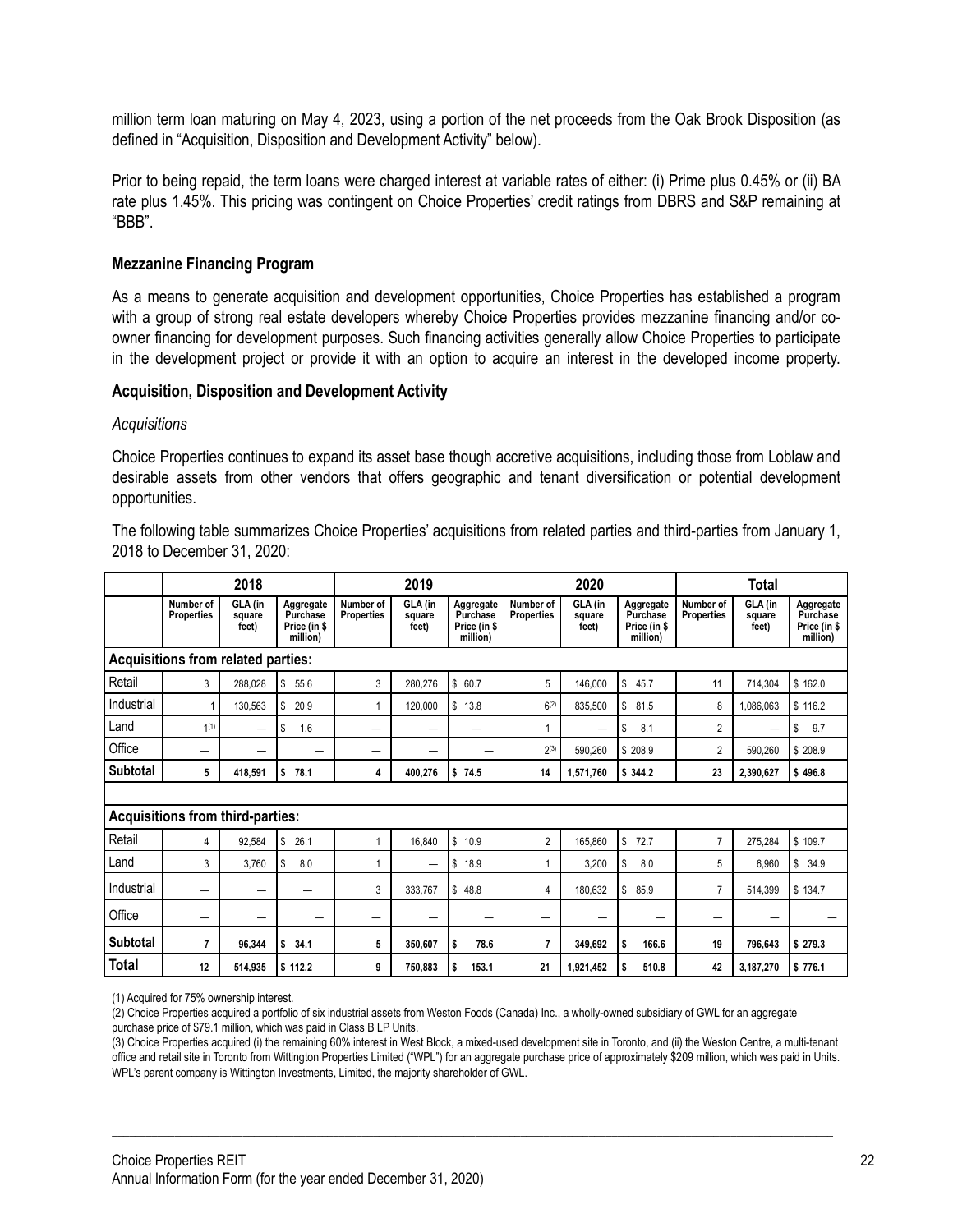million term loan maturing on May 4, 2023, using a portion of the net proceeds from the Oak Brook Disposition (as defined in "Acquisition, Disposition and Development Activity" below).

Prior to being repaid, the term loans were charged interest at variable rates of either: (i) Prime plus 0.45% or (ii) BA rate plus 1.45%. This pricing was contingent on Choice Properties' credit ratings from DBRS and S&P remaining at "BBB".

### Mezzanine Financing Program

As a means to generate acquisition and development opportunities, Choice Properties has established a program with a group of strong real estate developers whereby Choice Properties provides mezzanine financing and/or co-owner financing for development purposes. Such financing activities generally allow Choice Properties to participate in the development project or provide it with an option to acquire an interest in the developed income property.

### Acquisition, Disposition and Development Activity

*Acquisitions*

Choice Properties continues to expand its asset base though accretive acquisitions, including those from Loblaw and desirable assets from other vendors that offers geographic and tenant diversification or potential development opportunities.

The following table summarizes Choice Properties' acquisitions from related parties and third-parties from January 1, 2018 to December 31, 2020:

| | 2018 | | | 2019 | | | 2020 | | | Total | | |
|---|---|---|---|---|---|---|---|---|---|---|---|---|
| | Number of Properties | GLA (in square feet) | Aggregate Purchase Price (in $ million) | Number of Properties | GLA (in square feet) | Aggregate Purchase Price (in $ million) | Number of Properties | GLA (in square feet) | Aggregate Purchase Price (in $ million) | Number of Properties | GLA (in square feet) | Aggregate Purchase Price (in $ million) |
| **Acquisitions from related parties:** | | | | | | | | | | | | |
| Retail | 3 | 288,028 | $ 55.6 | 3 | 280,276 | $ 60.7 | 5 | 146,000 | $ 45.7 | 11 | 714,304 | $ 162.0 |
| Industrial | 1 | 130,563 | $ 20.9 | 1 | 120,000 | $ 13.8 | 6[(2)] | 835,500 | $ 81.5 | 8 | 1,086,063 | $ 116.2 |
| Land | 1[(1)] | — | $ 1.6 | — | — | — | 1 | — | $ 8.1 | 2 | — | $ 9.7 |
| Office | — | — | — | — | — | — | 2[(3)] | 590,260 | $ 208.9 | 2 | 590,260 | $ 208.9 |
| **Subtotal** | **5** | **418,591** | **$ 78.1** | **4** | **400,276** | **$ 74.5** | **14** | **1,571,760** | **$ 344.2** | **23** | **2,390,627** | **$ 496.8** |
| **Acquisitions from third-parties:** | | | | | | | | | | | | |
| Retail | 4 | 92,584 | $ 26.1 | 1 | 16,840 | $ 10.9 | 2 | 165,860 | $ 72.7 | 7 | 275,284 | $ 109.7 |
| Land | 3 | 3,760 | $ 8.0 | 1 | — | $ 18.9 | 1 | 3,200 | $ 8.0 | 5 | 6,960 | $ 34.9 |
| Industrial | — | — | — | 3 | 333,767 | $ 48.8 | 4 | 180,632 | $ 85.9 | 7 | 514,399 | $ 134.7 |
| Office | — | — | — | — | — | — | — | — | — | — | — | — |
| **Subtotal** | **7** | **96,344** | **$ 34.1** | **5** | **350,607** | **$ 78.6** | **7** | **349,692** | **$ 166.6** | **19** | **796,643** | **$ 279.3** |
| **Total** | **12** | **514,935** | **$ 112.2** | **9** | **750,883** | **$ 153.1** | **21** | **1,921,452** | **$ 510.8** | **42** | **3,187,270** | **$ 776.1** |

(1) Acquired for 75% ownership interest.

(2) Choice Properties acquired a portfolio of six industrial assets from Weston Foods (Canada) Inc., a wholly-owned subsidiary of GWL for an aggregate purchase price of $79.1 million, which was paid in Class B LP Units.

(3) Choice Properties acquired (i) the remaining 60% interest in West Block, a mixed-used development site in Toronto, and (ii) the Weston Centre, a multi-tenant office and retail site in Toronto from Wittington Properties Limited ("WPL") for an aggregate purchase price of approximately $209 million, which was paid in Units. WPL's parent company is Wittington Investments, Limited, the majority shareholder of GWL.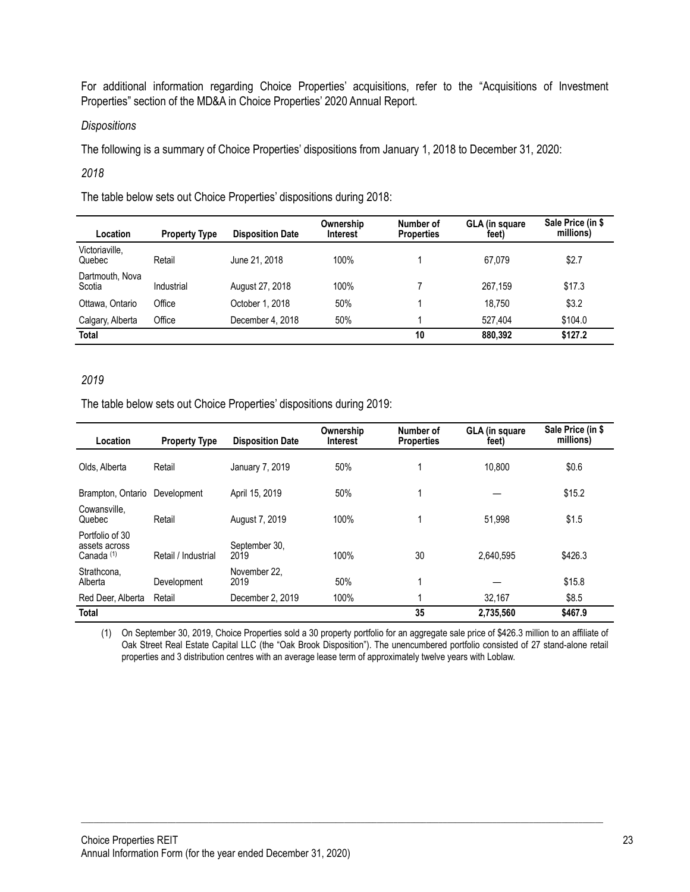For additional information regarding Choice Properties' acquisitions, refer to the "Acquisitions of Investment Properties" section of the MD&A in Choice Properties' 2020 Annual Report.

*Dispositions*

The following is a summary of Choice Properties' dispositions from January 1, 2018 to December 31, 2020:

*2018*

The table below sets out Choice Properties' dispositions during 2018:

| Location | Property Type | Disposition Date | Ownership Interest | Number of Properties | GLA (in square feet) | Sale Price (in $ millions) |
|---|---|---|---|---|---|---|
| Victoriaville, Quebec | Retail | June 21, 2018 | 100% | 1 | 67,079 | $2.7 |
| Dartmouth, Nova Scotia | Industrial | August 27, 2018 | 100% | 7 | 267,159 | $17.3 |
| Ottawa, Ontario | Office | October 1, 2018 | 50% | 1 | 18,750 | $3.2 |
| Calgary, Alberta | Office | December 4, 2018 | 50% | 1 | 527,404 | $104.0 |
| **Total** | | | | **10** | **880,392** | **$127.2** |

*2019*

The table below sets out Choice Properties' dispositions during 2019:

| Location | Property Type | Disposition Date | Ownership Interest | Number of Properties | GLA (in square feet) | Sale Price (in $ millions) |
|---|---|---|---|---|---|---|
| Olds, Alberta | Retail | January 7, 2019 | 50% | 1 | 10,800 | $0.6 |
| Brampton, Ontario | Development | April 15, 2019 | 50% | 1 | — | $15.2 |
| Cowansville, Quebec | Retail | August 7, 2019 | 100% | 1 | 51,998 | $1.5 |
| Portfolio of 30 assets across Canada (1) | Retail / Industrial | September 30, 2019 | 100% | 30 | 2,640,595 | $426.3 |
| Strathcona, Alberta | Development | November 22, 2019 | 50% | 1 | — | $15.8 |
| Red Deer, Alberta | Retail | December 2, 2019 | 100% | 1 | 32,167 | $8.5 |
| **Total** | | | | **35** | **2,735,560** | **$467.9** |

(1) On September 30, 2019, Choice Properties sold a 30 property portfolio for an aggregate sale price of $426.3 million to an affiliate of Oak Street Real Estate Capital LLC (the "Oak Brook Disposition"). The unencumbered portfolio consisted of 27 stand-alone retail properties and 3 distribution centres with an average lease term of approximately twelve years with Loblaw.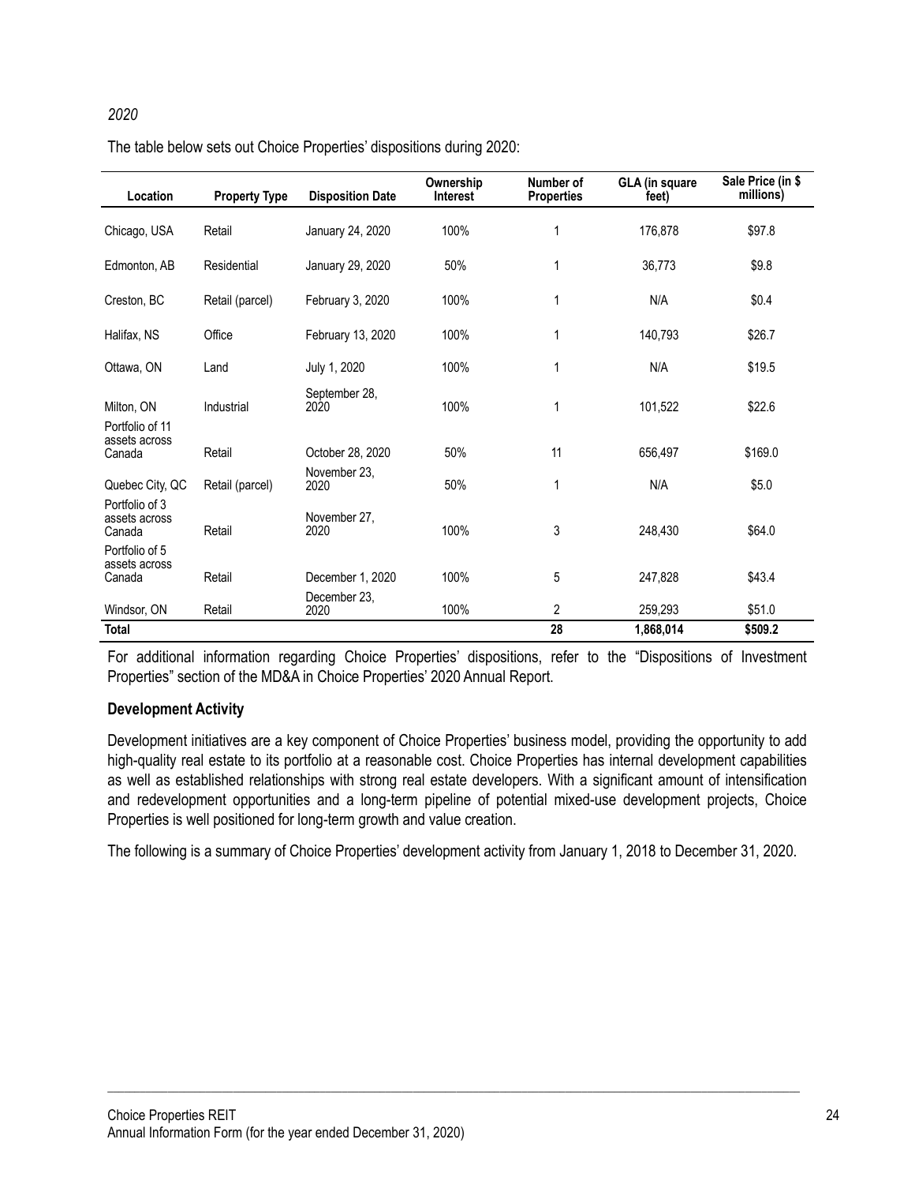*2020*

The table below sets out Choice Properties' dispositions during 2020:

| Location | Property Type | Disposition Date | Ownership Interest | Number of Properties | GLA (in square feet) | Sale Price (in $ millions) |
|---|---|---|---|---|---|---|
| Chicago, USA | Retail | January 24, 2020 | 100% | 1 | 176,878 | $97.8 |
| Edmonton, AB | Residential | January 29, 2020 | 50% | 1 | 36,773 | $9.8 |
| Creston, BC | Retail (parcel) | February 3, 2020 | 100% | 1 | N/A | $0.4 |
| Halifax, NS | Office | February 13, 2020 | 100% | 1 | 140,793 | $26.7 |
| Ottawa, ON | Land | July 1, 2020 | 100% | 1 | N/A | $19.5 |
| Milton, ON | Industrial | September 28, 2020 | 100% | 1 | 101,522 | $22.6 |
| Portfolio of 11 assets across Canada | Retail | October 28, 2020 | 50% | 11 | 656,497 | $169.0 |
| Quebec City, QC | Retail (parcel) | November 23, 2020 | 50% | 1 | N/A | $5.0 |
| Portfolio of 3 assets across Canada | Retail | November 27, 2020 | 100% | 3 | 248,430 | $64.0 |
| Portfolio of 5 assets across Canada | Retail | December 1, 2020 | 100% | 5 | 247,828 | $43.4 |
| Windsor, ON | Retail | December 23, 2020 | 100% | 2 | 259,293 | $51.0 |
| **Total** | | | | **28** | **1,868,014** | **$509.2** |

For additional information regarding Choice Properties' dispositions, refer to the "Dispositions of Investment Properties" section of the MD&A in Choice Properties' 2020 Annual Report.

**Development Activity**

Development initiatives are a key component of Choice Properties' business model, providing the opportunity to add high-quality real estate to its portfolio at a reasonable cost. Choice Properties has internal development capabilities as well as established relationships with strong real estate developers. With a significant amount of intensification and redevelopment opportunities and a long-term pipeline of potential mixed-use development projects, Choice Properties is well positioned for long-term growth and value creation.

The following is a summary of Choice Properties' development activity from January 1, 2018 to December 31, 2020.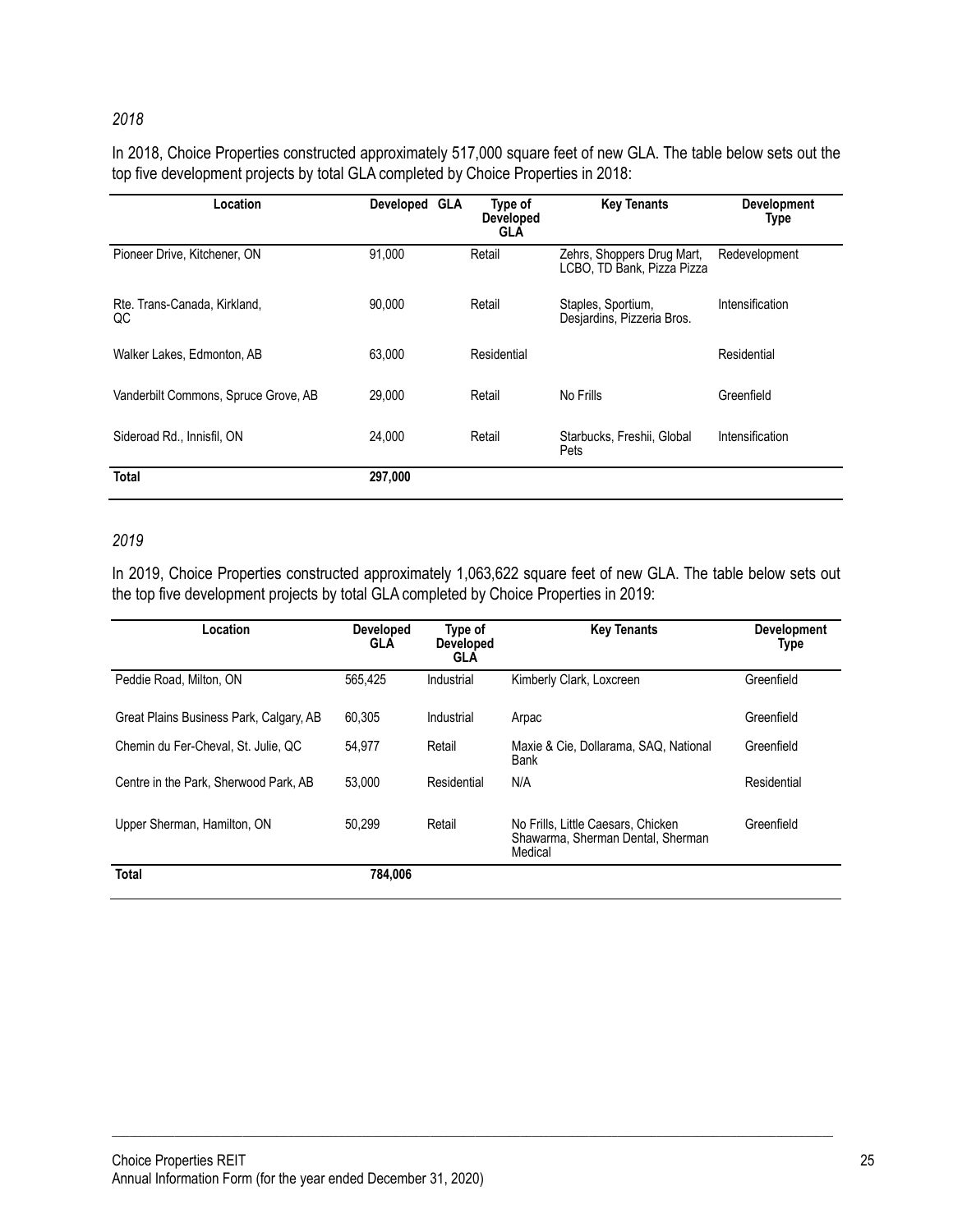*2018*

In 2018, Choice Properties constructed approximately 517,000 square feet of new GLA. The table below sets out the top five development projects by total GLA completed by Choice Properties in 2018:

| Location | Developed GLA | Type of Developed GLA | Key Tenants | Development Type |
|---|---|---|---|---|
| Pioneer Drive, Kitchener, ON | 91,000 | Retail | Zehrs, Shoppers Drug Mart, LCBO, TD Bank, Pizza Pizza | Redevelopment |
| Rte. Trans-Canada, Kirkland, QC | 90,000 | Retail | Staples, Sportium, Desjardins, Pizzeria Bros. | Intensification |
| Walker Lakes, Edmonton, AB | 63,000 | Residential | | Residential |
| Vanderbilt Commons, Spruce Grove, AB | 29,000 | Retail | No Frills | Greenfield |
| Sideroad Rd., Innisfil, ON | 24,000 | Retail | Starbucks, Freshii, Global Pets | Intensification |
| **Total** | **297,000** | | | |

*2019*

In 2019, Choice Properties constructed approximately 1,063,622 square feet of new GLA. The table below sets out the top five development projects by total GLA completed by Choice Properties in 2019:

| Location | Developed GLA | Type of Developed GLA | Key Tenants | Development Type |
|---|---|---|---|---|
| Peddie Road, Milton, ON | 565,425 | Industrial | Kimberly Clark, Loxcreen | Greenfield |
| Great Plains Business Park, Calgary, AB | 60,305 | Industrial | Arpac | Greenfield |
| Chemin du Fer-Cheval, St. Julie, QC | 54,977 | Retail | Maxie & Cie, Dollarama, SAQ, National Bank | Greenfield |
| Centre in the Park, Sherwood Park, AB | 53,000 | Residential | N/A | Residential |
| Upper Sherman, Hamilton, ON | 50,299 | Retail | No Frills, Little Caesars, Chicken Shawarma, Sherman Dental, Sherman Medical | Greenfield |
| **Total** | **784,006** | | | |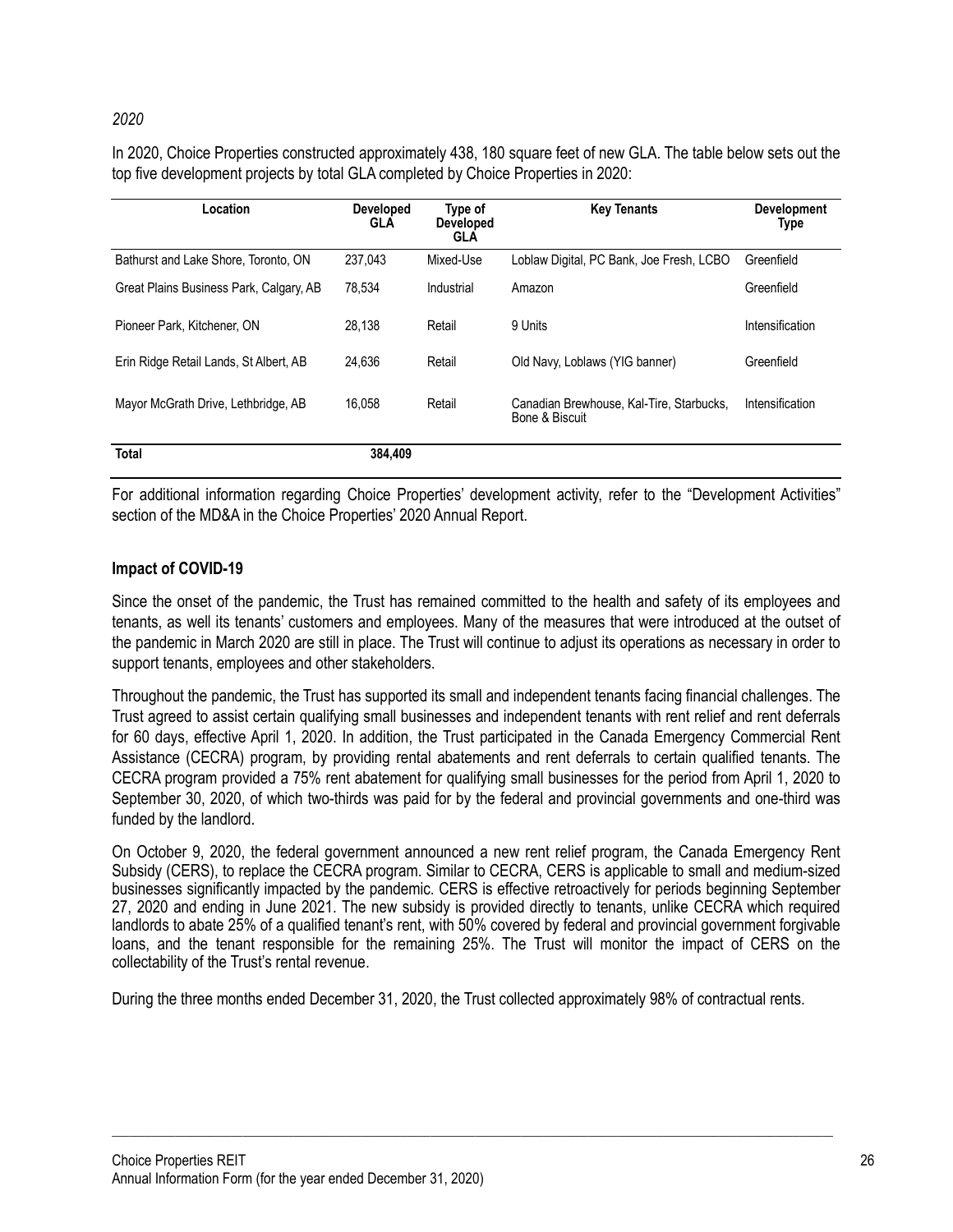*2020*

In 2020, Choice Properties constructed approximately 438, 180 square feet of new GLA. The table below sets out the top five development projects by total GLA completed by Choice Properties in 2020:

| Location | Developed GLA | Type of Developed GLA | Key Tenants | Development Type |
|---|---|---|---|---|
| Bathurst and Lake Shore, Toronto, ON | 237,043 | Mixed-Use | Loblaw Digital, PC Bank, Joe Fresh, LCBO | Greenfield |
| Great Plains Business Park, Calgary, AB | 78,534 | Industrial | Amazon | Greenfield |
| Pioneer Park, Kitchener, ON | 28,138 | Retail | 9 Units | Intensification |
| Erin Ridge Retail Lands, St Albert, AB | 24,636 | Retail | Old Navy, Loblaws (YIG banner) | Greenfield |
| Mayor McGrath Drive, Lethbridge, AB | 16,058 | Retail | Canadian Brewhouse, Kal-Tire, Starbucks, Bone & Biscuit | Intensification |
| **Total** | **384,409** | | | |

For additional information regarding Choice Properties' development activity, refer to the "Development Activities" section of the MD&A in the Choice Properties' 2020 Annual Report.

### Impact of COVID-19

Since the onset of the pandemic, the Trust has remained committed to the health and safety of its employees and tenants, as well its tenants' customers and employees. Many of the measures that were introduced at the outset of the pandemic in March 2020 are still in place. The Trust will continue to adjust its operations as necessary in order to support tenants, employees and other stakeholders.

Throughout the pandemic, the Trust has supported its small and independent tenants facing financial challenges. The Trust agreed to assist certain qualifying small businesses and independent tenants with rent relief and rent deferrals for 60 days, effective April 1, 2020. In addition, the Trust participated in the Canada Emergency Commercial Rent Assistance (CECRA) program, by providing rental abatements and rent deferrals to certain qualified tenants. The CECRA program provided a 75% rent abatement for qualifying small businesses for the period from April 1, 2020 to September 30, 2020, of which two-thirds was paid for by the federal and provincial governments and one-third was funded by the landlord.

On October 9, 2020, the federal government announced a new rent relief program, the Canada Emergency Rent Subsidy (CERS), to replace the CECRA program. Similar to CECRA, CERS is applicable to small and medium-sized businesses significantly impacted by the pandemic. CERS is effective retroactively for periods beginning September 27, 2020 and ending in June 2021. The new subsidy is provided directly to tenants, unlike CECRA which required landlords to abate 25% of a qualified tenant's rent, with 50% covered by federal and provincial government forgivable loans, and the tenant responsible for the remaining 25%. The Trust will monitor the impact of CERS on the collectability of the Trust's rental revenue.

During the three months ended December 31, 2020, the Trust collected approximately 98% of contractual rents.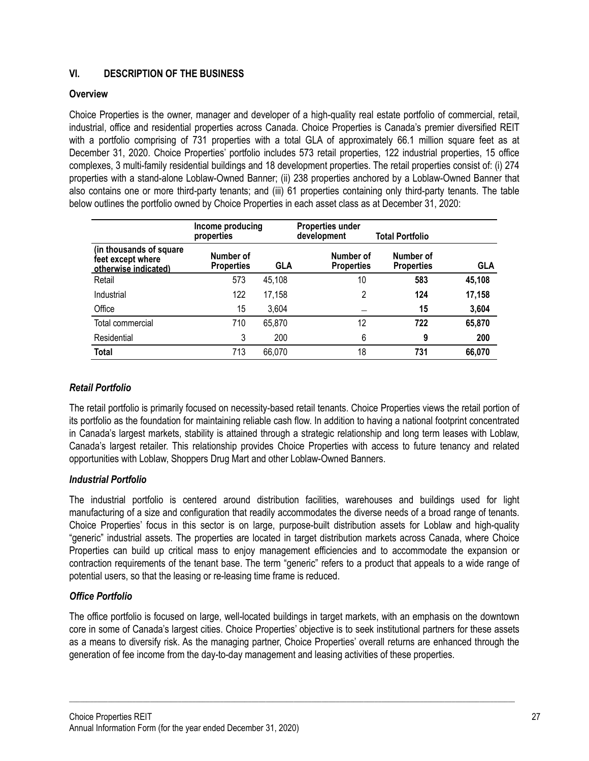## VI. DESCRIPTION OF THE BUSINESS

### Overview

Choice Properties is the owner, manager and developer of a high-quality real estate portfolio of commercial, retail, industrial, office and residential properties across Canada. Choice Properties is Canada's premier diversified REIT with a portfolio comprising of 731 properties with a total GLA of approximately 66.1 million square feet as at December 31, 2020. Choice Properties' portfolio includes 573 retail properties, 122 industrial properties, 15 office complexes, 3 multi-family residential buildings and 18 development properties. The retail properties consist of: (i) 274 properties with a stand-alone Loblaw-Owned Banner; (ii) 238 properties anchored by a Loblaw-Owned Banner that also contains one or more third-party tenants; and (iii) 61 properties containing only third-party tenants. The table below outlines the portfolio owned by Choice Properties in each asset class as at December 31, 2020:

| | Income producing properties | | Properties under development | Total Portfolio | |
|---|---|---|---|---|---|
| (in thousands of square feet except where otherwise indicated) | Number of Properties | GLA | Number of Properties | Number of Properties | GLA |
| Retail | 573 | 45,108 | 10 | **583** | **45,108** |
| Industrial | 122 | 17,158 | 2 | **124** | **17,158** |
| Office | 15 | 3,604 | — | **15** | **3,604** |
| Total commercial | 710 | 65,870 | 12 | **722** | **65,870** |
| Residential | 3 | 200 | 6 | **9** | **200** |
| **Total** | 713 | 66,070 | 18 | **731** | **66,070** |

### *Retail Portfolio*

The retail portfolio is primarily focused on necessity-based retail tenants. Choice Properties views the retail portion of its portfolio as the foundation for maintaining reliable cash flow. In addition to having a national footprint concentrated in Canada's largest markets, stability is attained through a strategic relationship and long term leases with Loblaw, Canada's largest retailer. This relationship provides Choice Properties with access to future tenancy and related opportunities with Loblaw, Shoppers Drug Mart and other Loblaw-Owned Banners.

### *Industrial Portfolio*

The industrial portfolio is centered around distribution facilities, warehouses and buildings used for light manufacturing of a size and configuration that readily accommodates the diverse needs of a broad range of tenants. Choice Properties' focus in this sector is on large, purpose-built distribution assets for Loblaw and high-quality "generic" industrial assets. The properties are located in target distribution markets across Canada, where Choice Properties can build up critical mass to enjoy management efficiencies and to accommodate the expansion or contraction requirements of the tenant base. The term "generic" refers to a product that appeals to a wide range of potential users, so that the leasing or re-leasing time frame is reduced.

### *Office Portfolio*

The office portfolio is focused on large, well-located buildings in target markets, with an emphasis on the downtown core in some of Canada's largest cities. Choice Properties' objective is to seek institutional partners for these assets as a means to diversify risk. As the managing partner, Choice Properties' overall returns are enhanced through the generation of fee income from the day-to-day management and leasing activities of these properties.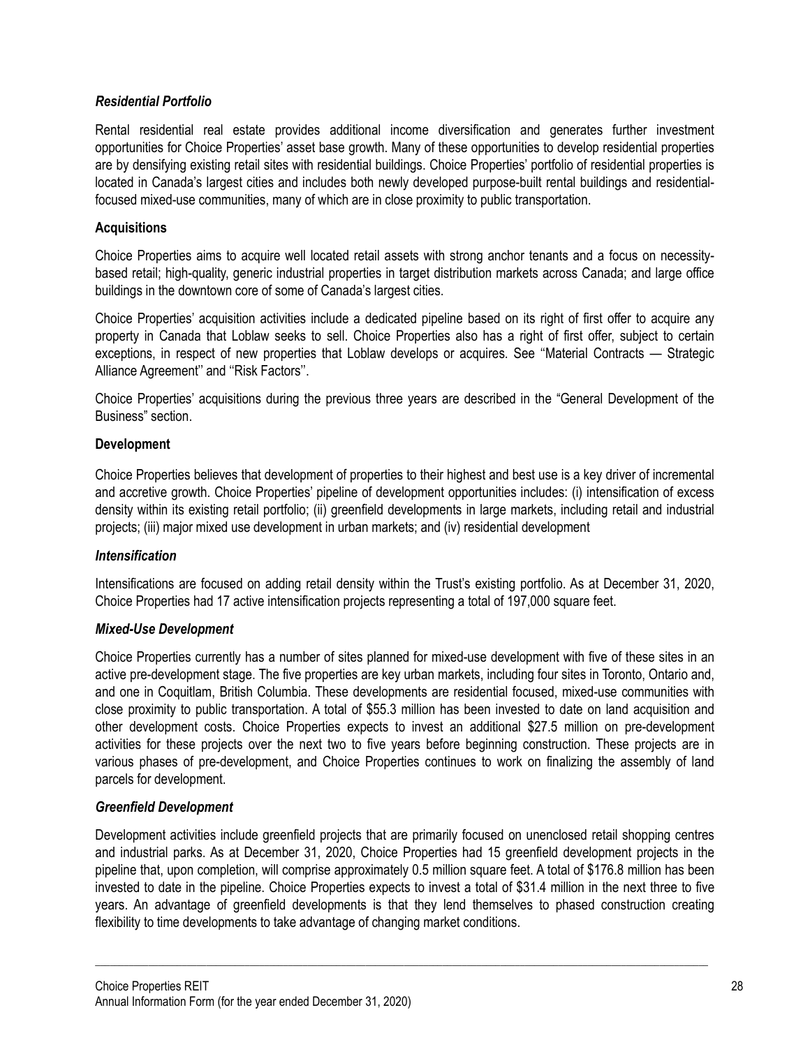### *Residential Portfolio*

Rental residential real estate provides additional income diversification and generates further investment opportunities for Choice Properties' asset base growth. Many of these opportunities to develop residential properties are by densifying existing retail sites with residential buildings. Choice Properties' portfolio of residential properties is located in Canada's largest cities and includes both newly developed purpose-built rental buildings and residential-focused mixed-use communities, many of which are in close proximity to public transportation.

## **Acquisitions**

Choice Properties aims to acquire well located retail assets with strong anchor tenants and a focus on necessity-based retail; high-quality, generic industrial properties in target distribution markets across Canada; and large office buildings in the downtown core of some of Canada's largest cities.

Choice Properties' acquisition activities include a dedicated pipeline based on its right of first offer to acquire any property in Canada that Loblaw seeks to sell. Choice Properties also has a right of first offer, subject to certain exceptions, in respect of new properties that Loblaw develops or acquires. See ''Material Contracts — Strategic Alliance Agreement'' and ''Risk Factors''.

Choice Properties' acquisitions during the previous three years are described in the "General Development of the Business" section.

## **Development**

Choice Properties believes that development of properties to their highest and best use is a key driver of incremental and accretive growth. Choice Properties' pipeline of development opportunities includes: (i) intensification of excess density within its existing retail portfolio; (ii) greenfield developments in large markets, including retail and industrial projects; (iii) major mixed use development in urban markets; and (iv) residential development

### *Intensification*

Intensifications are focused on adding retail density within the Trust's existing portfolio. As at December 31, 2020, Choice Properties had 17 active intensification projects representing a total of 197,000 square feet.

### *Mixed-Use Development*

Choice Properties currently has a number of sites planned for mixed-use development with five of these sites in an active pre-development stage. The five properties are key urban markets, including four sites in Toronto, Ontario and, and one in Coquitlam, British Columbia. These developments are residential focused, mixed-use communities with close proximity to public transportation. A total of $55.3 million has been invested to date on land acquisition and other development costs. Choice Properties expects to invest an additional $27.5 million on pre-development activities for these projects over the next two to five years before beginning construction. These projects are in various phases of pre-development, and Choice Properties continues to work on finalizing the assembly of land parcels for development.

### *Greenfield Development*

Development activities include greenfield projects that are primarily focused on unenclosed retail shopping centres and industrial parks. As at December 31, 2020, Choice Properties had 15 greenfield development projects in the pipeline that, upon completion, will comprise approximately 0.5 million square feet. A total of $176.8 million has been invested to date in the pipeline. Choice Properties expects to invest a total of $31.4 million in the next three to five years. An advantage of greenfield developments is that they lend themselves to phased construction creating flexibility to time developments to take advantage of changing market conditions.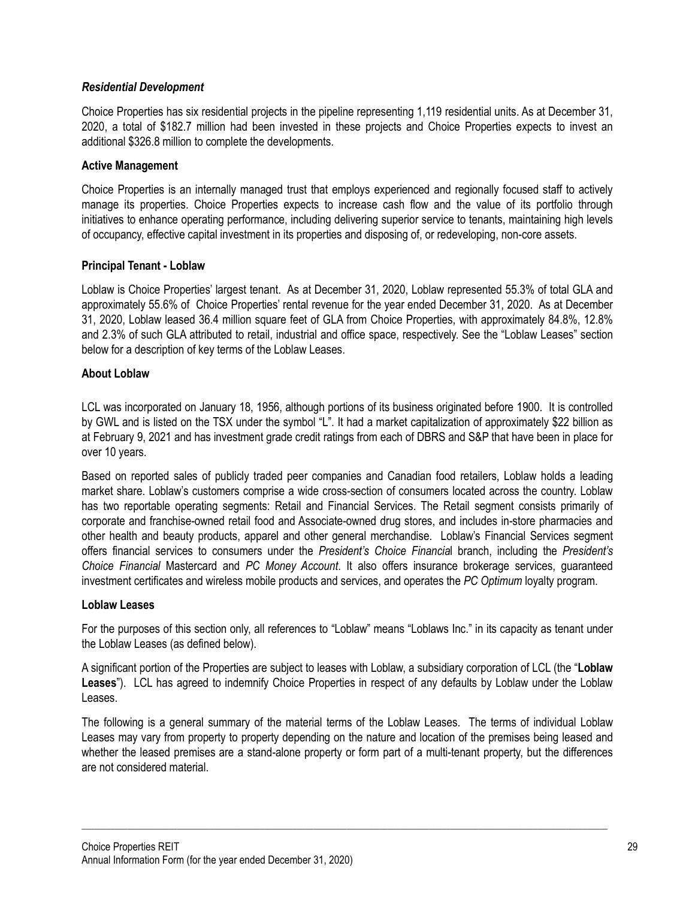### *Residential Development*

Choice Properties has six residential projects in the pipeline representing 1,119 residential units. As at December 31, 2020, a total of $182.7 million had been invested in these projects and Choice Properties expects to invest an additional $326.8 million to complete the developments.

### Active Management

Choice Properties is an internally managed trust that employs experienced and regionally focused staff to actively manage its properties. Choice Properties expects to increase cash flow and the value of its portfolio through initiatives to enhance operating performance, including delivering superior service to tenants, maintaining high levels of occupancy, effective capital investment in its properties and disposing of, or redeveloping, non-core assets.

### Principal Tenant - Loblaw

Loblaw is Choice Properties' largest tenant. As at December 31, 2020, Loblaw represented 55.3% of total GLA and approximately 55.6% of Choice Properties' rental revenue for the year ended December 31, 2020. As at December 31, 2020, Loblaw leased 36.4 million square feet of GLA from Choice Properties, with approximately 84.8%, 12.8% and 2.3% of such GLA attributed to retail, industrial and office space, respectively. See the "Loblaw Leases" section below for a description of key terms of the Loblaw Leases.

### About Loblaw

LCL was incorporated on January 18, 1956, although portions of its business originated before 1900. It is controlled by GWL and is listed on the TSX under the symbol "L". It had a market capitalization of approximately $22 billion as at February 9, 2021 and has investment grade credit ratings from each of DBRS and S&P that have been in place for over 10 years.

Based on reported sales of publicly traded peer companies and Canadian food retailers, Loblaw holds a leading market share. Loblaw's customers comprise a wide cross-section of consumers located across the country. Loblaw has two reportable operating segments: Retail and Financial Services. The Retail segment consists primarily of corporate and franchise-owned retail food and Associate-owned drug stores, and includes in-store pharmacies and other health and beauty products, apparel and other general merchandise. Loblaw's Financial Services segment offers financial services to consumers under the *President's Choice Financial* branch, including the *President's Choice Financial* Mastercard and *PC Money Account*. It also offers insurance brokerage services, guaranteed investment certificates and wireless mobile products and services, and operates the *PC Optimum* loyalty program.

### Loblaw Leases

For the purposes of this section only, all references to "Loblaw" means "Loblaws Inc." in its capacity as tenant under the Loblaw Leases (as defined below).

A significant portion of the Properties are subject to leases with Loblaw, a subsidiary corporation of LCL (the "**Loblaw Leases**"). LCL has agreed to indemnify Choice Properties in respect of any defaults by Loblaw under the Loblaw Leases.

The following is a general summary of the material terms of the Loblaw Leases. The terms of individual Loblaw Leases may vary from property to property depending on the nature and location of the premises being leased and whether the leased premises are a stand-alone property or form part of a multi-tenant property, but the differences are not considered material.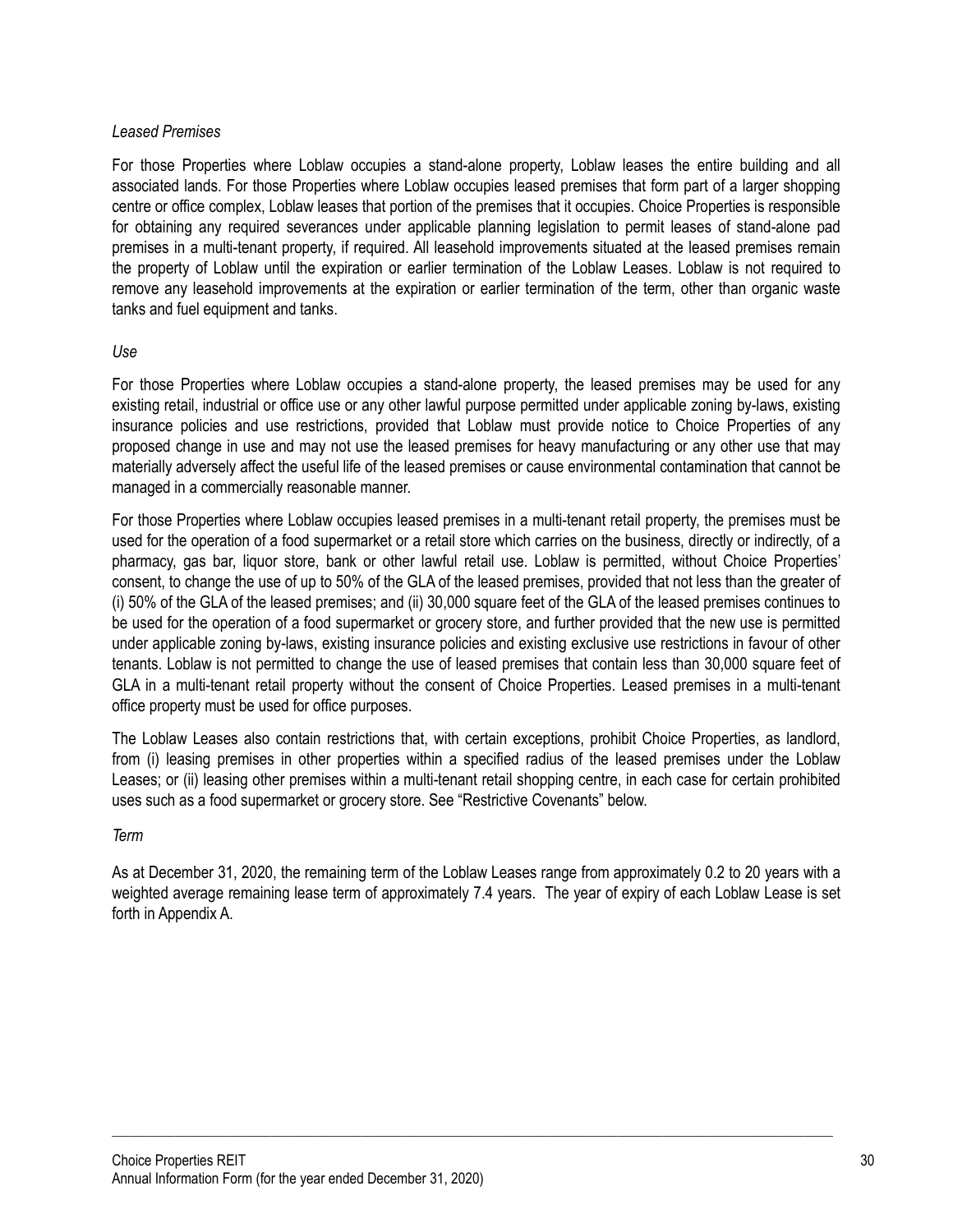*Leased Premises*

For those Properties where Loblaw occupies a stand-alone property, Loblaw leases the entire building and all associated lands. For those Properties where Loblaw occupies leased premises that form part of a larger shopping centre or office complex, Loblaw leases that portion of the premises that it occupies. Choice Properties is responsible for obtaining any required severances under applicable planning legislation to permit leases of stand-alone pad premises in a multi-tenant property, if required. All leasehold improvements situated at the leased premises remain the property of Loblaw until the expiration or earlier termination of the Loblaw Leases. Loblaw is not required to remove any leasehold improvements at the expiration or earlier termination of the term, other than organic waste tanks and fuel equipment and tanks.

*Use*

For those Properties where Loblaw occupies a stand-alone property, the leased premises may be used for any existing retail, industrial or office use or any other lawful purpose permitted under applicable zoning by-laws, existing insurance policies and use restrictions, provided that Loblaw must provide notice to Choice Properties of any proposed change in use and may not use the leased premises for heavy manufacturing or any other use that may materially adversely affect the useful life of the leased premises or cause environmental contamination that cannot be managed in a commercially reasonable manner.

For those Properties where Loblaw occupies leased premises in a multi-tenant retail property, the premises must be used for the operation of a food supermarket or a retail store which carries on the business, directly or indirectly, of a pharmacy, gas bar, liquor store, bank or other lawful retail use. Loblaw is permitted, without Choice Properties' consent, to change the use of up to 50% of the GLA of the leased premises, provided that not less than the greater of (i) 50% of the GLA of the leased premises; and (ii) 30,000 square feet of the GLA of the leased premises continues to be used for the operation of a food supermarket or grocery store, and further provided that the new use is permitted under applicable zoning by-laws, existing insurance policies and existing exclusive use restrictions in favour of other tenants. Loblaw is not permitted to change the use of leased premises that contain less than 30,000 square feet of GLA in a multi-tenant retail property without the consent of Choice Properties. Leased premises in a multi-tenant office property must be used for office purposes.

The Loblaw Leases also contain restrictions that, with certain exceptions, prohibit Choice Properties, as landlord, from (i) leasing premises in other properties within a specified radius of the leased premises under the Loblaw Leases; or (ii) leasing other premises within a multi-tenant retail shopping centre, in each case for certain prohibited uses such as a food supermarket or grocery store. See "Restrictive Covenants" below.

*Term*

As at December 31, 2020, the remaining term of the Loblaw Leases range from approximately 0.2 to 20 years with a weighted average remaining lease term of approximately 7.4 years. The year of expiry of each Loblaw Lease is set forth in Appendix A.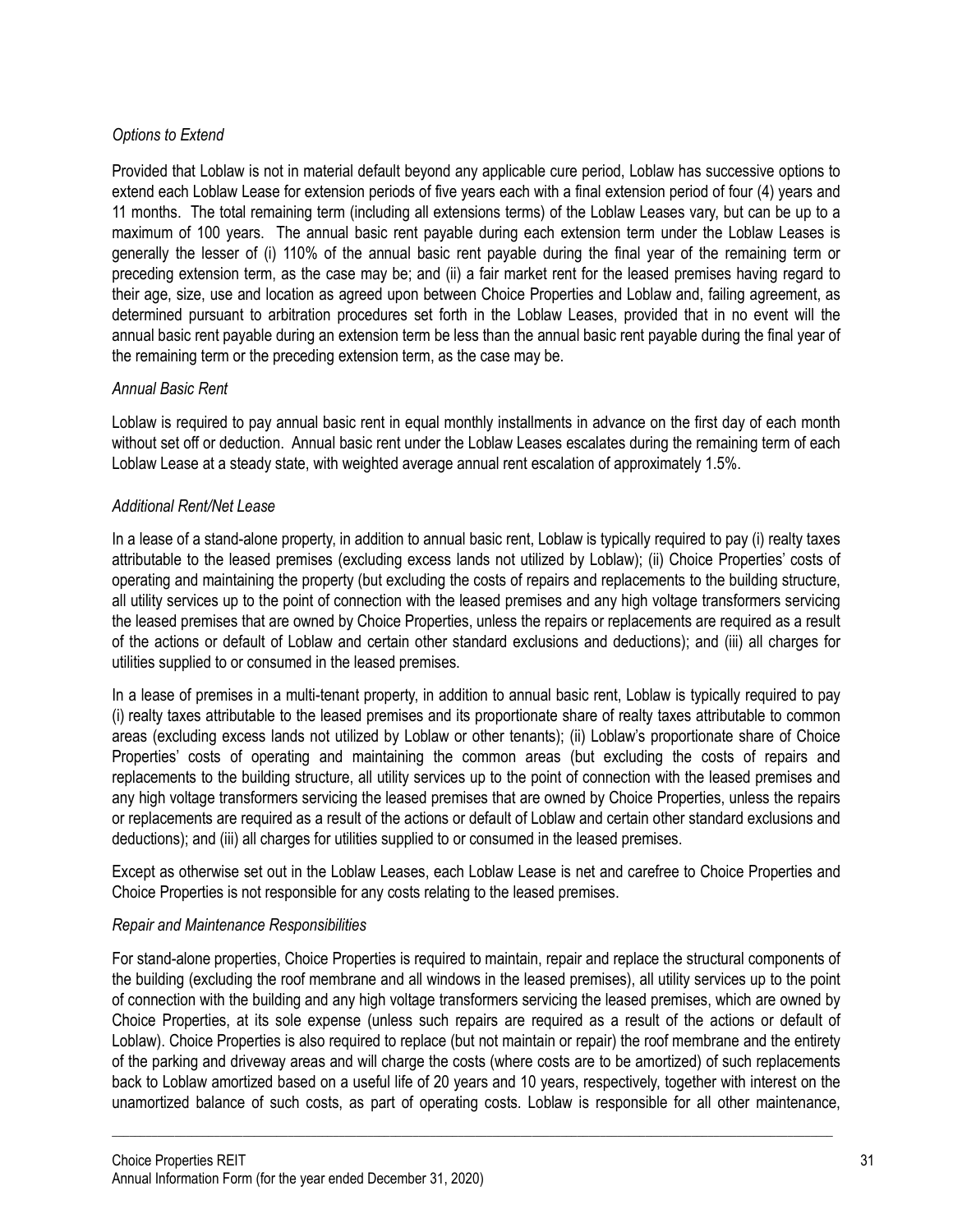*Options to Extend*

Provided that Loblaw is not in material default beyond any applicable cure period, Loblaw has successive options to extend each Loblaw Lease for extension periods of five years each with a final extension period of four (4) years and 11 months. The total remaining term (including all extensions terms) of the Loblaw Leases vary, but can be up to a maximum of 100 years. The annual basic rent payable during each extension term under the Loblaw Leases is generally the lesser of (i) 110% of the annual basic rent payable during the final year of the remaining term or preceding extension term, as the case may be; and (ii) a fair market rent for the leased premises having regard to their age, size, use and location as agreed upon between Choice Properties and Loblaw and, failing agreement, as determined pursuant to arbitration procedures set forth in the Loblaw Leases, provided that in no event will the annual basic rent payable during an extension term be less than the annual basic rent payable during the final year of the remaining term or the preceding extension term, as the case may be.

*Annual Basic Rent*

Loblaw is required to pay annual basic rent in equal monthly installments in advance on the first day of each month without set off or deduction. Annual basic rent under the Loblaw Leases escalates during the remaining term of each Loblaw Lease at a steady state, with weighted average annual rent escalation of approximately 1.5%.

*Additional Rent/Net Lease*

In a lease of a stand-alone property, in addition to annual basic rent, Loblaw is typically required to pay (i) realty taxes attributable to the leased premises (excluding excess lands not utilized by Loblaw); (ii) Choice Properties' costs of operating and maintaining the property (but excluding the costs of repairs and replacements to the building structure, all utility services up to the point of connection with the leased premises and any high voltage transformers servicing the leased premises that are owned by Choice Properties, unless the repairs or replacements are required as a result of the actions or default of Loblaw and certain other standard exclusions and deductions); and (iii) all charges for utilities supplied to or consumed in the leased premises.

In a lease of premises in a multi-tenant property, in addition to annual basic rent, Loblaw is typically required to pay (i) realty taxes attributable to the leased premises and its proportionate share of realty taxes attributable to common areas (excluding excess lands not utilized by Loblaw or other tenants); (ii) Loblaw's proportionate share of Choice Properties' costs of operating and maintaining the common areas (but excluding the costs of repairs and replacements to the building structure, all utility services up to the point of connection with the leased premises and any high voltage transformers servicing the leased premises that are owned by Choice Properties, unless the repairs or replacements are required as a result of the actions or default of Loblaw and certain other standard exclusions and deductions); and (iii) all charges for utilities supplied to or consumed in the leased premises.

Except as otherwise set out in the Loblaw Leases, each Loblaw Lease is net and carefree to Choice Properties and Choice Properties is not responsible for any costs relating to the leased premises.

*Repair and Maintenance Responsibilities*

For stand-alone properties, Choice Properties is required to maintain, repair and replace the structural components of the building (excluding the roof membrane and all windows in the leased premises), all utility services up to the point of connection with the building and any high voltage transformers servicing the leased premises, which are owned by Choice Properties, at its sole expense (unless such repairs are required as a result of the actions or default of Loblaw). Choice Properties is also required to replace (but not maintain or repair) the roof membrane and the entirety of the parking and driveway areas and will charge the costs (where costs are to be amortized) of such replacements back to Loblaw amortized based on a useful life of 20 years and 10 years, respectively, together with interest on the unamortized balance of such costs, as part of operating costs. Loblaw is responsible for all other maintenance,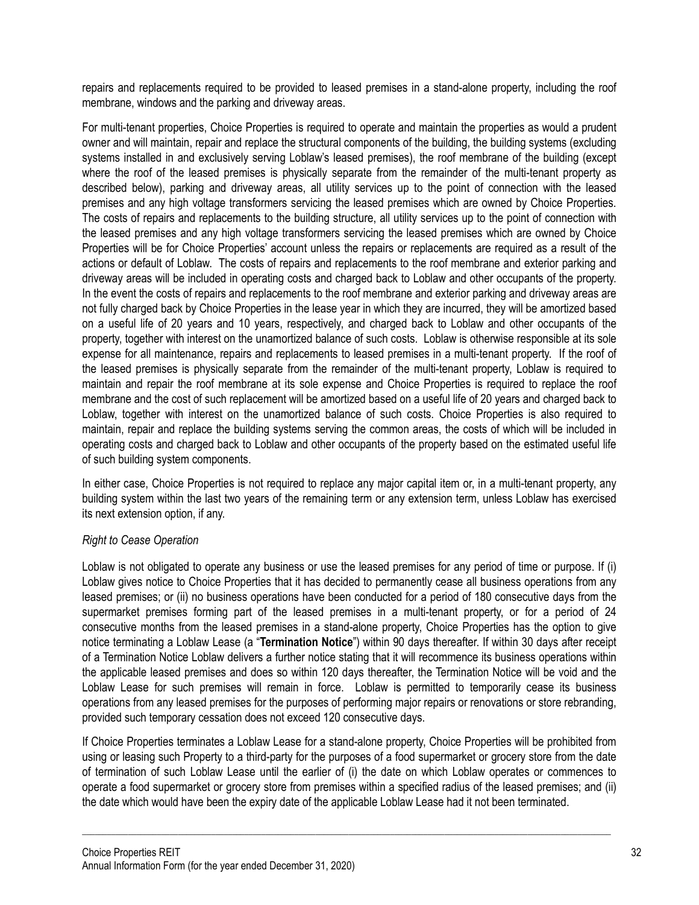repairs and replacements required to be provided to leased premises in a stand-alone property, including the roof membrane, windows and the parking and driveway areas.

For multi-tenant properties, Choice Properties is required to operate and maintain the properties as would a prudent owner and will maintain, repair and replace the structural components of the building, the building systems (excluding systems installed in and exclusively serving Loblaw's leased premises), the roof membrane of the building (except where the roof of the leased premises is physically separate from the remainder of the multi-tenant property as described below), parking and driveway areas, all utility services up to the point of connection with the leased premises and any high voltage transformers servicing the leased premises which are owned by Choice Properties. The costs of repairs and replacements to the building structure, all utility services up to the point of connection with the leased premises and any high voltage transformers servicing the leased premises which are owned by Choice Properties will be for Choice Properties' account unless the repairs or replacements are required as a result of the actions or default of Loblaw. The costs of repairs and replacements to the roof membrane and exterior parking and driveway areas will be included in operating costs and charged back to Loblaw and other occupants of the property. In the event the costs of repairs and replacements to the roof membrane and exterior parking and driveway areas are not fully charged back by Choice Properties in the lease year in which they are incurred, they will be amortized based on a useful life of 20 years and 10 years, respectively, and charged back to Loblaw and other occupants of the property, together with interest on the unamortized balance of such costs. Loblaw is otherwise responsible at its sole expense for all maintenance, repairs and replacements to leased premises in a multi-tenant property. If the roof of the leased premises is physically separate from the remainder of the multi-tenant property, Loblaw is required to maintain and repair the roof membrane at its sole expense and Choice Properties is required to replace the roof membrane and the cost of such replacement will be amortized based on a useful life of 20 years and charged back to Loblaw, together with interest on the unamortized balance of such costs. Choice Properties is also required to maintain, repair and replace the building systems serving the common areas, the costs of which will be included in operating costs and charged back to Loblaw and other occupants of the property based on the estimated useful life of such building system components.

In either case, Choice Properties is not required to replace any major capital item or, in a multi-tenant property, any building system within the last two years of the remaining term or any extension term, unless Loblaw has exercised its next extension option, if any.

*Right to Cease Operation*

Loblaw is not obligated to operate any business or use the leased premises for any period of time or purpose. If (i) Loblaw gives notice to Choice Properties that it has decided to permanently cease all business operations from any leased premises; or (ii) no business operations have been conducted for a period of 180 consecutive days from the supermarket premises forming part of the leased premises in a multi-tenant property, or for a period of 24 consecutive months from the leased premises in a stand-alone property, Choice Properties has the option to give notice terminating a Loblaw Lease (a "**Termination Notice**") within 90 days thereafter. If within 30 days after receipt of a Termination Notice Loblaw delivers a further notice stating that it will recommence its business operations within the applicable leased premises and does so within 120 days thereafter, the Termination Notice will be void and the Loblaw Lease for such premises will remain in force. Loblaw is permitted to temporarily cease its business operations from any leased premises for the purposes of performing major repairs or renovations or store rebranding, provided such temporary cessation does not exceed 120 consecutive days.

If Choice Properties terminates a Loblaw Lease for a stand-alone property, Choice Properties will be prohibited from using or leasing such Property to a third-party for the purposes of a food supermarket or grocery store from the date of termination of such Loblaw Lease until the earlier of (i) the date on which Loblaw operates or commences to operate a food supermarket or grocery store from premises within a specified radius of the leased premises; and (ii) the date which would have been the expiry date of the applicable Loblaw Lease had it not been terminated.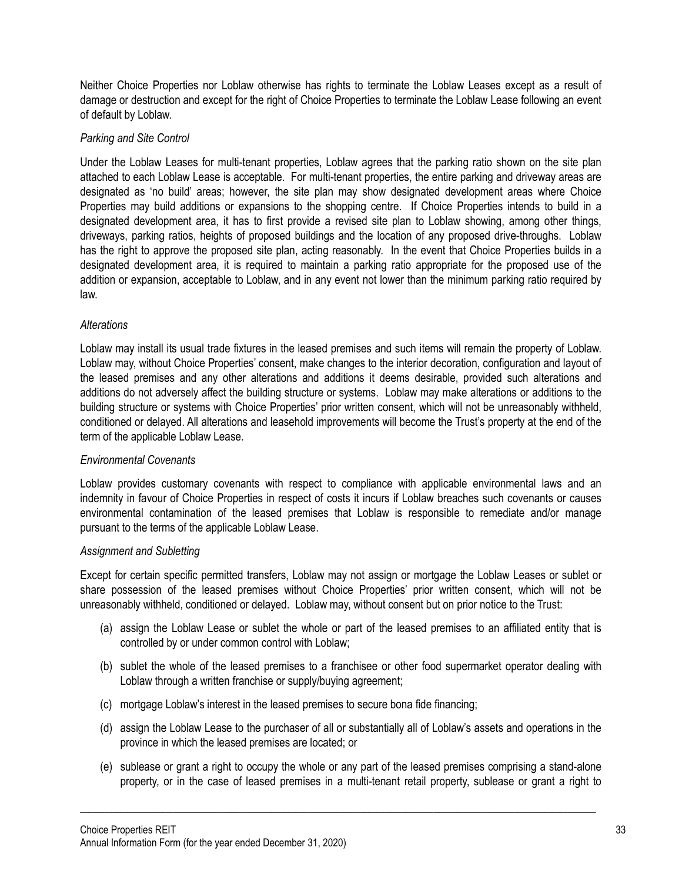Neither Choice Properties nor Loblaw otherwise has rights to terminate the Loblaw Leases except as a result of damage or destruction and except for the right of Choice Properties to terminate the Loblaw Lease following an event of default by Loblaw.

*Parking and Site Control*

Under the Loblaw Leases for multi-tenant properties, Loblaw agrees that the parking ratio shown on the site plan attached to each Loblaw Lease is acceptable. For multi-tenant properties, the entire parking and driveway areas are designated as 'no build' areas; however, the site plan may show designated development areas where Choice Properties may build additions or expansions to the shopping centre. If Choice Properties intends to build in a designated development area, it has to first provide a revised site plan to Loblaw showing, among other things, driveways, parking ratios, heights of proposed buildings and the location of any proposed drive-throughs. Loblaw has the right to approve the proposed site plan, acting reasonably. In the event that Choice Properties builds in a designated development area, it is required to maintain a parking ratio appropriate for the proposed use of the addition or expansion, acceptable to Loblaw, and in any event not lower than the minimum parking ratio required by law.

*Alterations*

Loblaw may install its usual trade fixtures in the leased premises and such items will remain the property of Loblaw. Loblaw may, without Choice Properties' consent, make changes to the interior decoration, configuration and layout of the leased premises and any other alterations and additions it deems desirable, provided such alterations and additions do not adversely affect the building structure or systems. Loblaw may make alterations or additions to the building structure or systems with Choice Properties' prior written consent, which will not be unreasonably withheld, conditioned or delayed. All alterations and leasehold improvements will become the Trust's property at the end of the term of the applicable Loblaw Lease.

*Environmental Covenants*

Loblaw provides customary covenants with respect to compliance with applicable environmental laws and an indemnity in favour of Choice Properties in respect of costs it incurs if Loblaw breaches such covenants or causes environmental contamination of the leased premises that Loblaw is responsible to remediate and/or manage pursuant to the terms of the applicable Loblaw Lease.

*Assignment and Subletting*

Except for certain specific permitted transfers, Loblaw may not assign or mortgage the Loblaw Leases or sublet or share possession of the leased premises without Choice Properties' prior written consent, which will not be unreasonably withheld, conditioned or delayed. Loblaw may, without consent but on prior notice to the Trust:

(a) assign the Loblaw Lease or sublet the whole or part of the leased premises to an affiliated entity that is controlled by or under common control with Loblaw;

(b) sublet the whole of the leased premises to a franchisee or other food supermarket operator dealing with Loblaw through a written franchise or supply/buying agreement;

(c) mortgage Loblaw's interest in the leased premises to secure bona fide financing;

(d) assign the Loblaw Lease to the purchaser of all or substantially all of Loblaw's assets and operations in the province in which the leased premises are located; or

(e) sublease or grant a right to occupy the whole or any part of the leased premises comprising a stand-alone property, or in the case of leased premises in a multi-tenant retail property, sublease or grant a right to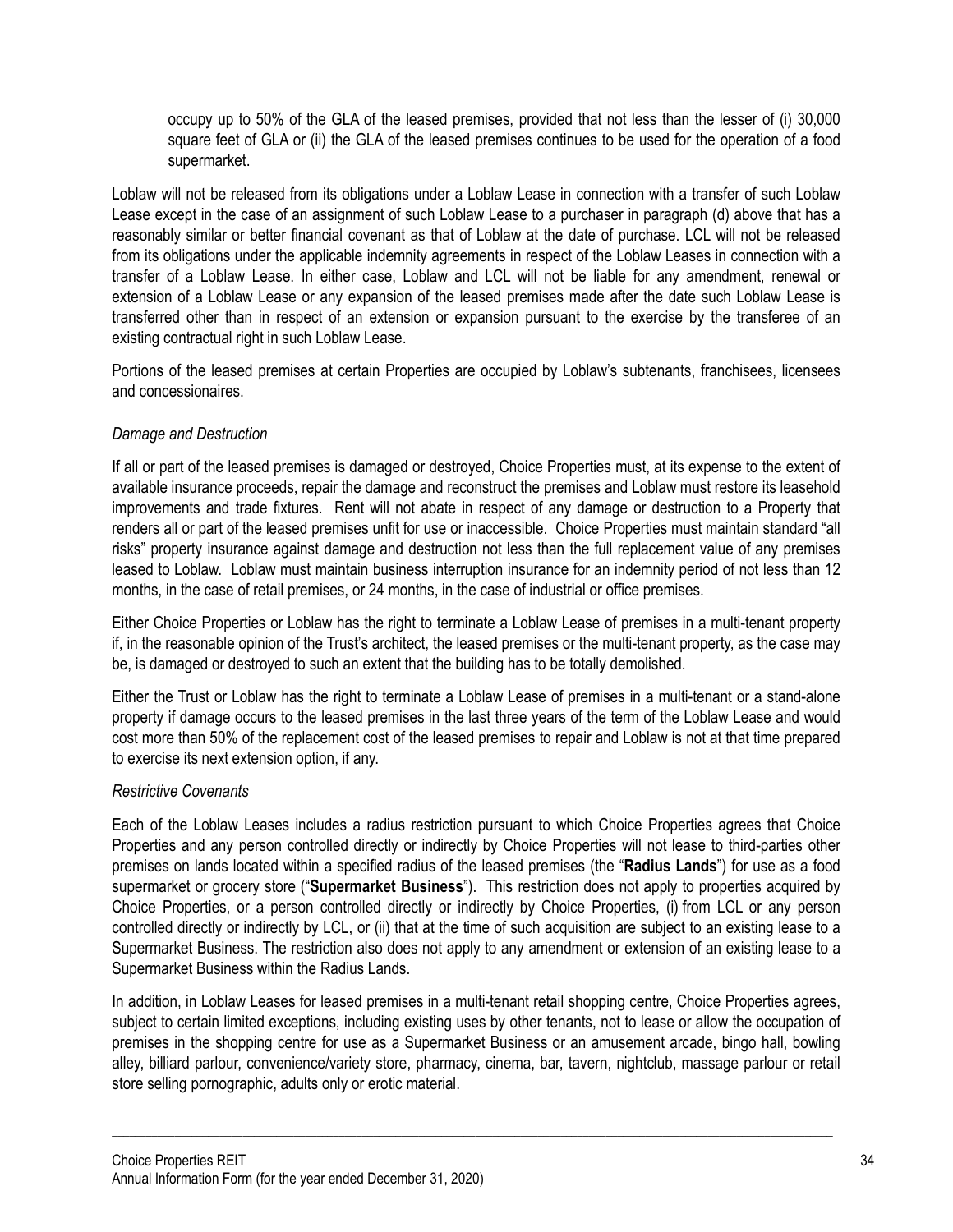occupy up to 50% of the GLA of the leased premises, provided that not less than the lesser of (i) 30,000 square feet of GLA or (ii) the GLA of the leased premises continues to be used for the operation of a food supermarket.

Loblaw will not be released from its obligations under a Loblaw Lease in connection with a transfer of such Loblaw Lease except in the case of an assignment of such Loblaw Lease to a purchaser in paragraph (d) above that has a reasonably similar or better financial covenant as that of Loblaw at the date of purchase. LCL will not be released from its obligations under the applicable indemnity agreements in respect of the Loblaw Leases in connection with a transfer of a Loblaw Lease. In either case, Loblaw and LCL will not be liable for any amendment, renewal or extension of a Loblaw Lease or any expansion of the leased premises made after the date such Loblaw Lease is transferred other than in respect of an extension or expansion pursuant to the exercise by the transferee of an existing contractual right in such Loblaw Lease.

Portions of the leased premises at certain Properties are occupied by Loblaw's subtenants, franchisees, licensees and concessionaires.

*Damage and Destruction*

If all or part of the leased premises is damaged or destroyed, Choice Properties must, at its expense to the extent of available insurance proceeds, repair the damage and reconstruct the premises and Loblaw must restore its leasehold improvements and trade fixtures. Rent will not abate in respect of any damage or destruction to a Property that renders all or part of the leased premises unfit for use or inaccessible. Choice Properties must maintain standard "all risks" property insurance against damage and destruction not less than the full replacement value of any premises leased to Loblaw. Loblaw must maintain business interruption insurance for an indemnity period of not less than 12 months, in the case of retail premises, or 24 months, in the case of industrial or office premises.

Either Choice Properties or Loblaw has the right to terminate a Loblaw Lease of premises in a multi-tenant property if, in the reasonable opinion of the Trust's architect, the leased premises or the multi-tenant property, as the case may be, is damaged or destroyed to such an extent that the building has to be totally demolished.

Either the Trust or Loblaw has the right to terminate a Loblaw Lease of premises in a multi-tenant or a stand-alone property if damage occurs to the leased premises in the last three years of the term of the Loblaw Lease and would cost more than 50% of the replacement cost of the leased premises to repair and Loblaw is not at that time prepared to exercise its next extension option, if any.

*Restrictive Covenants*

Each of the Loblaw Leases includes a radius restriction pursuant to which Choice Properties agrees that Choice Properties and any person controlled directly or indirectly by Choice Properties will not lease to third-parties other premises on lands located within a specified radius of the leased premises (the "**Radius Lands**") for use as a food supermarket or grocery store ("**Supermarket Business**"). This restriction does not apply to properties acquired by Choice Properties, or a person controlled directly or indirectly by Choice Properties, (i) from LCL or any person controlled directly or indirectly by LCL, or (ii) that at the time of such acquisition are subject to an existing lease to a Supermarket Business. The restriction also does not apply to any amendment or extension of an existing lease to a Supermarket Business within the Radius Lands.

In addition, in Loblaw Leases for leased premises in a multi-tenant retail shopping centre, Choice Properties agrees, subject to certain limited exceptions, including existing uses by other tenants, not to lease or allow the occupation of premises in the shopping centre for use as a Supermarket Business or an amusement arcade, bingo hall, bowling alley, billiard parlour, convenience/variety store, pharmacy, cinema, bar, tavern, nightclub, massage parlour or retail store selling pornographic, adults only or erotic material.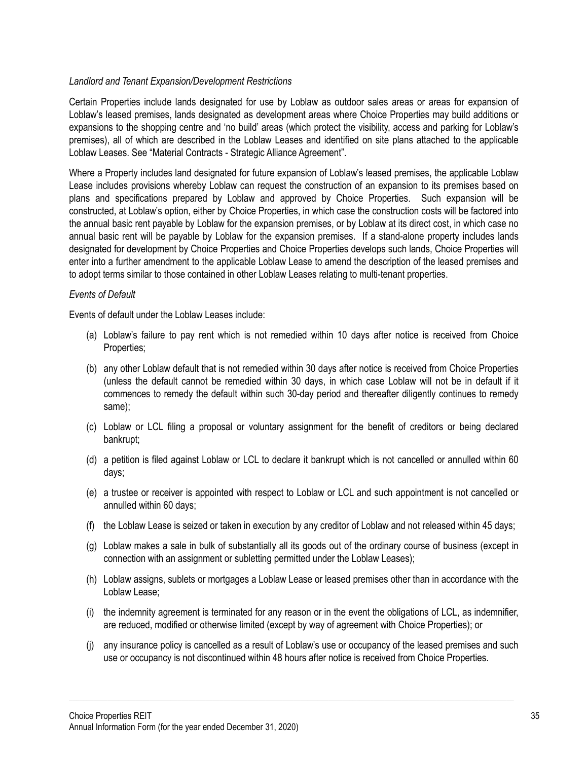*Landlord and Tenant Expansion/Development Restrictions*

Certain Properties include lands designated for use by Loblaw as outdoor sales areas or areas for expansion of Loblaw's leased premises, lands designated as development areas where Choice Properties may build additions or expansions to the shopping centre and 'no build' areas (which protect the visibility, access and parking for Loblaw's premises), all of which are described in the Loblaw Leases and identified on site plans attached to the applicable Loblaw Leases. See "Material Contracts - Strategic Alliance Agreement".

Where a Property includes land designated for future expansion of Loblaw's leased premises, the applicable Loblaw Lease includes provisions whereby Loblaw can request the construction of an expansion to its premises based on plans and specifications prepared by Loblaw and approved by Choice Properties. Such expansion will be constructed, at Loblaw's option, either by Choice Properties, in which case the construction costs will be factored into the annual basic rent payable by Loblaw for the expansion premises, or by Loblaw at its direct cost, in which case no annual basic rent will be payable by Loblaw for the expansion premises. If a stand-alone property includes lands designated for development by Choice Properties and Choice Properties develops such lands, Choice Properties will enter into a further amendment to the applicable Loblaw Lease to amend the description of the leased premises and to adopt terms similar to those contained in other Loblaw Leases relating to multi-tenant properties.

*Events of Default*

Events of default under the Loblaw Leases include:

(a) Loblaw's failure to pay rent which is not remedied within 10 days after notice is received from Choice Properties;

(b) any other Loblaw default that is not remedied within 30 days after notice is received from Choice Properties (unless the default cannot be remedied within 30 days, in which case Loblaw will not be in default if it commences to remedy the default within such 30-day period and thereafter diligently continues to remedy same);

(c) Loblaw or LCL filing a proposal or voluntary assignment for the benefit of creditors or being declared bankrupt;

(d) a petition is filed against Loblaw or LCL to declare it bankrupt which is not cancelled or annulled within 60 days;

(e) a trustee or receiver is appointed with respect to Loblaw or LCL and such appointment is not cancelled or annulled within 60 days;

(f) the Loblaw Lease is seized or taken in execution by any creditor of Loblaw and not released within 45 days;

(g) Loblaw makes a sale in bulk of substantially all its goods out of the ordinary course of business (except in connection with an assignment or subletting permitted under the Loblaw Leases);

(h) Loblaw assigns, sublets or mortgages a Loblaw Lease or leased premises other than in accordance with the Loblaw Lease;

(i) the indemnity agreement is terminated for any reason or in the event the obligations of LCL, as indemnifier, are reduced, modified or otherwise limited (except by way of agreement with Choice Properties); or

(j) any insurance policy is cancelled as a result of Loblaw's use or occupancy of the leased premises and such use or occupancy is not discontinued within 48 hours after notice is received from Choice Properties.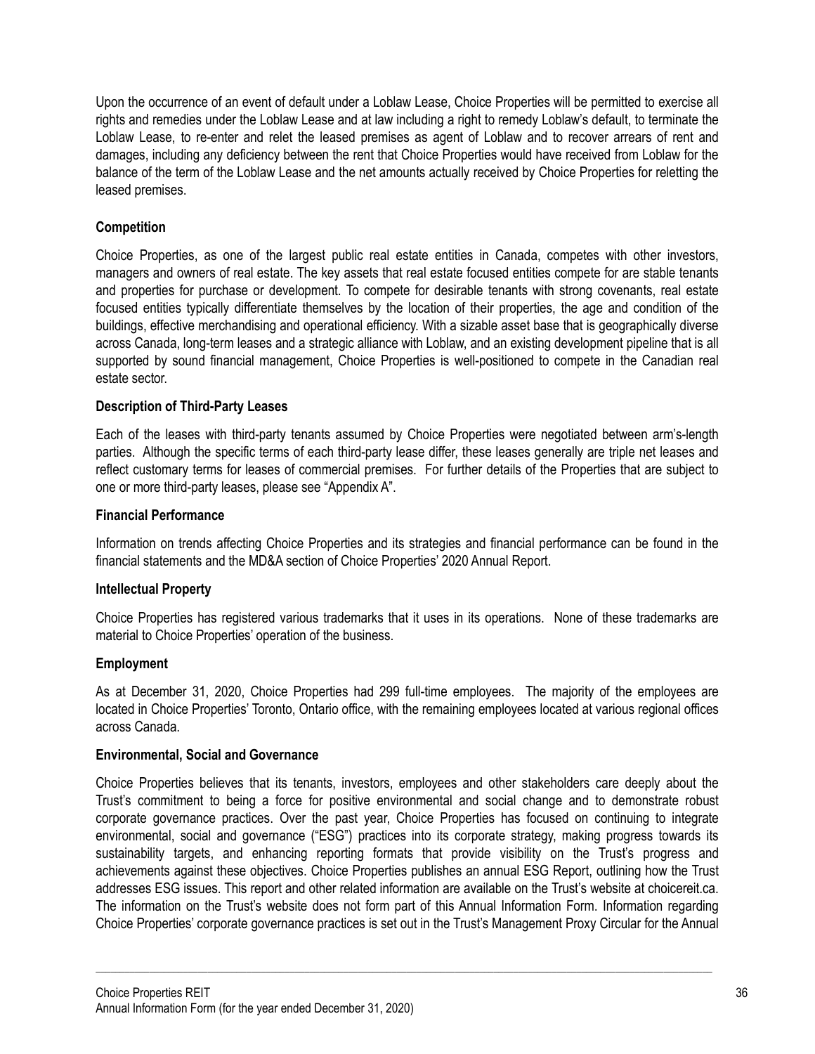Upon the occurrence of an event of default under a Loblaw Lease, Choice Properties will be permitted to exercise all rights and remedies under the Loblaw Lease and at law including a right to remedy Loblaw's default, to terminate the Loblaw Lease, to re-enter and relet the leased premises as agent of Loblaw and to recover arrears of rent and damages, including any deficiency between the rent that Choice Properties would have received from Loblaw for the balance of the term of the Loblaw Lease and the net amounts actually received by Choice Properties for reletting the leased premises.

### Competition

Choice Properties, as one of the largest public real estate entities in Canada, competes with other investors, managers and owners of real estate. The key assets that real estate focused entities compete for are stable tenants and properties for purchase or development. To compete for desirable tenants with strong covenants, real estate focused entities typically differentiate themselves by the location of their properties, the age and condition of the buildings, effective merchandising and operational efficiency. With a sizable asset base that is geographically diverse across Canada, long-term leases and a strategic alliance with Loblaw, and an existing development pipeline that is all supported by sound financial management, Choice Properties is well-positioned to compete in the Canadian real estate sector.

### Description of Third-Party Leases

Each of the leases with third-party tenants assumed by Choice Properties were negotiated between arm's-length parties. Although the specific terms of each third-party lease differ, these leases generally are triple net leases and reflect customary terms for leases of commercial premises. For further details of the Properties that are subject to one or more third-party leases, please see "Appendix A".

### Financial Performance

Information on trends affecting Choice Properties and its strategies and financial performance can be found in the financial statements and the MD&A section of Choice Properties' 2020 Annual Report.

### Intellectual Property

Choice Properties has registered various trademarks that it uses in its operations. None of these trademarks are material to Choice Properties' operation of the business.

### Employment

As at December 31, 2020, Choice Properties had 299 full-time employees. The majority of the employees are located in Choice Properties' Toronto, Ontario office, with the remaining employees located at various regional offices across Canada.

### Environmental, Social and Governance

Choice Properties believes that its tenants, investors, employees and other stakeholders care deeply about the Trust's commitment to being a force for positive environmental and social change and to demonstrate robust corporate governance practices. Over the past year, Choice Properties has focused on continuing to integrate environmental, social and governance ("ESG") practices into its corporate strategy, making progress towards its sustainability targets, and enhancing reporting formats that provide visibility on the Trust's progress and achievements against these objectives. Choice Properties publishes an annual ESG Report, outlining how the Trust addresses ESG issues. This report and other related information are available on the Trust's website at choicereit.ca. The information on the Trust's website does not form part of this Annual Information Form. Information regarding Choice Properties' corporate governance practices is set out in the Trust's Management Proxy Circular for the Annual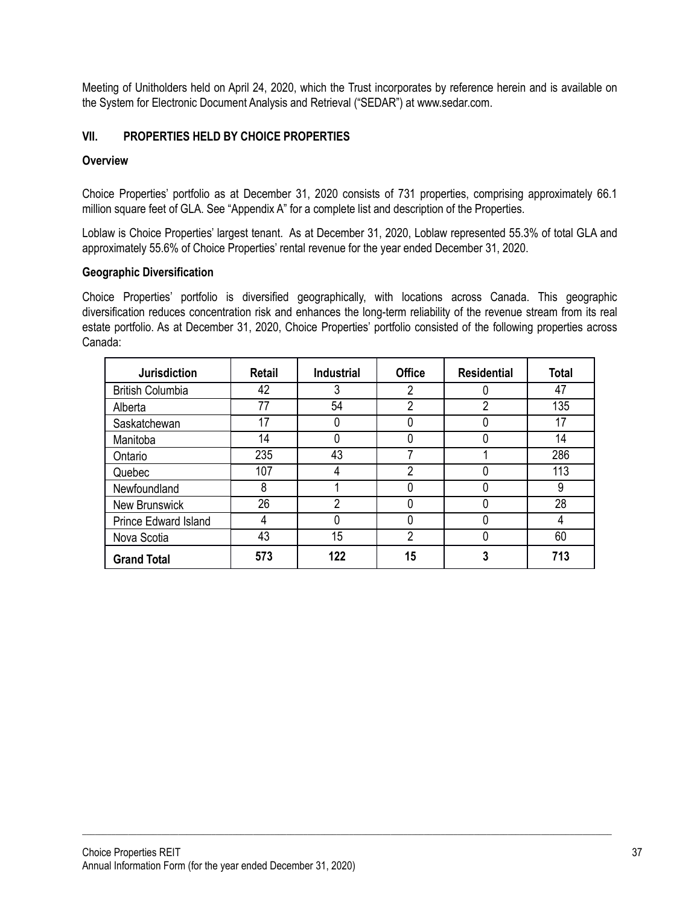Meeting of Unitholders held on April 24, 2020, which the Trust incorporates by reference herein and is available on the System for Electronic Document Analysis and Retrieval ("SEDAR") at www.sedar.com.

## VII. PROPERTIES HELD BY CHOICE PROPERTIES

### Overview

Choice Properties' portfolio as at December 31, 2020 consists of 731 properties, comprising approximately 66.1 million square feet of GLA. See "Appendix A" for a complete list and description of the Properties.

Loblaw is Choice Properties' largest tenant. As at December 31, 2020, Loblaw represented 55.3% of total GLA and approximately 55.6% of Choice Properties' rental revenue for the year ended December 31, 2020.

### Geographic Diversification

Choice Properties' portfolio is diversified geographically, with locations across Canada. This geographic diversification reduces concentration risk and enhances the long-term reliability of the revenue stream from its real estate portfolio. As at December 31, 2020, Choice Properties' portfolio consisted of the following properties across Canada:

| Jurisdiction | Retail | Industrial | Office | Residential | Total |
|---|---|---|---|---|---|
| British Columbia | 42 | 3 | 2 | 0 | 47 |
| Alberta | 77 | 54 | 2 | 2 | 135 |
| Saskatchewan | 17 | 0 | 0 | 0 | 17 |
| Manitoba | 14 | 0 | 0 | 0 | 14 |
| Ontario | 235 | 43 | 7 | 1 | 286 |
| Quebec | 107 | 4 | 2 | 0 | 113 |
| Newfoundland | 8 | 1 | 0 | 0 | 9 |
| New Brunswick | 26 | 2 | 0 | 0 | 28 |
| Prince Edward Island | 4 | 0 | 0 | 0 | 4 |
| Nova Scotia | 43 | 15 | 2 | 0 | 60 |
| **Grand Total** | **573** | **122** | **15** | **3** | **713** |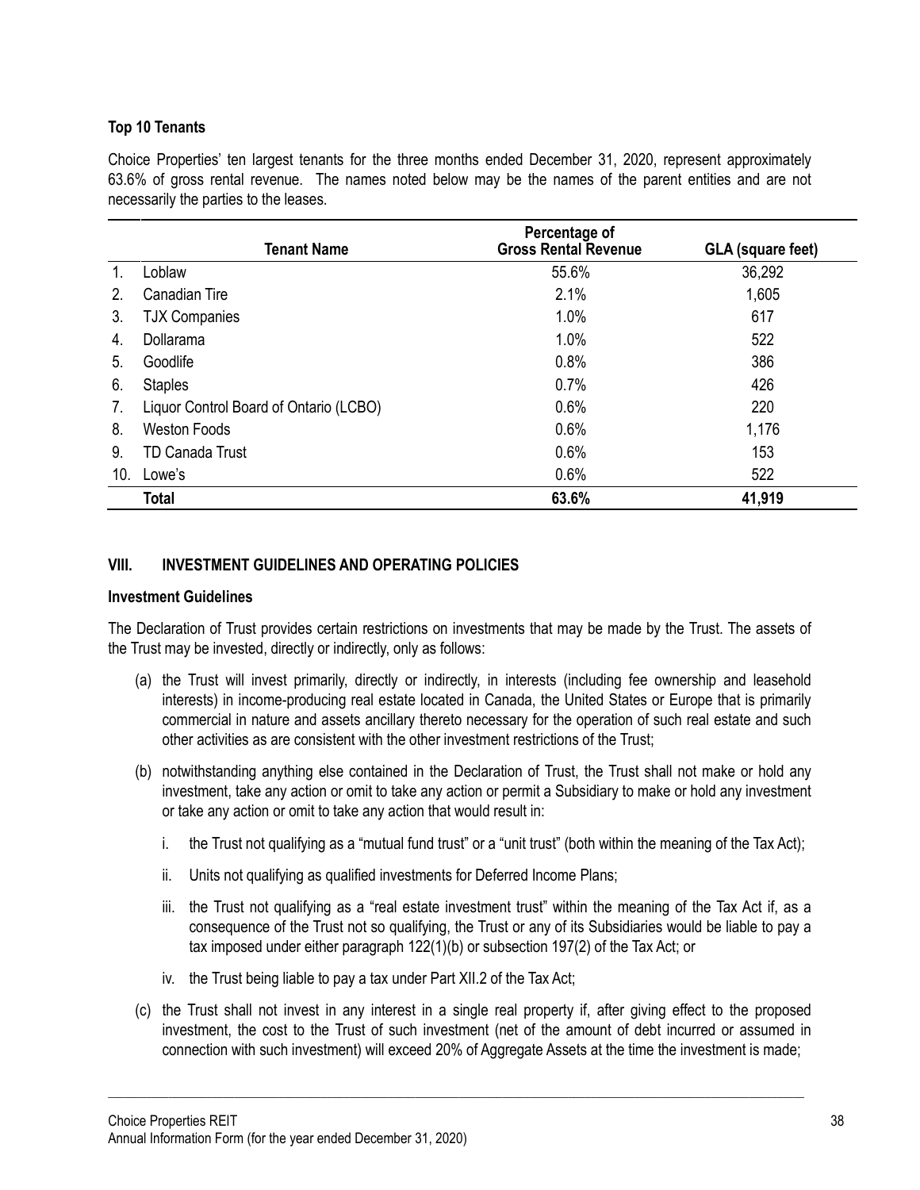### Top 10 Tenants

Choice Properties' ten largest tenants for the three months ended December 31, 2020, represent approximately 63.6% of gross rental revenue. The names noted below may be the names of the parent entities and are not necessarily the parties to the leases.

| | Tenant Name | Percentage of Gross Rental Revenue | GLA (square feet) |
|---|---|---|---|
| 1. | Loblaw | 55.6% | 36,292 |
| 2. | Canadian Tire | 2.1% | 1,605 |
| 3. | TJX Companies | 1.0% | 617 |
| 4. | Dollarama | 1.0% | 522 |
| 5. | Goodlife | 0.8% | 386 |
| 6. | Staples | 0.7% | 426 |
| 7. | Liquor Control Board of Ontario (LCBO) | 0.6% | 220 |
| 8. | Weston Foods | 0.6% | 1,176 |
| 9. | TD Canada Trust | 0.6% | 153 |
| 10. | Lowe's | 0.6% | 522 |
| | **Total** | **63.6%** | **41,919** |

## VIII. INVESTMENT GUIDELINES AND OPERATING POLICIES

### Investment Guidelines

The Declaration of Trust provides certain restrictions on investments that may be made by the Trust. The assets of the Trust may be invested, directly or indirectly, only as follows:

(a) the Trust will invest primarily, directly or indirectly, in interests (including fee ownership and leasehold interests) in income-producing real estate located in Canada, the United States or Europe that is primarily commercial in nature and assets ancillary thereto necessary for the operation of such real estate and such other activities as are consistent with the other investment restrictions of the Trust;

(b) notwithstanding anything else contained in the Declaration of Trust, the Trust shall not make or hold any investment, take any action or omit to take any action or permit a Subsidiary to make or hold any investment or take any action or omit to take any action that would result in:

   i. the Trust not qualifying as a "mutual fund trust" or a "unit trust" (both within the meaning of the Tax Act);

   ii. Units not qualifying as qualified investments for Deferred Income Plans;

   iii. the Trust not qualifying as a "real estate investment trust" within the meaning of the Tax Act if, as a consequence of the Trust not so qualifying, the Trust or any of its Subsidiaries would be liable to pay a tax imposed under either paragraph 122(1)(b) or subsection 197(2) of the Tax Act; or

   iv. the Trust being liable to pay a tax under Part XII.2 of the Tax Act;

(c) the Trust shall not invest in any interest in a single real property if, after giving effect to the proposed investment, the cost to the Trust of such investment (net of the amount of debt incurred or assumed in connection with such investment) will exceed 20% of Aggregate Assets at the time the investment is made;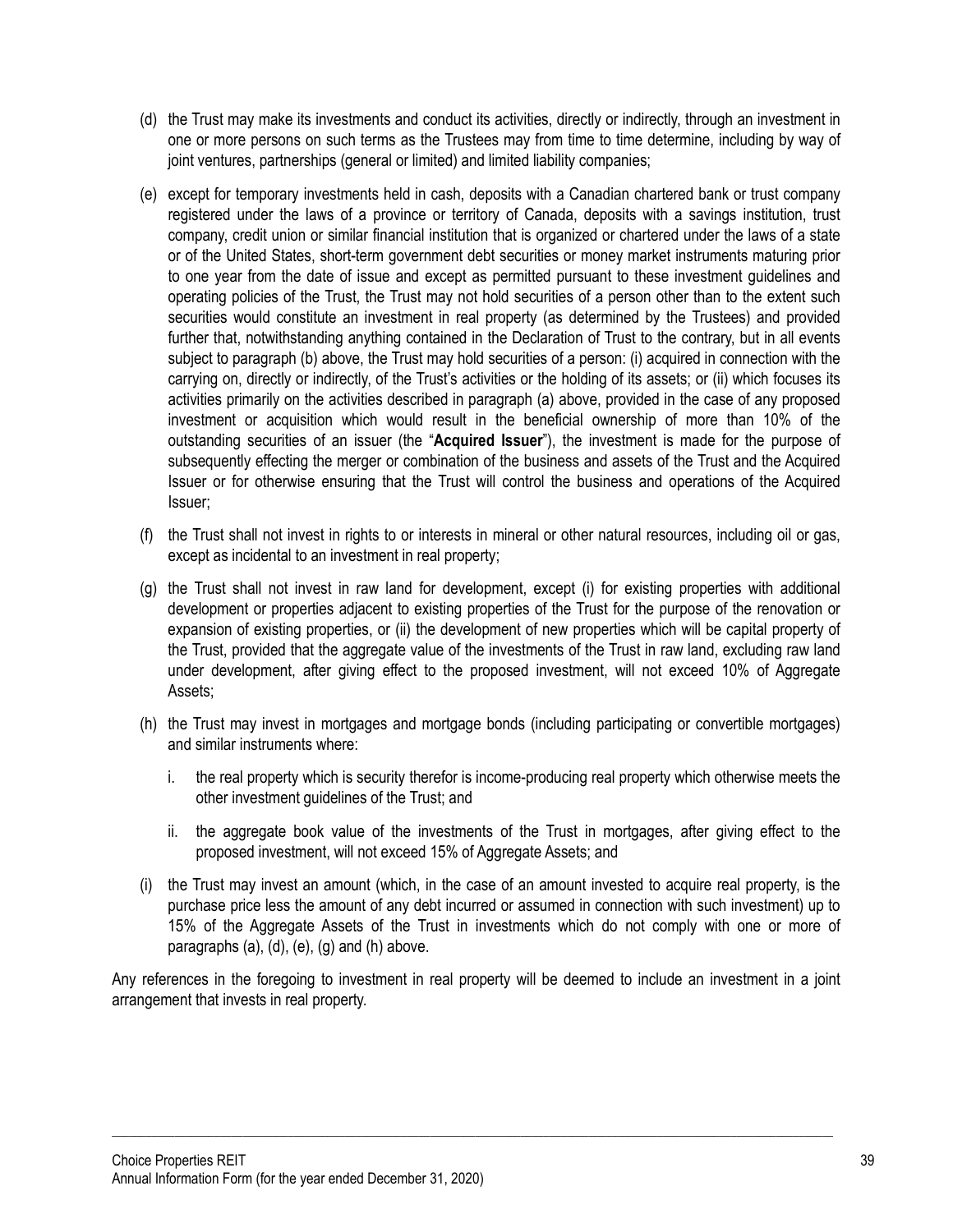(d) the Trust may make its investments and conduct its activities, directly or indirectly, through an investment in one or more persons on such terms as the Trustees may from time to time determine, including by way of joint ventures, partnerships (general or limited) and limited liability companies;

(e) except for temporary investments held in cash, deposits with a Canadian chartered bank or trust company registered under the laws of a province or territory of Canada, deposits with a savings institution, trust company, credit union or similar financial institution that is organized or chartered under the laws of a state or of the United States, short-term government debt securities or money market instruments maturing prior to one year from the date of issue and except as permitted pursuant to these investment guidelines and operating policies of the Trust, the Trust may not hold securities of a person other than to the extent such securities would constitute an investment in real property (as determined by the Trustees) and provided further that, notwithstanding anything contained in the Declaration of Trust to the contrary, but in all events subject to paragraph (b) above, the Trust may hold securities of a person: (i) acquired in connection with the carrying on, directly or indirectly, of the Trust's activities or the holding of its assets; or (ii) which focuses its activities primarily on the activities described in paragraph (a) above, provided in the case of any proposed investment or acquisition which would result in the beneficial ownership of more than 10% of the outstanding securities of an issuer (the "**Acquired Issuer**"), the investment is made for the purpose of subsequently effecting the merger or combination of the business and assets of the Trust and the Acquired Issuer or for otherwise ensuring that the Trust will control the business and operations of the Acquired Issuer;

(f) the Trust shall not invest in rights to or interests in mineral or other natural resources, including oil or gas, except as incidental to an investment in real property;

(g) the Trust shall not invest in raw land for development, except (i) for existing properties with additional development or properties adjacent to existing properties of the Trust for the purpose of the renovation or expansion of existing properties, or (ii) the development of new properties which will be capital property of the Trust, provided that the aggregate value of the investments of the Trust in raw land, excluding raw land under development, after giving effect to the proposed investment, will not exceed 10% of Aggregate Assets;

(h) the Trust may invest in mortgages and mortgage bonds (including participating or convertible mortgages) and similar instruments where:

   i. the real property which is security therefor is income-producing real property which otherwise meets the other investment guidelines of the Trust; and

   ii. the aggregate book value of the investments of the Trust in mortgages, after giving effect to the proposed investment, will not exceed 15% of Aggregate Assets; and

(i) the Trust may invest an amount (which, in the case of an amount invested to acquire real property, is the purchase price less the amount of any debt incurred or assumed in connection with such investment) up to 15% of the Aggregate Assets of the Trust in investments which do not comply with one or more of paragraphs (a), (d), (e), (g) and (h) above.

Any references in the foregoing to investment in real property will be deemed to include an investment in a joint arrangement that invests in real property.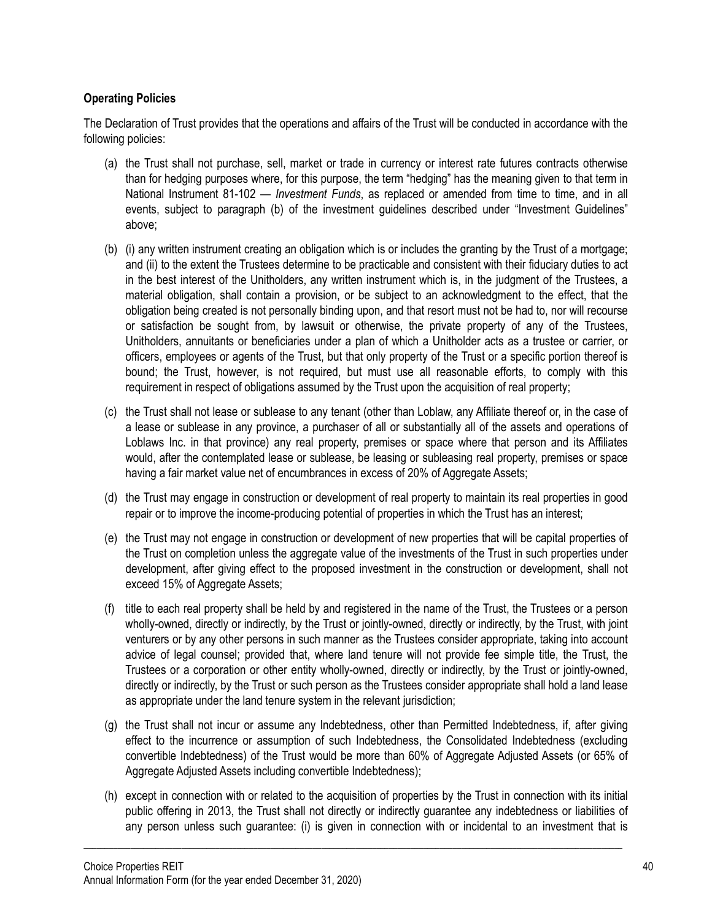**Operating Policies**

The Declaration of Trust provides that the operations and affairs of the Trust will be conducted in accordance with the following policies:

(a) the Trust shall not purchase, sell, market or trade in currency or interest rate futures contracts otherwise than for hedging purposes where, for this purpose, the term "hedging" has the meaning given to that term in National Instrument 81-102 — *Investment Funds*, as replaced or amended from time to time, and in all events, subject to paragraph (b) of the investment guidelines described under "Investment Guidelines" above;

(b) (i) any written instrument creating an obligation which is or includes the granting by the Trust of a mortgage; and (ii) to the extent the Trustees determine to be practicable and consistent with their fiduciary duties to act in the best interest of the Unitholders, any written instrument which is, in the judgment of the Trustees, a material obligation, shall contain a provision, or be subject to an acknowledgment to the effect, that the obligation being created is not personally binding upon, and that resort must not be had to, nor will recourse or satisfaction be sought from, by lawsuit or otherwise, the private property of any of the Trustees, Unitholders, annuitants or beneficiaries under a plan of which a Unitholder acts as a trustee or carrier, or officers, employees or agents of the Trust, but that only property of the Trust or a specific portion thereof is bound; the Trust, however, is not required, but must use all reasonable efforts, to comply with this requirement in respect of obligations assumed by the Trust upon the acquisition of real property;

(c) the Trust shall not lease or sublease to any tenant (other than Loblaw, any Affiliate thereof or, in the case of a lease or sublease in any province, a purchaser of all or substantially all of the assets and operations of Loblaws Inc. in that province) any real property, premises or space where that person and its Affiliates would, after the contemplated lease or sublease, be leasing or subleasing real property, premises or space having a fair market value net of encumbrances in excess of 20% of Aggregate Assets;

(d) the Trust may engage in construction or development of real property to maintain its real properties in good repair or to improve the income-producing potential of properties in which the Trust has an interest;

(e) the Trust may not engage in construction or development of new properties that will be capital properties of the Trust on completion unless the aggregate value of the investments of the Trust in such properties under development, after giving effect to the proposed investment in the construction or development, shall not exceed 15% of Aggregate Assets;

(f) title to each real property shall be held by and registered in the name of the Trust, the Trustees or a person wholly-owned, directly or indirectly, by the Trust or jointly-owned, directly or indirectly, by the Trust, with joint venturers or by any other persons in such manner as the Trustees consider appropriate, taking into account advice of legal counsel; provided that, where land tenure will not provide fee simple title, the Trust, the Trustees or a corporation or other entity wholly-owned, directly or indirectly, by the Trust or jointly-owned, directly or indirectly, by the Trust or such person as the Trustees consider appropriate shall hold a land lease as appropriate under the land tenure system in the relevant jurisdiction;

(g) the Trust shall not incur or assume any Indebtedness, other than Permitted Indebtedness, if, after giving effect to the incurrence or assumption of such Indebtedness, the Consolidated Indebtedness (excluding convertible Indebtedness) of the Trust would be more than 60% of Aggregate Adjusted Assets (or 65% of Aggregate Adjusted Assets including convertible Indebtedness);

(h) except in connection with or related to the acquisition of properties by the Trust in connection with its initial public offering in 2013, the Trust shall not directly or indirectly guarantee any indebtedness or liabilities of any person unless such guarantee: (i) is given in connection with or incidental to an investment that is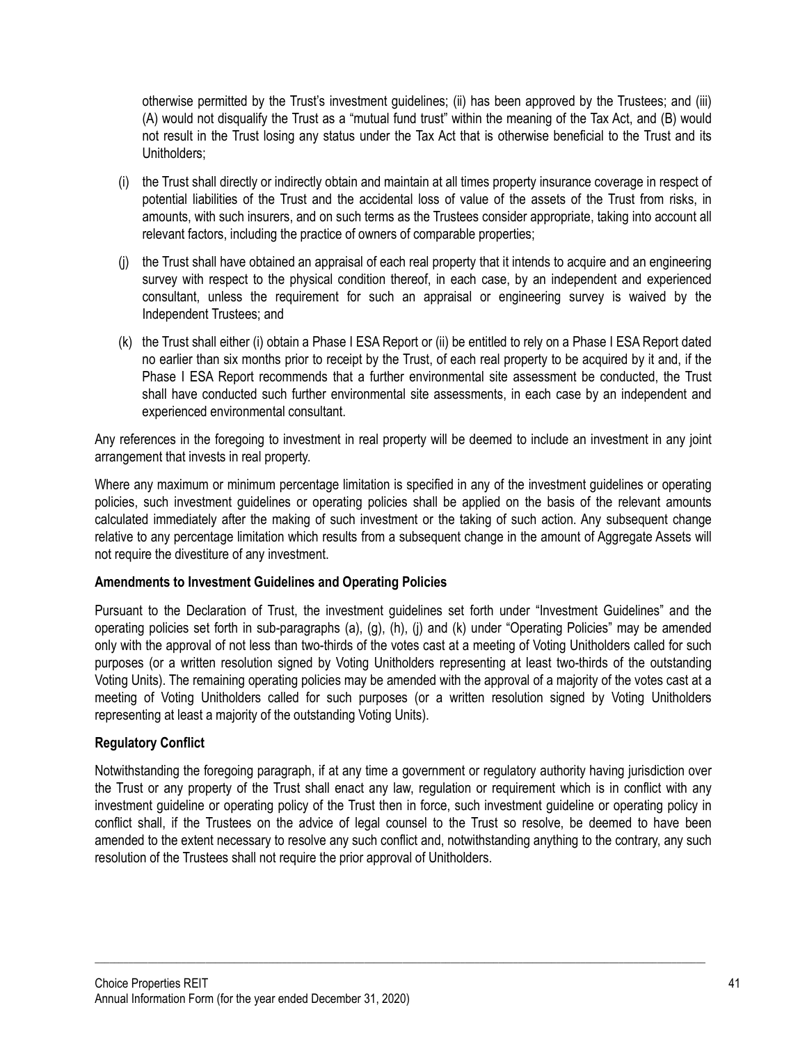otherwise permitted by the Trust's investment guidelines; (ii) has been approved by the Trustees; and (iii) (A) would not disqualify the Trust as a "mutual fund trust" within the meaning of the Tax Act, and (B) would not result in the Trust losing any status under the Tax Act that is otherwise beneficial to the Trust and its Unitholders;

(i) the Trust shall directly or indirectly obtain and maintain at all times property insurance coverage in respect of potential liabilities of the Trust and the accidental loss of value of the assets of the Trust from risks, in amounts, with such insurers, and on such terms as the Trustees consider appropriate, taking into account all relevant factors, including the practice of owners of comparable properties;

(j) the Trust shall have obtained an appraisal of each real property that it intends to acquire and an engineering survey with respect to the physical condition thereof, in each case, by an independent and experienced consultant, unless the requirement for such an appraisal or engineering survey is waived by the Independent Trustees; and

(k) the Trust shall either (i) obtain a Phase I ESA Report or (ii) be entitled to rely on a Phase I ESA Report dated no earlier than six months prior to receipt by the Trust, of each real property to be acquired by it and, if the Phase I ESA Report recommends that a further environmental site assessment be conducted, the Trust shall have conducted such further environmental site assessments, in each case by an independent and experienced environmental consultant.

Any references in the foregoing to investment in real property will be deemed to include an investment in any joint arrangement that invests in real property.

Where any maximum or minimum percentage limitation is specified in any of the investment guidelines or operating policies, such investment guidelines or operating policies shall be applied on the basis of the relevant amounts calculated immediately after the making of such investment or the taking of such action. Any subsequent change relative to any percentage limitation which results from a subsequent change in the amount of Aggregate Assets will not require the divestiture of any investment.

**Amendments to Investment Guidelines and Operating Policies**

Pursuant to the Declaration of Trust, the investment guidelines set forth under "Investment Guidelines" and the operating policies set forth in sub-paragraphs (a), (g), (h), (j) and (k) under "Operating Policies" may be amended only with the approval of not less than two-thirds of the votes cast at a meeting of Voting Unitholders called for such purposes (or a written resolution signed by Voting Unitholders representing at least two-thirds of the outstanding Voting Units). The remaining operating policies may be amended with the approval of a majority of the votes cast at a meeting of Voting Unitholders called for such purposes (or a written resolution signed by Voting Unitholders representing at least a majority of the outstanding Voting Units).

**Regulatory Conflict**

Notwithstanding the foregoing paragraph, if at any time a government or regulatory authority having jurisdiction over the Trust or any property of the Trust shall enact any law, regulation or requirement which is in conflict with any investment guideline or operating policy of the Trust then in force, such investment guideline or operating policy in conflict shall, if the Trustees on the advice of legal counsel to the Trust so resolve, be deemed to have been amended to the extent necessary to resolve any such conflict and, notwithstanding anything to the contrary, any such resolution of the Trustees shall not require the prior approval of Unitholders.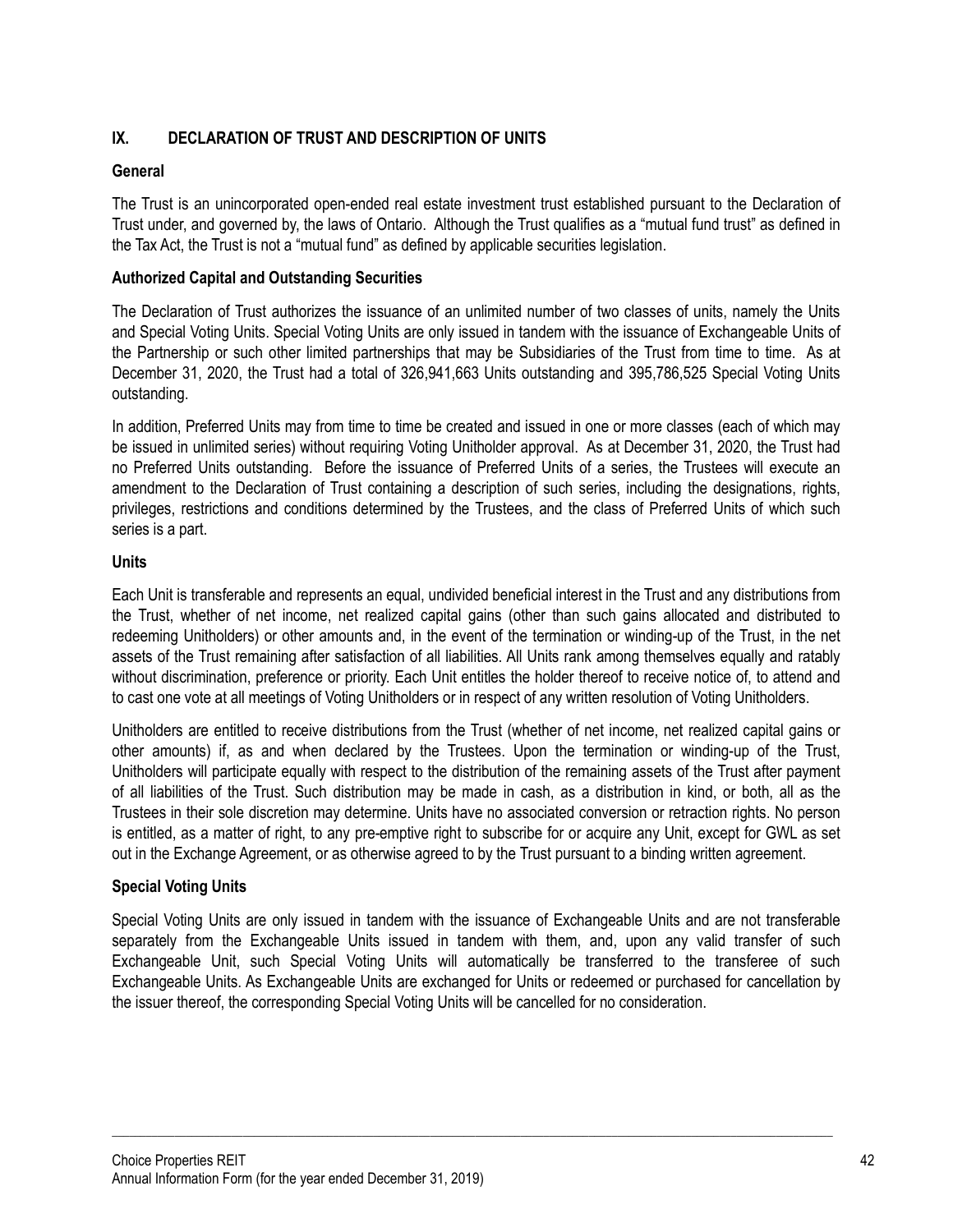## IX. DECLARATION OF TRUST AND DESCRIPTION OF UNITS

### General

The Trust is an unincorporated open-ended real estate investment trust established pursuant to the Declaration of Trust under, and governed by, the laws of Ontario. Although the Trust qualifies as a "mutual fund trust" as defined in the Tax Act, the Trust is not a "mutual fund" as defined by applicable securities legislation.

### Authorized Capital and Outstanding Securities

The Declaration of Trust authorizes the issuance of an unlimited number of two classes of units, namely the Units and Special Voting Units. Special Voting Units are only issued in tandem with the issuance of Exchangeable Units of the Partnership or such other limited partnerships that may be Subsidiaries of the Trust from time to time. As at December 31, 2020, the Trust had a total of 326,941,663 Units outstanding and 395,786,525 Special Voting Units outstanding.

In addition, Preferred Units may from time to time be created and issued in one or more classes (each of which may be issued in unlimited series) without requiring Voting Unitholder approval. As at December 31, 2020, the Trust had no Preferred Units outstanding. Before the issuance of Preferred Units of a series, the Trustees will execute an amendment to the Declaration of Trust containing a description of such series, including the designations, rights, privileges, restrictions and conditions determined by the Trustees, and the class of Preferred Units of which such series is a part.

### Units

Each Unit is transferable and represents an equal, undivided beneficial interest in the Trust and any distributions from the Trust, whether of net income, net realized capital gains (other than such gains allocated and distributed to redeeming Unitholders) or other amounts and, in the event of the termination or winding-up of the Trust, in the net assets of the Trust remaining after satisfaction of all liabilities. All Units rank among themselves equally and ratably without discrimination, preference or priority. Each Unit entitles the holder thereof to receive notice of, to attend and to cast one vote at all meetings of Voting Unitholders or in respect of any written resolution of Voting Unitholders.

Unitholders are entitled to receive distributions from the Trust (whether of net income, net realized capital gains or other amounts) if, as and when declared by the Trustees. Upon the termination or winding-up of the Trust, Unitholders will participate equally with respect to the distribution of the remaining assets of the Trust after payment of all liabilities of the Trust. Such distribution may be made in cash, as a distribution in kind, or both, all as the Trustees in their sole discretion may determine. Units have no associated conversion or retraction rights. No person is entitled, as a matter of right, to any pre-emptive right to subscribe for or acquire any Unit, except for GWL as set out in the Exchange Agreement, or as otherwise agreed to by the Trust pursuant to a binding written agreement.

### Special Voting Units

Special Voting Units are only issued in tandem with the issuance of Exchangeable Units and are not transferable separately from the Exchangeable Units issued in tandem with them, and, upon any valid transfer of such Exchangeable Unit, such Special Voting Units will automatically be transferred to the transferee of such Exchangeable Units. As Exchangeable Units are exchanged for Units or redeemed or purchased for cancellation by the issuer thereof, the corresponding Special Voting Units will be cancelled for no consideration.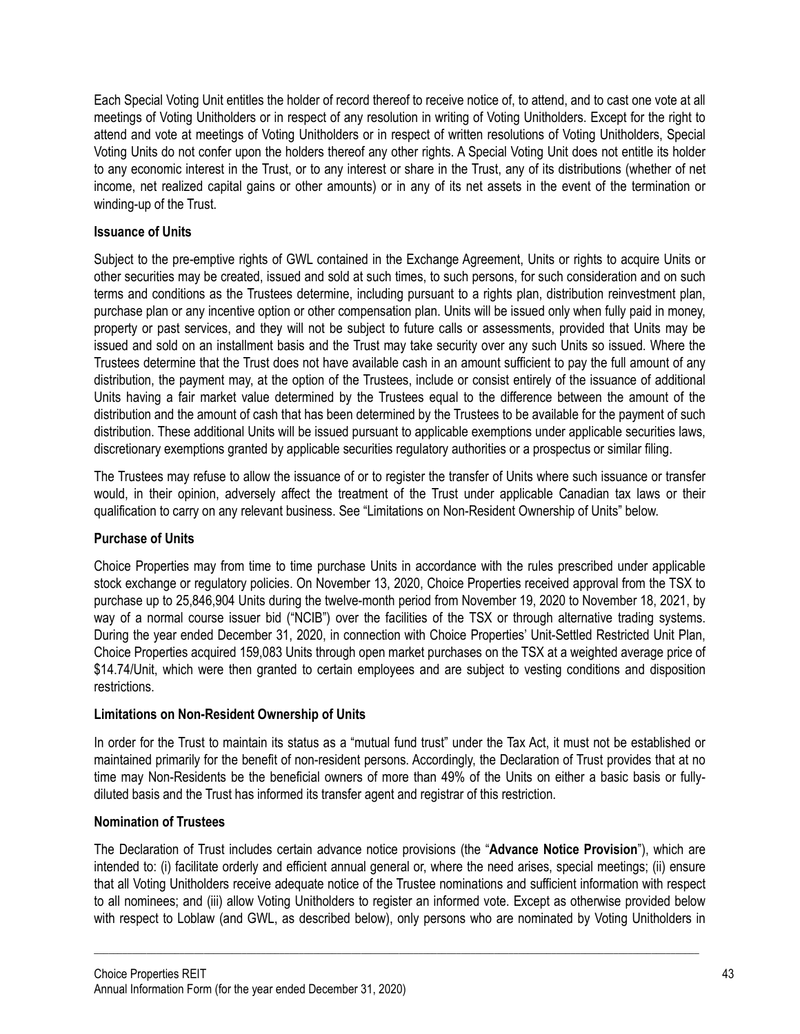Each Special Voting Unit entitles the holder of record thereof to receive notice of, to attend, and to cast one vote at all meetings of Voting Unitholders or in respect of any resolution in writing of Voting Unitholders. Except for the right to attend and vote at meetings of Voting Unitholders or in respect of written resolutions of Voting Unitholders, Special Voting Units do not confer upon the holders thereof any other rights. A Special Voting Unit does not entitle its holder to any economic interest in the Trust, or to any interest or share in the Trust, any of its distributions (whether of net income, net realized capital gains or other amounts) or in any of its net assets in the event of the termination or winding-up of the Trust.

**Issuance of Units**

Subject to the pre-emptive rights of GWL contained in the Exchange Agreement, Units or rights to acquire Units or other securities may be created, issued and sold at such times, to such persons, for such consideration and on such terms and conditions as the Trustees determine, including pursuant to a rights plan, distribution reinvestment plan, purchase plan or any incentive option or other compensation plan. Units will be issued only when fully paid in money, property or past services, and they will not be subject to future calls or assessments, provided that Units may be issued and sold on an installment basis and the Trust may take security over any such Units so issued. Where the Trustees determine that the Trust does not have available cash in an amount sufficient to pay the full amount of any distribution, the payment may, at the option of the Trustees, include or consist entirely of the issuance of additional Units having a fair market value determined by the Trustees equal to the difference between the amount of the distribution and the amount of cash that has been determined by the Trustees to be available for the payment of such distribution. These additional Units will be issued pursuant to applicable exemptions under applicable securities laws, discretionary exemptions granted by applicable securities regulatory authorities or a prospectus or similar filing.

The Trustees may refuse to allow the issuance of or to register the transfer of Units where such issuance or transfer would, in their opinion, adversely affect the treatment of the Trust under applicable Canadian tax laws or their qualification to carry on any relevant business. See "Limitations on Non-Resident Ownership of Units" below.

**Purchase of Units**

Choice Properties may from time to time purchase Units in accordance with the rules prescribed under applicable stock exchange or regulatory policies. On November 13, 2020, Choice Properties received approval from the TSX to purchase up to 25,846,904 Units during the twelve-month period from November 19, 2020 to November 18, 2021, by way of a normal course issuer bid ("NCIB") over the facilities of the TSX or through alternative trading systems. During the year ended December 31, 2020, in connection with Choice Properties' Unit-Settled Restricted Unit Plan, Choice Properties acquired 159,083 Units through open market purchases on the TSX at a weighted average price of $14.74/Unit, which were then granted to certain employees and are subject to vesting conditions and disposition restrictions.

**Limitations on Non-Resident Ownership of Units**

In order for the Trust to maintain its status as a "mutual fund trust" under the Tax Act, it must not be established or maintained primarily for the benefit of non-resident persons. Accordingly, the Declaration of Trust provides that at no time may Non-Residents be the beneficial owners of more than 49% of the Units on either a basic basis or fully-diluted basis and the Trust has informed its transfer agent and registrar of this restriction.

**Nomination of Trustees**

The Declaration of Trust includes certain advance notice provisions (the "**Advance Notice Provision**"), which are intended to: (i) facilitate orderly and efficient annual general or, where the need arises, special meetings; (ii) ensure that all Voting Unitholders receive adequate notice of the Trustee nominations and sufficient information with respect to all nominees; and (iii) allow Voting Unitholders to register an informed vote. Except as otherwise provided below with respect to Loblaw (and GWL, as described below), only persons who are nominated by Voting Unitholders in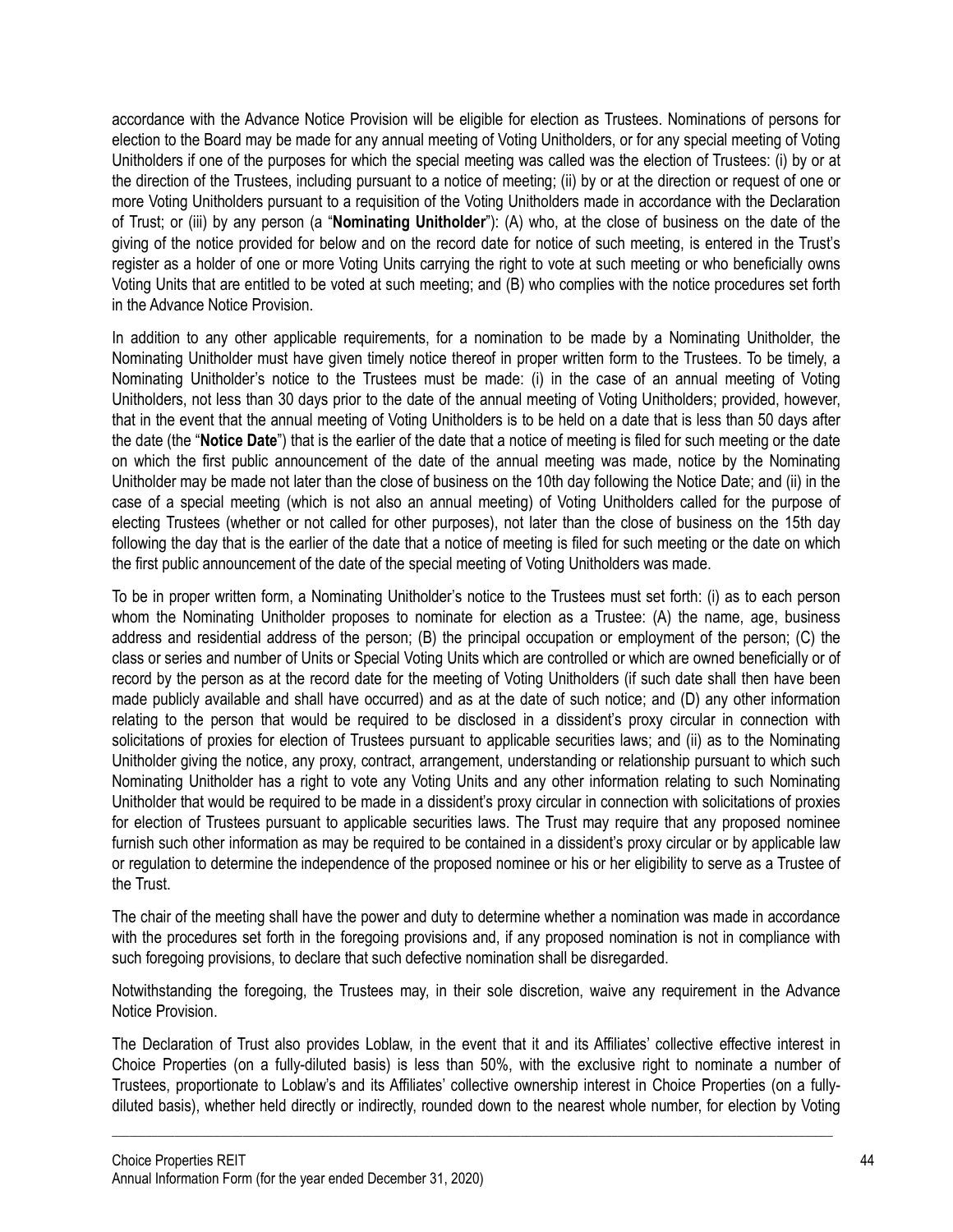accordance with the Advance Notice Provision will be eligible for election as Trustees. Nominations of persons for election to the Board may be made for any annual meeting of Voting Unitholders, or for any special meeting of Voting Unitholders if one of the purposes for which the special meeting was called was the election of Trustees: (i) by or at the direction of the Trustees, including pursuant to a notice of meeting; (ii) by or at the direction or request of one or more Voting Unitholders pursuant to a requisition of the Voting Unitholders made in accordance with the Declaration of Trust; or (iii) by any person (a "**Nominating Unitholder**"): (A) who, at the close of business on the date of the giving of the notice provided for below and on the record date for notice of such meeting, is entered in the Trust's register as a holder of one or more Voting Units carrying the right to vote at such meeting or who beneficially owns Voting Units that are entitled to be voted at such meeting; and (B) who complies with the notice procedures set forth in the Advance Notice Provision.

In addition to any other applicable requirements, for a nomination to be made by a Nominating Unitholder, the Nominating Unitholder must have given timely notice thereof in proper written form to the Trustees. To be timely, a Nominating Unitholder's notice to the Trustees must be made: (i) in the case of an annual meeting of Voting Unitholders, not less than 30 days prior to the date of the annual meeting of Voting Unitholders; provided, however, that in the event that the annual meeting of Voting Unitholders is to be held on a date that is less than 50 days after the date (the "**Notice Date**") that is the earlier of the date that a notice of meeting is filed for such meeting or the date on which the first public announcement of the date of the annual meeting was made, notice by the Nominating Unitholder may be made not later than the close of business on the 10th day following the Notice Date; and (ii) in the case of a special meeting (which is not also an annual meeting) of Voting Unitholders called for the purpose of electing Trustees (whether or not called for other purposes), not later than the close of business on the 15th day following the day that is the earlier of the date that a notice of meeting is filed for such meeting or the date on which the first public announcement of the date of the special meeting of Voting Unitholders was made.

To be in proper written form, a Nominating Unitholder's notice to the Trustees must set forth: (i) as to each person whom the Nominating Unitholder proposes to nominate for election as a Trustee: (A) the name, age, business address and residential address of the person; (B) the principal occupation or employment of the person; (C) the class or series and number of Units or Special Voting Units which are controlled or which are owned beneficially or of record by the person as at the record date for the meeting of Voting Unitholders (if such date shall then have been made publicly available and shall have occurred) and as at the date of such notice; and (D) any other information relating to the person that would be required to be disclosed in a dissident's proxy circular in connection with solicitations of proxies for election of Trustees pursuant to applicable securities laws; and (ii) as to the Nominating Unitholder giving the notice, any proxy, contract, arrangement, understanding or relationship pursuant to which such Nominating Unitholder has a right to vote any Voting Units and any other information relating to such Nominating Unitholder that would be required to be made in a dissident's proxy circular in connection with solicitations of proxies for election of Trustees pursuant to applicable securities laws. The Trust may require that any proposed nominee furnish such other information as may be required to be contained in a dissident's proxy circular or by applicable law or regulation to determine the independence of the proposed nominee or his or her eligibility to serve as a Trustee of the Trust.

The chair of the meeting shall have the power and duty to determine whether a nomination was made in accordance with the procedures set forth in the foregoing provisions and, if any proposed nomination is not in compliance with such foregoing provisions, to declare that such defective nomination shall be disregarded.

Notwithstanding the foregoing, the Trustees may, in their sole discretion, waive any requirement in the Advance Notice Provision.

The Declaration of Trust also provides Loblaw, in the event that it and its Affiliates' collective effective interest in Choice Properties (on a fully-diluted basis) is less than 50%, with the exclusive right to nominate a number of Trustees, proportionate to Loblaw's and its Affiliates' collective ownership interest in Choice Properties (on a fully-diluted basis), whether held directly or indirectly, rounded down to the nearest whole number, for election by Voting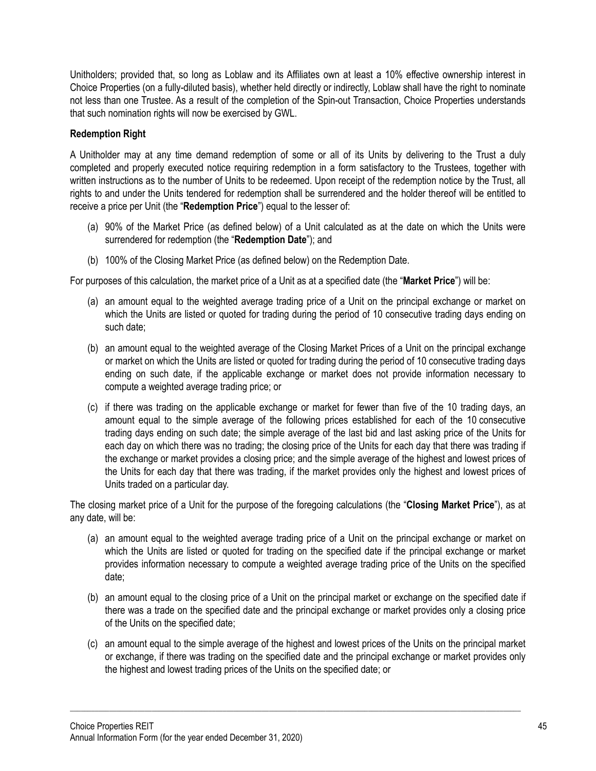Unitholders; provided that, so long as Loblaw and its Affiliates own at least a 10% effective ownership interest in Choice Properties (on a fully-diluted basis), whether held directly or indirectly, Loblaw shall have the right to nominate not less than one Trustee. As a result of the completion of the Spin-out Transaction, Choice Properties understands that such nomination rights will now be exercised by GWL.

**Redemption Right**

A Unitholder may at any time demand redemption of some or all of its Units by delivering to the Trust a duly completed and properly executed notice requiring redemption in a form satisfactory to the Trustees, together with written instructions as to the number of Units to be redeemed. Upon receipt of the redemption notice by the Trust, all rights to and under the Units tendered for redemption shall be surrendered and the holder thereof will be entitled to receive a price per Unit (the "**Redemption Price**") equal to the lesser of:

(a) 90% of the Market Price (as defined below) of a Unit calculated as at the date on which the Units were surrendered for redemption (the "**Redemption Date**"); and

(b) 100% of the Closing Market Price (as defined below) on the Redemption Date.

For purposes of this calculation, the market price of a Unit as at a specified date (the "**Market Price**") will be:

(a) an amount equal to the weighted average trading price of a Unit on the principal exchange or market on which the Units are listed or quoted for trading during the period of 10 consecutive trading days ending on such date;

(b) an amount equal to the weighted average of the Closing Market Prices of a Unit on the principal exchange or market on which the Units are listed or quoted for trading during the period of 10 consecutive trading days ending on such date, if the applicable exchange or market does not provide information necessary to compute a weighted average trading price; or

(c) if there was trading on the applicable exchange or market for fewer than five of the 10 trading days, an amount equal to the simple average of the following prices established for each of the 10 consecutive trading days ending on such date; the simple average of the last bid and last asking price of the Units for each day on which there was no trading; the closing price of the Units for each day that there was trading if the exchange or market provides a closing price; and the simple average of the highest and lowest prices of the Units for each day that there was trading, if the market provides only the highest and lowest prices of Units traded on a particular day.

The closing market price of a Unit for the purpose of the foregoing calculations (the "**Closing Market Price**"), as at any date, will be:

(a) an amount equal to the weighted average trading price of a Unit on the principal exchange or market on which the Units are listed or quoted for trading on the specified date if the principal exchange or market provides information necessary to compute a weighted average trading price of the Units on the specified date;

(b) an amount equal to the closing price of a Unit on the principal market or exchange on the specified date if there was a trade on the specified date and the principal exchange or market provides only a closing price of the Units on the specified date;

(c) an amount equal to the simple average of the highest and lowest prices of the Units on the principal market or exchange, if there was trading on the specified date and the principal exchange or market provides only the highest and lowest trading prices of the Units on the specified date; or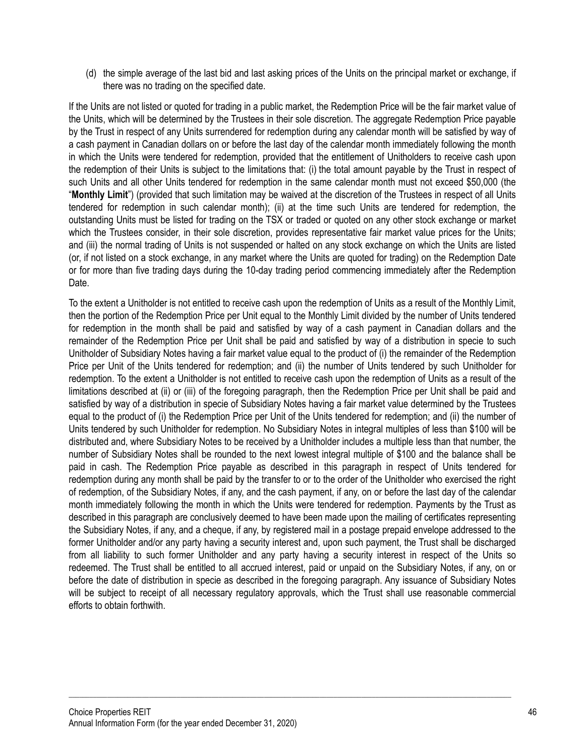(d) the simple average of the last bid and last asking prices of the Units on the principal market or exchange, if there was no trading on the specified date.

If the Units are not listed or quoted for trading in a public market, the Redemption Price will be the fair market value of the Units, which will be determined by the Trustees in their sole discretion. The aggregate Redemption Price payable by the Trust in respect of any Units surrendered for redemption during any calendar month will be satisfied by way of a cash payment in Canadian dollars on or before the last day of the calendar month immediately following the month in which the Units were tendered for redemption, provided that the entitlement of Unitholders to receive cash upon the redemption of their Units is subject to the limitations that: (i) the total amount payable by the Trust in respect of such Units and all other Units tendered for redemption in the same calendar month must not exceed $50,000 (the "**Monthly Limit**") (provided that such limitation may be waived at the discretion of the Trustees in respect of all Units tendered for redemption in such calendar month); (ii) at the time such Units are tendered for redemption, the outstanding Units must be listed for trading on the TSX or traded or quoted on any other stock exchange or market which the Trustees consider, in their sole discretion, provides representative fair market value prices for the Units; and (iii) the normal trading of Units is not suspended or halted on any stock exchange on which the Units are listed (or, if not listed on a stock exchange, in any market where the Units are quoted for trading) on the Redemption Date or for more than five trading days during the 10-day trading period commencing immediately after the Redemption Date.

To the extent a Unitholder is not entitled to receive cash upon the redemption of Units as a result of the Monthly Limit, then the portion of the Redemption Price per Unit equal to the Monthly Limit divided by the number of Units tendered for redemption in the month shall be paid and satisfied by way of a cash payment in Canadian dollars and the remainder of the Redemption Price per Unit shall be paid and satisfied by way of a distribution in specie to such Unitholder of Subsidiary Notes having a fair market value equal to the product of (i) the remainder of the Redemption Price per Unit of the Units tendered for redemption; and (ii) the number of Units tendered by such Unitholder for redemption. To the extent a Unitholder is not entitled to receive cash upon the redemption of Units as a result of the limitations described at (ii) or (iii) of the foregoing paragraph, then the Redemption Price per Unit shall be paid and satisfied by way of a distribution in specie of Subsidiary Notes having a fair market value determined by the Trustees equal to the product of (i) the Redemption Price per Unit of the Units tendered for redemption; and (ii) the number of Units tendered by such Unitholder for redemption. No Subsidiary Notes in integral multiples of less than $100 will be distributed and, where Subsidiary Notes to be received by a Unitholder includes a multiple less than that number, the number of Subsidiary Notes shall be rounded to the next lowest integral multiple of $100 and the balance shall be paid in cash. The Redemption Price payable as described in this paragraph in respect of Units tendered for redemption during any month shall be paid by the transfer to or to the order of the Unitholder who exercised the right of redemption, of the Subsidiary Notes, if any, and the cash payment, if any, on or before the last day of the calendar month immediately following the month in which the Units were tendered for redemption. Payments by the Trust as described in this paragraph are conclusively deemed to have been made upon the mailing of certificates representing the Subsidiary Notes, if any, and a cheque, if any, by registered mail in a postage prepaid envelope addressed to the former Unitholder and/or any party having a security interest and, upon such payment, the Trust shall be discharged from all liability to such former Unitholder and any party having a security interest in respect of the Units so redeemed. The Trust shall be entitled to all accrued interest, paid or unpaid on the Subsidiary Notes, if any, on or before the date of distribution in specie as described in the foregoing paragraph. Any issuance of Subsidiary Notes will be subject to receipt of all necessary regulatory approvals, which the Trust shall use reasonable commercial efforts to obtain forthwith.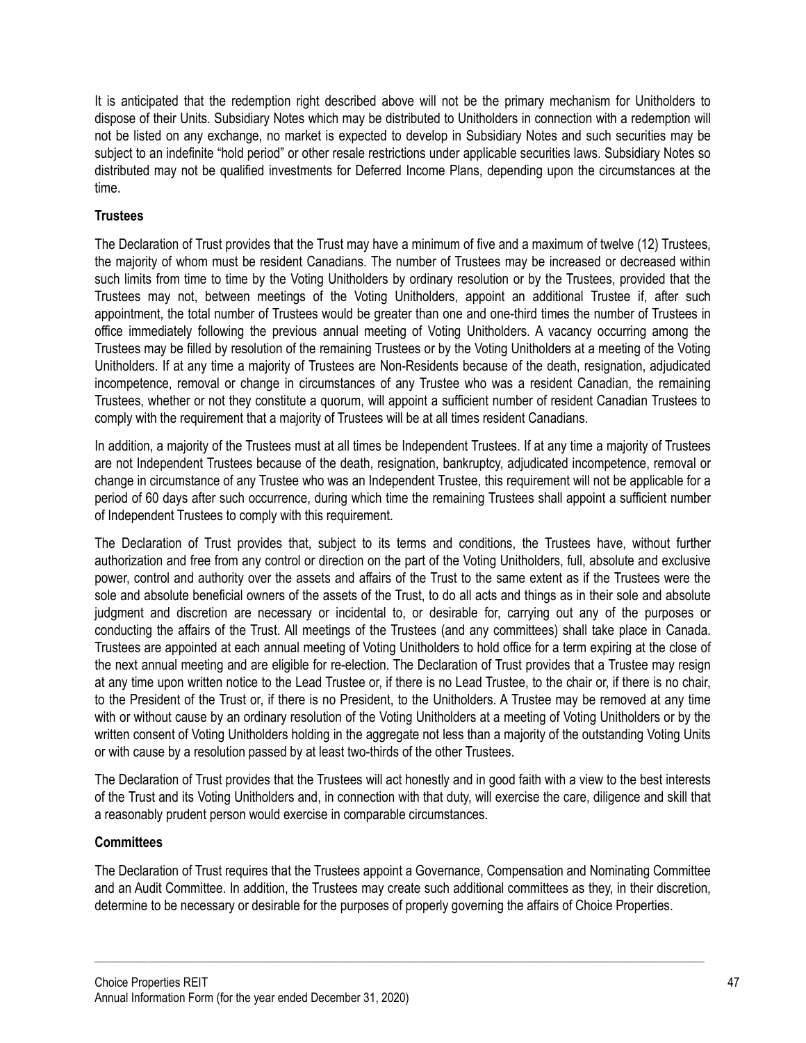It is anticipated that the redemption right described above will not be the primary mechanism for Unitholders to dispose of their Units. Subsidiary Notes which may be distributed to Unitholders in connection with a redemption will not be listed on any exchange, no market is expected to develop in Subsidiary Notes and such securities may be subject to an indefinite "hold period" or other resale restrictions under applicable securities laws. Subsidiary Notes so distributed may not be qualified investments for Deferred Income Plans, depending upon the circumstances at the time.

**Trustees**

The Declaration of Trust provides that the Trust may have a minimum of five and a maximum of twelve (12) Trustees, the majority of whom must be resident Canadians. The number of Trustees may be increased or decreased within such limits from time to time by the Voting Unitholders by ordinary resolution or by the Trustees, provided that the Trustees may not, between meetings of the Voting Unitholders, appoint an additional Trustee if, after such appointment, the total number of Trustees would be greater than one and one-third times the number of Trustees in office immediately following the previous annual meeting of Voting Unitholders. A vacancy occurring among the Trustees may be filled by resolution of the remaining Trustees or by the Voting Unitholders at a meeting of the Voting Unitholders. If at any time a majority of Trustees are Non-Residents because of the death, resignation, adjudicated incompetence, removal or change in circumstances of any Trustee who was a resident Canadian, the remaining Trustees, whether or not they constitute a quorum, will appoint a sufficient number of resident Canadian Trustees to comply with the requirement that a majority of Trustees will be at all times resident Canadians.

In addition, a majority of the Trustees must at all times be Independent Trustees. If at any time a majority of Trustees are not Independent Trustees because of the death, resignation, bankruptcy, adjudicated incompetence, removal or change in circumstance of any Trustee who was an Independent Trustee, this requirement will not be applicable for a period of 60 days after such occurrence, during which time the remaining Trustees shall appoint a sufficient number of Independent Trustees to comply with this requirement.

The Declaration of Trust provides that, subject to its terms and conditions, the Trustees have, without further authorization and free from any control or direction on the part of the Voting Unitholders, full, absolute and exclusive power, control and authority over the assets and affairs of the Trust to the same extent as if the Trustees were the sole and absolute beneficial owners of the assets of the Trust, to do all acts and things as in their sole and absolute judgment and discretion are necessary or incidental to, or desirable for, carrying out any of the purposes or conducting the affairs of the Trust. All meetings of the Trustees (and any committees) shall take place in Canada. Trustees are appointed at each annual meeting of Voting Unitholders to hold office for a term expiring at the close of the next annual meeting and are eligible for re-election. The Declaration of Trust provides that a Trustee may resign at any time upon written notice to the Lead Trustee or, if there is no Lead Trustee, to the chair or, if there is no chair, to the President of the Trust or, if there is no President, to the Unitholders. A Trustee may be removed at any time with or without cause by an ordinary resolution of the Voting Unitholders at a meeting of Voting Unitholders or by the written consent of Voting Unitholders holding in the aggregate not less than a majority of the outstanding Voting Units or with cause by a resolution passed by at least two-thirds of the other Trustees.

The Declaration of Trust provides that the Trustees will act honestly and in good faith with a view to the best interests of the Trust and its Voting Unitholders and, in connection with that duty, will exercise the care, diligence and skill that a reasonably prudent person would exercise in comparable circumstances.

**Committees**

The Declaration of Trust requires that the Trustees appoint a Governance, Compensation and Nominating Committee and an Audit Committee. In addition, the Trustees may create such additional committees as they, in their discretion, determine to be necessary or desirable for the purposes of properly governing the affairs of Choice Properties.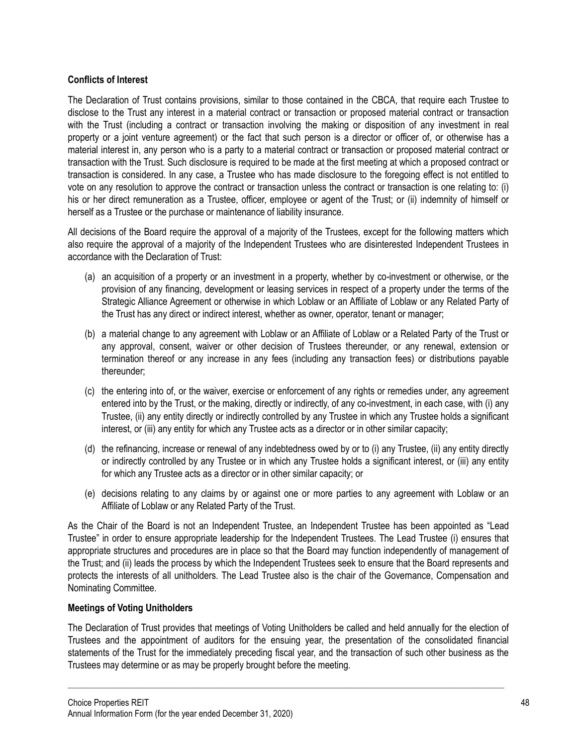## Conflicts of Interest

The Declaration of Trust contains provisions, similar to those contained in the CBCA, that require each Trustee to disclose to the Trust any interest in a material contract or transaction or proposed material contract or transaction with the Trust (including a contract or transaction involving the making or disposition of any investment in real property or a joint venture agreement) or the fact that such person is a director or officer of, or otherwise has a material interest in, any person who is a party to a material contract or transaction or proposed material contract or transaction with the Trust. Such disclosure is required to be made at the first meeting at which a proposed contract or transaction is considered. In any case, a Trustee who has made disclosure to the foregoing effect is not entitled to vote on any resolution to approve the contract or transaction unless the contract or transaction is one relating to: (i) his or her direct remuneration as a Trustee, officer, employee or agent of the Trust; or (ii) indemnity of himself or herself as a Trustee or the purchase or maintenance of liability insurance.

All decisions of the Board require the approval of a majority of the Trustees, except for the following matters which also require the approval of a majority of the Independent Trustees who are disinterested Independent Trustees in accordance with the Declaration of Trust:

(a) an acquisition of a property or an investment in a property, whether by co-investment or otherwise, or the provision of any financing, development or leasing services in respect of a property under the terms of the Strategic Alliance Agreement or otherwise in which Loblaw or an Affiliate of Loblaw or any Related Party of the Trust has any direct or indirect interest, whether as owner, operator, tenant or manager;

(b) a material change to any agreement with Loblaw or an Affiliate of Loblaw or a Related Party of the Trust or any approval, consent, waiver or other decision of Trustees thereunder, or any renewal, extension or termination thereof or any increase in any fees (including any transaction fees) or distributions payable thereunder;

(c) the entering into of, or the waiver, exercise or enforcement of any rights or remedies under, any agreement entered into by the Trust, or the making, directly or indirectly, of any co-investment, in each case, with (i) any Trustee, (ii) any entity directly or indirectly controlled by any Trustee in which any Trustee holds a significant interest, or (iii) any entity for which any Trustee acts as a director or in other similar capacity;

(d) the refinancing, increase or renewal of any indebtedness owed by or to (i) any Trustee, (ii) any entity directly or indirectly controlled by any Trustee or in which any Trustee holds a significant interest, or (iii) any entity for which any Trustee acts as a director or in other similar capacity; or

(e) decisions relating to any claims by or against one or more parties to any agreement with Loblaw or an Affiliate of Loblaw or any Related Party of the Trust.

As the Chair of the Board is not an Independent Trustee, an Independent Trustee has been appointed as "Lead Trustee" in order to ensure appropriate leadership for the Independent Trustees. The Lead Trustee (i) ensures that appropriate structures and procedures are in place so that the Board may function independently of management of the Trust; and (ii) leads the process by which the Independent Trustees seek to ensure that the Board represents and protects the interests of all unitholders. The Lead Trustee also is the chair of the Governance, Compensation and Nominating Committee.

## Meetings of Voting Unitholders

The Declaration of Trust provides that meetings of Voting Unitholders be called and held annually for the election of Trustees and the appointment of auditors for the ensuing year, the presentation of the consolidated financial statements of the Trust for the immediately preceding fiscal year, and the transaction of such other business as the Trustees may determine or as may be properly brought before the meeting.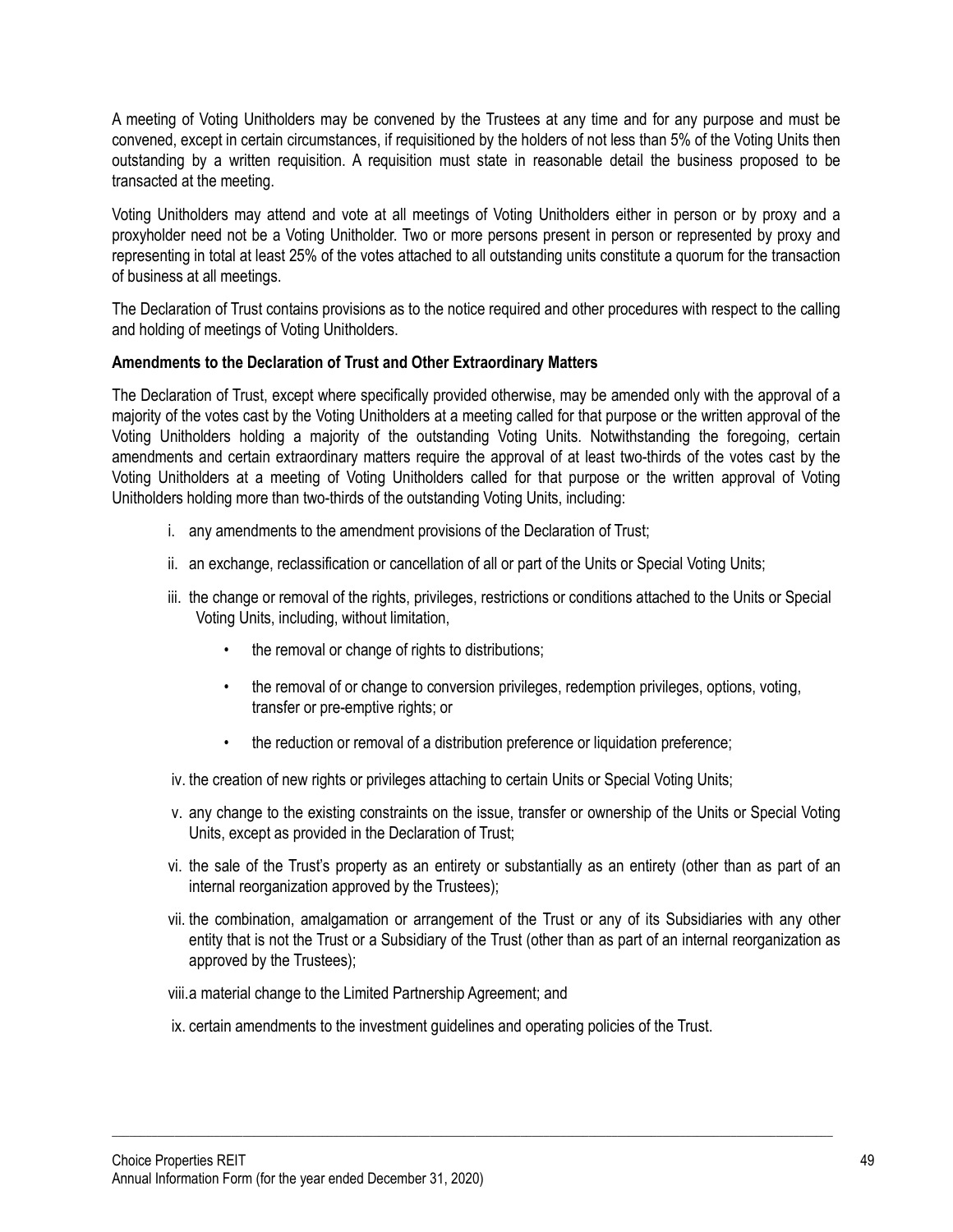A meeting of Voting Unitholders may be convened by the Trustees at any time and for any purpose and must be convened, except in certain circumstances, if requisitioned by the holders of not less than 5% of the Voting Units then outstanding by a written requisition. A requisition must state in reasonable detail the business proposed to be transacted at the meeting.

Voting Unitholders may attend and vote at all meetings of Voting Unitholders either in person or by proxy and a proxyholder need not be a Voting Unitholder. Two or more persons present in person or represented by proxy and representing in total at least 25% of the votes attached to all outstanding units constitute a quorum for the transaction of business at all meetings.

The Declaration of Trust contains provisions as to the notice required and other procedures with respect to the calling and holding of meetings of Voting Unitholders.

**Amendments to the Declaration of Trust and Other Extraordinary Matters**

The Declaration of Trust, except where specifically provided otherwise, may be amended only with the approval of a majority of the votes cast by the Voting Unitholders at a meeting called for that purpose or the written approval of the Voting Unitholders holding a majority of the outstanding Voting Units. Notwithstanding the foregoing, certain amendments and certain extraordinary matters require the approval of at least two-thirds of the votes cast by the Voting Unitholders at a meeting of Voting Unitholders called for that purpose or the written approval of Voting Unitholders holding more than two-thirds of the outstanding Voting Units, including:

i. any amendments to the amendment provisions of the Declaration of Trust;

ii. an exchange, reclassification or cancellation of all or part of the Units or Special Voting Units;

iii. the change or removal of the rights, privileges, restrictions or conditions attached to the Units or Special Voting Units, including, without limitation,

  - the removal or change of rights to distributions;
  - the removal of or change to conversion privileges, redemption privileges, options, voting, transfer or pre-emptive rights; or
  - the reduction or removal of a distribution preference or liquidation preference;

iv. the creation of new rights or privileges attaching to certain Units or Special Voting Units;

v. any change to the existing constraints on the issue, transfer or ownership of the Units or Special Voting Units, except as provided in the Declaration of Trust;

vi. the sale of the Trust's property as an entirety or substantially as an entirety (other than as part of an internal reorganization approved by the Trustees);

vii. the combination, amalgamation or arrangement of the Trust or any of its Subsidiaries with any other entity that is not the Trust or a Subsidiary of the Trust (other than as part of an internal reorganization as approved by the Trustees);

viii. a material change to the Limited Partnership Agreement; and

ix. certain amendments to the investment guidelines and operating policies of the Trust.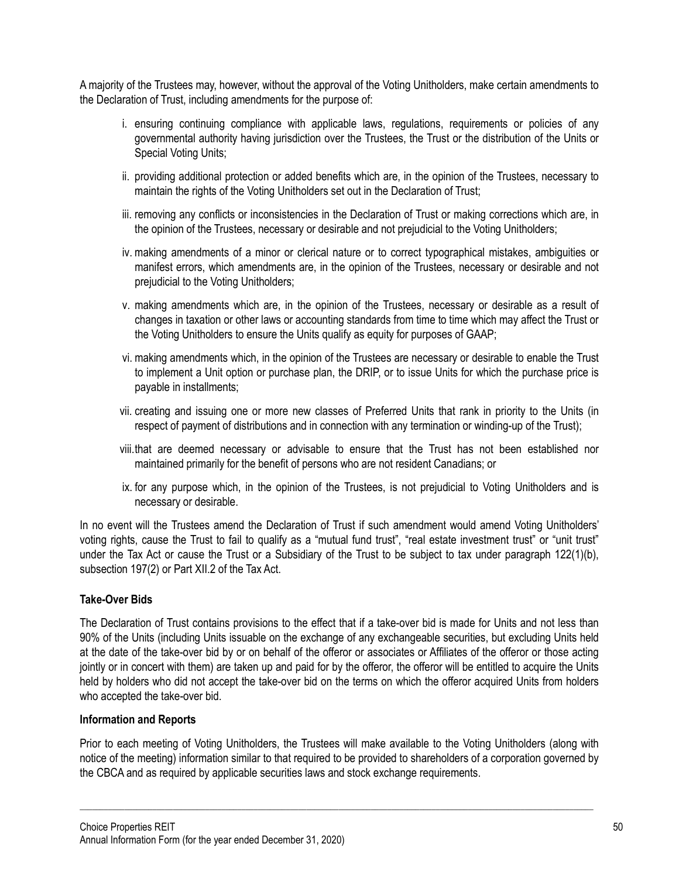A majority of the Trustees may, however, without the approval of the Voting Unitholders, make certain amendments to the Declaration of Trust, including amendments for the purpose of:

i. ensuring continuing compliance with applicable laws, regulations, requirements or policies of any governmental authority having jurisdiction over the Trustees, the Trust or the distribution of the Units or Special Voting Units;

ii. providing additional protection or added benefits which are, in the opinion of the Trustees, necessary to maintain the rights of the Voting Unitholders set out in the Declaration of Trust;

iii. removing any conflicts or inconsistencies in the Declaration of Trust or making corrections which are, in the opinion of the Trustees, necessary or desirable and not prejudicial to the Voting Unitholders;

iv. making amendments of a minor or clerical nature or to correct typographical mistakes, ambiguities or manifest errors, which amendments are, in the opinion of the Trustees, necessary or desirable and not prejudicial to the Voting Unitholders;

v. making amendments which are, in the opinion of the Trustees, necessary or desirable as a result of changes in taxation or other laws or accounting standards from time to time which may affect the Trust or the Voting Unitholders to ensure the Units qualify as equity for purposes of GAAP;

vi. making amendments which, in the opinion of the Trustees are necessary or desirable to enable the Trust to implement a Unit option or purchase plan, the DRIP, or to issue Units for which the purchase price is payable in installments;

vii. creating and issuing one or more new classes of Preferred Units that rank in priority to the Units (in respect of payment of distributions and in connection with any termination or winding-up of the Trust);

viii. that are deemed necessary or advisable to ensure that the Trust has not been established nor maintained primarily for the benefit of persons who are not resident Canadians; or

ix. for any purpose which, in the opinion of the Trustees, is not prejudicial to Voting Unitholders and is necessary or desirable.

In no event will the Trustees amend the Declaration of Trust if such amendment would amend Voting Unitholders' voting rights, cause the Trust to fail to qualify as a "mutual fund trust", "real estate investment trust" or "unit trust" under the Tax Act or cause the Trust or a Subsidiary of the Trust to be subject to tax under paragraph 122(1)(b), subsection 197(2) or Part XII.2 of the Tax Act.

**Take-Over Bids**

The Declaration of Trust contains provisions to the effect that if a take-over bid is made for Units and not less than 90% of the Units (including Units issuable on the exchange of any exchangeable securities, but excluding Units held at the date of the take-over bid by or on behalf of the offeror or associates or Affiliates of the offeror or those acting jointly or in concert with them) are taken up and paid for by the offeror, the offeror will be entitled to acquire the Units held by holders who did not accept the take-over bid on the terms on which the offeror acquired Units from holders who accepted the take-over bid.

**Information and Reports**

Prior to each meeting of Voting Unitholders, the Trustees will make available to the Voting Unitholders (along with notice of the meeting) information similar to that required to be provided to shareholders of a corporation governed by the CBCA and as required by applicable securities laws and stock exchange requirements.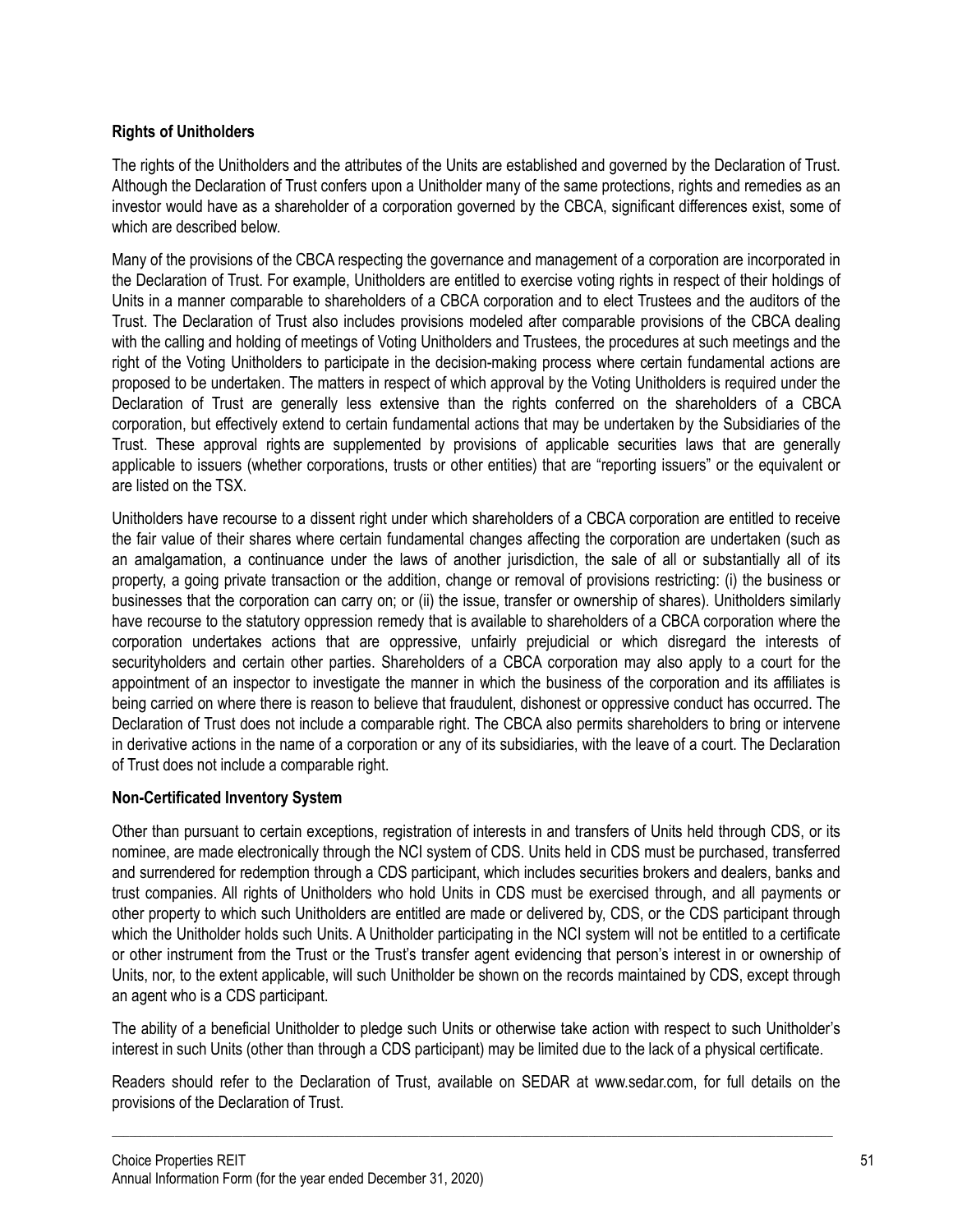**Rights of Unitholders**

The rights of the Unitholders and the attributes of the Units are established and governed by the Declaration of Trust. Although the Declaration of Trust confers upon a Unitholder many of the same protections, rights and remedies as an investor would have as a shareholder of a corporation governed by the CBCA, significant differences exist, some of which are described below.

Many of the provisions of the CBCA respecting the governance and management of a corporation are incorporated in the Declaration of Trust. For example, Unitholders are entitled to exercise voting rights in respect of their holdings of Units in a manner comparable to shareholders of a CBCA corporation and to elect Trustees and the auditors of the Trust. The Declaration of Trust also includes provisions modeled after comparable provisions of the CBCA dealing with the calling and holding of meetings of Voting Unitholders and Trustees, the procedures at such meetings and the right of the Voting Unitholders to participate in the decision-making process where certain fundamental actions are proposed to be undertaken. The matters in respect of which approval by the Voting Unitholders is required under the Declaration of Trust are generally less extensive than the rights conferred on the shareholders of a CBCA corporation, but effectively extend to certain fundamental actions that may be undertaken by the Subsidiaries of the Trust. These approval rights are supplemented by provisions of applicable securities laws that are generally applicable to issuers (whether corporations, trusts or other entities) that are "reporting issuers" or the equivalent or are listed on the TSX.

Unitholders have recourse to a dissent right under which shareholders of a CBCA corporation are entitled to receive the fair value of their shares where certain fundamental changes affecting the corporation are undertaken (such as an amalgamation, a continuance under the laws of another jurisdiction, the sale of all or substantially all of its property, a going private transaction or the addition, change or removal of provisions restricting: (i) the business or businesses that the corporation can carry on; or (ii) the issue, transfer or ownership of shares). Unitholders similarly have recourse to the statutory oppression remedy that is available to shareholders of a CBCA corporation where the corporation undertakes actions that are oppressive, unfairly prejudicial or which disregard the interests of securityholders and certain other parties. Shareholders of a CBCA corporation may also apply to a court for the appointment of an inspector to investigate the manner in which the business of the corporation and its affiliates is being carried on where there is reason to believe that fraudulent, dishonest or oppressive conduct has occurred. The Declaration of Trust does not include a comparable right. The CBCA also permits shareholders to bring or intervene in derivative actions in the name of a corporation or any of its subsidiaries, with the leave of a court. The Declaration of Trust does not include a comparable right.

**Non-Certificated Inventory System**

Other than pursuant to certain exceptions, registration of interests in and transfers of Units held through CDS, or its nominee, are made electronically through the NCI system of CDS. Units held in CDS must be purchased, transferred and surrendered for redemption through a CDS participant, which includes securities brokers and dealers, banks and trust companies. All rights of Unitholders who hold Units in CDS must be exercised through, and all payments or other property to which such Unitholders are entitled are made or delivered by, CDS, or the CDS participant through which the Unitholder holds such Units. A Unitholder participating in the NCI system will not be entitled to a certificate or other instrument from the Trust or the Trust's transfer agent evidencing that person's interest in or ownership of Units, nor, to the extent applicable, will such Unitholder be shown on the records maintained by CDS, except through an agent who is a CDS participant.

The ability of a beneficial Unitholder to pledge such Units or otherwise take action with respect to such Unitholder's interest in such Units (other than through a CDS participant) may be limited due to the lack of a physical certificate.

Readers should refer to the Declaration of Trust, available on SEDAR at www.sedar.com, for full details on the provisions of the Declaration of Trust.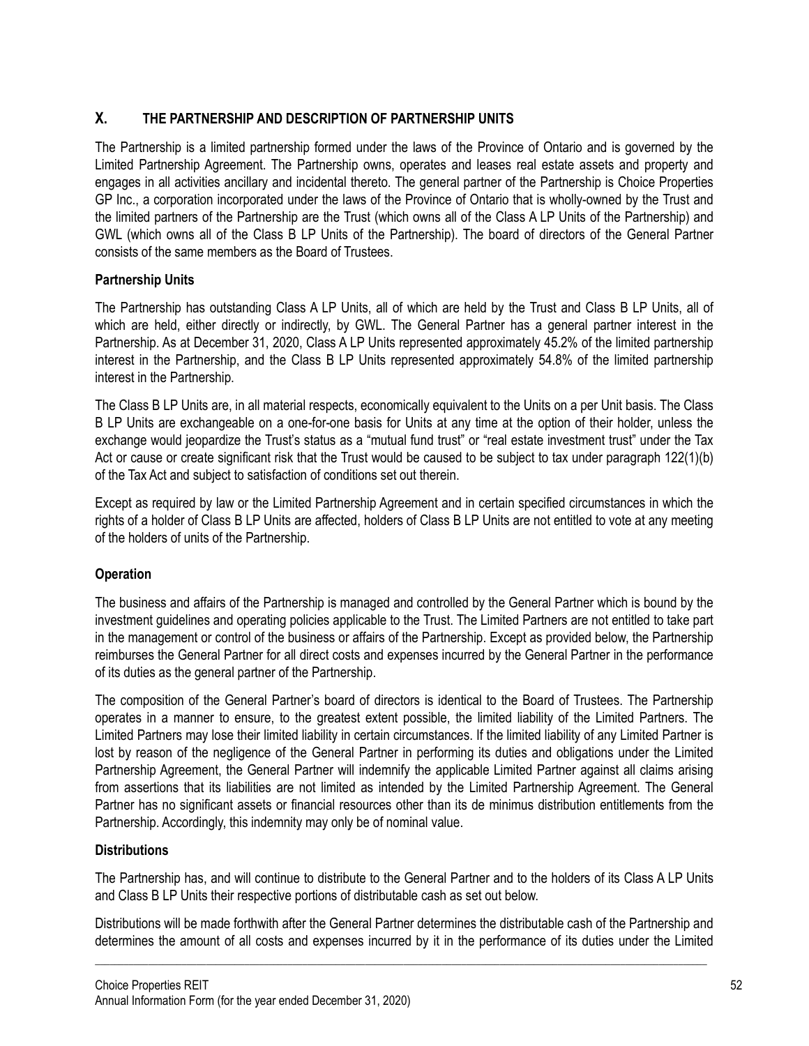## X. THE PARTNERSHIP AND DESCRIPTION OF PARTNERSHIP UNITS

The Partnership is a limited partnership formed under the laws of the Province of Ontario and is governed by the Limited Partnership Agreement. The Partnership owns, operates and leases real estate assets and property and engages in all activities ancillary and incidental thereto. The general partner of the Partnership is Choice Properties GP Inc., a corporation incorporated under the laws of the Province of Ontario that is wholly-owned by the Trust and the limited partners of the Partnership are the Trust (which owns all of the Class A LP Units of the Partnership) and GWL (which owns all of the Class B LP Units of the Partnership). The board of directors of the General Partner consists of the same members as the Board of Trustees.

### Partnership Units

The Partnership has outstanding Class A LP Units, all of which are held by the Trust and Class B LP Units, all of which are held, either directly or indirectly, by GWL. The General Partner has a general partner interest in the Partnership. As at December 31, 2020, Class A LP Units represented approximately 45.2% of the limited partnership interest in the Partnership, and the Class B LP Units represented approximately 54.8% of the limited partnership interest in the Partnership.

The Class B LP Units are, in all material respects, economically equivalent to the Units on a per Unit basis. The Class B LP Units are exchangeable on a one-for-one basis for Units at any time at the option of their holder, unless the exchange would jeopardize the Trust's status as a "mutual fund trust" or "real estate investment trust" under the Tax Act or cause or create significant risk that the Trust would be caused to be subject to tax under paragraph 122(1)(b) of the Tax Act and subject to satisfaction of conditions set out therein.

Except as required by law or the Limited Partnership Agreement and in certain specified circumstances in which the rights of a holder of Class B LP Units are affected, holders of Class B LP Units are not entitled to vote at any meeting of the holders of units of the Partnership.

### Operation

The business and affairs of the Partnership is managed and controlled by the General Partner which is bound by the investment guidelines and operating policies applicable to the Trust. The Limited Partners are not entitled to take part in the management or control of the business or affairs of the Partnership. Except as provided below, the Partnership reimburses the General Partner for all direct costs and expenses incurred by the General Partner in the performance of its duties as the general partner of the Partnership.

The composition of the General Partner's board of directors is identical to the Board of Trustees. The Partnership operates in a manner to ensure, to the greatest extent possible, the limited liability of the Limited Partners. The Limited Partners may lose their limited liability in certain circumstances. If the limited liability of any Limited Partner is lost by reason of the negligence of the General Partner in performing its duties and obligations under the Limited Partnership Agreement, the General Partner will indemnify the applicable Limited Partner against all claims arising from assertions that its liabilities are not limited as intended by the Limited Partnership Agreement. The General Partner has no significant assets or financial resources other than its de minimus distribution entitlements from the Partnership. Accordingly, this indemnity may only be of nominal value.

### Distributions

The Partnership has, and will continue to distribute to the General Partner and to the holders of its Class A LP Units and Class B LP Units their respective portions of distributable cash as set out below.

Distributions will be made forthwith after the General Partner determines the distributable cash of the Partnership and determines the amount of all costs and expenses incurred by it in the performance of its duties under the Limited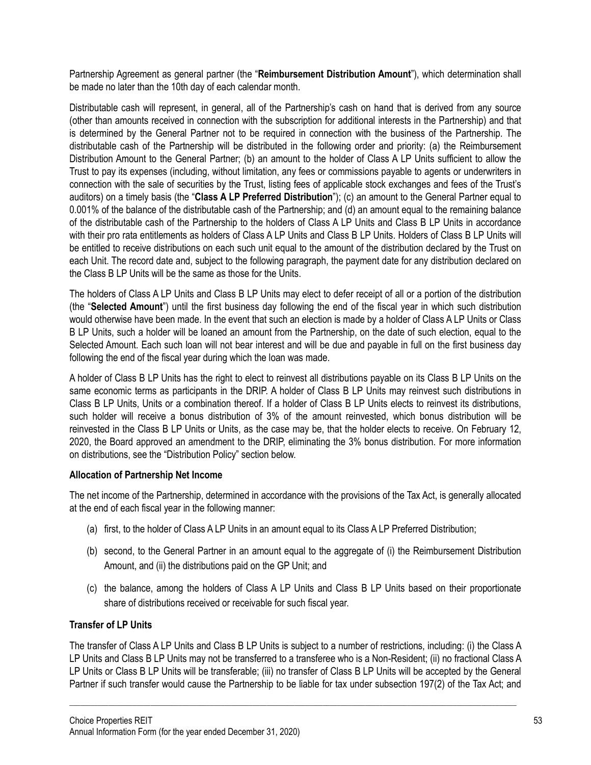Partnership Agreement as general partner (the "**Reimbursement Distribution Amount**"), which determination shall be made no later than the 10th day of each calendar month.

Distributable cash will represent, in general, all of the Partnership's cash on hand that is derived from any source (other than amounts received in connection with the subscription for additional interests in the Partnership) and that is determined by the General Partner not to be required in connection with the business of the Partnership. The distributable cash of the Partnership will be distributed in the following order and priority: (a) the Reimbursement Distribution Amount to the General Partner; (b) an amount to the holder of Class A LP Units sufficient to allow the Trust to pay its expenses (including, without limitation, any fees or commissions payable to agents or underwriters in connection with the sale of securities by the Trust, listing fees of applicable stock exchanges and fees of the Trust's auditors) on a timely basis (the "**Class A LP Preferred Distribution**"); (c) an amount to the General Partner equal to 0.001% of the balance of the distributable cash of the Partnership; and (d) an amount equal to the remaining balance of the distributable cash of the Partnership to the holders of Class A LP Units and Class B LP Units in accordance with their pro rata entitlements as holders of Class A LP Units and Class B LP Units. Holders of Class B LP Units will be entitled to receive distributions on each such unit equal to the amount of the distribution declared by the Trust on each Unit. The record date and, subject to the following paragraph, the payment date for any distribution declared on the Class B LP Units will be the same as those for the Units.

The holders of Class A LP Units and Class B LP Units may elect to defer receipt of all or a portion of the distribution (the "**Selected Amount**") until the first business day following the end of the fiscal year in which such distribution would otherwise have been made. In the event that such an election is made by a holder of Class A LP Units or Class B LP Units, such a holder will be loaned an amount from the Partnership, on the date of such election, equal to the Selected Amount. Each such loan will not bear interest and will be due and payable in full on the first business day following the end of the fiscal year during which the loan was made.

A holder of Class B LP Units has the right to elect to reinvest all distributions payable on its Class B LP Units on the same economic terms as participants in the DRIP. A holder of Class B LP Units may reinvest such distributions in Class B LP Units, Units or a combination thereof. If a holder of Class B LP Units elects to reinvest its distributions, such holder will receive a bonus distribution of 3% of the amount reinvested, which bonus distribution will be reinvested in the Class B LP Units or Units, as the case may be, that the holder elects to receive. On February 12, 2020, the Board approved an amendment to the DRIP, eliminating the 3% bonus distribution. For more information on distributions, see the "Distribution Policy" section below.

**Allocation of Partnership Net Income**

The net income of the Partnership, determined in accordance with the provisions of the Tax Act, is generally allocated at the end of each fiscal year in the following manner:

(a) first, to the holder of Class A LP Units in an amount equal to its Class A LP Preferred Distribution;

(b) second, to the General Partner in an amount equal to the aggregate of (i) the Reimbursement Distribution Amount, and (ii) the distributions paid on the GP Unit; and

(c) the balance, among the holders of Class A LP Units and Class B LP Units based on their proportionate share of distributions received or receivable for such fiscal year.

**Transfer of LP Units**

The transfer of Class A LP Units and Class B LP Units is subject to a number of restrictions, including: (i) the Class A LP Units and Class B LP Units may not be transferred to a transferee who is a Non-Resident; (ii) no fractional Class A LP Units or Class B LP Units will be transferable; (iii) no transfer of Class B LP Units will be accepted by the General Partner if such transfer would cause the Partnership to be liable for tax under subsection 197(2) of the Tax Act; and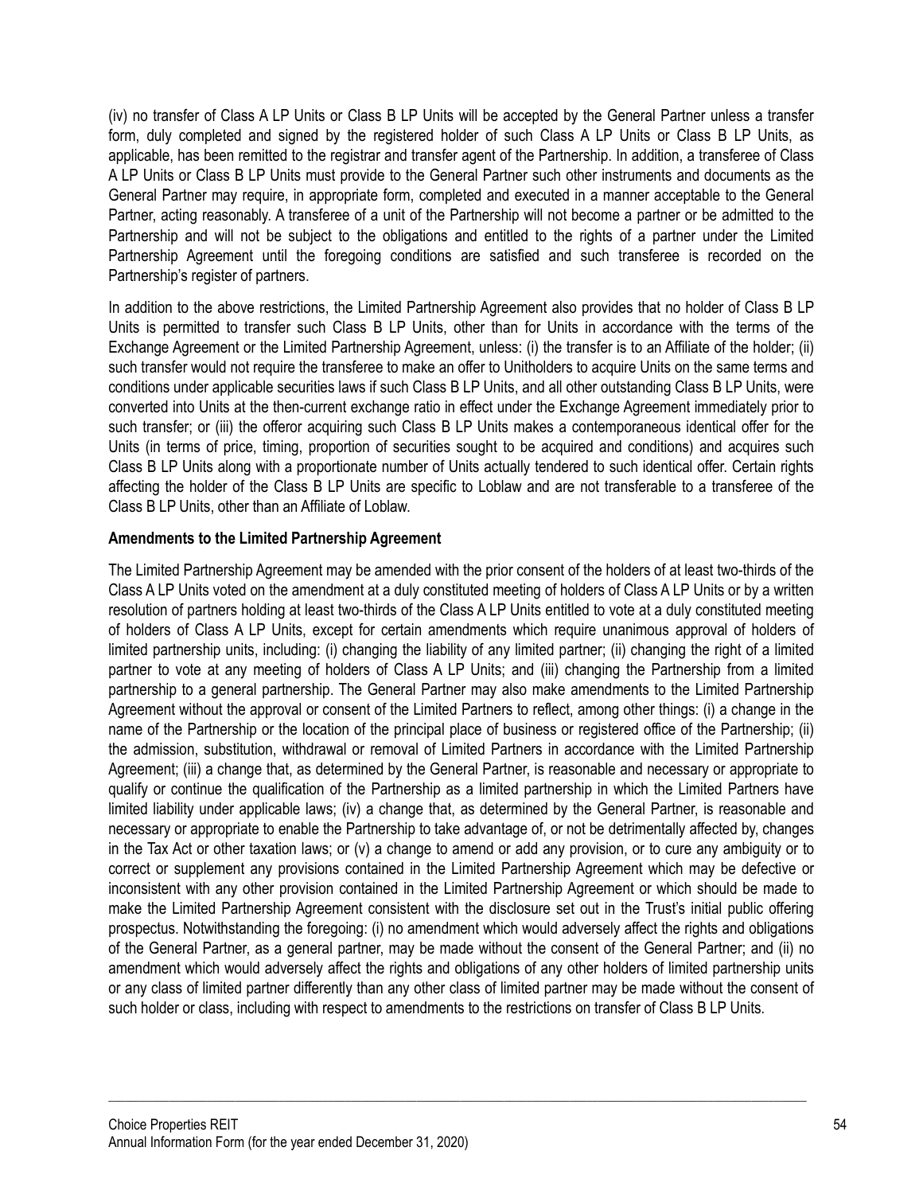(iv) no transfer of Class A LP Units or Class B LP Units will be accepted by the General Partner unless a transfer form, duly completed and signed by the registered holder of such Class A LP Units or Class B LP Units, as applicable, has been remitted to the registrar and transfer agent of the Partnership. In addition, a transferee of Class A LP Units or Class B LP Units must provide to the General Partner such other instruments and documents as the General Partner may require, in appropriate form, completed and executed in a manner acceptable to the General Partner, acting reasonably. A transferee of a unit of the Partnership will not become a partner or be admitted to the Partnership and will not be subject to the obligations and entitled to the rights of a partner under the Limited Partnership Agreement until the foregoing conditions are satisfied and such transferee is recorded on the Partnership's register of partners.

In addition to the above restrictions, the Limited Partnership Agreement also provides that no holder of Class B LP Units is permitted to transfer such Class B LP Units, other than for Units in accordance with the terms of the Exchange Agreement or the Limited Partnership Agreement, unless: (i) the transfer is to an Affiliate of the holder; (ii) such transfer would not require the transferee to make an offer to Unitholders to acquire Units on the same terms and conditions under applicable securities laws if such Class B LP Units, and all other outstanding Class B LP Units, were converted into Units at the then-current exchange ratio in effect under the Exchange Agreement immediately prior to such transfer; or (iii) the offeror acquiring such Class B LP Units makes a contemporaneous identical offer for the Units (in terms of price, timing, proportion of securities sought to be acquired and conditions) and acquires such Class B LP Units along with a proportionate number of Units actually tendered to such identical offer. Certain rights affecting the holder of the Class B LP Units are specific to Loblaw and are not transferable to a transferee of the Class B LP Units, other than an Affiliate of Loblaw.

**Amendments to the Limited Partnership Agreement**

The Limited Partnership Agreement may be amended with the prior consent of the holders of at least two-thirds of the Class A LP Units voted on the amendment at a duly constituted meeting of holders of Class A LP Units or by a written resolution of partners holding at least two-thirds of the Class A LP Units entitled to vote at a duly constituted meeting of holders of Class A LP Units, except for certain amendments which require unanimous approval of holders of limited partnership units, including: (i) changing the liability of any limited partner; (ii) changing the right of a limited partner to vote at any meeting of holders of Class A LP Units; and (iii) changing the Partnership from a limited partnership to a general partnership. The General Partner may also make amendments to the Limited Partnership Agreement without the approval or consent of the Limited Partners to reflect, among other things: (i) a change in the name of the Partnership or the location of the principal place of business or registered office of the Partnership; (ii) the admission, substitution, withdrawal or removal of Limited Partners in accordance with the Limited Partnership Agreement; (iii) a change that, as determined by the General Partner, is reasonable and necessary or appropriate to qualify or continue the qualification of the Partnership as a limited partnership in which the Limited Partners have limited liability under applicable laws; (iv) a change that, as determined by the General Partner, is reasonable and necessary or appropriate to enable the Partnership to take advantage of, or not be detrimentally affected by, changes in the Tax Act or other taxation laws; or (v) a change to amend or add any provision, or to cure any ambiguity or to correct or supplement any provisions contained in the Limited Partnership Agreement which may be defective or inconsistent with any other provision contained in the Limited Partnership Agreement or which should be made to make the Limited Partnership Agreement consistent with the disclosure set out in the Trust's initial public offering prospectus. Notwithstanding the foregoing: (i) no amendment which would adversely affect the rights and obligations of the General Partner, as a general partner, may be made without the consent of the General Partner; and (ii) no amendment which would adversely affect the rights and obligations of any other holders of limited partnership units or any class of limited partner differently than any other class of limited partner may be made without the consent of such holder or class, including with respect to amendments to the restrictions on transfer of Class B LP Units.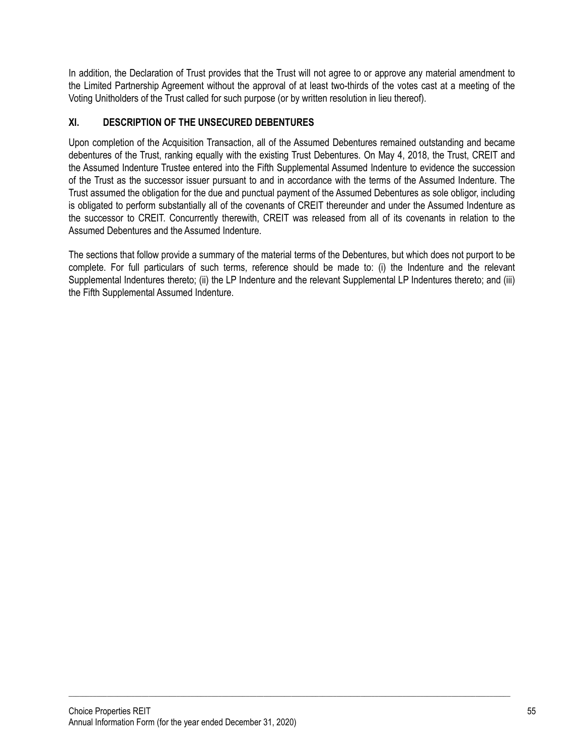In addition, the Declaration of Trust provides that the Trust will not agree to or approve any material amendment to the Limited Partnership Agreement without the approval of at least two-thirds of the votes cast at a meeting of the Voting Unitholders of the Trust called for such purpose (or by written resolution in lieu thereof).

## XI. DESCRIPTION OF THE UNSECURED DEBENTURES

Upon completion of the Acquisition Transaction, all of the Assumed Debentures remained outstanding and became debentures of the Trust, ranking equally with the existing Trust Debentures. On May 4, 2018, the Trust, CREIT and the Assumed Indenture Trustee entered into the Fifth Supplemental Assumed Indenture to evidence the succession of the Trust as the successor issuer pursuant to and in accordance with the terms of the Assumed Indenture. The Trust assumed the obligation for the due and punctual payment of the Assumed Debentures as sole obligor, including is obligated to perform substantially all of the covenants of CREIT thereunder and under the Assumed Indenture as the successor to CREIT. Concurrently therewith, CREIT was released from all of its covenants in relation to the Assumed Debentures and the Assumed Indenture.

The sections that follow provide a summary of the material terms of the Debentures, but which does not purport to be complete. For full particulars of such terms, reference should be made to: (i) the Indenture and the relevant Supplemental Indentures thereto; (ii) the LP Indenture and the relevant Supplemental LP Indentures thereto; and (iii) the Fifth Supplemental Assumed Indenture.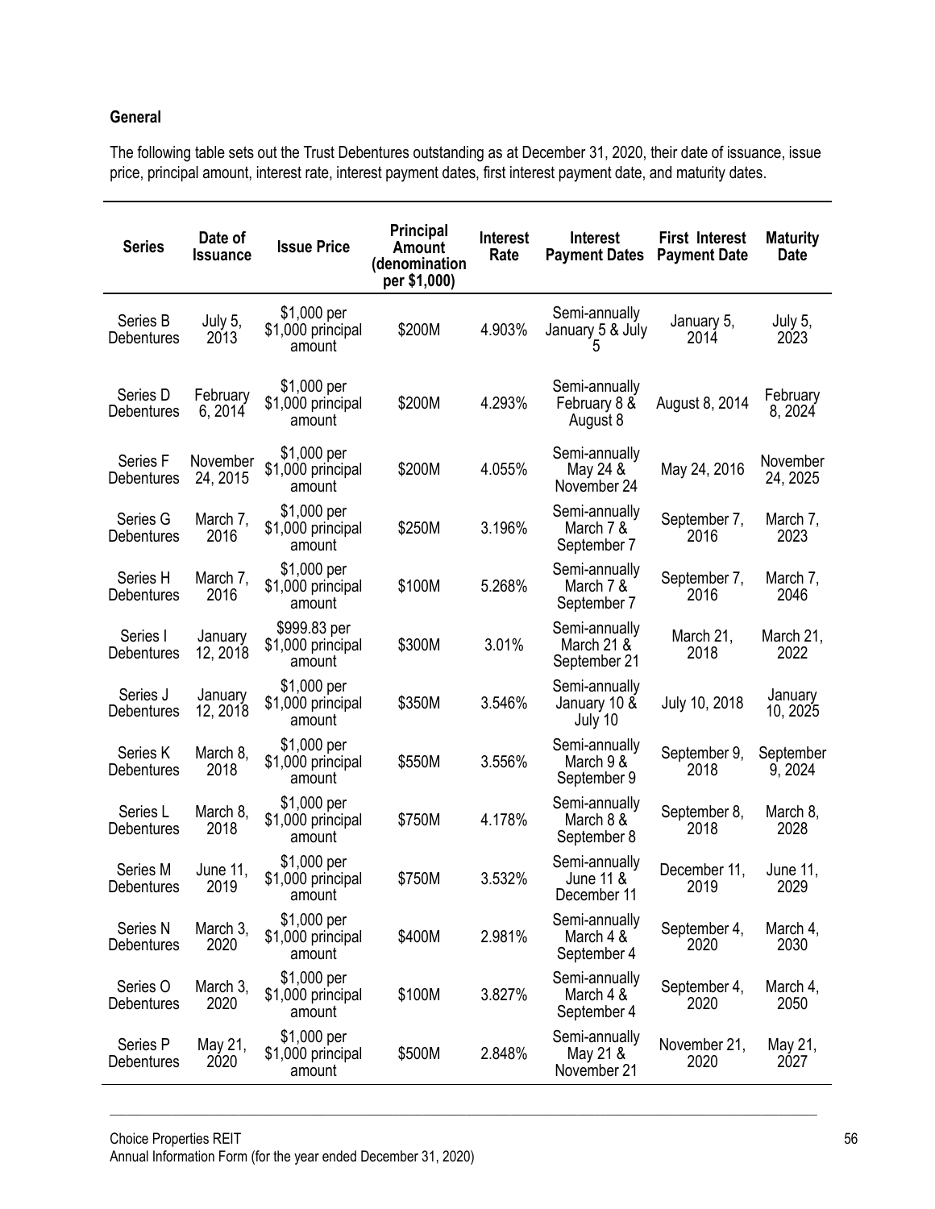### General

The following table sets out the Trust Debentures outstanding as at December 31, 2020, their date of issuance, issue price, principal amount, interest rate, interest payment dates, first interest payment date, and maturity dates.

| Series | Date of Issuance | Issue Price | Principal Amount (denomination per $1,000) | Interest Rate | Interest Payment Dates | First Interest Payment Date | Maturity Date |
|---|---|---|---|---|---|---|---|
| Series B Debentures | July 5, 2013 | $1,000 per $1,000 principal amount | $200M | 4.903% | Semi-annually January 5 & July 5 | January 5, 2014 | July 5, 2023 |
| Series D Debentures | February 6, 2014 | $1,000 per $1,000 principal amount | $200M | 4.293% | Semi-annually February 8 & August 8 | August 8, 2014 | February 8, 2024 |
| Series F Debentures | November 24, 2015 | $1,000 per $1,000 principal amount | $200M | 4.055% | Semi-annually May 24 & November 24 | May 24, 2016 | November 24, 2025 |
| Series G Debentures | March 7, 2016 | $1,000 per $1,000 principal amount | $250M | 3.196% | Semi-annually March 7 & September 7 | September 7, 2016 | March 7, 2023 |
| Series H Debentures | March 7, 2016 | $1,000 per $1,000 principal amount | $100M | 5.268% | Semi-annually March 7 & September 7 | September 7, 2016 | March 7, 2046 |
| Series I Debentures | January 12, 2018 | $999.83 per $1,000 principal amount | $300M | 3.01% | Semi-annually March 21 & September 21 | March 21, 2018 | March 21, 2022 |
| Series J Debentures | January 12, 2018 | $1,000 per $1,000 principal amount | $350M | 3.546% | Semi-annually January 10 & July 10 | July 10, 2018 | January 10, 2025 |
| Series K Debentures | March 8, 2018 | $1,000 per $1,000 principal amount | $550M | 3.556% | Semi-annually March 9 & September 9 | September 9, 2018 | September 9, 2024 |
| Series L Debentures | March 8, 2018 | $1,000 per $1,000 principal amount | $750M | 4.178% | Semi-annually March 8 & September 8 | September 8, 2018 | March 8, 2028 |
| Series M Debentures | June 11, 2019 | $1,000 per $1,000 principal amount | $750M | 3.532% | Semi-annually June 11 & December 11 | December 11, 2019 | June 11, 2029 |
| Series N Debentures | March 3, 2020 | $1,000 per $1,000 principal amount | $400M | 2.981% | Semi-annually March 4 & September 4 | September 4, 2020 | March 4, 2030 |
| Series O Debentures | March 3, 2020 | $1,000 per $1,000 principal amount | $100M | 3.827% | Semi-annually March 4 & September 4 | September 4, 2020 | March 4, 2050 |
| Series P Debentures | May 21, 2020 | $1,000 per $1,000 principal amount | $500M | 2.848% | Semi-annually May 21 & November 21 | November 21, 2020 | May 21, 2027 |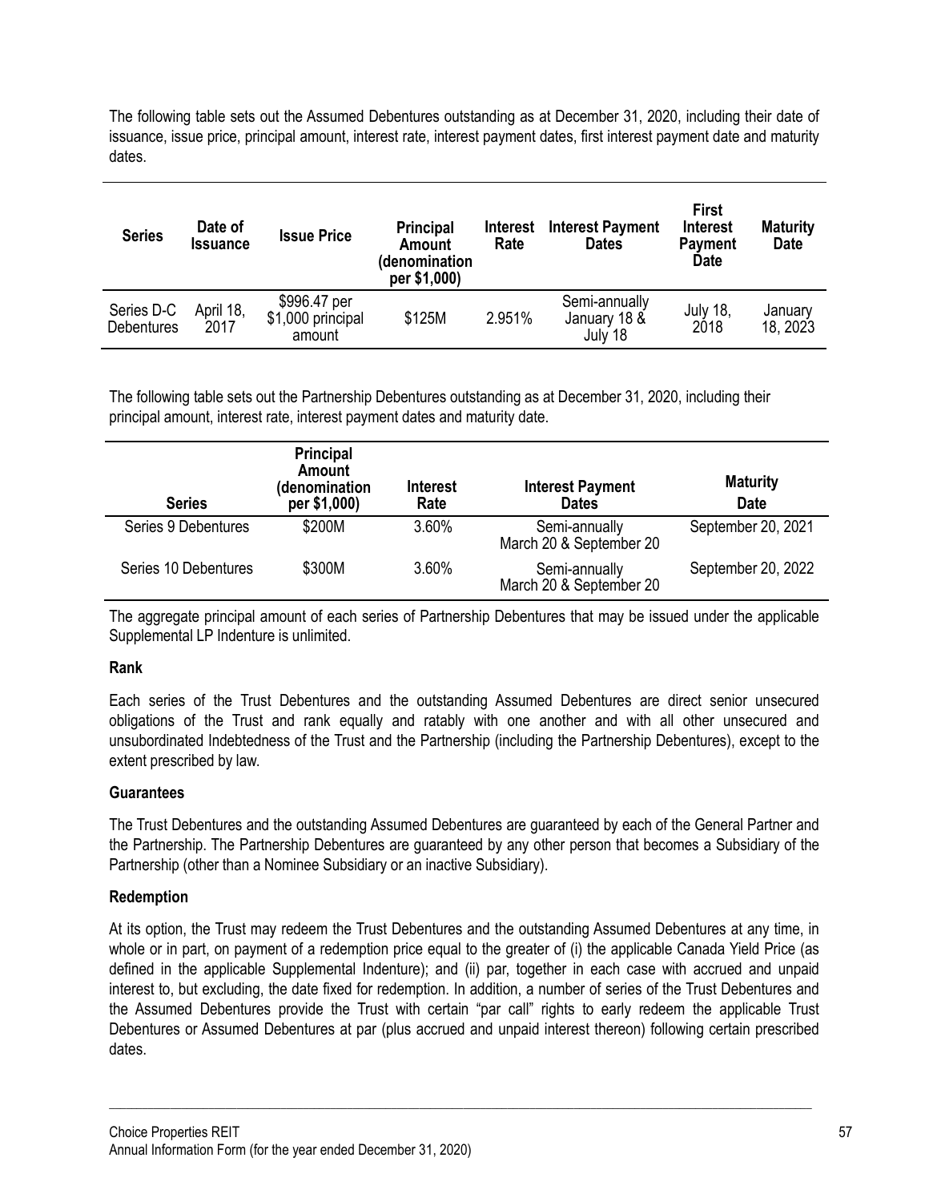The following table sets out the Assumed Debentures outstanding as at December 31, 2020, including their date of issuance, issue price, principal amount, interest rate, interest payment dates, first interest payment date and maturity dates.

| Series | Date of Issuance | Issue Price | Principal Amount (denomination per $1,000) | Interest Rate | Interest Payment Dates | First Interest Payment Date | Maturity Date |
|---|---|---|---|---|---|---|---|
| Series D-C Debentures | April 18, 2017 | $996.47 per $1,000 principal amount | $125M | 2.951% | Semi-annually January 18 & July 18 | July 18, 2018 | January 18, 2023 |

The following table sets out the Partnership Debentures outstanding as at December 31, 2020, including their principal amount, interest rate, interest payment dates and maturity date.

| Series | Principal Amount (denomination per $1,000) | Interest Rate | Interest Payment Dates | Maturity Date |
|---|---|---|---|---|
| Series 9 Debentures | $200M | 3.60% | Semi-annually March 20 & September 20 | September 20, 2021 |
| Series 10 Debentures | $300M | 3.60% | Semi-annually March 20 & September 20 | September 20, 2022 |

The aggregate principal amount of each series of Partnership Debentures that may be issued under the applicable Supplemental LP Indenture is unlimited.

**Rank**

Each series of the Trust Debentures and the outstanding Assumed Debentures are direct senior unsecured obligations of the Trust and rank equally and ratably with one another and with all other unsecured and unsubordinated Indebtedness of the Trust and the Partnership (including the Partnership Debentures), except to the extent prescribed by law.

**Guarantees**

The Trust Debentures and the outstanding Assumed Debentures are guaranteed by each of the General Partner and the Partnership. The Partnership Debentures are guaranteed by any other person that becomes a Subsidiary of the Partnership (other than a Nominee Subsidiary or an inactive Subsidiary).

**Redemption**

At its option, the Trust may redeem the Trust Debentures and the outstanding Assumed Debentures at any time, in whole or in part, on payment of a redemption price equal to the greater of (i) the applicable Canada Yield Price (as defined in the applicable Supplemental Indenture); and (ii) par, together in each case with accrued and unpaid interest to, but excluding, the date fixed for redemption. In addition, a number of series of the Trust Debentures and the Assumed Debentures provide the Trust with certain "par call" rights to early redeem the applicable Trust Debentures or Assumed Debentures at par (plus accrued and unpaid interest thereon) following certain prescribed dates.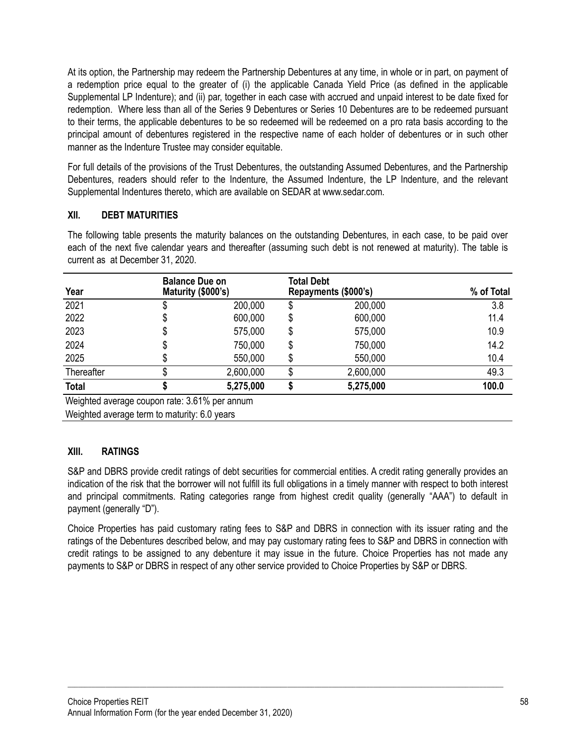At its option, the Partnership may redeem the Partnership Debentures at any time, in whole or in part, on payment of a redemption price equal to the greater of (i) the applicable Canada Yield Price (as defined in the applicable Supplemental LP Indenture); and (ii) par, together in each case with accrued and unpaid interest to be date fixed for redemption. Where less than all of the Series 9 Debentures or Series 10 Debentures are to be redeemed pursuant to their terms, the applicable debentures to be so redeemed will be redeemed on a pro rata basis according to the principal amount of debentures registered in the respective name of each holder of debentures or in such other manner as the Indenture Trustee may consider equitable.

For full details of the provisions of the Trust Debentures, the outstanding Assumed Debentures, and the Partnership Debentures, readers should refer to the Indenture, the Assumed Indenture, the LP Indenture, and the relevant Supplemental Indentures thereto, which are available on SEDAR at www.sedar.com.

## XII. DEBT MATURITIES

The following table presents the maturity balances on the outstanding Debentures, in each case, to be paid over each of the next five calendar years and thereafter (assuming such debt is not renewed at maturity). The table is current as at December 31, 2020.

| Year | Balance Due on Maturity ($000's) | Total Debt Repayments ($000's) | % of Total |
|---|---|---|---|
| 2021 | $ 200,000 | $ 200,000 | 3.8 |
| 2022 | $ 600,000 | $ 600,000 | 11.4 |
| 2023 | $ 575,000 | $ 575,000 | 10.9 |
| 2024 | $ 750,000 | $ 750,000 | 14.2 |
| 2025 | $ 550,000 | $ 550,000 | 10.4 |
| Thereafter | $ 2,600,000 | $ 2,600,000 | 49.3 |
| **Total** | **$ 5,275,000** | **$ 5,275,000** | **100.0** |

Weighted average coupon rate: 3.61% per annum

Weighted average term to maturity: 6.0 years

## XIII. RATINGS

S&P and DBRS provide credit ratings of debt securities for commercial entities. A credit rating generally provides an indication of the risk that the borrower will not fulfill its full obligations in a timely manner with respect to both interest and principal commitments. Rating categories range from highest credit quality (generally "AAA") to default in payment (generally "D").

Choice Properties has paid customary rating fees to S&P and DBRS in connection with its issuer rating and the ratings of the Debentures described below, and may pay customary rating fees to S&P and DBRS in connection with credit ratings to be assigned to any debenture it may issue in the future. Choice Properties has not made any payments to S&P or DBRS in respect of any other service provided to Choice Properties by S&P or DBRS.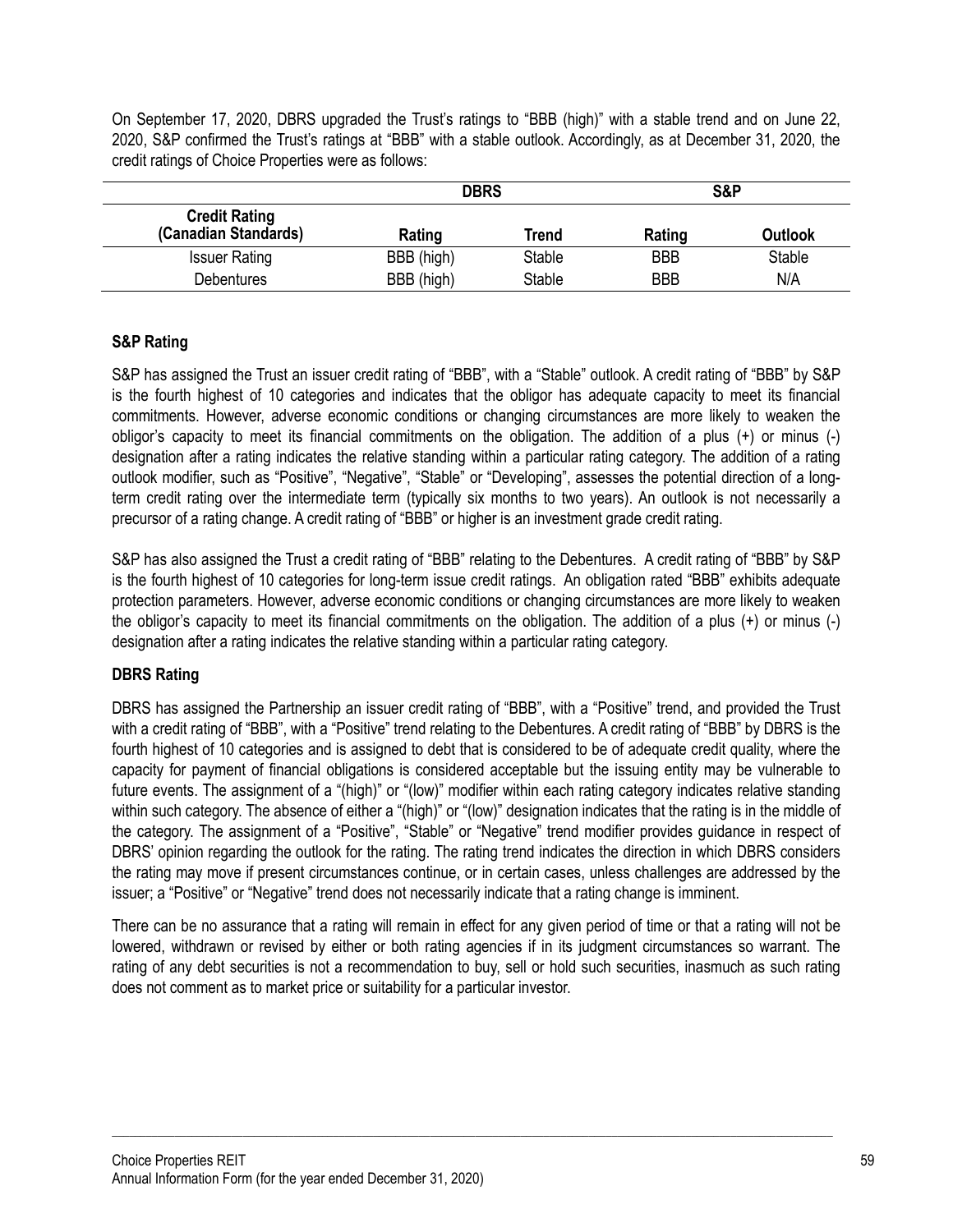On September 17, 2020, DBRS upgraded the Trust's ratings to "BBB (high)" with a stable trend and on June 22, 2020, S&P confirmed the Trust's ratings at "BBB" with a stable outlook. Accordingly, as at December 31, 2020, the credit ratings of Choice Properties were as follows:

| | DBRS | | S&P | |
|---|---|---|---|---|
| **Credit Rating (Canadian Standards)** | **Rating** | **Trend** | **Rating** | **Outlook** |
| Issuer Rating | BBB (high) | Stable | BBB | Stable |
| Debentures | BBB (high) | Stable | BBB | N/A |

**S&P Rating**

S&P has assigned the Trust an issuer credit rating of "BBB", with a "Stable" outlook. A credit rating of "BBB" by S&P is the fourth highest of 10 categories and indicates that the obligor has adequate capacity to meet its financial commitments. However, adverse economic conditions or changing circumstances are more likely to weaken the obligor's capacity to meet its financial commitments on the obligation. The addition of a plus (+) or minus (-) designation after a rating indicates the relative standing within a particular rating category. The addition of a rating outlook modifier, such as "Positive", "Negative", "Stable" or "Developing", assesses the potential direction of a long-term credit rating over the intermediate term (typically six months to two years). An outlook is not necessarily a precursor of a rating change. A credit rating of "BBB" or higher is an investment grade credit rating.

S&P has also assigned the Trust a credit rating of "BBB" relating to the Debentures. A credit rating of "BBB" by S&P is the fourth highest of 10 categories for long-term issue credit ratings. An obligation rated "BBB" exhibits adequate protection parameters. However, adverse economic conditions or changing circumstances are more likely to weaken the obligor's capacity to meet its financial commitments on the obligation. The addition of a plus (+) or minus (-) designation after a rating indicates the relative standing within a particular rating category.

**DBRS Rating**

DBRS has assigned the Partnership an issuer credit rating of "BBB", with a "Positive" trend, and provided the Trust with a credit rating of "BBB", with a "Positive" trend relating to the Debentures. A credit rating of "BBB" by DBRS is the fourth highest of 10 categories and is assigned to debt that is considered to be of adequate credit quality, where the capacity for payment of financial obligations is considered acceptable but the issuing entity may be vulnerable to future events. The assignment of a "(high)" or "(low)" modifier within each rating category indicates relative standing within such category. The absence of either a "(high)" or "(low)" designation indicates that the rating is in the middle of the category. The assignment of a "Positive", "Stable" or "Negative" trend modifier provides guidance in respect of DBRS' opinion regarding the outlook for the rating. The rating trend indicates the direction in which DBRS considers the rating may move if present circumstances continue, or in certain cases, unless challenges are addressed by the issuer; a "Positive" or "Negative" trend does not necessarily indicate that a rating change is imminent.

There can be no assurance that a rating will remain in effect for any given period of time or that a rating will not be lowered, withdrawn or revised by either or both rating agencies if in its judgment circumstances so warrant. The rating of any debt securities is not a recommendation to buy, sell or hold such securities, inasmuch as such rating does not comment as to market price or suitability for a particular investor.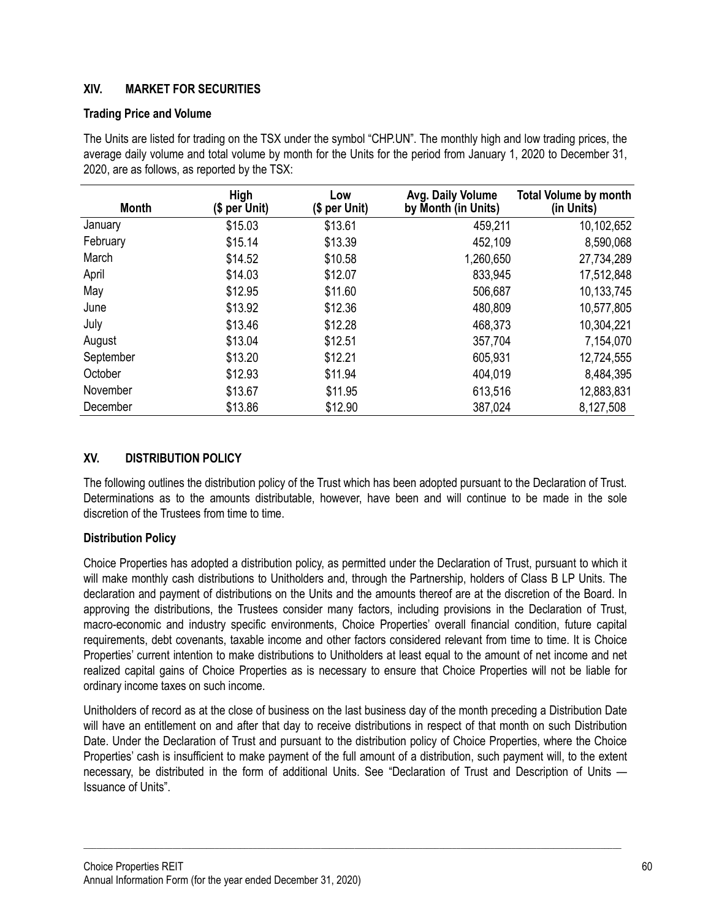## XIV. MARKET FOR SECURITIES

### Trading Price and Volume

The Units are listed for trading on the TSX under the symbol "CHP.UN". The monthly high and low trading prices, the average daily volume and total volume by month for the Units for the period from January 1, 2020 to December 31, 2020, are as follows, as reported by the TSX:

| Month | High ($ per Unit) | Low ($ per Unit) | Avg. Daily Volume by Month (in Units) | Total Volume by month (in Units) |
|---|---|---|---|---|
| January | $15.03 | $13.61 | 459,211 | 10,102,652 |
| February | $15.14 | $13.39 | 452,109 | 8,590,068 |
| March | $14.52 | $10.58 | 1,260,650 | 27,734,289 |
| April | $14.03 | $12.07 | 833,945 | 17,512,848 |
| May | $12.95 | $11.60 | 506,687 | 10,133,745 |
| June | $13.92 | $12.36 | 480,809 | 10,577,805 |
| July | $13.46 | $12.28 | 468,373 | 10,304,221 |
| August | $13.04 | $12.51 | 357,704 | 7,154,070 |
| September | $13.20 | $12.21 | 605,931 | 12,724,555 |
| October | $12.93 | $11.94 | 404,019 | 8,484,395 |
| November | $13.67 | $11.95 | 613,516 | 12,883,831 |
| December | $13.86 | $12.90 | 387,024 | 8,127,508 |

## XV. DISTRIBUTION POLICY

The following outlines the distribution policy of the Trust which has been adopted pursuant to the Declaration of Trust. Determinations as to the amounts distributable, however, have been and will continue to be made in the sole discretion of the Trustees from time to time.

### Distribution Policy

Choice Properties has adopted a distribution policy, as permitted under the Declaration of Trust, pursuant to which it will make monthly cash distributions to Unitholders and, through the Partnership, holders of Class B LP Units. The declaration and payment of distributions on the Units and the amounts thereof are at the discretion of the Board. In approving the distributions, the Trustees consider many factors, including provisions in the Declaration of Trust, macro-economic and industry specific environments, Choice Properties' overall financial condition, future capital requirements, debt covenants, taxable income and other factors considered relevant from time to time. It is Choice Properties' current intention to make distributions to Unitholders at least equal to the amount of net income and net realized capital gains of Choice Properties as is necessary to ensure that Choice Properties will not be liable for ordinary income taxes on such income.

Unitholders of record as at the close of business on the last business day of the month preceding a Distribution Date will have an entitlement on and after that day to receive distributions in respect of that month on such Distribution Date. Under the Declaration of Trust and pursuant to the distribution policy of Choice Properties, where the Choice Properties' cash is insufficient to make payment of the full amount of a distribution, such payment will, to the extent necessary, be distributed in the form of additional Units. See "Declaration of Trust and Description of Units — Issuance of Units".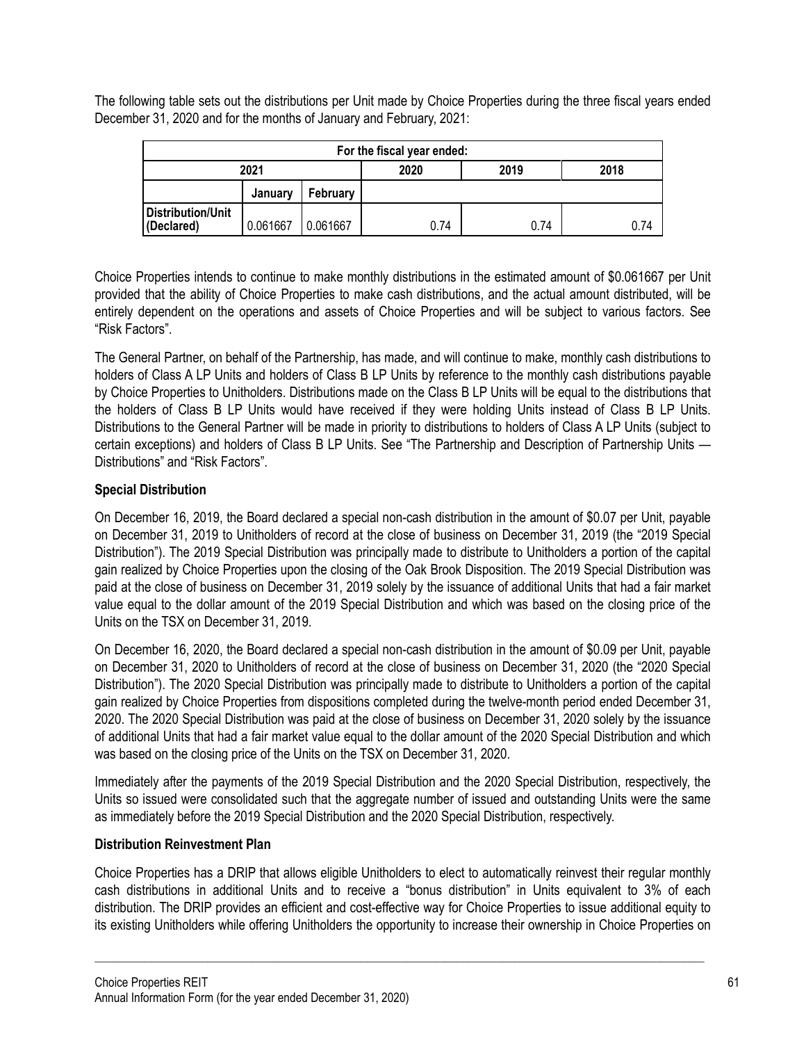The following table sets out the distributions per Unit made by Choice Properties during the three fiscal years ended December 31, 2020 and for the months of January and February, 2021:

| For the fiscal year ended: | | | | | |
|---|---|---|---|---|---|
| 2021 | | | 2020 | 2019 | 2018 |
| | January | February | | | |
| **Distribution/Unit (Declared)** | 0.061667 | 0.061667 | 0.74 | 0.74 | 0.74 |

Choice Properties intends to continue to make monthly distributions in the estimated amount of $0.061667 per Unit provided that the ability of Choice Properties to make cash distributions, and the actual amount distributed, will be entirely dependent on the operations and assets of Choice Properties and will be subject to various factors. See "Risk Factors".

The General Partner, on behalf of the Partnership, has made, and will continue to make, monthly cash distributions to holders of Class A LP Units and holders of Class B LP Units by reference to the monthly cash distributions payable by Choice Properties to Unitholders. Distributions made on the Class B LP Units will be equal to the distributions that the holders of Class B LP Units would have received if they were holding Units instead of Class B LP Units. Distributions to the General Partner will be made in priority to distributions to holders of Class A LP Units (subject to certain exceptions) and holders of Class B LP Units. See "The Partnership and Description of Partnership Units — Distributions" and "Risk Factors".

### Special Distribution

On December 16, 2019, the Board declared a special non-cash distribution in the amount of $0.07 per Unit, payable on December 31, 2019 to Unitholders of record at the close of business on December 31, 2019 (the "2019 Special Distribution"). The 2019 Special Distribution was principally made to distribute to Unitholders a portion of the capital gain realized by Choice Properties upon the closing of the Oak Brook Disposition. The 2019 Special Distribution was paid at the close of business on December 31, 2019 solely by the issuance of additional Units that had a fair market value equal to the dollar amount of the 2019 Special Distribution and which was based on the closing price of the Units on the TSX on December 31, 2019.

On December 16, 2020, the Board declared a special non-cash distribution in the amount of $0.09 per Unit, payable on December 31, 2020 to Unitholders of record at the close of business on December 31, 2020 (the "2020 Special Distribution"). The 2020 Special Distribution was principally made to distribute to Unitholders a portion of the capital gain realized by Choice Properties from dispositions completed during the twelve-month period ended December 31, 2020. The 2020 Special Distribution was paid at the close of business on December 31, 2020 solely by the issuance of additional Units that had a fair market value equal to the dollar amount of the 2020 Special Distribution and which was based on the closing price of the Units on the TSX on December 31, 2020.

Immediately after the payments of the 2019 Special Distribution and the 2020 Special Distribution, respectively, the Units so issued were consolidated such that the aggregate number of issued and outstanding Units were the same as immediately before the 2019 Special Distribution and the 2020 Special Distribution, respectively.

### Distribution Reinvestment Plan

Choice Properties has a DRIP that allows eligible Unitholders to elect to automatically reinvest their regular monthly cash distributions in additional Units and to receive a "bonus distribution" in Units equivalent to 3% of each distribution. The DRIP provides an efficient and cost-effective way for Choice Properties to issue additional equity to its existing Unitholders while offering Unitholders the opportunity to increase their ownership in Choice Properties on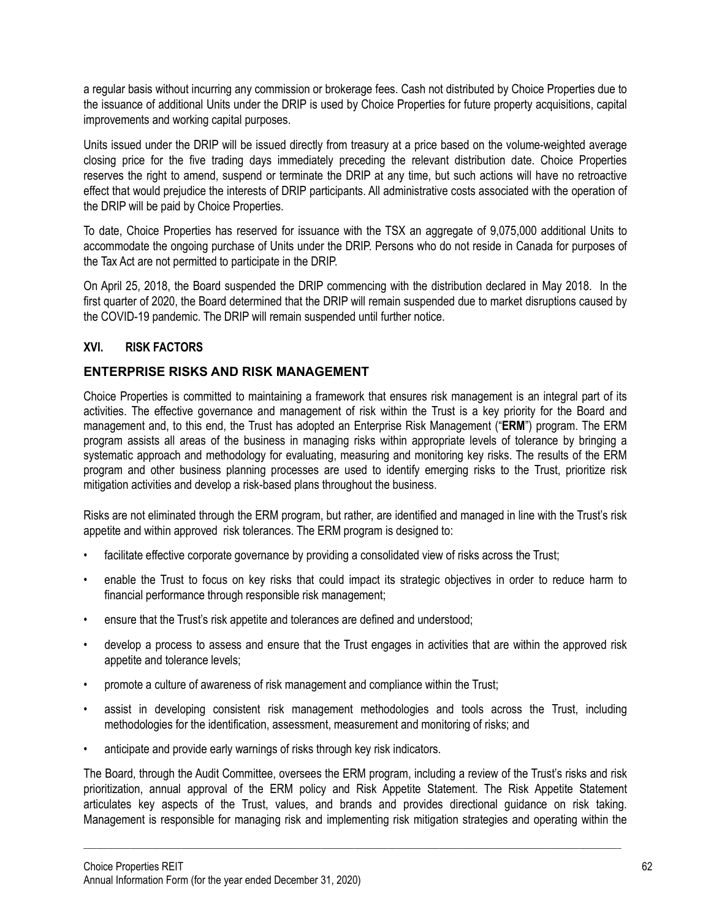a regular basis without incurring any commission or brokerage fees. Cash not distributed by Choice Properties due to the issuance of additional Units under the DRIP is used by Choice Properties for future property acquisitions, capital improvements and working capital purposes.

Units issued under the DRIP will be issued directly from treasury at a price based on the volume-weighted average closing price for the five trading days immediately preceding the relevant distribution date. Choice Properties reserves the right to amend, suspend or terminate the DRIP at any time, but such actions will have no retroactive effect that would prejudice the interests of DRIP participants. All administrative costs associated with the operation of the DRIP will be paid by Choice Properties.

To date, Choice Properties has reserved for issuance with the TSX an aggregate of 9,075,000 additional Units to accommodate the ongoing purchase of Units under the DRIP. Persons who do not reside in Canada for purposes of the Tax Act are not permitted to participate in the DRIP.

On April 25, 2018, the Board suspended the DRIP commencing with the distribution declared in May 2018. In the first quarter of 2020, the Board determined that the DRIP will remain suspended due to market disruptions caused by the COVID-19 pandemic. The DRIP will remain suspended until further notice.

## XVI. RISK FACTORS

### ENTERPRISE RISKS AND RISK MANAGEMENT

Choice Properties is committed to maintaining a framework that ensures risk management is an integral part of its activities. The effective governance and management of risk within the Trust is a key priority for the Board and management and, to this end, the Trust has adopted an Enterprise Risk Management ("**ERM**") program. The ERM program assists all areas of the business in managing risks within appropriate levels of tolerance by bringing a systematic approach and methodology for evaluating, measuring and monitoring key risks. The results of the ERM program and other business planning processes are used to identify emerging risks to the Trust, prioritize risk mitigation activities and develop a risk-based plans throughout the business.

Risks are not eliminated through the ERM program, but rather, are identified and managed in line with the Trust's risk appetite and within approved risk tolerances. The ERM program is designed to:

- facilitate effective corporate governance by providing a consolidated view of risks across the Trust;
- enable the Trust to focus on key risks that could impact its strategic objectives in order to reduce harm to financial performance through responsible risk management;
- ensure that the Trust's risk appetite and tolerances are defined and understood;
- develop a process to assess and ensure that the Trust engages in activities that are within the approved risk appetite and tolerance levels;
- promote a culture of awareness of risk management and compliance within the Trust;
- assist in developing consistent risk management methodologies and tools across the Trust, including methodologies for the identification, assessment, measurement and monitoring of risks; and
- anticipate and provide early warnings of risks through key risk indicators.

The Board, through the Audit Committee, oversees the ERM program, including a review of the Trust's risks and risk prioritization, annual approval of the ERM policy and Risk Appetite Statement. The Risk Appetite Statement articulates key aspects of the Trust, values, and brands and provides directional guidance on risk taking. Management is responsible for managing risk and implementing risk mitigation strategies and operating within the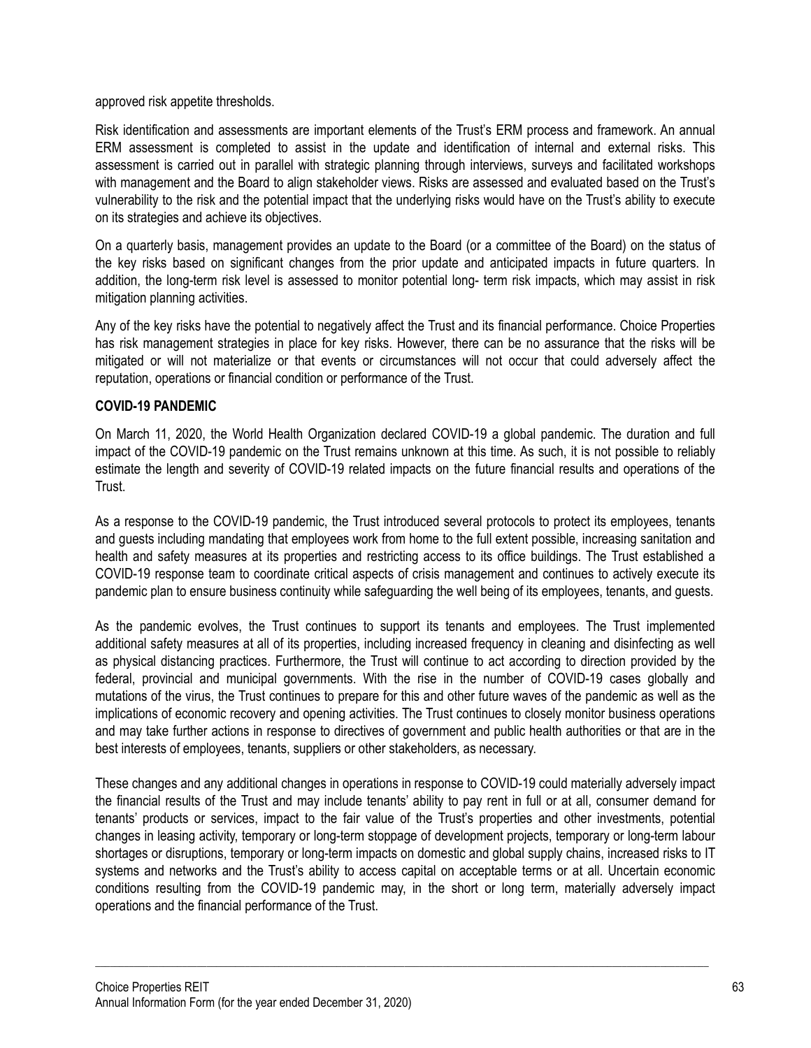approved risk appetite thresholds.

Risk identification and assessments are important elements of the Trust's ERM process and framework. An annual ERM assessment is completed to assist in the update and identification of internal and external risks. This assessment is carried out in parallel with strategic planning through interviews, surveys and facilitated workshops with management and the Board to align stakeholder views. Risks are assessed and evaluated based on the Trust's vulnerability to the risk and the potential impact that the underlying risks would have on the Trust's ability to execute on its strategies and achieve its objectives.

On a quarterly basis, management provides an update to the Board (or a committee of the Board) on the status of the key risks based on significant changes from the prior update and anticipated impacts in future quarters. In addition, the long-term risk level is assessed to monitor potential long- term risk impacts, which may assist in risk mitigation planning activities.

Any of the key risks have the potential to negatively affect the Trust and its financial performance. Choice Properties has risk management strategies in place for key risks. However, there can be no assurance that the risks will be mitigated or will not materialize or that events or circumstances will not occur that could adversely affect the reputation, operations or financial condition or performance of the Trust.

**COVID-19 PANDEMIC**

On March 11, 2020, the World Health Organization declared COVID-19 a global pandemic. The duration and full impact of the COVID-19 pandemic on the Trust remains unknown at this time. As such, it is not possible to reliably estimate the length and severity of COVID-19 related impacts on the future financial results and operations of the Trust.

As a response to the COVID-19 pandemic, the Trust introduced several protocols to protect its employees, tenants and guests including mandating that employees work from home to the full extent possible, increasing sanitation and health and safety measures at its properties and restricting access to its office buildings. The Trust established a COVID-19 response team to coordinate critical aspects of crisis management and continues to actively execute its pandemic plan to ensure business continuity while safeguarding the well being of its employees, tenants, and guests.

As the pandemic evolves, the Trust continues to support its tenants and employees. The Trust implemented additional safety measures at all of its properties, including increased frequency in cleaning and disinfecting as well as physical distancing practices. Furthermore, the Trust will continue to act according to direction provided by the federal, provincial and municipal governments. With the rise in the number of COVID-19 cases globally and mutations of the virus, the Trust continues to prepare for this and other future waves of the pandemic as well as the implications of economic recovery and opening activities. The Trust continues to closely monitor business operations and may take further actions in response to directives of government and public health authorities or that are in the best interests of employees, tenants, suppliers or other stakeholders, as necessary.

These changes and any additional changes in operations in response to COVID-19 could materially adversely impact the financial results of the Trust and may include tenants' ability to pay rent in full or at all, consumer demand for tenants' products or services, impact to the fair value of the Trust's properties and other investments, potential changes in leasing activity, temporary or long-term stoppage of development projects, temporary or long-term labour shortages or disruptions, temporary or long-term impacts on domestic and global supply chains, increased risks to IT systems and networks and the Trust's ability to access capital on acceptable terms or at all. Uncertain economic conditions resulting from the COVID-19 pandemic may, in the short or long term, materially adversely impact operations and the financial performance of the Trust.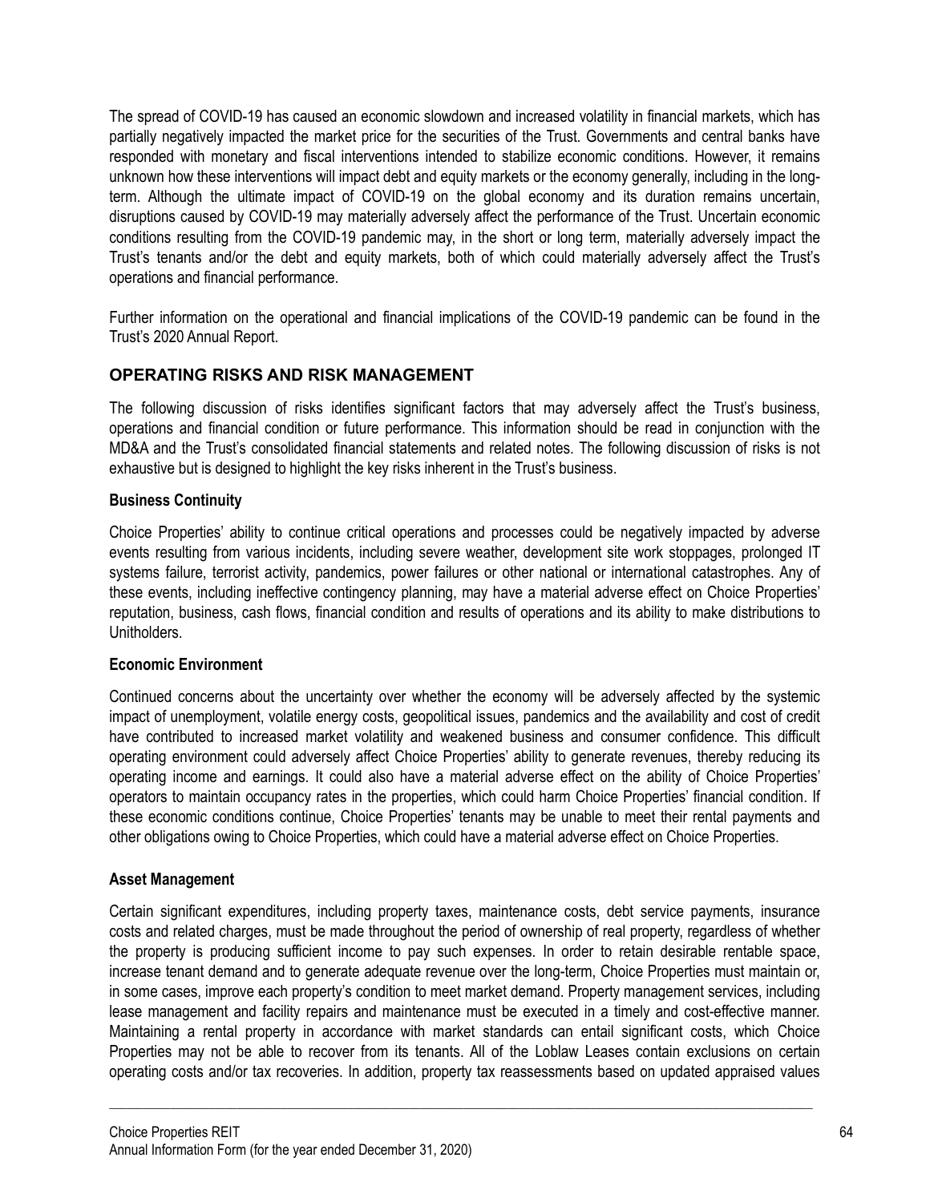The spread of COVID-19 has caused an economic slowdown and increased volatility in financial markets, which has partially negatively impacted the market price for the securities of the Trust. Governments and central banks have responded with monetary and fiscal interventions intended to stabilize economic conditions. However, it remains unknown how these interventions will impact debt and equity markets or the economy generally, including in the long-term. Although the ultimate impact of COVID-19 on the global economy and its duration remains uncertain, disruptions caused by COVID-19 may materially adversely affect the performance of the Trust. Uncertain economic conditions resulting from the COVID-19 pandemic may, in the short or long term, materially adversely impact the Trust's tenants and/or the debt and equity markets, both of which could materially adversely affect the Trust's operations and financial performance.

Further information on the operational and financial implications of the COVID-19 pandemic can be found in the Trust's 2020 Annual Report.

## OPERATING RISKS AND RISK MANAGEMENT

The following discussion of risks identifies significant factors that may adversely affect the Trust's business, operations and financial condition or future performance. This information should be read in conjunction with the MD&A and the Trust's consolidated financial statements and related notes. The following discussion of risks is not exhaustive but is designed to highlight the key risks inherent in the Trust's business.

### Business Continuity

Choice Properties' ability to continue critical operations and processes could be negatively impacted by adverse events resulting from various incidents, including severe weather, development site work stoppages, prolonged IT systems failure, terrorist activity, pandemics, power failures or other national or international catastrophes. Any of these events, including ineffective contingency planning, may have a material adverse effect on Choice Properties' reputation, business, cash flows, financial condition and results of operations and its ability to make distributions to Unitholders.

### Economic Environment

Continued concerns about the uncertainty over whether the economy will be adversely affected by the systemic impact of unemployment, volatile energy costs, geopolitical issues, pandemics and the availability and cost of credit have contributed to increased market volatility and weakened business and consumer confidence. This difficult operating environment could adversely affect Choice Properties' ability to generate revenues, thereby reducing its operating income and earnings. It could also have a material adverse effect on the ability of Choice Properties' operators to maintain occupancy rates in the properties, which could harm Choice Properties' financial condition. If these economic conditions continue, Choice Properties' tenants may be unable to meet their rental payments and other obligations owing to Choice Properties, which could have a material adverse effect on Choice Properties.

### Asset Management

Certain significant expenditures, including property taxes, maintenance costs, debt service payments, insurance costs and related charges, must be made throughout the period of ownership of real property, regardless of whether the property is producing sufficient income to pay such expenses. In order to retain desirable rentable space, increase tenant demand and to generate adequate revenue over the long-term, Choice Properties must maintain or, in some cases, improve each property's condition to meet market demand. Property management services, including lease management and facility repairs and maintenance must be executed in a timely and cost-effective manner. Maintaining a rental property in accordance with market standards can entail significant costs, which Choice Properties may not be able to recover from its tenants. All of the Loblaw Leases contain exclusions on certain operating costs and/or tax recoveries. In addition, property tax reassessments based on updated appraised values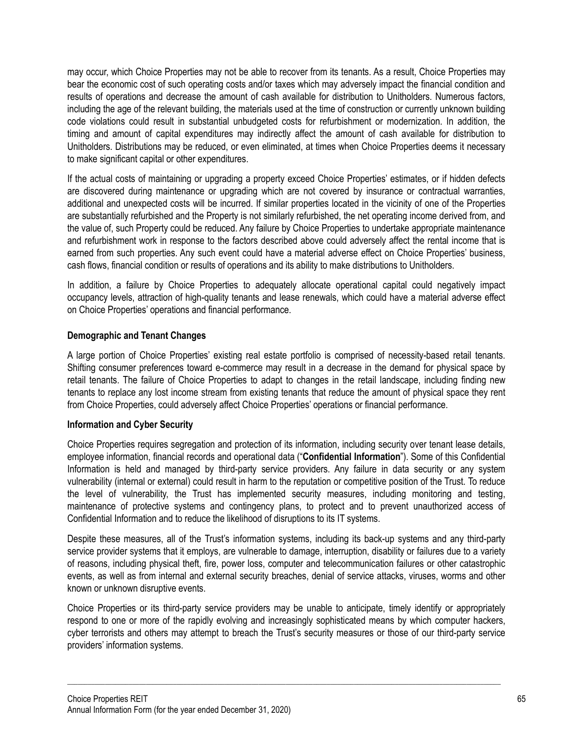may occur, which Choice Properties may not be able to recover from its tenants. As a result, Choice Properties may bear the economic cost of such operating costs and/or taxes which may adversely impact the financial condition and results of operations and decrease the amount of cash available for distribution to Unitholders. Numerous factors, including the age of the relevant building, the materials used at the time of construction or currently unknown building code violations could result in substantial unbudgeted costs for refurbishment or modernization. In addition, the timing and amount of capital expenditures may indirectly affect the amount of cash available for distribution to Unitholders. Distributions may be reduced, or even eliminated, at times when Choice Properties deems it necessary to make significant capital or other expenditures.

If the actual costs of maintaining or upgrading a property exceed Choice Properties' estimates, or if hidden defects are discovered during maintenance or upgrading which are not covered by insurance or contractual warranties, additional and unexpected costs will be incurred. If similar properties located in the vicinity of one of the Properties are substantially refurbished and the Property is not similarly refurbished, the net operating income derived from, and the value of, such Property could be reduced. Any failure by Choice Properties to undertake appropriate maintenance and refurbishment work in response to the factors described above could adversely affect the rental income that is earned from such properties. Any such event could have a material adverse effect on Choice Properties' business, cash flows, financial condition or results of operations and its ability to make distributions to Unitholders.

In addition, a failure by Choice Properties to adequately allocate operational capital could negatively impact occupancy levels, attraction of high-quality tenants and lease renewals, which could have a material adverse effect on Choice Properties' operations and financial performance.

**Demographic and Tenant Changes**

A large portion of Choice Properties' existing real estate portfolio is comprised of necessity-based retail tenants. Shifting consumer preferences toward e-commerce may result in a decrease in the demand for physical space by retail tenants. The failure of Choice Properties to adapt to changes in the retail landscape, including finding new tenants to replace any lost income stream from existing tenants that reduce the amount of physical space they rent from Choice Properties, could adversely affect Choice Properties' operations or financial performance.

**Information and Cyber Security**

Choice Properties requires segregation and protection of its information, including security over tenant lease details, employee information, financial records and operational data ("**Confidential Information**"). Some of this Confidential Information is held and managed by third-party service providers. Any failure in data security or any system vulnerability (internal or external) could result in harm to the reputation or competitive position of the Trust. To reduce the level of vulnerability, the Trust has implemented security measures, including monitoring and testing, maintenance of protective systems and contingency plans, to protect and to prevent unauthorized access of Confidential Information and to reduce the likelihood of disruptions to its IT systems.

Despite these measures, all of the Trust's information systems, including its back-up systems and any third-party service provider systems that it employs, are vulnerable to damage, interruption, disability or failures due to a variety of reasons, including physical theft, fire, power loss, computer and telecommunication failures or other catastrophic events, as well as from internal and external security breaches, denial of service attacks, viruses, worms and other known or unknown disruptive events.

Choice Properties or its third-party service providers may be unable to anticipate, timely identify or appropriately respond to one or more of the rapidly evolving and increasingly sophisticated means by which computer hackers, cyber terrorists and others may attempt to breach the Trust's security measures or those of our third-party service providers' information systems.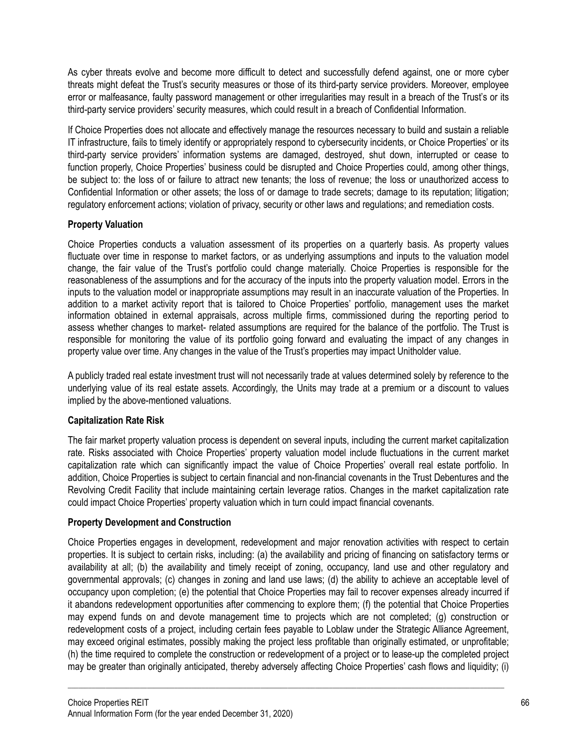As cyber threats evolve and become more difficult to detect and successfully defend against, one or more cyber threats might defeat the Trust's security measures or those of its third-party service providers. Moreover, employee error or malfeasance, faulty password management or other irregularities may result in a breach of the Trust's or its third-party service providers' security measures, which could result in a breach of Confidential Information.

If Choice Properties does not allocate and effectively manage the resources necessary to build and sustain a reliable IT infrastructure, fails to timely identify or appropriately respond to cybersecurity incidents, or Choice Properties' or its third-party service providers' information systems are damaged, destroyed, shut down, interrupted or cease to function properly, Choice Properties' business could be disrupted and Choice Properties could, among other things, be subject to: the loss of or failure to attract new tenants; the loss of revenue; the loss or unauthorized access to Confidential Information or other assets; the loss of or damage to trade secrets; damage to its reputation; litigation; regulatory enforcement actions; violation of privacy, security or other laws and regulations; and remediation costs.

**Property Valuation**

Choice Properties conducts a valuation assessment of its properties on a quarterly basis. As property values fluctuate over time in response to market factors, or as underlying assumptions and inputs to the valuation model change, the fair value of the Trust's portfolio could change materially. Choice Properties is responsible for the reasonableness of the assumptions and for the accuracy of the inputs into the property valuation model. Errors in the inputs to the valuation model or inappropriate assumptions may result in an inaccurate valuation of the Properties. In addition to a market activity report that is tailored to Choice Properties' portfolio, management uses the market information obtained in external appraisals, across multiple firms, commissioned during the reporting period to assess whether changes to market- related assumptions are required for the balance of the portfolio. The Trust is responsible for monitoring the value of its portfolio going forward and evaluating the impact of any changes in property value over time. Any changes in the value of the Trust's properties may impact Unitholder value.

A publicly traded real estate investment trust will not necessarily trade at values determined solely by reference to the underlying value of its real estate assets. Accordingly, the Units may trade at a premium or a discount to values implied by the above-mentioned valuations.

**Capitalization Rate Risk**

The fair market property valuation process is dependent on several inputs, including the current market capitalization rate. Risks associated with Choice Properties' property valuation model include fluctuations in the current market capitalization rate which can significantly impact the value of Choice Properties' overall real estate portfolio. In addition, Choice Properties is subject to certain financial and non-financial covenants in the Trust Debentures and the Revolving Credit Facility that include maintaining certain leverage ratios. Changes in the market capitalization rate could impact Choice Properties' property valuation which in turn could impact financial covenants.

**Property Development and Construction**

Choice Properties engages in development, redevelopment and major renovation activities with respect to certain properties. It is subject to certain risks, including: (a) the availability and pricing of financing on satisfactory terms or availability at all; (b) the availability and timely receipt of zoning, occupancy, land use and other regulatory and governmental approvals; (c) changes in zoning and land use laws; (d) the ability to achieve an acceptable level of occupancy upon completion; (e) the potential that Choice Properties may fail to recover expenses already incurred if it abandons redevelopment opportunities after commencing to explore them; (f) the potential that Choice Properties may expend funds on and devote management time to projects which are not completed; (g) construction or redevelopment costs of a project, including certain fees payable to Loblaw under the Strategic Alliance Agreement, may exceed original estimates, possibly making the project less profitable than originally estimated, or unprofitable; (h) the time required to complete the construction or redevelopment of a project or to lease-up the completed project may be greater than originally anticipated, thereby adversely affecting Choice Properties' cash flows and liquidity; (i)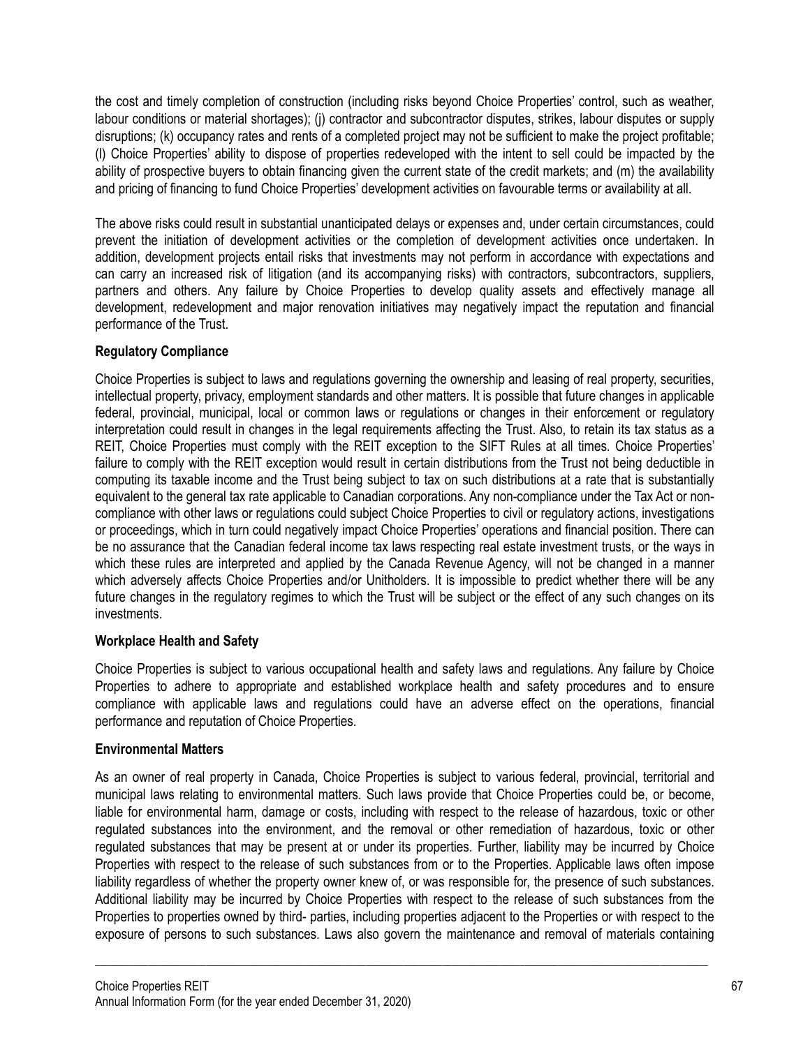the cost and timely completion of construction (including risks beyond Choice Properties' control, such as weather, labour conditions or material shortages); (j) contractor and subcontractor disputes, strikes, labour disputes or supply disruptions; (k) occupancy rates and rents of a completed project may not be sufficient to make the project profitable; (l) Choice Properties' ability to dispose of properties redeveloped with the intent to sell could be impacted by the ability of prospective buyers to obtain financing given the current state of the credit markets; and (m) the availability and pricing of financing to fund Choice Properties' development activities on favourable terms or availability at all.

The above risks could result in substantial unanticipated delays or expenses and, under certain circumstances, could prevent the initiation of development activities or the completion of development activities once undertaken. In addition, development projects entail risks that investments may not perform in accordance with expectations and can carry an increased risk of litigation (and its accompanying risks) with contractors, subcontractors, suppliers, partners and others. Any failure by Choice Properties to develop quality assets and effectively manage all development, redevelopment and major renovation initiatives may negatively impact the reputation and financial performance of the Trust.

**Regulatory Compliance**

Choice Properties is subject to laws and regulations governing the ownership and leasing of real property, securities, intellectual property, privacy, employment standards and other matters. It is possible that future changes in applicable federal, provincial, municipal, local or common laws or regulations or changes in their enforcement or regulatory interpretation could result in changes in the legal requirements affecting the Trust. Also, to retain its tax status as a REIT, Choice Properties must comply with the REIT exception to the SIFT Rules at all times. Choice Properties' failure to comply with the REIT exception would result in certain distributions from the Trust not being deductible in computing its taxable income and the Trust being subject to tax on such distributions at a rate that is substantially equivalent to the general tax rate applicable to Canadian corporations. Any non-compliance under the Tax Act or non-compliance with other laws or regulations could subject Choice Properties to civil or regulatory actions, investigations or proceedings, which in turn could negatively impact Choice Properties' operations and financial position. There can be no assurance that the Canadian federal income tax laws respecting real estate investment trusts, or the ways in which these rules are interpreted and applied by the Canada Revenue Agency, will not be changed in a manner which adversely affects Choice Properties and/or Unitholders. It is impossible to predict whether there will be any future changes in the regulatory regimes to which the Trust will be subject or the effect of any such changes on its investments.

**Workplace Health and Safety**

Choice Properties is subject to various occupational health and safety laws and regulations. Any failure by Choice Properties to adhere to appropriate and established workplace health and safety procedures and to ensure compliance with applicable laws and regulations could have an adverse effect on the operations, financial performance and reputation of Choice Properties.

**Environmental Matters**

As an owner of real property in Canada, Choice Properties is subject to various federal, provincial, territorial and municipal laws relating to environmental matters. Such laws provide that Choice Properties could be, or become, liable for environmental harm, damage or costs, including with respect to the release of hazardous, toxic or other regulated substances into the environment, and the removal or other remediation of hazardous, toxic or other regulated substances that may be present at or under its properties. Further, liability may be incurred by Choice Properties with respect to the release of such substances from or to the Properties. Applicable laws often impose liability regardless of whether the property owner knew of, or was responsible for, the presence of such substances. Additional liability may be incurred by Choice Properties with respect to the release of such substances from the Properties to properties owned by third- parties, including properties adjacent to the Properties or with respect to the exposure of persons to such substances. Laws also govern the maintenance and removal of materials containing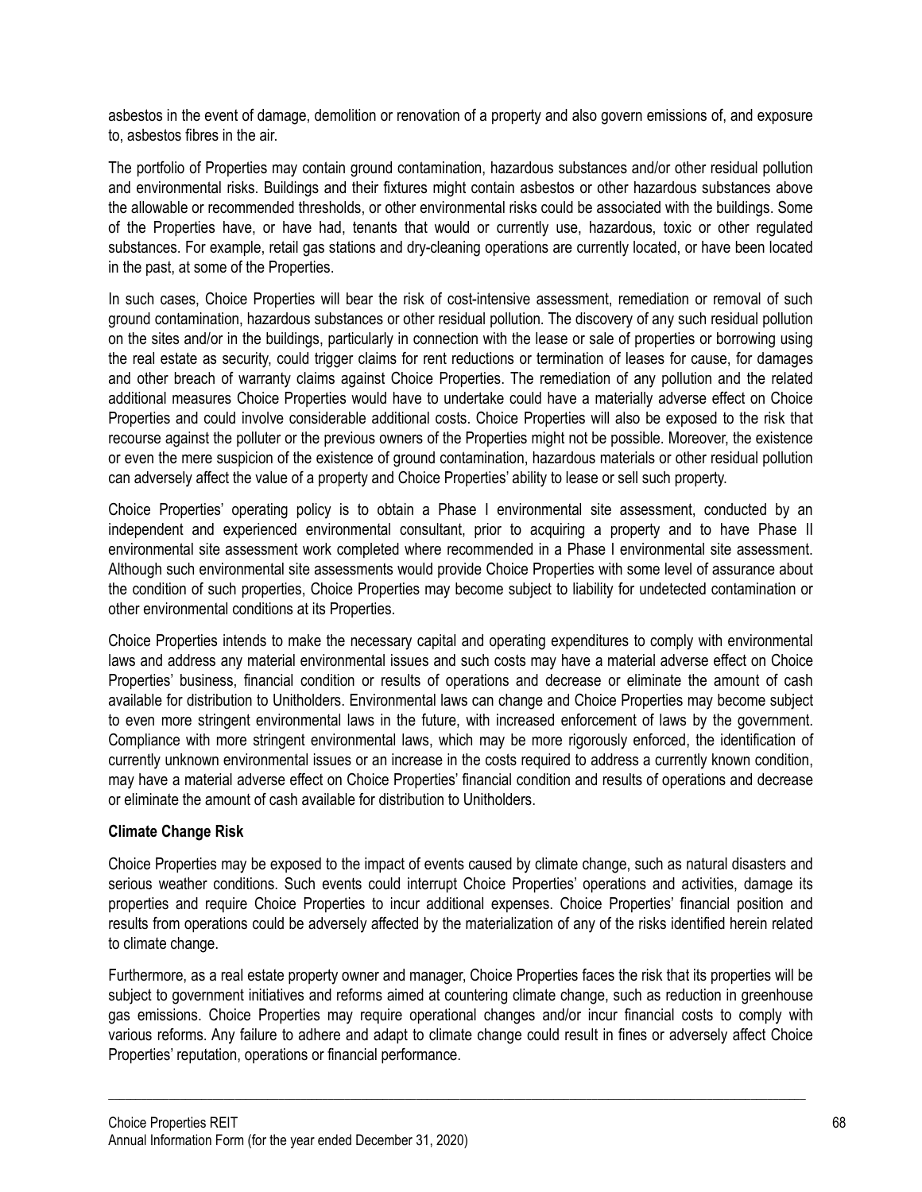asbestos in the event of damage, demolition or renovation of a property and also govern emissions of, and exposure to, asbestos fibres in the air.

The portfolio of Properties may contain ground contamination, hazardous substances and/or other residual pollution and environmental risks. Buildings and their fixtures might contain asbestos or other hazardous substances above the allowable or recommended thresholds, or other environmental risks could be associated with the buildings. Some of the Properties have, or have had, tenants that would or currently use, hazardous, toxic or other regulated substances. For example, retail gas stations and dry-cleaning operations are currently located, or have been located in the past, at some of the Properties.

In such cases, Choice Properties will bear the risk of cost-intensive assessment, remediation or removal of such ground contamination, hazardous substances or other residual pollution. The discovery of any such residual pollution on the sites and/or in the buildings, particularly in connection with the lease or sale of properties or borrowing using the real estate as security, could trigger claims for rent reductions or termination of leases for cause, for damages and other breach of warranty claims against Choice Properties. The remediation of any pollution and the related additional measures Choice Properties would have to undertake could have a materially adverse effect on Choice Properties and could involve considerable additional costs. Choice Properties will also be exposed to the risk that recourse against the polluter or the previous owners of the Properties might not be possible. Moreover, the existence or even the mere suspicion of the existence of ground contamination, hazardous materials or other residual pollution can adversely affect the value of a property and Choice Properties' ability to lease or sell such property.

Choice Properties' operating policy is to obtain a Phase I environmental site assessment, conducted by an independent and experienced environmental consultant, prior to acquiring a property and to have Phase II environmental site assessment work completed where recommended in a Phase I environmental site assessment. Although such environmental site assessments would provide Choice Properties with some level of assurance about the condition of such properties, Choice Properties may become subject to liability for undetected contamination or other environmental conditions at its Properties.

Choice Properties intends to make the necessary capital and operating expenditures to comply with environmental laws and address any material environmental issues and such costs may have a material adverse effect on Choice Properties' business, financial condition or results of operations and decrease or eliminate the amount of cash available for distribution to Unitholders. Environmental laws can change and Choice Properties may become subject to even more stringent environmental laws in the future, with increased enforcement of laws by the government. Compliance with more stringent environmental laws, which may be more rigorously enforced, the identification of currently unknown environmental issues or an increase in the costs required to address a currently known condition, may have a material adverse effect on Choice Properties' financial condition and results of operations and decrease or eliminate the amount of cash available for distribution to Unitholders.

**Climate Change Risk**

Choice Properties may be exposed to the impact of events caused by climate change, such as natural disasters and serious weather conditions. Such events could interrupt Choice Properties' operations and activities, damage its properties and require Choice Properties to incur additional expenses. Choice Properties' financial position and results from operations could be adversely affected by the materialization of any of the risks identified herein related to climate change.

Furthermore, as a real estate property owner and manager, Choice Properties faces the risk that its properties will be subject to government initiatives and reforms aimed at countering climate change, such as reduction in greenhouse gas emissions. Choice Properties may require operational changes and/or incur financial costs to comply with various reforms. Any failure to adhere and adapt to climate change could result in fines or adversely affect Choice Properties' reputation, operations or financial performance.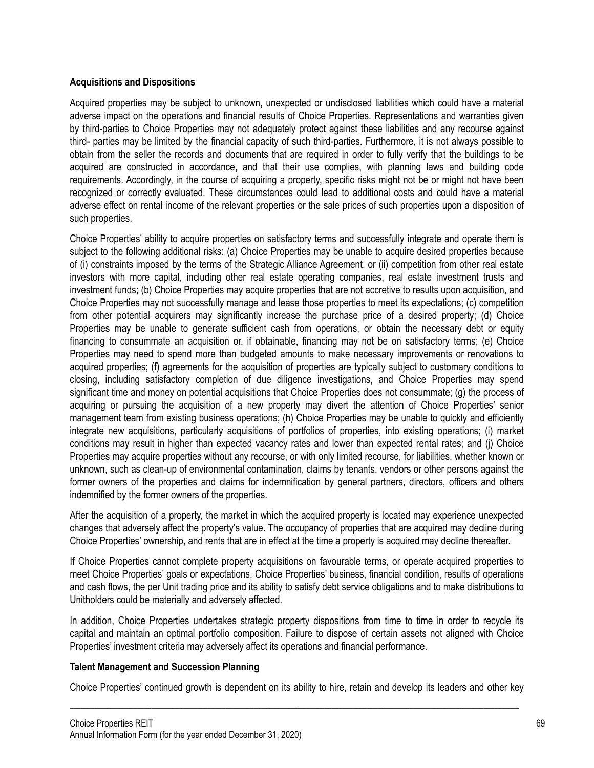**Acquisitions and Dispositions**

Acquired properties may be subject to unknown, unexpected or undisclosed liabilities which could have a material adverse impact on the operations and financial results of Choice Properties. Representations and warranties given by third-parties to Choice Properties may not adequately protect against these liabilities and any recourse against third- parties may be limited by the financial capacity of such third-parties. Furthermore, it is not always possible to obtain from the seller the records and documents that are required in order to fully verify that the buildings to be acquired are constructed in accordance, and that their use complies, with planning laws and building code requirements. Accordingly, in the course of acquiring a property, specific risks might not be or might not have been recognized or correctly evaluated. These circumstances could lead to additional costs and could have a material adverse effect on rental income of the relevant properties or the sale prices of such properties upon a disposition of such properties.

Choice Properties' ability to acquire properties on satisfactory terms and successfully integrate and operate them is subject to the following additional risks: (a) Choice Properties may be unable to acquire desired properties because of (i) constraints imposed by the terms of the Strategic Alliance Agreement, or (ii) competition from other real estate investors with more capital, including other real estate operating companies, real estate investment trusts and investment funds; (b) Choice Properties may acquire properties that are not accretive to results upon acquisition, and Choice Properties may not successfully manage and lease those properties to meet its expectations; (c) competition from other potential acquirers may significantly increase the purchase price of a desired property; (d) Choice Properties may be unable to generate sufficient cash from operations, or obtain the necessary debt or equity financing to consummate an acquisition or, if obtainable, financing may not be on satisfactory terms; (e) Choice Properties may need to spend more than budgeted amounts to make necessary improvements or renovations to acquired properties; (f) agreements for the acquisition of properties are typically subject to customary conditions to closing, including satisfactory completion of due diligence investigations, and Choice Properties may spend significant time and money on potential acquisitions that Choice Properties does not consummate; (g) the process of acquiring or pursuing the acquisition of a new property may divert the attention of Choice Properties' senior management team from existing business operations; (h) Choice Properties may be unable to quickly and efficiently integrate new acquisitions, particularly acquisitions of portfolios of properties, into existing operations; (i) market conditions may result in higher than expected vacancy rates and lower than expected rental rates; and (j) Choice Properties may acquire properties without any recourse, or with only limited recourse, for liabilities, whether known or unknown, such as clean-up of environmental contamination, claims by tenants, vendors or other persons against the former owners of the properties and claims for indemnification by general partners, directors, officers and others indemnified by the former owners of the properties.

After the acquisition of a property, the market in which the acquired property is located may experience unexpected changes that adversely affect the property's value. The occupancy of properties that are acquired may decline during Choice Properties' ownership, and rents that are in effect at the time a property is acquired may decline thereafter.

If Choice Properties cannot complete property acquisitions on favourable terms, or operate acquired properties to meet Choice Properties' goals or expectations, Choice Properties' business, financial condition, results of operations and cash flows, the per Unit trading price and its ability to satisfy debt service obligations and to make distributions to Unitholders could be materially and adversely affected.

In addition, Choice Properties undertakes strategic property dispositions from time to time in order to recycle its capital and maintain an optimal portfolio composition. Failure to dispose of certain assets not aligned with Choice Properties' investment criteria may adversely affect its operations and financial performance.

**Talent Management and Succession Planning**

Choice Properties' continued growth is dependent on its ability to hire, retain and develop its leaders and other key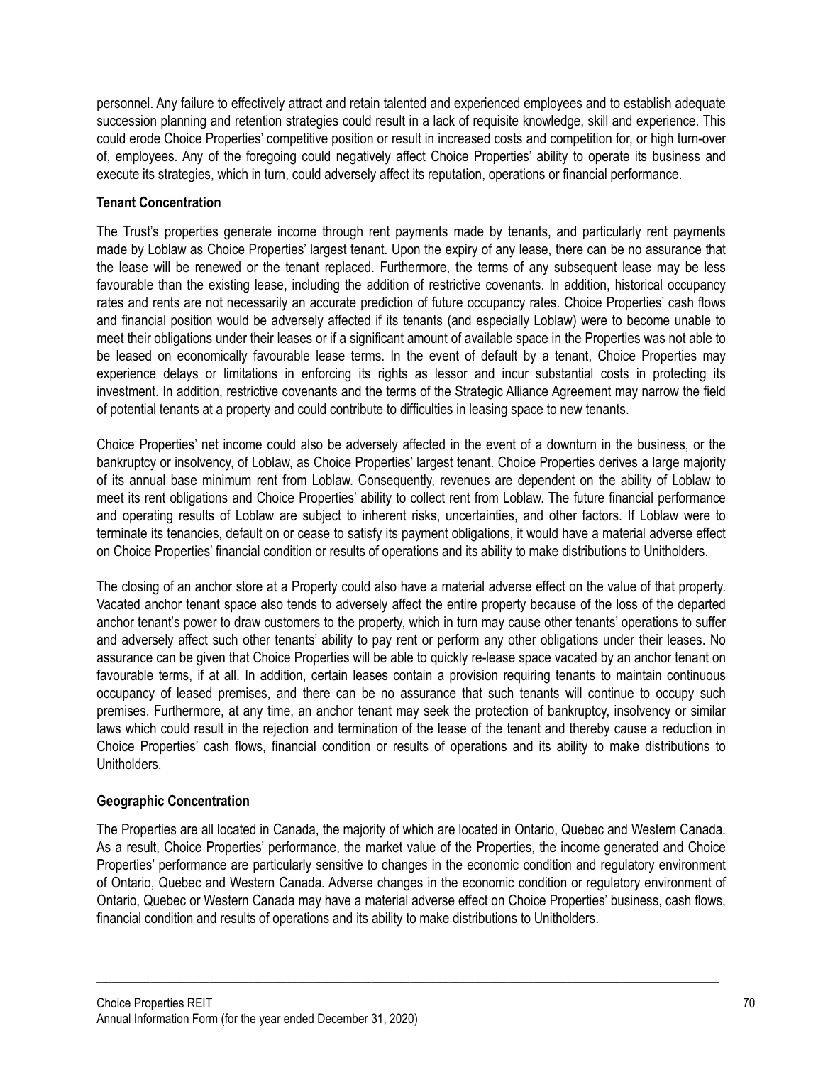personnel. Any failure to effectively attract and retain talented and experienced employees and to establish adequate succession planning and retention strategies could result in a lack of requisite knowledge, skill and experience. This could erode Choice Properties' competitive position or result in increased costs and competition for, or high turn-over of, employees. Any of the foregoing could negatively affect Choice Properties' ability to operate its business and execute its strategies, which in turn, could adversely affect its reputation, operations or financial performance.

**Tenant Concentration**

The Trust's properties generate income through rent payments made by tenants, and particularly rent payments made by Loblaw as Choice Properties' largest tenant. Upon the expiry of any lease, there can be no assurance that the lease will be renewed or the tenant replaced. Furthermore, the terms of any subsequent lease may be less favourable than the existing lease, including the addition of restrictive covenants. In addition, historical occupancy rates and rents are not necessarily an accurate prediction of future occupancy rates. Choice Properties' cash flows and financial position would be adversely affected if its tenants (and especially Loblaw) were to become unable to meet their obligations under their leases or if a significant amount of available space in the Properties was not able to be leased on economically favourable lease terms. In the event of default by a tenant, Choice Properties may experience delays or limitations in enforcing its rights as lessor and incur substantial costs in protecting its investment. In addition, restrictive covenants and the terms of the Strategic Alliance Agreement may narrow the field of potential tenants at a property and could contribute to difficulties in leasing space to new tenants.

Choice Properties' net income could also be adversely affected in the event of a downturn in the business, or the bankruptcy or insolvency, of Loblaw, as Choice Properties' largest tenant. Choice Properties derives a large majority of its annual base minimum rent from Loblaw. Consequently, revenues are dependent on the ability of Loblaw to meet its rent obligations and Choice Properties' ability to collect rent from Loblaw. The future financial performance and operating results of Loblaw are subject to inherent risks, uncertainties, and other factors. If Loblaw were to terminate its tenancies, default on or cease to satisfy its payment obligations, it would have a material adverse effect on Choice Properties' financial condition or results of operations and its ability to make distributions to Unitholders.

The closing of an anchor store at a Property could also have a material adverse effect on the value of that property. Vacated anchor tenant space also tends to adversely affect the entire property because of the loss of the departed anchor tenant's power to draw customers to the property, which in turn may cause other tenants' operations to suffer and adversely affect such other tenants' ability to pay rent or perform any other obligations under their leases. No assurance can be given that Choice Properties will be able to quickly re-lease space vacated by an anchor tenant on favourable terms, if at all. In addition, certain leases contain a provision requiring tenants to maintain continuous occupancy of leased premises, and there can be no assurance that such tenants will continue to occupy such premises. Furthermore, at any time, an anchor tenant may seek the protection of bankruptcy, insolvency or similar laws which could result in the rejection and termination of the lease of the tenant and thereby cause a reduction in Choice Properties' cash flows, financial condition or results of operations and its ability to make distributions to Unitholders.

**Geographic Concentration**

The Properties are all located in Canada, the majority of which are located in Ontario, Quebec and Western Canada. As a result, Choice Properties' performance, the market value of the Properties, the income generated and Choice Properties' performance are particularly sensitive to changes in the economic condition and regulatory environment of Ontario, Quebec and Western Canada. Adverse changes in the economic condition or regulatory environment of Ontario, Quebec or Western Canada may have a material adverse effect on Choice Properties' business, cash flows, financial condition and results of operations and its ability to make distributions to Unitholders.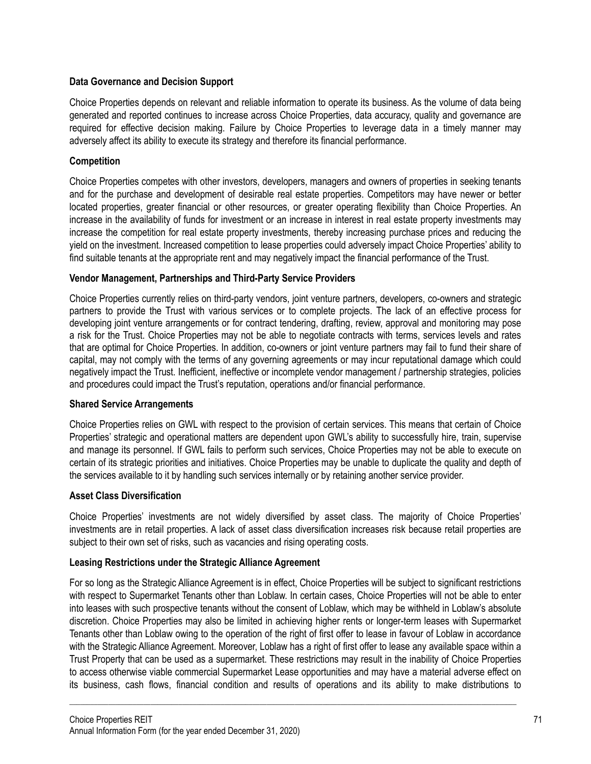**Data Governance and Decision Support**

Choice Properties depends on relevant and reliable information to operate its business. As the volume of data being generated and reported continues to increase across Choice Properties, data accuracy, quality and governance are required for effective decision making. Failure by Choice Properties to leverage data in a timely manner may adversely affect its ability to execute its strategy and therefore its financial performance.

**Competition**

Choice Properties competes with other investors, developers, managers and owners of properties in seeking tenants and for the purchase and development of desirable real estate properties. Competitors may have newer or better located properties, greater financial or other resources, or greater operating flexibility than Choice Properties. An increase in the availability of funds for investment or an increase in interest in real estate property investments may increase the competition for real estate property investments, thereby increasing purchase prices and reducing the yield on the investment. Increased competition to lease properties could adversely impact Choice Properties' ability to find suitable tenants at the appropriate rent and may negatively impact the financial performance of the Trust.

**Vendor Management, Partnerships and Third-Party Service Providers**

Choice Properties currently relies on third-party vendors, joint venture partners, developers, co-owners and strategic partners to provide the Trust with various services or to complete projects. The lack of an effective process for developing joint venture arrangements or for contract tendering, drafting, review, approval and monitoring may pose a risk for the Trust. Choice Properties may not be able to negotiate contracts with terms, services levels and rates that are optimal for Choice Properties. In addition, co-owners or joint venture partners may fail to fund their share of capital, may not comply with the terms of any governing agreements or may incur reputational damage which could negatively impact the Trust. Inefficient, ineffective or incomplete vendor management / partnership strategies, policies and procedures could impact the Trust's reputation, operations and/or financial performance.

**Shared Service Arrangements**

Choice Properties relies on GWL with respect to the provision of certain services. This means that certain of Choice Properties' strategic and operational matters are dependent upon GWL's ability to successfully hire, train, supervise and manage its personnel. If GWL fails to perform such services, Choice Properties may not be able to execute on certain of its strategic priorities and initiatives. Choice Properties may be unable to duplicate the quality and depth of the services available to it by handling such services internally or by retaining another service provider.

**Asset Class Diversification**

Choice Properties' investments are not widely diversified by asset class. The majority of Choice Properties' investments are in retail properties. A lack of asset class diversification increases risk because retail properties are subject to their own set of risks, such as vacancies and rising operating costs.

**Leasing Restrictions under the Strategic Alliance Agreement**

For so long as the Strategic Alliance Agreement is in effect, Choice Properties will be subject to significant restrictions with respect to Supermarket Tenants other than Loblaw. In certain cases, Choice Properties will not be able to enter into leases with such prospective tenants without the consent of Loblaw, which may be withheld in Loblaw's absolute discretion. Choice Properties may also be limited in achieving higher rents or longer-term leases with Supermarket Tenants other than Loblaw owing to the operation of the right of first offer to lease in favour of Loblaw in accordance with the Strategic Alliance Agreement. Moreover, Loblaw has a right of first offer to lease any available space within a Trust Property that can be used as a supermarket. These restrictions may result in the inability of Choice Properties to access otherwise viable commercial Supermarket Lease opportunities and may have a material adverse effect on its business, cash flows, financial condition and results of operations and its ability to make distributions to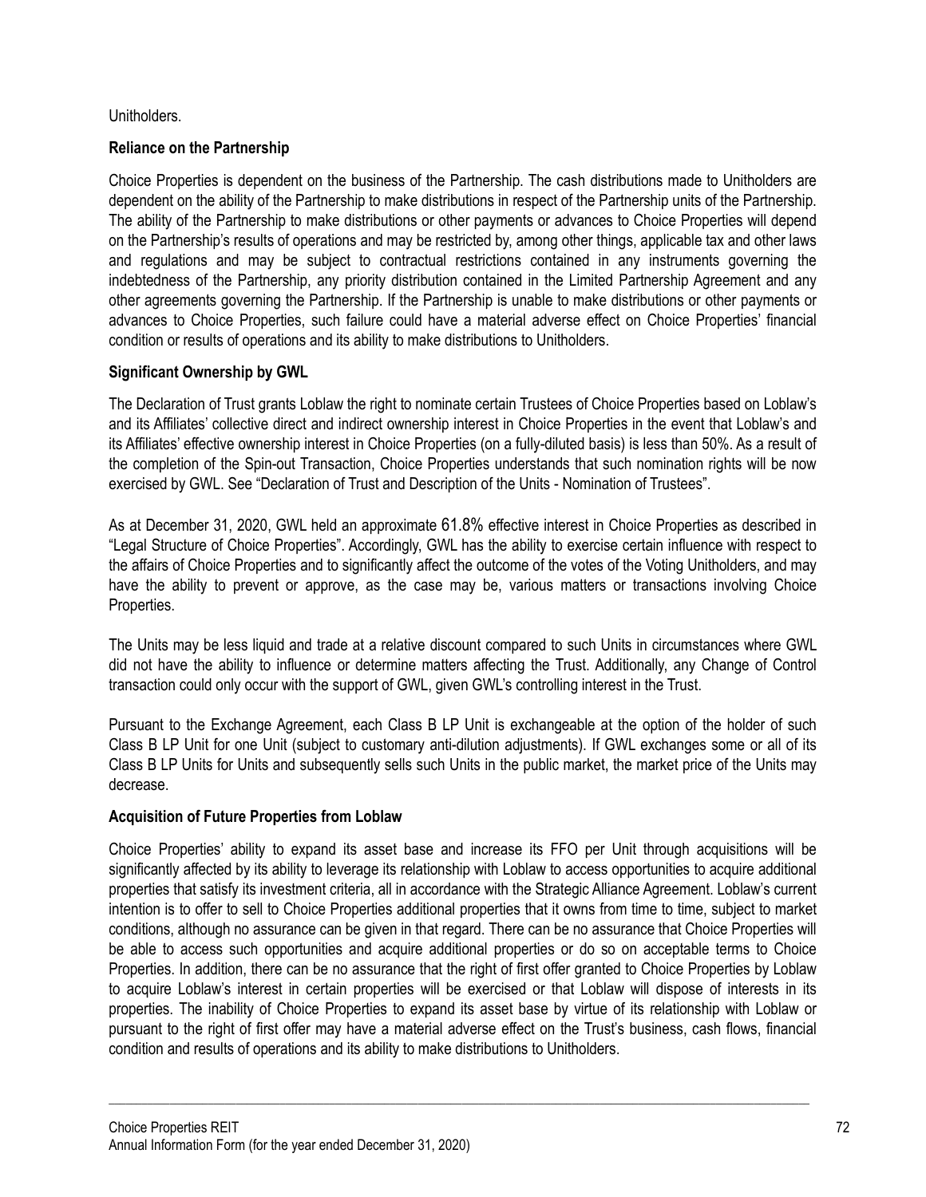Unitholders.

### Reliance on the Partnership

Choice Properties is dependent on the business of the Partnership. The cash distributions made to Unitholders are dependent on the ability of the Partnership to make distributions in respect of the Partnership units of the Partnership. The ability of the Partnership to make distributions or other payments or advances to Choice Properties will depend on the Partnership's results of operations and may be restricted by, among other things, applicable tax and other laws and regulations and may be subject to contractual restrictions contained in any instruments governing the indebtedness of the Partnership, any priority distribution contained in the Limited Partnership Agreement and any other agreements governing the Partnership. If the Partnership is unable to make distributions or other payments or advances to Choice Properties, such failure could have a material adverse effect on Choice Properties' financial condition or results of operations and its ability to make distributions to Unitholders.

### Significant Ownership by GWL

The Declaration of Trust grants Loblaw the right to nominate certain Trustees of Choice Properties based on Loblaw's and its Affiliates' collective direct and indirect ownership interest in Choice Properties in the event that Loblaw's and its Affiliates' effective ownership interest in Choice Properties (on a fully-diluted basis) is less than 50%. As a result of the completion of the Spin-out Transaction, Choice Properties understands that such nomination rights will be now exercised by GWL. See "Declaration of Trust and Description of the Units - Nomination of Trustees".

As at December 31, 2020, GWL held an approximate 61.8% effective interest in Choice Properties as described in "Legal Structure of Choice Properties". Accordingly, GWL has the ability to exercise certain influence with respect to the affairs of Choice Properties and to significantly affect the outcome of the votes of the Voting Unitholders, and may have the ability to prevent or approve, as the case may be, various matters or transactions involving Choice Properties.

The Units may be less liquid and trade at a relative discount compared to such Units in circumstances where GWL did not have the ability to influence or determine matters affecting the Trust. Additionally, any Change of Control transaction could only occur with the support of GWL, given GWL's controlling interest in the Trust.

Pursuant to the Exchange Agreement, each Class B LP Unit is exchangeable at the option of the holder of such Class B LP Unit for one Unit (subject to customary anti-dilution adjustments). If GWL exchanges some or all of its Class B LP Units for Units and subsequently sells such Units in the public market, the market price of the Units may decrease.

### Acquisition of Future Properties from Loblaw

Choice Properties' ability to expand its asset base and increase its FFO per Unit through acquisitions will be significantly affected by its ability to leverage its relationship with Loblaw to access opportunities to acquire additional properties that satisfy its investment criteria, all in accordance with the Strategic Alliance Agreement. Loblaw's current intention is to offer to sell to Choice Properties additional properties that it owns from time to time, subject to market conditions, although no assurance can be given in that regard. There can be no assurance that Choice Properties will be able to access such opportunities and acquire additional properties or do so on acceptable terms to Choice Properties. In addition, there can be no assurance that the right of first offer granted to Choice Properties by Loblaw to acquire Loblaw's interest in certain properties will be exercised or that Loblaw will dispose of interests in its properties. The inability of Choice Properties to expand its asset base by virtue of its relationship with Loblaw or pursuant to the right of first offer may have a material adverse effect on the Trust's business, cash flows, financial condition and results of operations and its ability to make distributions to Unitholders.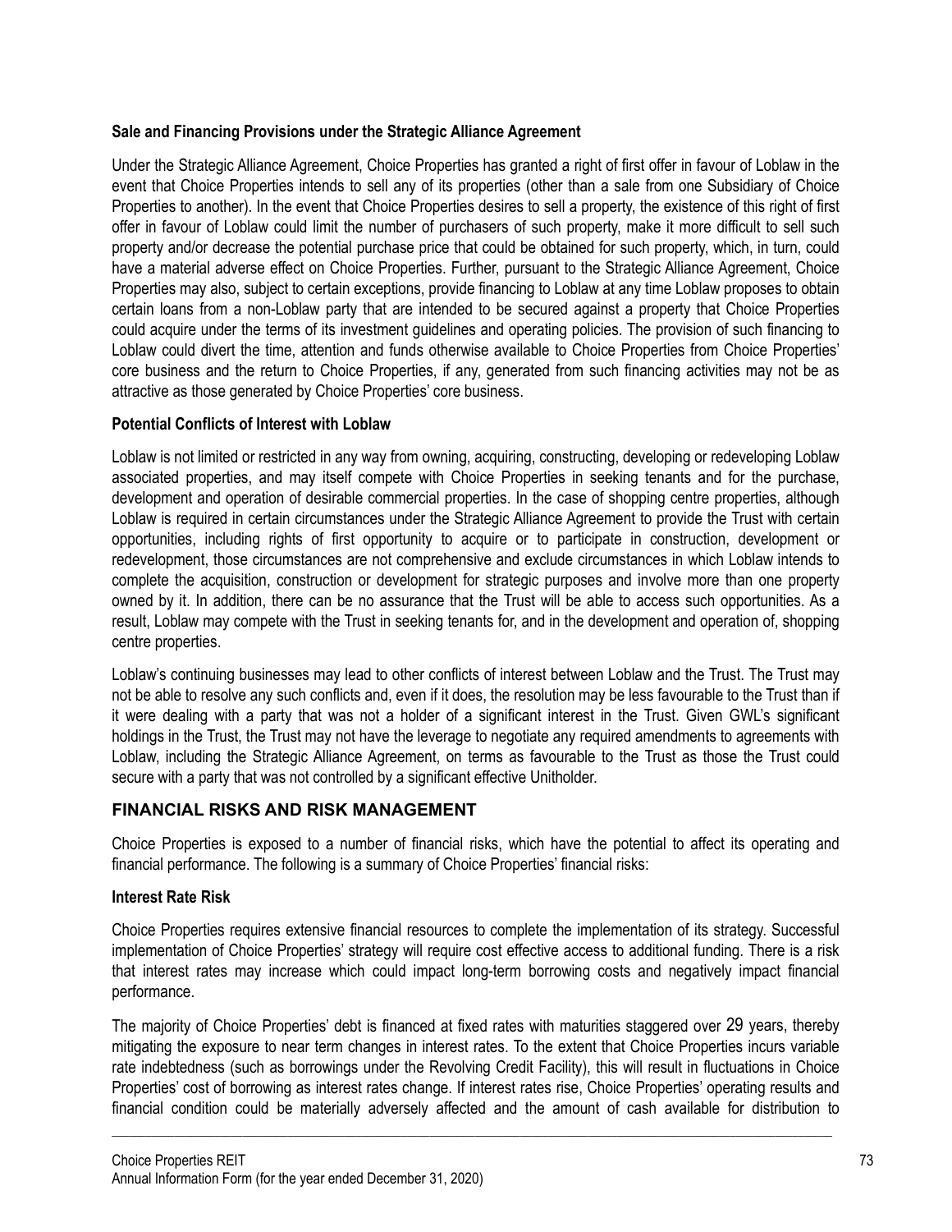**Sale and Financing Provisions under the Strategic Alliance Agreement**

Under the Strategic Alliance Agreement, Choice Properties has granted a right of first offer in favour of Loblaw in the event that Choice Properties intends to sell any of its properties (other than a sale from one Subsidiary of Choice Properties to another). In the event that Choice Properties desires to sell a property, the existence of this right of first offer in favour of Loblaw could limit the number of purchasers of such property, make it more difficult to sell such property and/or decrease the potential purchase price that could be obtained for such property, which, in turn, could have a material adverse effect on Choice Properties. Further, pursuant to the Strategic Alliance Agreement, Choice Properties may also, subject to certain exceptions, provide financing to Loblaw at any time Loblaw proposes to obtain certain loans from a non-Loblaw party that are intended to be secured against a property that Choice Properties could acquire under the terms of its investment guidelines and operating policies. The provision of such financing to Loblaw could divert the time, attention and funds otherwise available to Choice Properties from Choice Properties' core business and the return to Choice Properties, if any, generated from such financing activities may not be as attractive as those generated by Choice Properties' core business.

**Potential Conflicts of Interest with Loblaw**

Loblaw is not limited or restricted in any way from owning, acquiring, constructing, developing or redeveloping Loblaw associated properties, and may itself compete with Choice Properties in seeking tenants and for the purchase, development and operation of desirable commercial properties. In the case of shopping centre properties, although Loblaw is required in certain circumstances under the Strategic Alliance Agreement to provide the Trust with certain opportunities, including rights of first opportunity to acquire or to participate in construction, development or redevelopment, those circumstances are not comprehensive and exclude circumstances in which Loblaw intends to complete the acquisition, construction or development for strategic purposes and involve more than one property owned by it. In addition, there can be no assurance that the Trust will be able to access such opportunities. As a result, Loblaw may compete with the Trust in seeking tenants for, and in the development and operation of, shopping centre properties.

Loblaw's continuing businesses may lead to other conflicts of interest between Loblaw and the Trust. The Trust may not be able to resolve any such conflicts and, even if it does, the resolution may be less favourable to the Trust than if it were dealing with a party that was not a holder of a significant interest in the Trust. Given GWL's significant holdings in the Trust, the Trust may not have the leverage to negotiate any required amendments to agreements with Loblaw, including the Strategic Alliance Agreement, on terms as favourable to the Trust as those the Trust could secure with a party that was not controlled by a significant effective Unitholder.

## FINANCIAL RISKS AND RISK MANAGEMENT

Choice Properties is exposed to a number of financial risks, which have the potential to affect its operating and financial performance. The following is a summary of Choice Properties' financial risks:

**Interest Rate Risk**

Choice Properties requires extensive financial resources to complete the implementation of its strategy. Successful implementation of Choice Properties' strategy will require cost effective access to additional funding. There is a risk that interest rates may increase which could impact long-term borrowing costs and negatively impact financial performance.

The majority of Choice Properties' debt is financed at fixed rates with maturities staggered over 29 years, thereby mitigating the exposure to near term changes in interest rates. To the extent that Choice Properties incurs variable rate indebtedness (such as borrowings under the Revolving Credit Facility), this will result in fluctuations in Choice Properties' cost of borrowing as interest rates change. If interest rates rise, Choice Properties' operating results and financial condition could be materially adversely affected and the amount of cash available for distribution to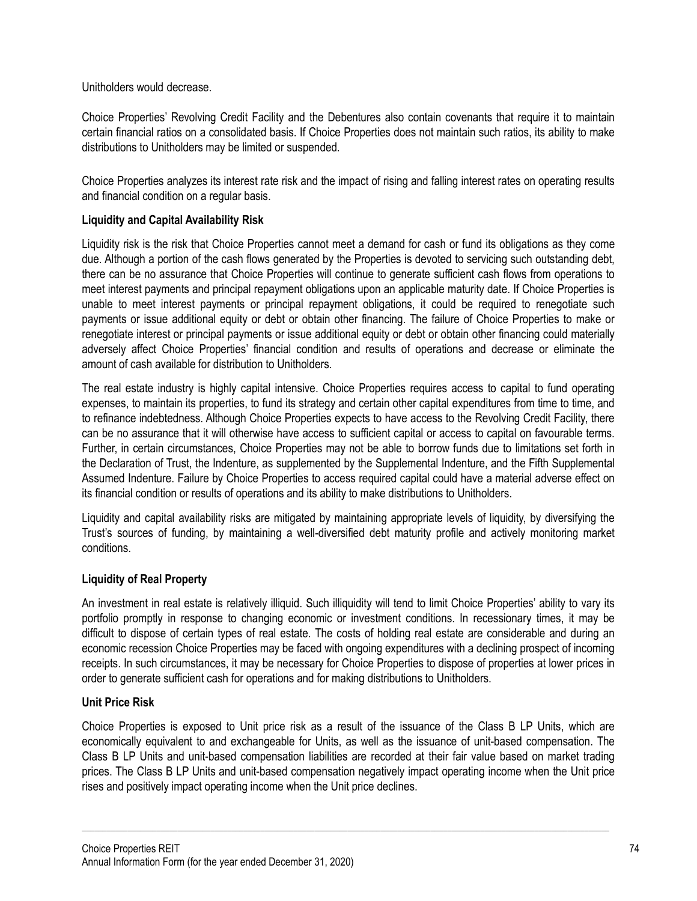Unitholders would decrease.

Choice Properties' Revolving Credit Facility and the Debentures also contain covenants that require it to maintain certain financial ratios on a consolidated basis. If Choice Properties does not maintain such ratios, its ability to make distributions to Unitholders may be limited or suspended.

Choice Properties analyzes its interest rate risk and the impact of rising and falling interest rates on operating results and financial condition on a regular basis.

**Liquidity and Capital Availability Risk**

Liquidity risk is the risk that Choice Properties cannot meet a demand for cash or fund its obligations as they come due. Although a portion of the cash flows generated by the Properties is devoted to servicing such outstanding debt, there can be no assurance that Choice Properties will continue to generate sufficient cash flows from operations to meet interest payments and principal repayment obligations upon an applicable maturity date. If Choice Properties is unable to meet interest payments or principal repayment obligations, it could be required to renegotiate such payments or issue additional equity or debt or obtain other financing. The failure of Choice Properties to make or renegotiate interest or principal payments or issue additional equity or debt or obtain other financing could materially adversely affect Choice Properties' financial condition and results of operations and decrease or eliminate the amount of cash available for distribution to Unitholders.

The real estate industry is highly capital intensive. Choice Properties requires access to capital to fund operating expenses, to maintain its properties, to fund its strategy and certain other capital expenditures from time to time, and to refinance indebtedness. Although Choice Properties expects to have access to the Revolving Credit Facility, there can be no assurance that it will otherwise have access to sufficient capital or access to capital on favourable terms. Further, in certain circumstances, Choice Properties may not be able to borrow funds due to limitations set forth in the Declaration of Trust, the Indenture, as supplemented by the Supplemental Indenture, and the Fifth Supplemental Assumed Indenture. Failure by Choice Properties to access required capital could have a material adverse effect on its financial condition or results of operations and its ability to make distributions to Unitholders.

Liquidity and capital availability risks are mitigated by maintaining appropriate levels of liquidity, by diversifying the Trust's sources of funding, by maintaining a well-diversified debt maturity profile and actively monitoring market conditions.

**Liquidity of Real Property**

An investment in real estate is relatively illiquid. Such illiquidity will tend to limit Choice Properties' ability to vary its portfolio promptly in response to changing economic or investment conditions. In recessionary times, it may be difficult to dispose of certain types of real estate. The costs of holding real estate are considerable and during an economic recession Choice Properties may be faced with ongoing expenditures with a declining prospect of incoming receipts. In such circumstances, it may be necessary for Choice Properties to dispose of properties at lower prices in order to generate sufficient cash for operations and for making distributions to Unitholders.

**Unit Price Risk**

Choice Properties is exposed to Unit price risk as a result of the issuance of the Class B LP Units, which are economically equivalent to and exchangeable for Units, as well as the issuance of unit-based compensation. The Class B LP Units and unit-based compensation liabilities are recorded at their fair value based on market trading prices. The Class B LP Units and unit-based compensation negatively impact operating income when the Unit price rises and positively impact operating income when the Unit price declines.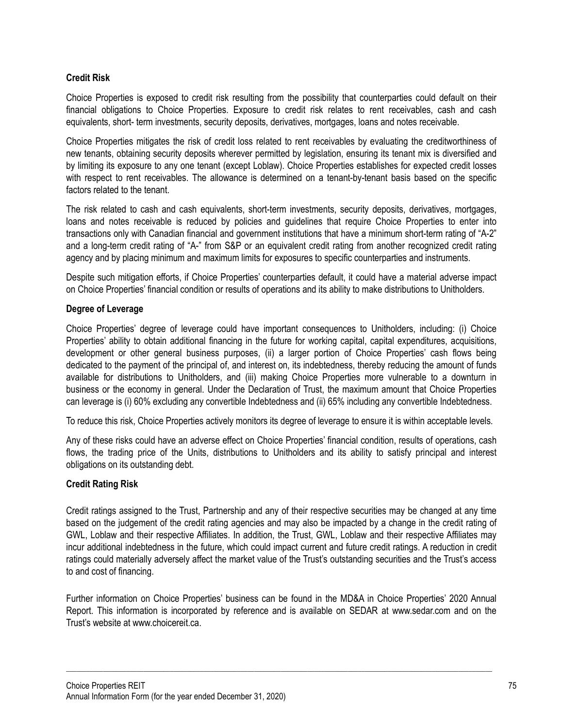### Credit Risk

Choice Properties is exposed to credit risk resulting from the possibility that counterparties could default on their financial obligations to Choice Properties. Exposure to credit risk relates to rent receivables, cash and cash equivalents, short- term investments, security deposits, derivatives, mortgages, loans and notes receivable.

Choice Properties mitigates the risk of credit loss related to rent receivables by evaluating the creditworthiness of new tenants, obtaining security deposits wherever permitted by legislation, ensuring its tenant mix is diversified and by limiting its exposure to any one tenant (except Loblaw). Choice Properties establishes for expected credit losses with respect to rent receivables. The allowance is determined on a tenant-by-tenant basis based on the specific factors related to the tenant.

The risk related to cash and cash equivalents, short-term investments, security deposits, derivatives, mortgages, loans and notes receivable is reduced by policies and guidelines that require Choice Properties to enter into transactions only with Canadian financial and government institutions that have a minimum short-term rating of "A-2" and a long-term credit rating of "A-" from S&P or an equivalent credit rating from another recognized credit rating agency and by placing minimum and maximum limits for exposures to specific counterparties and instruments.

Despite such mitigation efforts, if Choice Properties' counterparties default, it could have a material adverse impact on Choice Properties' financial condition or results of operations and its ability to make distributions to Unitholders.

### Degree of Leverage

Choice Properties' degree of leverage could have important consequences to Unitholders, including: (i) Choice Properties' ability to obtain additional financing in the future for working capital, capital expenditures, acquisitions, development or other general business purposes, (ii) a larger portion of Choice Properties' cash flows being dedicated to the payment of the principal of, and interest on, its indebtedness, thereby reducing the amount of funds available for distributions to Unitholders, and (iii) making Choice Properties more vulnerable to a downturn in business or the economy in general. Under the Declaration of Trust, the maximum amount that Choice Properties can leverage is (i) 60% excluding any convertible Indebtedness and (ii) 65% including any convertible Indebtedness.

To reduce this risk, Choice Properties actively monitors its degree of leverage to ensure it is within acceptable levels.

Any of these risks could have an adverse effect on Choice Properties' financial condition, results of operations, cash flows, the trading price of the Units, distributions to Unitholders and its ability to satisfy principal and interest obligations on its outstanding debt.

### Credit Rating Risk

Credit ratings assigned to the Trust, Partnership and any of their respective securities may be changed at any time based on the judgement of the credit rating agencies and may also be impacted by a change in the credit rating of GWL, Loblaw and their respective Affiliates. In addition, the Trust, GWL, Loblaw and their respective Affiliates may incur additional indebtedness in the future, which could impact current and future credit ratings. A reduction in credit ratings could materially adversely affect the market value of the Trust's outstanding securities and the Trust's access to and cost of financing.

Further information on Choice Properties' business can be found in the MD&A in Choice Properties' 2020 Annual Report. This information is incorporated by reference and is available on SEDAR at www.sedar.com and on the Trust's website at www.choicereit.ca.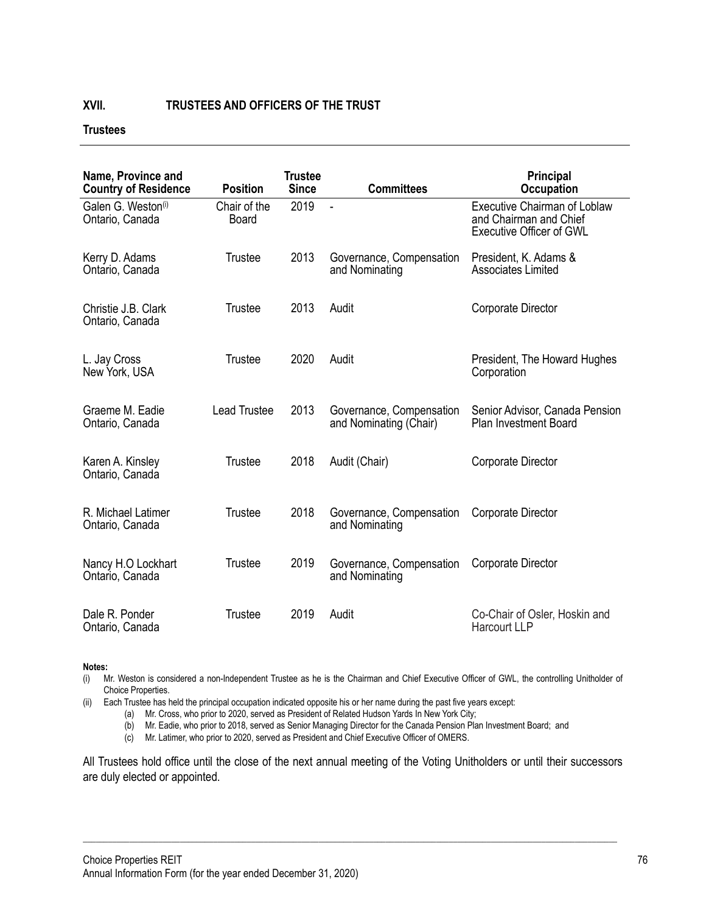## XVII. TRUSTEES AND OFFICERS OF THE TRUST

### Trustees

| Name, Province and Country of Residence | Position | Trustee Since | Committees | Principal Occupation |
|---|---|---|---|---|
| Galen G. Weston[(i)] Ontario, Canada | Chair of the Board | 2019 | - | Executive Chairman of Loblaw and Chairman and Chief Executive Officer of GWL |
| Kerry D. Adams Ontario, Canada | Trustee | 2013 | Governance, Compensation and Nominating | President, K. Adams & Associates Limited |
| Christie J.B. Clark Ontario, Canada | Trustee | 2013 | Audit | Corporate Director |
| L. Jay Cross New York, USA | Trustee | 2020 | Audit | President, The Howard Hughes Corporation |
| Graeme M. Eadie Ontario, Canada | Lead Trustee | 2013 | Governance, Compensation and Nominating (Chair) | Senior Advisor, Canada Pension Plan Investment Board |
| Karen A. Kinsley Ontario, Canada | Trustee | 2018 | Audit (Chair) | Corporate Director |
| R. Michael Latimer Ontario, Canada | Trustee | 2018 | Governance, Compensation and Nominating | Corporate Director |
| Nancy H.O Lockhart Ontario, Canada | Trustee | 2019 | Governance, Compensation and Nominating | Corporate Director |
| Dale R. Ponder Ontario, Canada | Trustee | 2019 | Audit | Co-Chair of Osler, Hoskin and Harcourt LLP |

**Notes:**

(i) Mr. Weston is considered a non-Independent Trustee as he is the Chairman and Chief Executive Officer of GWL, the controlling Unitholder of Choice Properties.

(ii) Each Trustee has held the principal occupation indicated opposite his or her name during the past five years except:

- (a) Mr. Cross, who prior to 2020, served as President of Related Hudson Yards In New York City;
- (b) Mr. Eadie, who prior to 2018, served as Senior Managing Director for the Canada Pension Plan Investment Board; and
- (c) Mr. Latimer, who prior to 2020, served as President and Chief Executive Officer of OMERS.

All Trustees hold office until the close of the next annual meeting of the Voting Unitholders or until their successors are duly elected or appointed.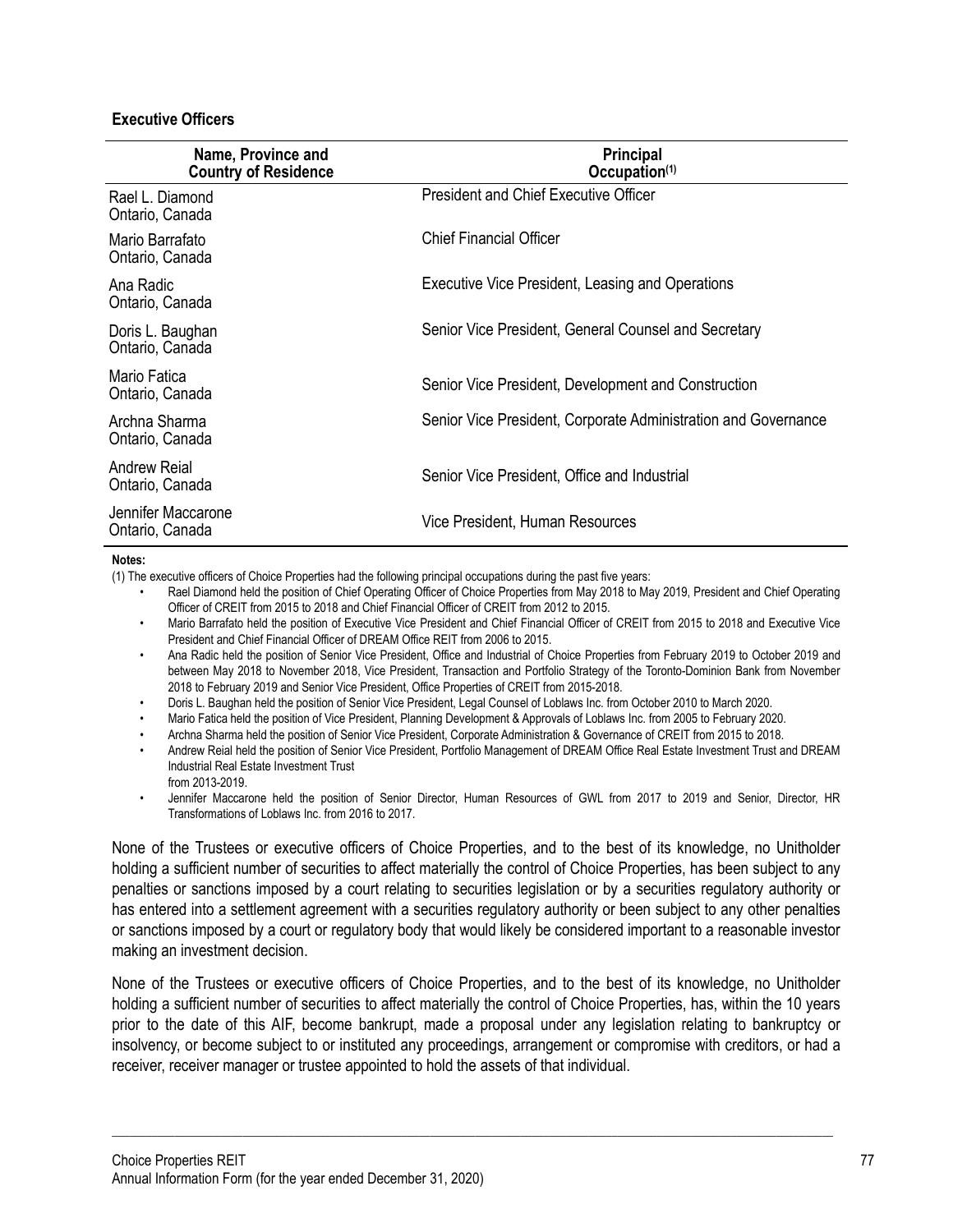### Executive Officers

| Name, Province and Country of Residence | Principal Occupation[(1)] |
|---|---|
| Rael L. Diamond<br>Ontario, Canada | President and Chief Executive Officer |
| Mario Barrafato<br>Ontario, Canada | Chief Financial Officer |
| Ana Radic<br>Ontario, Canada | Executive Vice President, Leasing and Operations |
| Doris L. Baughan<br>Ontario, Canada | Senior Vice President, General Counsel and Secretary |
| Mario Fatica<br>Ontario, Canada | Senior Vice President, Development and Construction |
| Archna Sharma<br>Ontario, Canada | Senior Vice President, Corporate Administration and Governance |
| Andrew Reial<br>Ontario, Canada | Senior Vice President, Office and Industrial |
| Jennifer Maccarone<br>Ontario, Canada | Vice President, Human Resources |

**Notes:**

(1) The executive officers of Choice Properties had the following principal occupations during the past five years:

- Rael Diamond held the position of Chief Operating Officer of Choice Properties from May 2018 to May 2019, President and Chief Operating Officer of CREIT from 2015 to 2018 and Chief Financial Officer of CREIT from 2012 to 2015.
- Mario Barrafato held the position of Executive Vice President and Chief Financial Officer of CREIT from 2015 to 2018 and Executive Vice President and Chief Financial Officer of DREAM Office REIT from 2006 to 2015.
- Ana Radic held the position of Senior Vice President, Office and Industrial of Choice Properties from February 2019 to October 2019 and between May 2018 to November 2018, Vice President, Transaction and Portfolio Strategy of the Toronto-Dominion Bank from November 2018 to February 2019 and Senior Vice President, Office Properties of CREIT from 2015-2018.
- Doris L. Baughan held the position of Senior Vice President, Legal Counsel of Loblaws Inc. from October 2010 to March 2020.
- Mario Fatica held the position of Vice President, Planning Development & Approvals of Loblaws Inc. from 2005 to February 2020.
- Archna Sharma held the position of Senior Vice President, Corporate Administration & Governance of CREIT from 2015 to 2018.
- Andrew Reial held the position of Senior Vice President, Portfolio Management of DREAM Office Real Estate Investment Trust and DREAM Industrial Real Estate Investment Trust from 2013-2019.
- Jennifer Maccarone held the position of Senior Director, Human Resources of GWL from 2017 to 2019 and Senior, Director, HR Transformations of Loblaws Inc. from 2016 to 2017.

None of the Trustees or executive officers of Choice Properties, and to the best of its knowledge, no Unitholder holding a sufficient number of securities to affect materially the control of Choice Properties, has been subject to any penalties or sanctions imposed by a court relating to securities legislation or by a securities regulatory authority or has entered into a settlement agreement with a securities regulatory authority or been subject to any other penalties or sanctions imposed by a court or regulatory body that would likely be considered important to a reasonable investor making an investment decision.

None of the Trustees or executive officers of Choice Properties, and to the best of its knowledge, no Unitholder holding a sufficient number of securities to affect materially the control of Choice Properties, has, within the 10 years prior to the date of this AIF, become bankrupt, made a proposal under any legislation relating to bankruptcy or insolvency, or become subject to or instituted any proceedings, arrangement or compromise with creditors, or had a receiver, receiver manager or trustee appointed to hold the assets of that individual.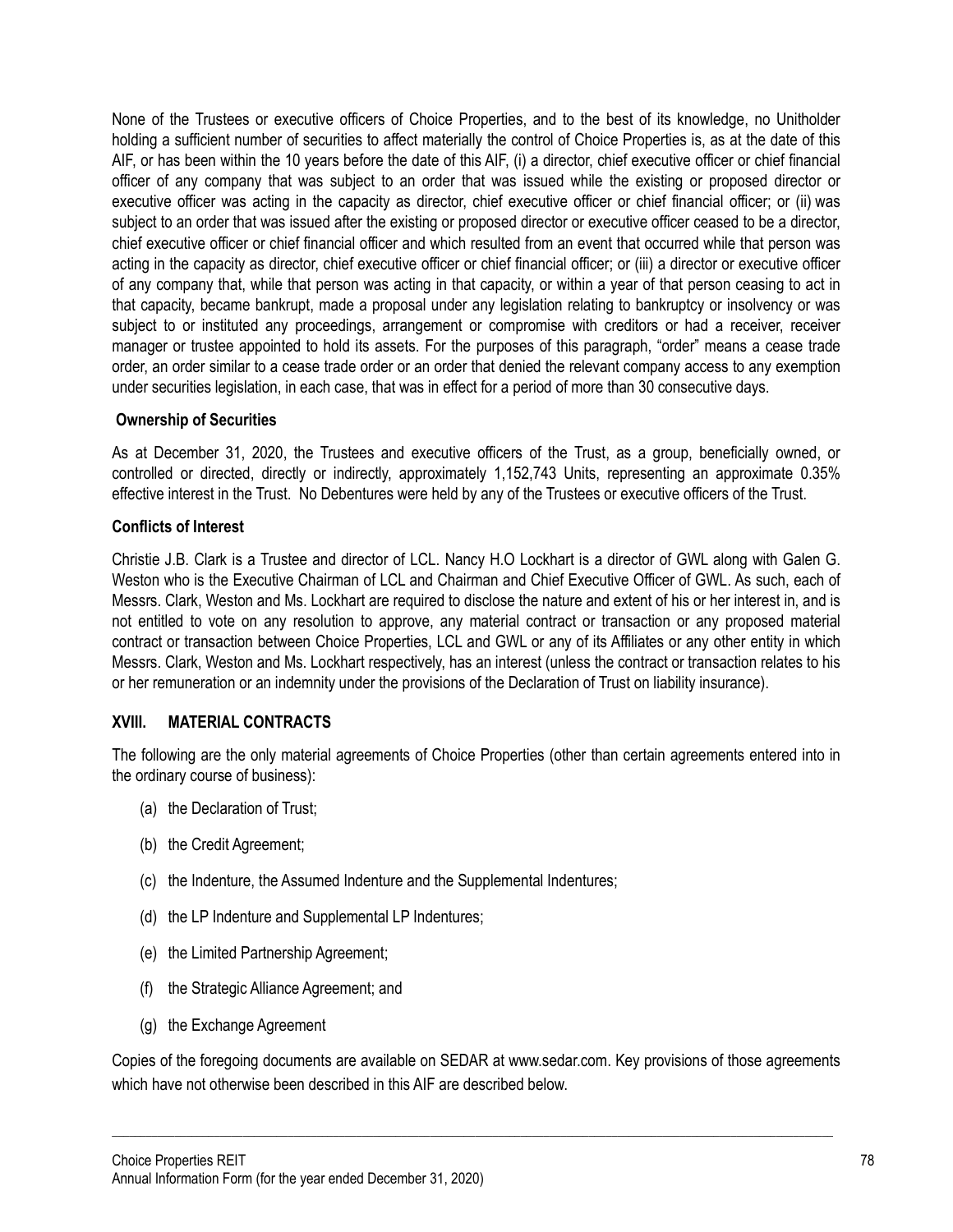None of the Trustees or executive officers of Choice Properties, and to the best of its knowledge, no Unitholder holding a sufficient number of securities to affect materially the control of Choice Properties is, as at the date of this AIF, or has been within the 10 years before the date of this AIF, (i) a director, chief executive officer or chief financial officer of any company that was subject to an order that was issued while the existing or proposed director or executive officer was acting in the capacity as director, chief executive officer or chief financial officer; or (ii) was subject to an order that was issued after the existing or proposed director or executive officer ceased to be a director, chief executive officer or chief financial officer and which resulted from an event that occurred while that person was acting in the capacity as director, chief executive officer or chief financial officer; or (iii) a director or executive officer of any company that, while that person was acting in that capacity, or within a year of that person ceasing to act in that capacity, became bankrupt, made a proposal under any legislation relating to bankruptcy or insolvency or was subject to or instituted any proceedings, arrangement or compromise with creditors or had a receiver, receiver manager or trustee appointed to hold its assets. For the purposes of this paragraph, "order" means a cease trade order, an order similar to a cease trade order or an order that denied the relevant company access to any exemption under securities legislation, in each case, that was in effect for a period of more than 30 consecutive days.

**Ownership of Securities**

As at December 31, 2020, the Trustees and executive officers of the Trust, as a group, beneficially owned, or controlled or directed, directly or indirectly, approximately 1,152,743 Units, representing an approximate 0.35% effective interest in the Trust. No Debentures were held by any of the Trustees or executive officers of the Trust.

**Conflicts of Interest**

Christie J.B. Clark is a Trustee and director of LCL. Nancy H.O Lockhart is a director of GWL along with Galen G. Weston who is the Executive Chairman of LCL and Chairman and Chief Executive Officer of GWL. As such, each of Messrs. Clark, Weston and Ms. Lockhart are required to disclose the nature and extent of his or her interest in, and is not entitled to vote on any resolution to approve, any material contract or transaction or any proposed material contract or transaction between Choice Properties, LCL and GWL or any of its Affiliates or any other entity in which Messrs. Clark, Weston and Ms. Lockhart respectively, has an interest (unless the contract or transaction relates to his or her remuneration or an indemnity under the provisions of the Declaration of Trust on liability insurance).

## XVIII. MATERIAL CONTRACTS

The following are the only material agreements of Choice Properties (other than certain agreements entered into in the ordinary course of business):

(a) the Declaration of Trust;

(b) the Credit Agreement;

(c) the Indenture, the Assumed Indenture and the Supplemental Indentures;

(d) the LP Indenture and Supplemental LP Indentures;

(e) the Limited Partnership Agreement;

(f) the Strategic Alliance Agreement; and

(g) the Exchange Agreement

Copies of the foregoing documents are available on SEDAR at www.sedar.com. Key provisions of those agreements which have not otherwise been described in this AIF are described below.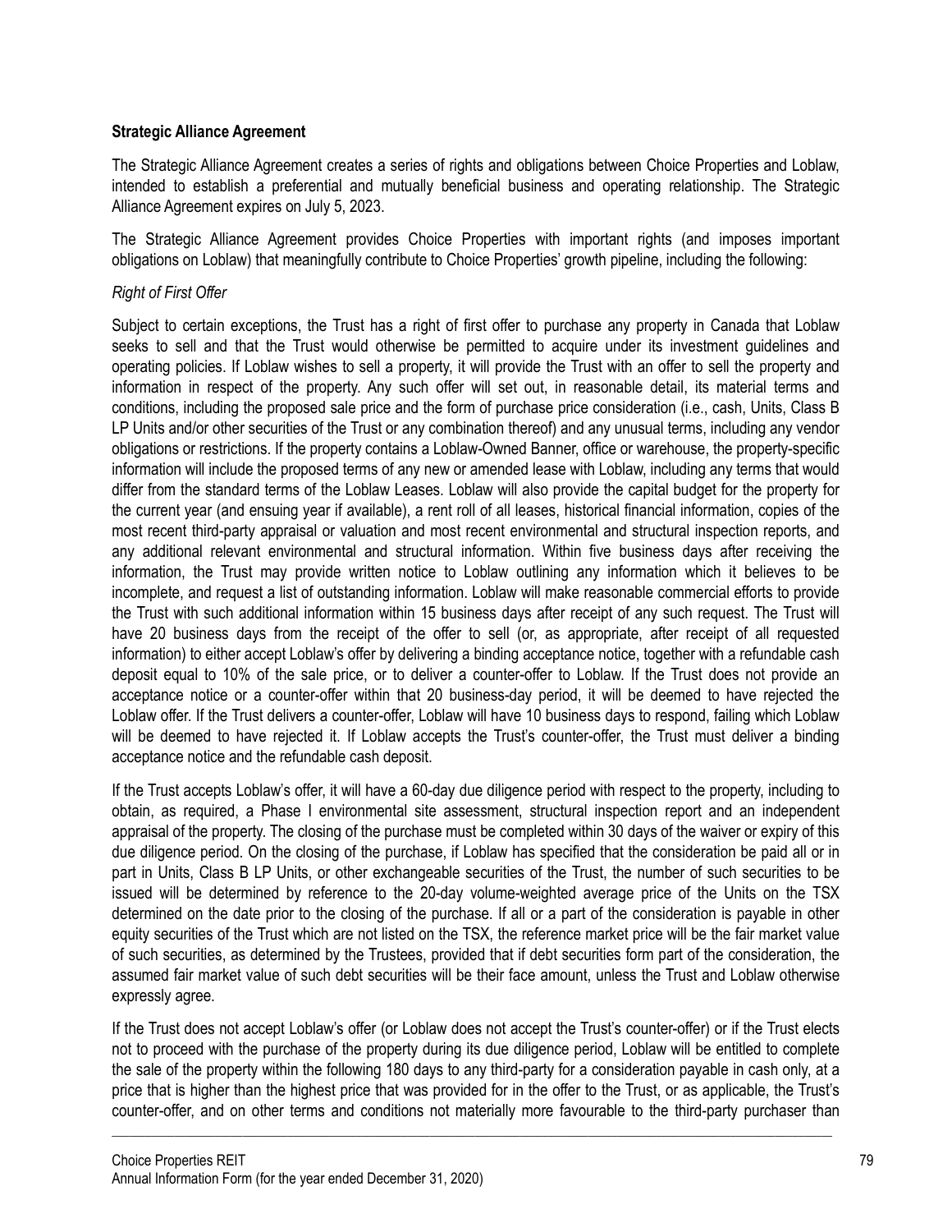**Strategic Alliance Agreement**

The Strategic Alliance Agreement creates a series of rights and obligations between Choice Properties and Loblaw, intended to establish a preferential and mutually beneficial business and operating relationship. The Strategic Alliance Agreement expires on July 5, 2023.

The Strategic Alliance Agreement provides Choice Properties with important rights (and imposes important obligations on Loblaw) that meaningfully contribute to Choice Properties' growth pipeline, including the following:

*Right of First Offer*

Subject to certain exceptions, the Trust has a right of first offer to purchase any property in Canada that Loblaw seeks to sell and that the Trust would otherwise be permitted to acquire under its investment guidelines and operating policies. If Loblaw wishes to sell a property, it will provide the Trust with an offer to sell the property and information in respect of the property. Any such offer will set out, in reasonable detail, its material terms and conditions, including the proposed sale price and the form of purchase price consideration (i.e., cash, Units, Class B LP Units and/or other securities of the Trust or any combination thereof) and any unusual terms, including any vendor obligations or restrictions. If the property contains a Loblaw-Owned Banner, office or warehouse, the property-specific information will include the proposed terms of any new or amended lease with Loblaw, including any terms that would differ from the standard terms of the Loblaw Leases. Loblaw will also provide the capital budget for the property for the current year (and ensuing year if available), a rent roll of all leases, historical financial information, copies of the most recent third-party appraisal or valuation and most recent environmental and structural inspection reports, and any additional relevant environmental and structural information. Within five business days after receiving the information, the Trust may provide written notice to Loblaw outlining any information which it believes to be incomplete, and request a list of outstanding information. Loblaw will make reasonable commercial efforts to provide the Trust with such additional information within 15 business days after receipt of any such request. The Trust will have 20 business days from the receipt of the offer to sell (or, as appropriate, after receipt of all requested information) to either accept Loblaw's offer by delivering a binding acceptance notice, together with a refundable cash deposit equal to 10% of the sale price, or to deliver a counter-offer to Loblaw. If the Trust does not provide an acceptance notice or a counter-offer within that 20 business-day period, it will be deemed to have rejected the Loblaw offer. If the Trust delivers a counter-offer, Loblaw will have 10 business days to respond, failing which Loblaw will be deemed to have rejected it. If Loblaw accepts the Trust's counter-offer, the Trust must deliver a binding acceptance notice and the refundable cash deposit.

If the Trust accepts Loblaw's offer, it will have a 60-day due diligence period with respect to the property, including to obtain, as required, a Phase I environmental site assessment, structural inspection report and an independent appraisal of the property. The closing of the purchase must be completed within 30 days of the waiver or expiry of this due diligence period. On the closing of the purchase, if Loblaw has specified that the consideration be paid all or in part in Units, Class B LP Units, or other exchangeable securities of the Trust, the number of such securities to be issued will be determined by reference to the 20-day volume-weighted average price of the Units on the TSX determined on the date prior to the closing of the purchase. If all or a part of the consideration is payable in other equity securities of the Trust which are not listed on the TSX, the reference market price will be the fair market value of such securities, as determined by the Trustees, provided that if debt securities form part of the consideration, the assumed fair market value of such debt securities will be their face amount, unless the Trust and Loblaw otherwise expressly agree.

If the Trust does not accept Loblaw's offer (or Loblaw does not accept the Trust's counter-offer) or if the Trust elects not to proceed with the purchase of the property during its due diligence period, Loblaw will be entitled to complete the sale of the property within the following 180 days to any third-party for a consideration payable in cash only, at a price that is higher than the highest price that was provided for in the offer to the Trust, or as applicable, the Trust's counter-offer, and on other terms and conditions not materially more favourable to the third-party purchaser than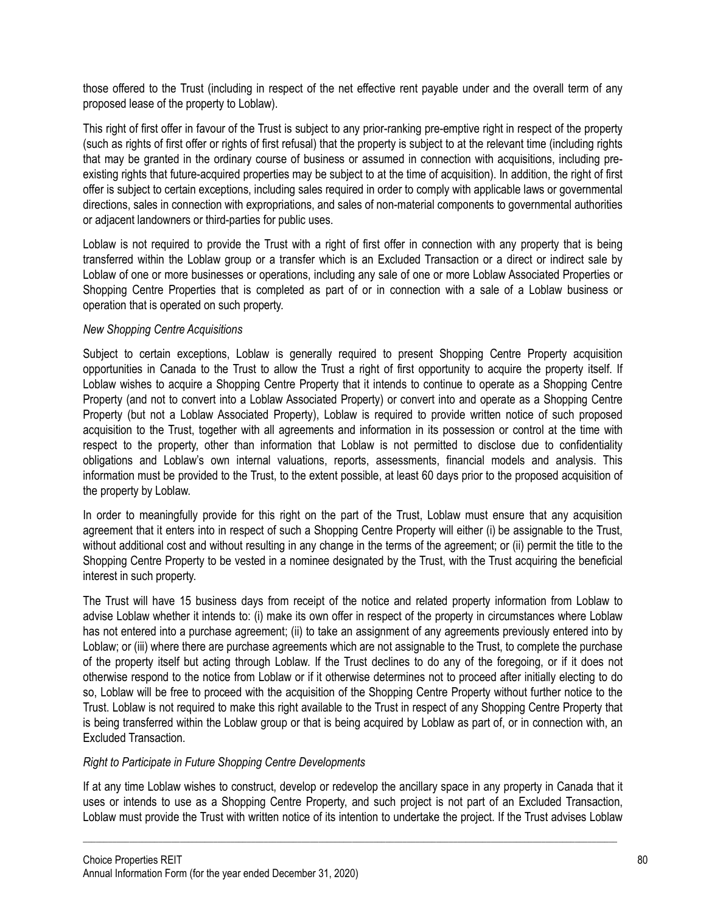those offered to the Trust (including in respect of the net effective rent payable under and the overall term of any proposed lease of the property to Loblaw).

This right of first offer in favour of the Trust is subject to any prior-ranking pre-emptive right in respect of the property (such as rights of first offer or rights of first refusal) that the property is subject to at the relevant time (including rights that may be granted in the ordinary course of business or assumed in connection with acquisitions, including pre-existing rights that future-acquired properties may be subject to at the time of acquisition). In addition, the right of first offer is subject to certain exceptions, including sales required in order to comply with applicable laws or governmental directions, sales in connection with expropriations, and sales of non-material components to governmental authorities or adjacent landowners or third-parties for public uses.

Loblaw is not required to provide the Trust with a right of first offer in connection with any property that is being transferred within the Loblaw group or a transfer which is an Excluded Transaction or a direct or indirect sale by Loblaw of one or more businesses or operations, including any sale of one or more Loblaw Associated Properties or Shopping Centre Properties that is completed as part of or in connection with a sale of a Loblaw business or operation that is operated on such property.

*New Shopping Centre Acquisitions*

Subject to certain exceptions, Loblaw is generally required to present Shopping Centre Property acquisition opportunities in Canada to the Trust to allow the Trust a right of first opportunity to acquire the property itself. If Loblaw wishes to acquire a Shopping Centre Property that it intends to continue to operate as a Shopping Centre Property (and not to convert into a Loblaw Associated Property) or convert into and operate as a Shopping Centre Property (but not a Loblaw Associated Property), Loblaw is required to provide written notice of such proposed acquisition to the Trust, together with all agreements and information in its possession or control at the time with respect to the property, other than information that Loblaw is not permitted to disclose due to confidentiality obligations and Loblaw's own internal valuations, reports, assessments, financial models and analysis. This information must be provided to the Trust, to the extent possible, at least 60 days prior to the proposed acquisition of the property by Loblaw.

In order to meaningfully provide for this right on the part of the Trust, Loblaw must ensure that any acquisition agreement that it enters into in respect of such a Shopping Centre Property will either (i) be assignable to the Trust, without additional cost and without resulting in any change in the terms of the agreement; or (ii) permit the title to the Shopping Centre Property to be vested in a nominee designated by the Trust, with the Trust acquiring the beneficial interest in such property.

The Trust will have 15 business days from receipt of the notice and related property information from Loblaw to advise Loblaw whether it intends to: (i) make its own offer in respect of the property in circumstances where Loblaw has not entered into a purchase agreement; (ii) to take an assignment of any agreements previously entered into by Loblaw; or (iii) where there are purchase agreements which are not assignable to the Trust, to complete the purchase of the property itself but acting through Loblaw. If the Trust declines to do any of the foregoing, or if it does not otherwise respond to the notice from Loblaw or if it otherwise determines not to proceed after initially electing to do so, Loblaw will be free to proceed with the acquisition of the Shopping Centre Property without further notice to the Trust. Loblaw is not required to make this right available to the Trust in respect of any Shopping Centre Property that is being transferred within the Loblaw group or that is being acquired by Loblaw as part of, or in connection with, an Excluded Transaction.

*Right to Participate in Future Shopping Centre Developments*

If at any time Loblaw wishes to construct, develop or redevelop the ancillary space in any property in Canada that it uses or intends to use as a Shopping Centre Property, and such project is not part of an Excluded Transaction, Loblaw must provide the Trust with written notice of its intention to undertake the project. If the Trust advises Loblaw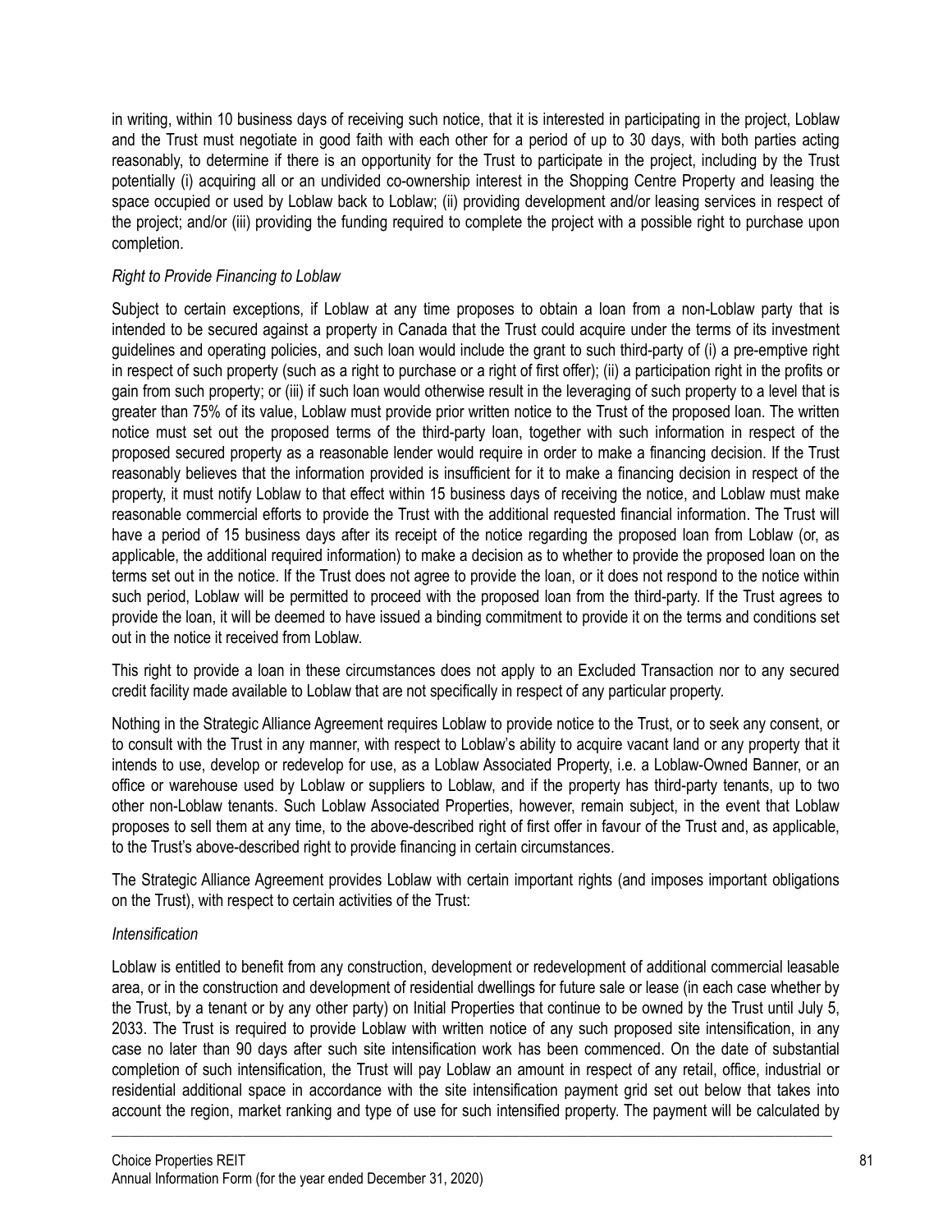in writing, within 10 business days of receiving such notice, that it is interested in participating in the project, Loblaw and the Trust must negotiate in good faith with each other for a period of up to 30 days, with both parties acting reasonably, to determine if there is an opportunity for the Trust to participate in the project, including by the Trust potentially (i) acquiring all or an undivided co-ownership interest in the Shopping Centre Property and leasing the space occupied or used by Loblaw back to Loblaw; (ii) providing development and/or leasing services in respect of the project; and/or (iii) providing the funding required to complete the project with a possible right to purchase upon completion.

*Right to Provide Financing to Loblaw*

Subject to certain exceptions, if Loblaw at any time proposes to obtain a loan from a non-Loblaw party that is intended to be secured against a property in Canada that the Trust could acquire under the terms of its investment guidelines and operating policies, and such loan would include the grant to such third-party of (i) a pre-emptive right in respect of such property (such as a right to purchase or a right of first offer); (ii) a participation right in the profits or gain from such property; or (iii) if such loan would otherwise result in the leveraging of such property to a level that is greater than 75% of its value, Loblaw must provide prior written notice to the Trust of the proposed loan. The written notice must set out the proposed terms of the third-party loan, together with such information in respect of the proposed secured property as a reasonable lender would require in order to make a financing decision. If the Trust reasonably believes that the information provided is insufficient for it to make a financing decision in respect of the property, it must notify Loblaw to that effect within 15 business days of receiving the notice, and Loblaw must make reasonable commercial efforts to provide the Trust with the additional requested financial information. The Trust will have a period of 15 business days after its receipt of the notice regarding the proposed loan from Loblaw (or, as applicable, the additional required information) to make a decision as to whether to provide the proposed loan on the terms set out in the notice. If the Trust does not agree to provide the loan, or it does not respond to the notice within such period, Loblaw will be permitted to proceed with the proposed loan from the third-party. If the Trust agrees to provide the loan, it will be deemed to have issued a binding commitment to provide it on the terms and conditions set out in the notice it received from Loblaw.

This right to provide a loan in these circumstances does not apply to an Excluded Transaction nor to any secured credit facility made available to Loblaw that are not specifically in respect of any particular property.

Nothing in the Strategic Alliance Agreement requires Loblaw to provide notice to the Trust, or to seek any consent, or to consult with the Trust in any manner, with respect to Loblaw's ability to acquire vacant land or any property that it intends to use, develop or redevelop for use, as a Loblaw Associated Property, i.e. a Loblaw-Owned Banner, or an office or warehouse used by Loblaw or suppliers to Loblaw, and if the property has third-party tenants, up to two other non-Loblaw tenants. Such Loblaw Associated Properties, however, remain subject, in the event that Loblaw proposes to sell them at any time, to the above-described right of first offer in favour of the Trust and, as applicable, to the Trust's above-described right to provide financing in certain circumstances.

The Strategic Alliance Agreement provides Loblaw with certain important rights (and imposes important obligations on the Trust), with respect to certain activities of the Trust:

*Intensification*

Loblaw is entitled to benefit from any construction, development or redevelopment of additional commercial leasable area, or in the construction and development of residential dwellings for future sale or lease (in each case whether by the Trust, by a tenant or by any other party) on Initial Properties that continue to be owned by the Trust until July 5, 2033. The Trust is required to provide Loblaw with written notice of any such proposed site intensification, in any case no later than 90 days after such site intensification work has been commenced. On the date of substantial completion of such intensification, the Trust will pay Loblaw an amount in respect of any retail, office, industrial or residential additional space in accordance with the site intensification payment grid set out below that takes into account the region, market ranking and type of use for such intensified property. The payment will be calculated by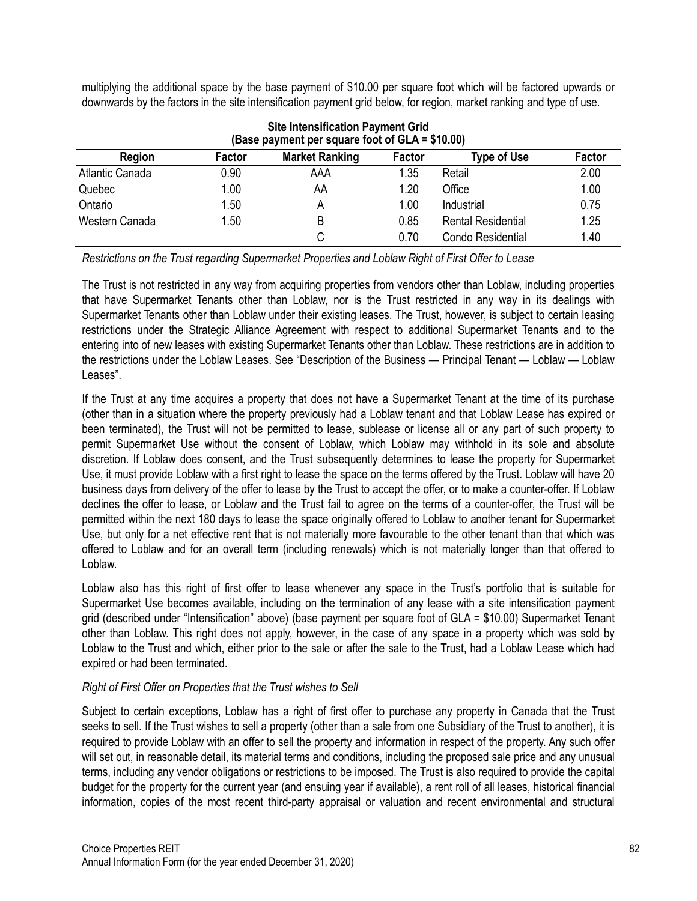multiplying the additional space by the base payment of $10.00 per square foot which will be factored upwards or downwards by the factors in the site intensification payment grid below, for region, market ranking and type of use.

| **Site Intensification Payment Grid (Base payment per square foot of GLA = $10.00)** | | | | | |
|---|---|---|---|---|---|
| **Region** | **Factor** | **Market Ranking** | **Factor** | **Type of Use** | **Factor** |
| Atlantic Canada | 0.90 | AAA | 1.35 | Retail | 2.00 |
| Quebec | 1.00 | AA | 1.20 | Office | 1.00 |
| Ontario | 1.50 | A | 1.00 | Industrial | 0.75 |
| Western Canada | 1.50 | B | 0.85 | Rental Residential | 1.25 |
| | | C | 0.70 | Condo Residential | 1.40 |

*Restrictions on the Trust regarding Supermarket Properties and Loblaw Right of First Offer to Lease*

The Trust is not restricted in any way from acquiring properties from vendors other than Loblaw, including properties that have Supermarket Tenants other than Loblaw, nor is the Trust restricted in any way in its dealings with Supermarket Tenants other than Loblaw under their existing leases. The Trust, however, is subject to certain leasing restrictions under the Strategic Alliance Agreement with respect to additional Supermarket Tenants and to the entering into of new leases with existing Supermarket Tenants other than Loblaw. These restrictions are in addition to the restrictions under the Loblaw Leases. See "Description of the Business — Principal Tenant — Loblaw — Loblaw Leases".

If the Trust at any time acquires a property that does not have a Supermarket Tenant at the time of its purchase (other than in a situation where the property previously had a Loblaw tenant and that Loblaw Lease has expired or been terminated), the Trust will not be permitted to lease, sublease or license all or any part of such property to permit Supermarket Use without the consent of Loblaw, which Loblaw may withhold in its sole and absolute discretion. If Loblaw does consent, and the Trust subsequently determines to lease the property for Supermarket Use, it must provide Loblaw with a first right to lease the space on the terms offered by the Trust. Loblaw will have 20 business days from delivery of the offer to lease by the Trust to accept the offer, or to make a counter-offer. If Loblaw declines the offer to lease, or Loblaw and the Trust fail to agree on the terms of a counter-offer, the Trust will be permitted within the next 180 days to lease the space originally offered to Loblaw to another tenant for Supermarket Use, but only for a net effective rent that is not materially more favourable to the other tenant than that which was offered to Loblaw and for an overall term (including renewals) which is not materially longer than that offered to Loblaw.

Loblaw also has this right of first offer to lease whenever any space in the Trust's portfolio that is suitable for Supermarket Use becomes available, including on the termination of any lease with a site intensification payment grid (described under "Intensification" above) (base payment per square foot of GLA = $10.00) Supermarket Tenant other than Loblaw. This right does not apply, however, in the case of any space in a property which was sold by Loblaw to the Trust and which, either prior to the sale or after the sale to the Trust, had a Loblaw Lease which had expired or had been terminated.

*Right of First Offer on Properties that the Trust wishes to Sell*

Subject to certain exceptions, Loblaw has a right of first offer to purchase any property in Canada that the Trust seeks to sell. If the Trust wishes to sell a property (other than a sale from one Subsidiary of the Trust to another), it is required to provide Loblaw with an offer to sell the property and information in respect of the property. Any such offer will set out, in reasonable detail, its material terms and conditions, including the proposed sale price and any unusual terms, including any vendor obligations or restrictions to be imposed. The Trust is also required to provide the capital budget for the property for the current year (and ensuing year if available), a rent roll of all leases, historical financial information, copies of the most recent third-party appraisal or valuation and recent environmental and structural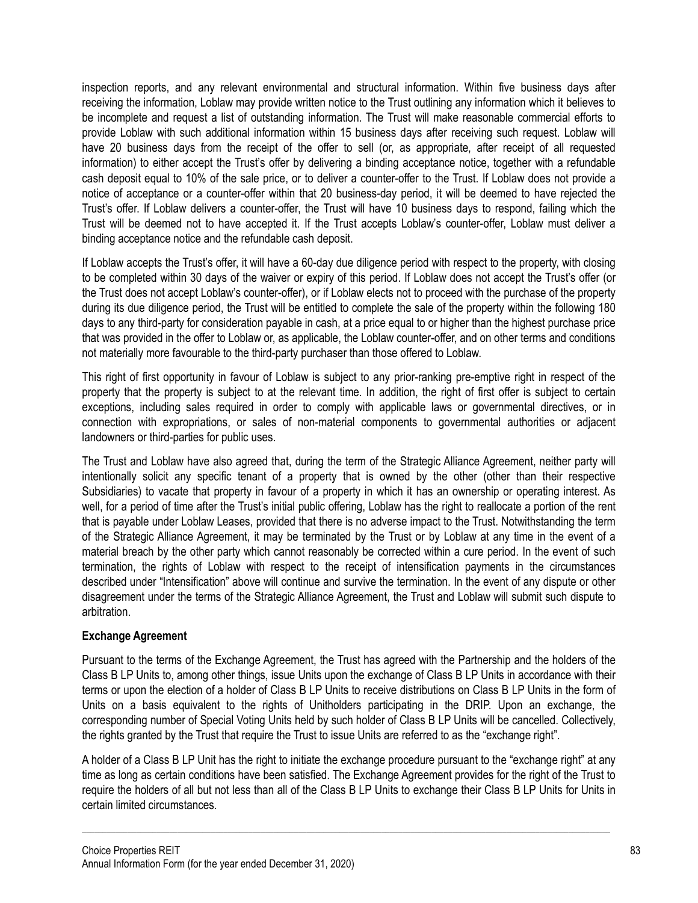inspection reports, and any relevant environmental and structural information. Within five business days after receiving the information, Loblaw may provide written notice to the Trust outlining any information which it believes to be incomplete and request a list of outstanding information. The Trust will make reasonable commercial efforts to provide Loblaw with such additional information within 15 business days after receiving such request. Loblaw will have 20 business days from the receipt of the offer to sell (or, as appropriate, after receipt of all requested information) to either accept the Trust's offer by delivering a binding acceptance notice, together with a refundable cash deposit equal to 10% of the sale price, or to deliver a counter-offer to the Trust. If Loblaw does not provide a notice of acceptance or a counter-offer within that 20 business-day period, it will be deemed to have rejected the Trust's offer. If Loblaw delivers a counter-offer, the Trust will have 10 business days to respond, failing which the Trust will be deemed not to have accepted it. If the Trust accepts Loblaw's counter-offer, Loblaw must deliver a binding acceptance notice and the refundable cash deposit.

If Loblaw accepts the Trust's offer, it will have a 60-day due diligence period with respect to the property, with closing to be completed within 30 days of the waiver or expiry of this period. If Loblaw does not accept the Trust's offer (or the Trust does not accept Loblaw's counter-offer), or if Loblaw elects not to proceed with the purchase of the property during its due diligence period, the Trust will be entitled to complete the sale of the property within the following 180 days to any third-party for consideration payable in cash, at a price equal to or higher than the highest purchase price that was provided in the offer to Loblaw or, as applicable, the Loblaw counter-offer, and on other terms and conditions not materially more favourable to the third-party purchaser than those offered to Loblaw.

This right of first opportunity in favour of Loblaw is subject to any prior-ranking pre-emptive right in respect of the property that the property is subject to at the relevant time. In addition, the right of first offer is subject to certain exceptions, including sales required in order to comply with applicable laws or governmental directives, or in connection with expropriations, or sales of non-material components to governmental authorities or adjacent landowners or third-parties for public uses.

The Trust and Loblaw have also agreed that, during the term of the Strategic Alliance Agreement, neither party will intentionally solicit any specific tenant of a property that is owned by the other (other than their respective Subsidiaries) to vacate that property in favour of a property in which it has an ownership or operating interest. As well, for a period of time after the Trust's initial public offering, Loblaw has the right to reallocate a portion of the rent that is payable under Loblaw Leases, provided that there is no adverse impact to the Trust. Notwithstanding the term of the Strategic Alliance Agreement, it may be terminated by the Trust or by Loblaw at any time in the event of a material breach by the other party which cannot reasonably be corrected within a cure period. In the event of such termination, the rights of Loblaw with respect to the receipt of intensification payments in the circumstances described under "Intensification" above will continue and survive the termination. In the event of any dispute or other disagreement under the terms of the Strategic Alliance Agreement, the Trust and Loblaw will submit such dispute to arbitration.

**Exchange Agreement**

Pursuant to the terms of the Exchange Agreement, the Trust has agreed with the Partnership and the holders of the Class B LP Units to, among other things, issue Units upon the exchange of Class B LP Units in accordance with their terms or upon the election of a holder of Class B LP Units to receive distributions on Class B LP Units in the form of Units on a basis equivalent to the rights of Unitholders participating in the DRIP. Upon an exchange, the corresponding number of Special Voting Units held by such holder of Class B LP Units will be cancelled. Collectively, the rights granted by the Trust that require the Trust to issue Units are referred to as the "exchange right".

A holder of a Class B LP Unit has the right to initiate the exchange procedure pursuant to the "exchange right" at any time as long as certain conditions have been satisfied. The Exchange Agreement provides for the right of the Trust to require the holders of all but not less than all of the Class B LP Units to exchange their Class B LP Units for Units in certain limited circumstances.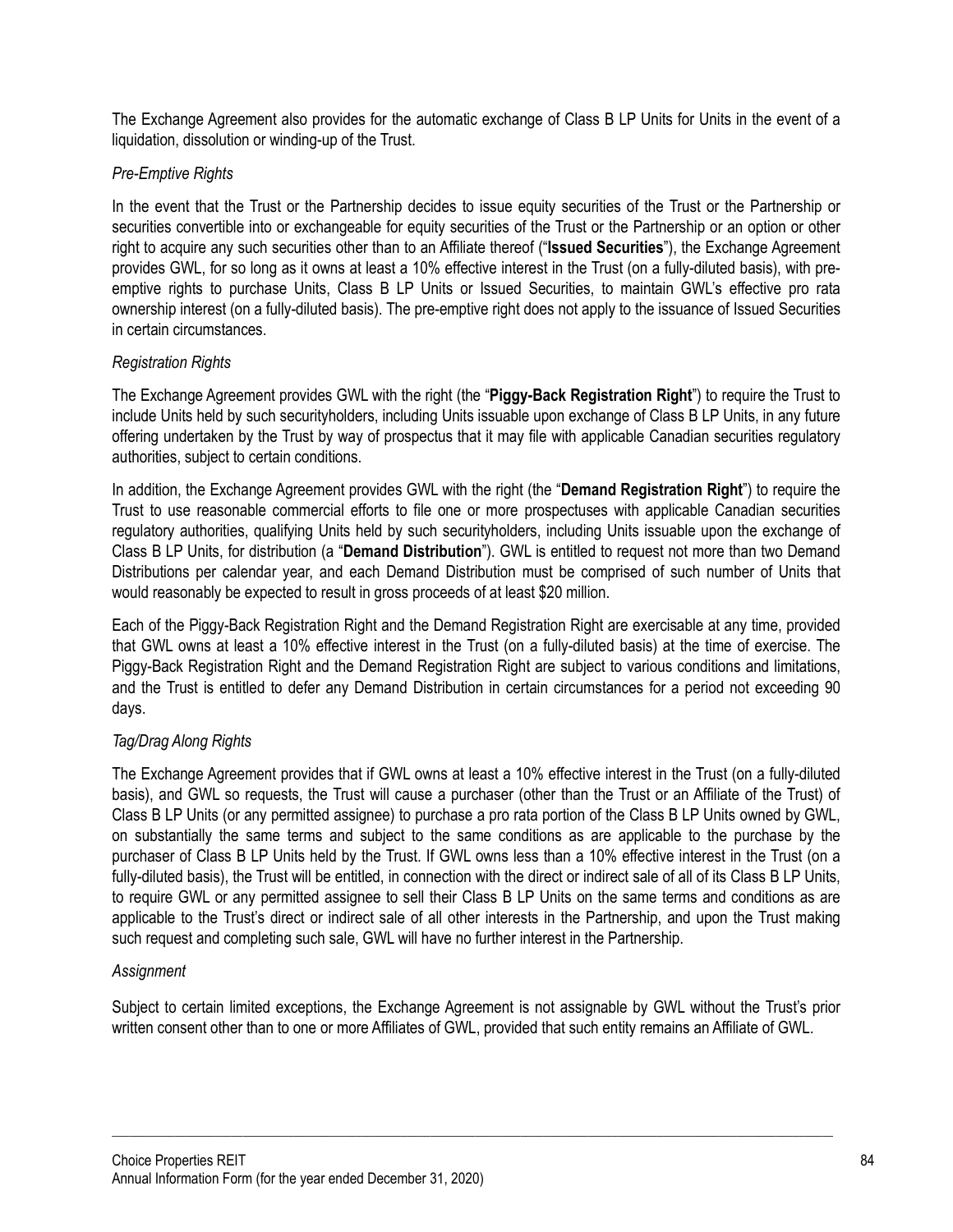The Exchange Agreement also provides for the automatic exchange of Class B LP Units for Units in the event of a liquidation, dissolution or winding-up of the Trust.

*Pre-Emptive Rights*

In the event that the Trust or the Partnership decides to issue equity securities of the Trust or the Partnership or securities convertible into or exchangeable for equity securities of the Trust or the Partnership or an option or other right to acquire any such securities other than to an Affiliate thereof ("**Issued Securities**"), the Exchange Agreement provides GWL, for so long as it owns at least a 10% effective interest in the Trust (on a fully-diluted basis), with pre-emptive rights to purchase Units, Class B LP Units or Issued Securities, to maintain GWL's effective pro rata ownership interest (on a fully-diluted basis). The pre-emptive right does not apply to the issuance of Issued Securities in certain circumstances.

*Registration Rights*

The Exchange Agreement provides GWL with the right (the "**Piggy-Back Registration Right**") to require the Trust to include Units held by such securityholders, including Units issuable upon exchange of Class B LP Units, in any future offering undertaken by the Trust by way of prospectus that it may file with applicable Canadian securities regulatory authorities, subject to certain conditions.

In addition, the Exchange Agreement provides GWL with the right (the "**Demand Registration Right**") to require the Trust to use reasonable commercial efforts to file one or more prospectuses with applicable Canadian securities regulatory authorities, qualifying Units held by such securityholders, including Units issuable upon the exchange of Class B LP Units, for distribution (a "**Demand Distribution**"). GWL is entitled to request not more than two Demand Distributions per calendar year, and each Demand Distribution must be comprised of such number of Units that would reasonably be expected to result in gross proceeds of at least $20 million.

Each of the Piggy-Back Registration Right and the Demand Registration Right are exercisable at any time, provided that GWL owns at least a 10% effective interest in the Trust (on a fully-diluted basis) at the time of exercise. The Piggy-Back Registration Right and the Demand Registration Right are subject to various conditions and limitations, and the Trust is entitled to defer any Demand Distribution in certain circumstances for a period not exceeding 90 days.

*Tag/Drag Along Rights*

The Exchange Agreement provides that if GWL owns at least a 10% effective interest in the Trust (on a fully-diluted basis), and GWL so requests, the Trust will cause a purchaser (other than the Trust or an Affiliate of the Trust) of Class B LP Units (or any permitted assignee) to purchase a pro rata portion of the Class B LP Units owned by GWL, on substantially the same terms and subject to the same conditions as are applicable to the purchase by the purchaser of Class B LP Units held by the Trust. If GWL owns less than a 10% effective interest in the Trust (on a fully-diluted basis), the Trust will be entitled, in connection with the direct or indirect sale of all of its Class B LP Units, to require GWL or any permitted assignee to sell their Class B LP Units on the same terms and conditions as are applicable to the Trust's direct or indirect sale of all other interests in the Partnership, and upon the Trust making such request and completing such sale, GWL will have no further interest in the Partnership.

*Assignment*

Subject to certain limited exceptions, the Exchange Agreement is not assignable by GWL without the Trust's prior written consent other than to one or more Affiliates of GWL, provided that such entity remains an Affiliate of GWL.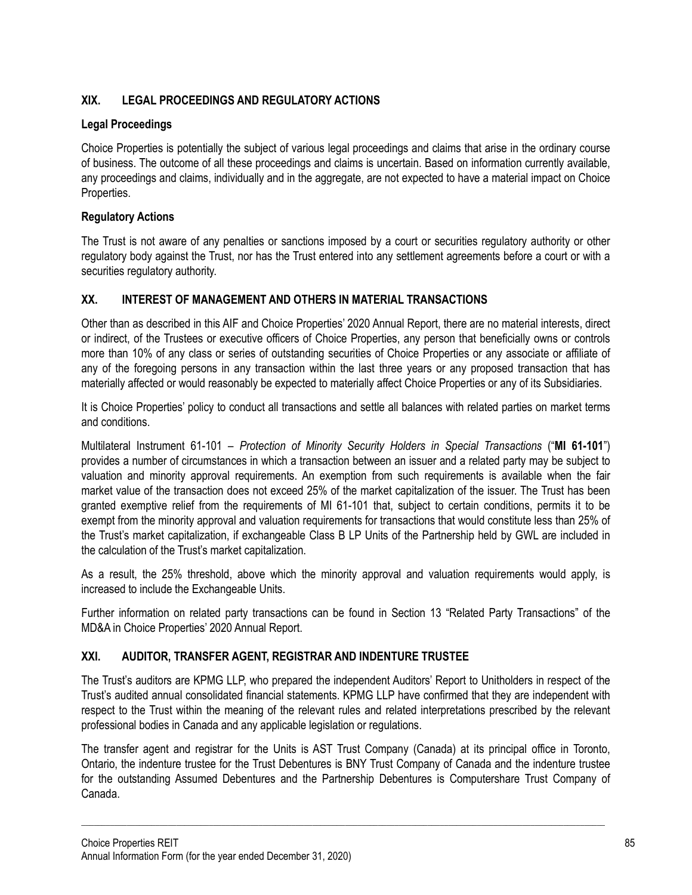## XIX. LEGAL PROCEEDINGS AND REGULATORY ACTIONS

### Legal Proceedings

Choice Properties is potentially the subject of various legal proceedings and claims that arise in the ordinary course of business. The outcome of all these proceedings and claims is uncertain. Based on information currently available, any proceedings and claims, individually and in the aggregate, are not expected to have a material impact on Choice Properties.

### Regulatory Actions

The Trust is not aware of any penalties or sanctions imposed by a court or securities regulatory authority or other regulatory body against the Trust, nor has the Trust entered into any settlement agreements before a court or with a securities regulatory authority.

## XX. INTEREST OF MANAGEMENT AND OTHERS IN MATERIAL TRANSACTIONS

Other than as described in this AIF and Choice Properties' 2020 Annual Report, there are no material interests, direct or indirect, of the Trustees or executive officers of Choice Properties, any person that beneficially owns or controls more than 10% of any class or series of outstanding securities of Choice Properties or any associate or affiliate of any of the foregoing persons in any transaction within the last three years or any proposed transaction that has materially affected or would reasonably be expected to materially affect Choice Properties or any of its Subsidiaries.

It is Choice Properties' policy to conduct all transactions and settle all balances with related parties on market terms and conditions.

Multilateral Instrument 61-101 – *Protection of Minority Security Holders in Special Transactions* ("**MI 61-101**") provides a number of circumstances in which a transaction between an issuer and a related party may be subject to valuation and minority approval requirements. An exemption from such requirements is available when the fair market value of the transaction does not exceed 25% of the market capitalization of the issuer. The Trust has been granted exemptive relief from the requirements of MI 61-101 that, subject to certain conditions, permits it to be exempt from the minority approval and valuation requirements for transactions that would constitute less than 25% of the Trust's market capitalization, if exchangeable Class B LP Units of the Partnership held by GWL are included in the calculation of the Trust's market capitalization.

As a result, the 25% threshold, above which the minority approval and valuation requirements would apply, is increased to include the Exchangeable Units.

Further information on related party transactions can be found in Section 13 "Related Party Transactions" of the MD&A in Choice Properties' 2020 Annual Report.

## XXI. AUDITOR, TRANSFER AGENT, REGISTRAR AND INDENTURE TRUSTEE

The Trust's auditors are KPMG LLP, who prepared the independent Auditors' Report to Unitholders in respect of the Trust's audited annual consolidated financial statements. KPMG LLP have confirmed that they are independent with respect to the Trust within the meaning of the relevant rules and related interpretations prescribed by the relevant professional bodies in Canada and any applicable legislation or regulations.

The transfer agent and registrar for the Units is AST Trust Company (Canada) at its principal office in Toronto, Ontario, the indenture trustee for the Trust Debentures is BNY Trust Company of Canada and the indenture trustee for the outstanding Assumed Debentures and the Partnership Debentures is Computershare Trust Company of Canada.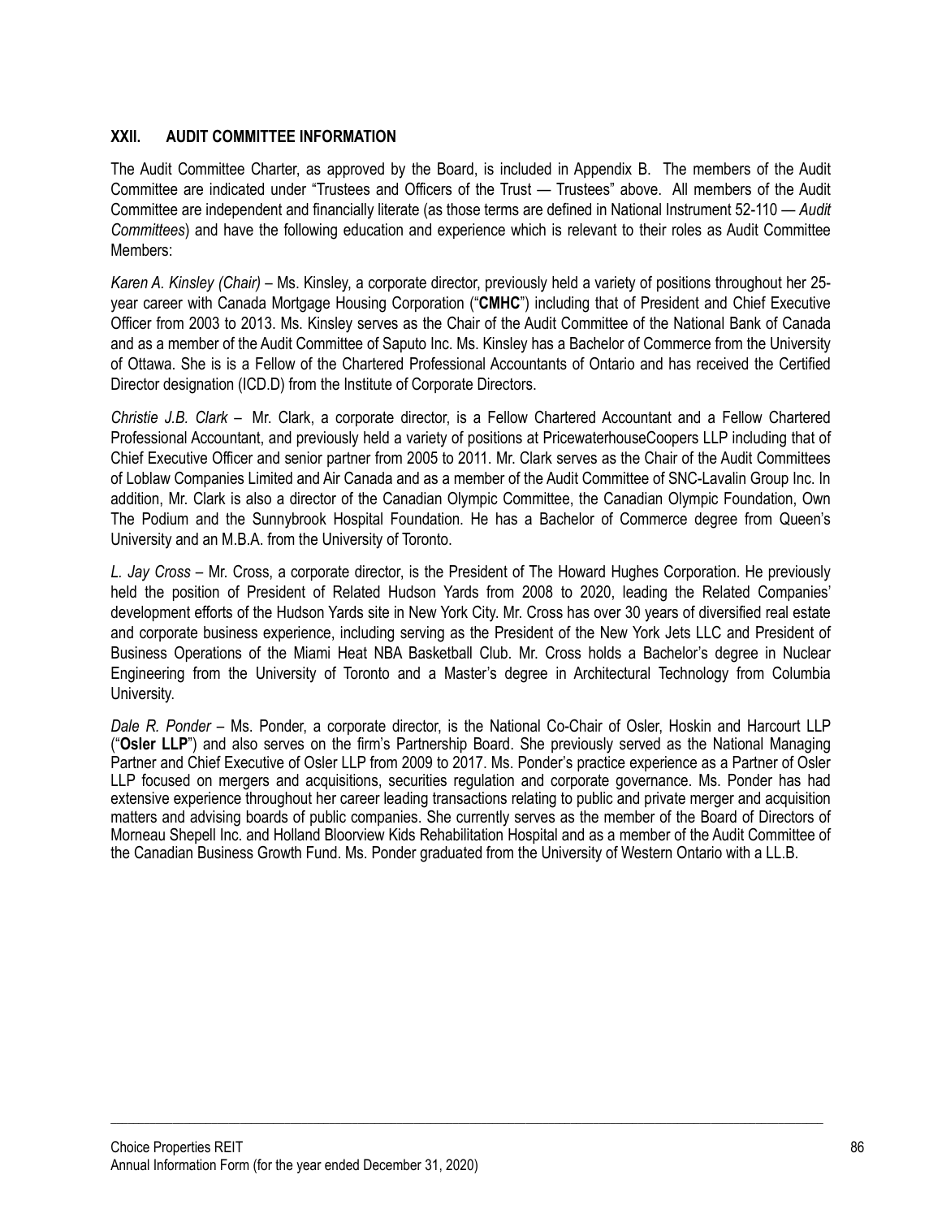## XXII. AUDIT COMMITTEE INFORMATION

The Audit Committee Charter, as approved by the Board, is included in Appendix B. The members of the Audit Committee are indicated under "Trustees and Officers of the Trust — Trustees" above. All members of the Audit Committee are independent and financially literate (as those terms are defined in National Instrument 52-110 — *Audit Committees*) and have the following education and experience which is relevant to their roles as Audit Committee Members:

*Karen A. Kinsley (Chair)* – Ms. Kinsley, a corporate director, previously held a variety of positions throughout her 25-year career with Canada Mortgage Housing Corporation ("**CMHC**") including that of President and Chief Executive Officer from 2003 to 2013. Ms. Kinsley serves as the Chair of the Audit Committee of the National Bank of Canada and as a member of the Audit Committee of Saputo Inc. Ms. Kinsley has a Bachelor of Commerce from the University of Ottawa. She is is a Fellow of the Chartered Professional Accountants of Ontario and has received the Certified Director designation (ICD.D) from the Institute of Corporate Directors.

*Christie J.B. Clark* – Mr. Clark, a corporate director, is a Fellow Chartered Accountant and a Fellow Chartered Professional Accountant, and previously held a variety of positions at PricewaterhouseCoopers LLP including that of Chief Executive Officer and senior partner from 2005 to 2011. Mr. Clark serves as the Chair of the Audit Committees of Loblaw Companies Limited and Air Canada and as a member of the Audit Committee of SNC-Lavalin Group Inc. In addition, Mr. Clark is also a director of the Canadian Olympic Committee, the Canadian Olympic Foundation, Own The Podium and the Sunnybrook Hospital Foundation. He has a Bachelor of Commerce degree from Queen's University and an M.B.A. from the University of Toronto.

*L. Jay Cross* – Mr. Cross, a corporate director, is the President of The Howard Hughes Corporation. He previously held the position of President of Related Hudson Yards from 2008 to 2020, leading the Related Companies' development efforts of the Hudson Yards site in New York City. Mr. Cross has over 30 years of diversified real estate and corporate business experience, including serving as the President of the New York Jets LLC and President of Business Operations of the Miami Heat NBA Basketball Club. Mr. Cross holds a Bachelor's degree in Nuclear Engineering from the University of Toronto and a Master's degree in Architectural Technology from Columbia University.

*Dale R. Ponder* – Ms. Ponder, a corporate director, is the National Co-Chair of Osler, Hoskin and Harcourt LLP ("**Osler LLP**") and also serves on the firm's Partnership Board. She previously served as the National Managing Partner and Chief Executive of Osler LLP from 2009 to 2017. Ms. Ponder's practice experience as a Partner of Osler LLP focused on mergers and acquisitions, securities regulation and corporate governance. Ms. Ponder has had extensive experience throughout her career leading transactions relating to public and private merger and acquisition matters and advising boards of public companies. She currently serves as the member of the Board of Directors of Morneau Shepell Inc. and Holland Bloorview Kids Rehabilitation Hospital and as a member of the Audit Committee of the Canadian Business Growth Fund. Ms. Ponder graduated from the University of Western Ontario with a LL.B.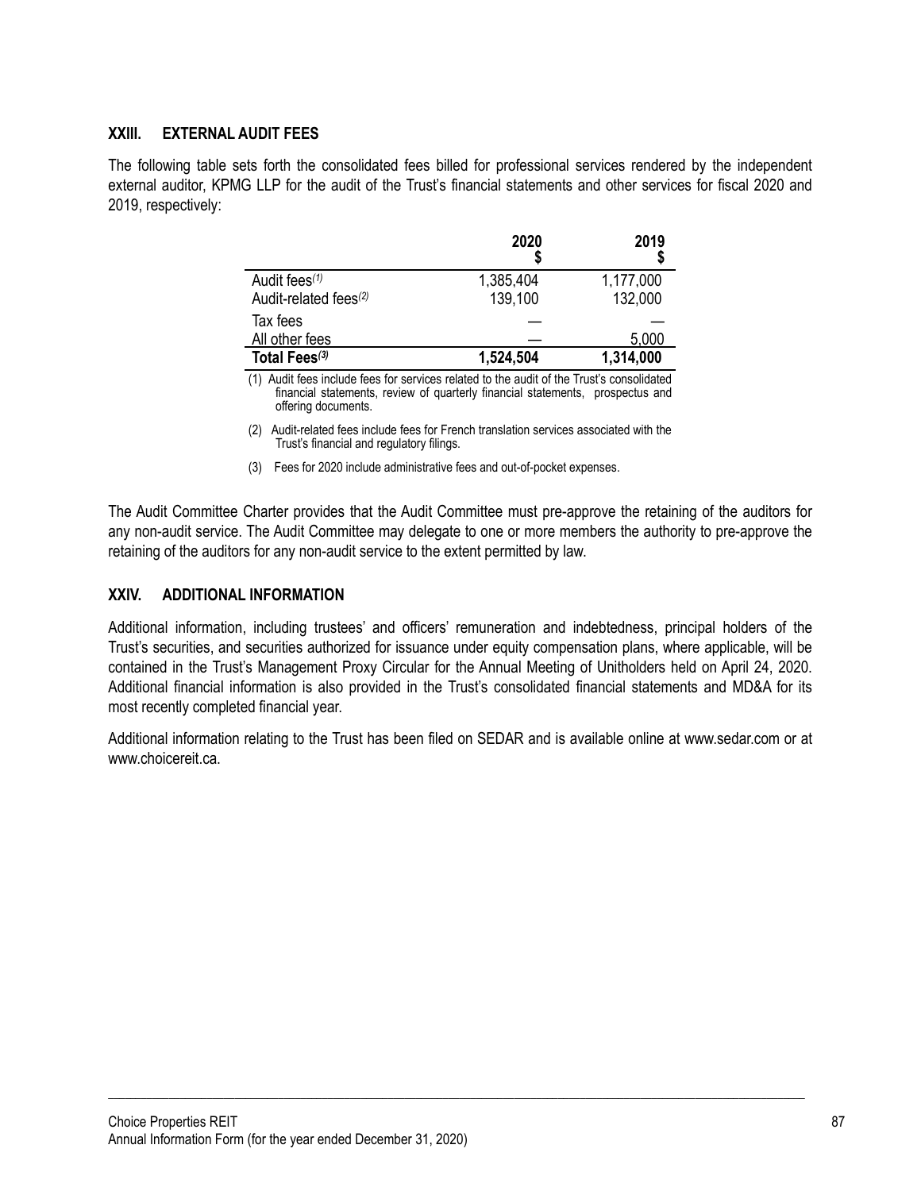## XXIII. EXTERNAL AUDIT FEES

The following table sets forth the consolidated fees billed for professional services rendered by the independent external auditor, KPMG LLP for the audit of the Trust's financial statements and other services for fiscal 2020 and 2019, respectively:

| | 2020 $ | 2019 $ |
|---|---|---|
| Audit fees[(1)] | 1,385,404 | 1,177,000 |
| Audit-related fees[(2)] | 139,100 | 132,000 |
| Tax fees | — | — |
| All other fees | — | 5,000 |
| **Total Fees[(3)]** | **1,524,504** | **1,314,000** |

(1) Audit fees include fees for services related to the audit of the Trust's consolidated financial statements, review of quarterly financial statements, prospectus and offering documents.

(2) Audit-related fees include fees for French translation services associated with the Trust's financial and regulatory filings.

(3) Fees for 2020 include administrative fees and out-of-pocket expenses.

The Audit Committee Charter provides that the Audit Committee must pre-approve the retaining of the auditors for any non-audit service. The Audit Committee may delegate to one or more members the authority to pre-approve the retaining of the auditors for any non-audit service to the extent permitted by law.

## XXIV. ADDITIONAL INFORMATION

Additional information, including trustees' and officers' remuneration and indebtedness, principal holders of the Trust's securities, and securities authorized for issuance under equity compensation plans, where applicable, will be contained in the Trust's Management Proxy Circular for the Annual Meeting of Unitholders held on April 24, 2020. Additional financial information is also provided in the Trust's consolidated financial statements and MD&A for its most recently completed financial year.

Additional information relating to the Trust has been filed on SEDAR and is available online at www.sedar.com or at www.choicereit.ca.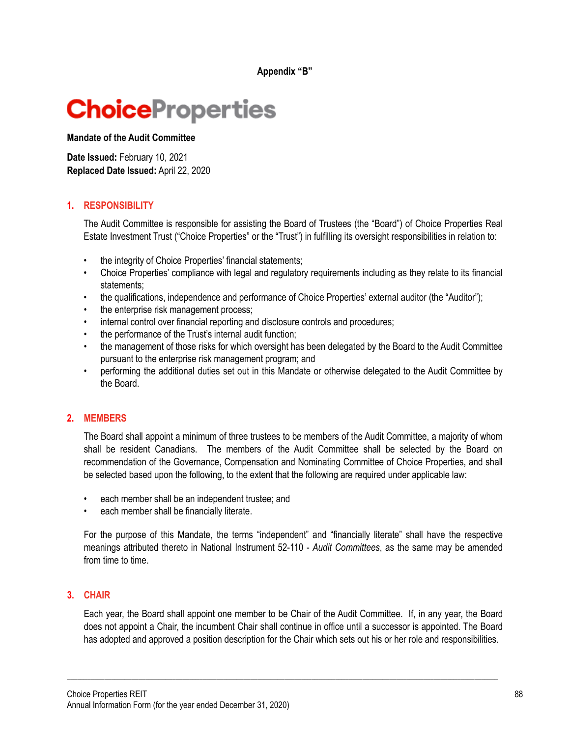**Appendix "B"**

**ChoiceProperties**

**Mandate of the Audit Committee**

**Date Issued:** February 10, 2021
**Replaced Date Issued:** April 22, 2020

## 1. RESPONSIBILITY

The Audit Committee is responsible for assisting the Board of Trustees (the "Board") of Choice Properties Real Estate Investment Trust ("Choice Properties" or the "Trust") in fulfilling its oversight responsibilities in relation to:

- the integrity of Choice Properties' financial statements;
- Choice Properties' compliance with legal and regulatory requirements including as they relate to its financial statements;
- the qualifications, independence and performance of Choice Properties' external auditor (the "Auditor");
- the enterprise risk management process;
- internal control over financial reporting and disclosure controls and procedures;
- the performance of the Trust's internal audit function;
- the management of those risks for which oversight has been delegated by the Board to the Audit Committee pursuant to the enterprise risk management program; and
- performing the additional duties set out in this Mandate or otherwise delegated to the Audit Committee by the Board.

## 2. MEMBERS

The Board shall appoint a minimum of three trustees to be members of the Audit Committee, a majority of whom shall be resident Canadians. The members of the Audit Committee shall be selected by the Board on recommendation of the Governance, Compensation and Nominating Committee of Choice Properties, and shall be selected based upon the following, to the extent that the following are required under applicable law:

- each member shall be an independent trustee; and
- each member shall be financially literate.

For the purpose of this Mandate, the terms "independent" and "financially literate" shall have the respective meanings attributed thereto in National Instrument 52-110 - *Audit Committees*, as the same may be amended from time to time.

## 3. CHAIR

Each year, the Board shall appoint one member to be Chair of the Audit Committee. If, in any year, the Board does not appoint a Chair, the incumbent Chair shall continue in office until a successor is appointed. The Board has adopted and approved a position description for the Chair which sets out his or her role and responsibilities.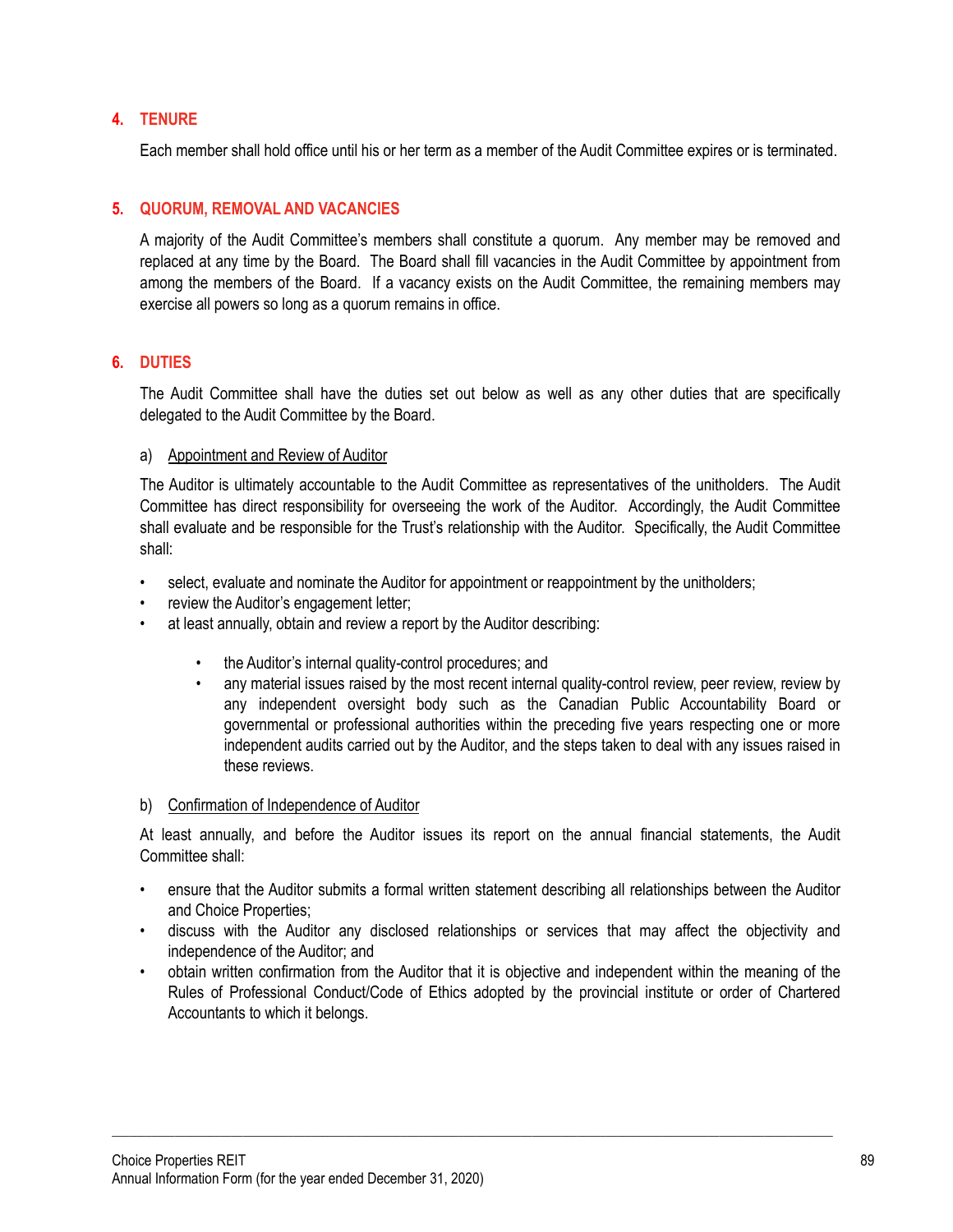## 4. TENURE

Each member shall hold office until his or her term as a member of the Audit Committee expires or is terminated.

## 5. QUORUM, REMOVAL AND VACANCIES

A majority of the Audit Committee's members shall constitute a quorum. Any member may be removed and replaced at any time by the Board. The Board shall fill vacancies in the Audit Committee by appointment from among the members of the Board. If a vacancy exists on the Audit Committee, the remaining members may exercise all powers so long as a quorum remains in office.

## 6. DUTIES

The Audit Committee shall have the duties set out below as well as any other duties that are specifically delegated to the Audit Committee by the Board.

a) Appointment and Review of Auditor

The Auditor is ultimately accountable to the Audit Committee as representatives of the unitholders. The Audit Committee has direct responsibility for overseeing the work of the Auditor. Accordingly, the Audit Committee shall evaluate and be responsible for the Trust's relationship with the Auditor. Specifically, the Audit Committee shall:

- select, evaluate and nominate the Auditor for appointment or reappointment by the unitholders;
- review the Auditor's engagement letter;
- at least annually, obtain and review a report by the Auditor describing:
  - the Auditor's internal quality-control procedures; and
  - any material issues raised by the most recent internal quality-control review, peer review, review by any independent oversight body such as the Canadian Public Accountability Board or governmental or professional authorities within the preceding five years respecting one or more independent audits carried out by the Auditor, and the steps taken to deal with any issues raised in these reviews.

b) Confirmation of Independence of Auditor

At least annually, and before the Auditor issues its report on the annual financial statements, the Audit Committee shall:

- ensure that the Auditor submits a formal written statement describing all relationships between the Auditor and Choice Properties;
- discuss with the Auditor any disclosed relationships or services that may affect the objectivity and independence of the Auditor; and
- obtain written confirmation from the Auditor that it is objective and independent within the meaning of the Rules of Professional Conduct/Code of Ethics adopted by the provincial institute or order of Chartered Accountants to which it belongs.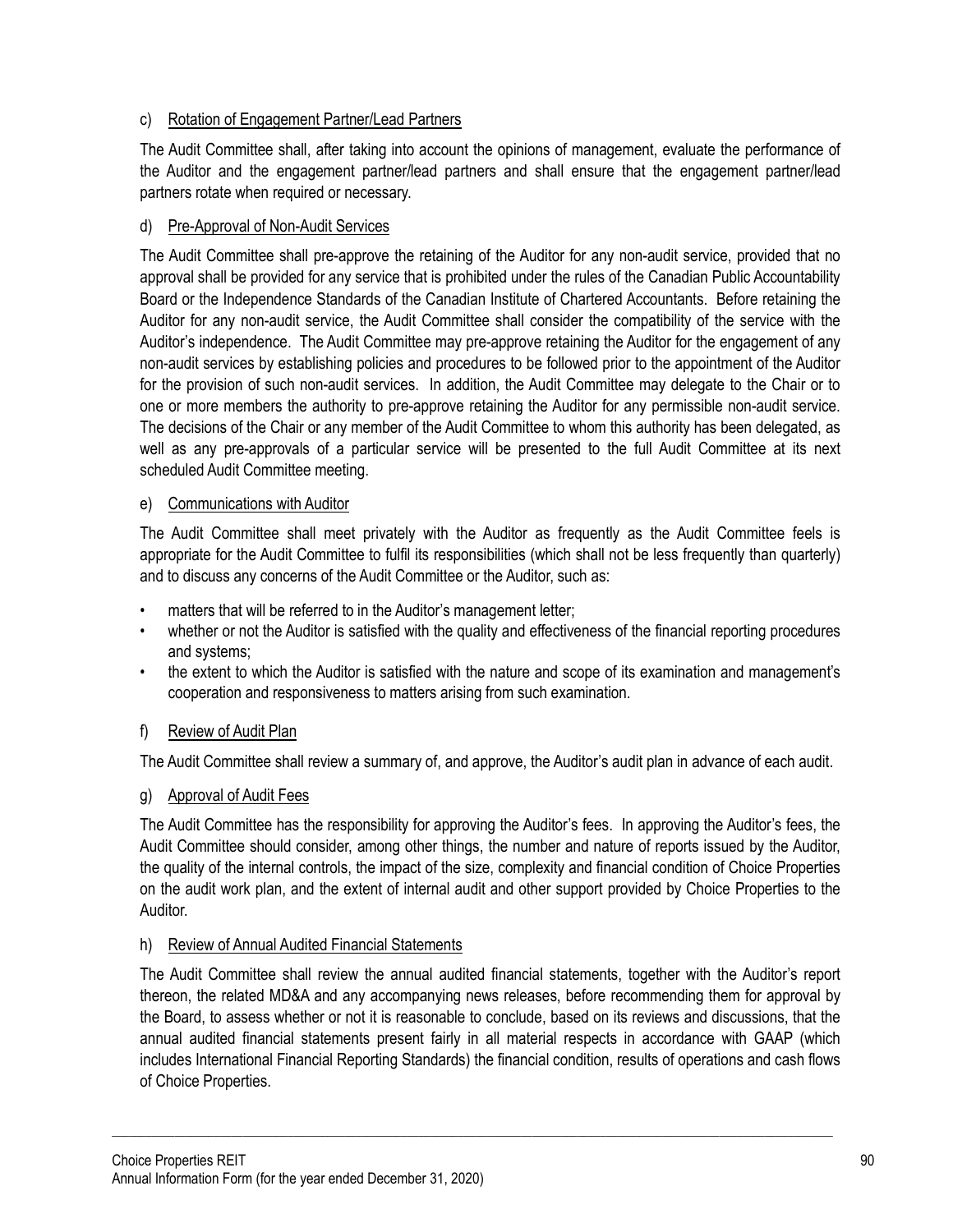c) Rotation of Engagement Partner/Lead Partners

The Audit Committee shall, after taking into account the opinions of management, evaluate the performance of the Auditor and the engagement partner/lead partners and shall ensure that the engagement partner/lead partners rotate when required or necessary.

d) Pre-Approval of Non-Audit Services

The Audit Committee shall pre-approve the retaining of the Auditor for any non-audit service, provided that no approval shall be provided for any service that is prohibited under the rules of the Canadian Public Accountability Board or the Independence Standards of the Canadian Institute of Chartered Accountants. Before retaining the Auditor for any non-audit service, the Audit Committee shall consider the compatibility of the service with the Auditor's independence. The Audit Committee may pre-approve retaining the Auditor for the engagement of any non-audit services by establishing policies and procedures to be followed prior to the appointment of the Auditor for the provision of such non-audit services. In addition, the Audit Committee may delegate to the Chair or to one or more members the authority to pre-approve retaining the Auditor for any permissible non-audit service. The decisions of the Chair or any member of the Audit Committee to whom this authority has been delegated, as well as any pre-approvals of a particular service will be presented to the full Audit Committee at its next scheduled Audit Committee meeting.

e) Communications with Auditor

The Audit Committee shall meet privately with the Auditor as frequently as the Audit Committee feels is appropriate for the Audit Committee to fulfil its responsibilities (which shall not be less frequently than quarterly) and to discuss any concerns of the Audit Committee or the Auditor, such as:

- matters that will be referred to in the Auditor's management letter;
- whether or not the Auditor is satisfied with the quality and effectiveness of the financial reporting procedures and systems;
- the extent to which the Auditor is satisfied with the nature and scope of its examination and management's cooperation and responsiveness to matters arising from such examination.

f) Review of Audit Plan

The Audit Committee shall review a summary of, and approve, the Auditor's audit plan in advance of each audit.

g) Approval of Audit Fees

The Audit Committee has the responsibility for approving the Auditor's fees. In approving the Auditor's fees, the Audit Committee should consider, among other things, the number and nature of reports issued by the Auditor, the quality of the internal controls, the impact of the size, complexity and financial condition of Choice Properties on the audit work plan, and the extent of internal audit and other support provided by Choice Properties to the Auditor.

h) Review of Annual Audited Financial Statements

The Audit Committee shall review the annual audited financial statements, together with the Auditor's report thereon, the related MD&A and any accompanying news releases, before recommending them for approval by the Board, to assess whether or not it is reasonable to conclude, based on its reviews and discussions, that the annual audited financial statements present fairly in all material respects in accordance with GAAP (which includes International Financial Reporting Standards) the financial condition, results of operations and cash flows of Choice Properties.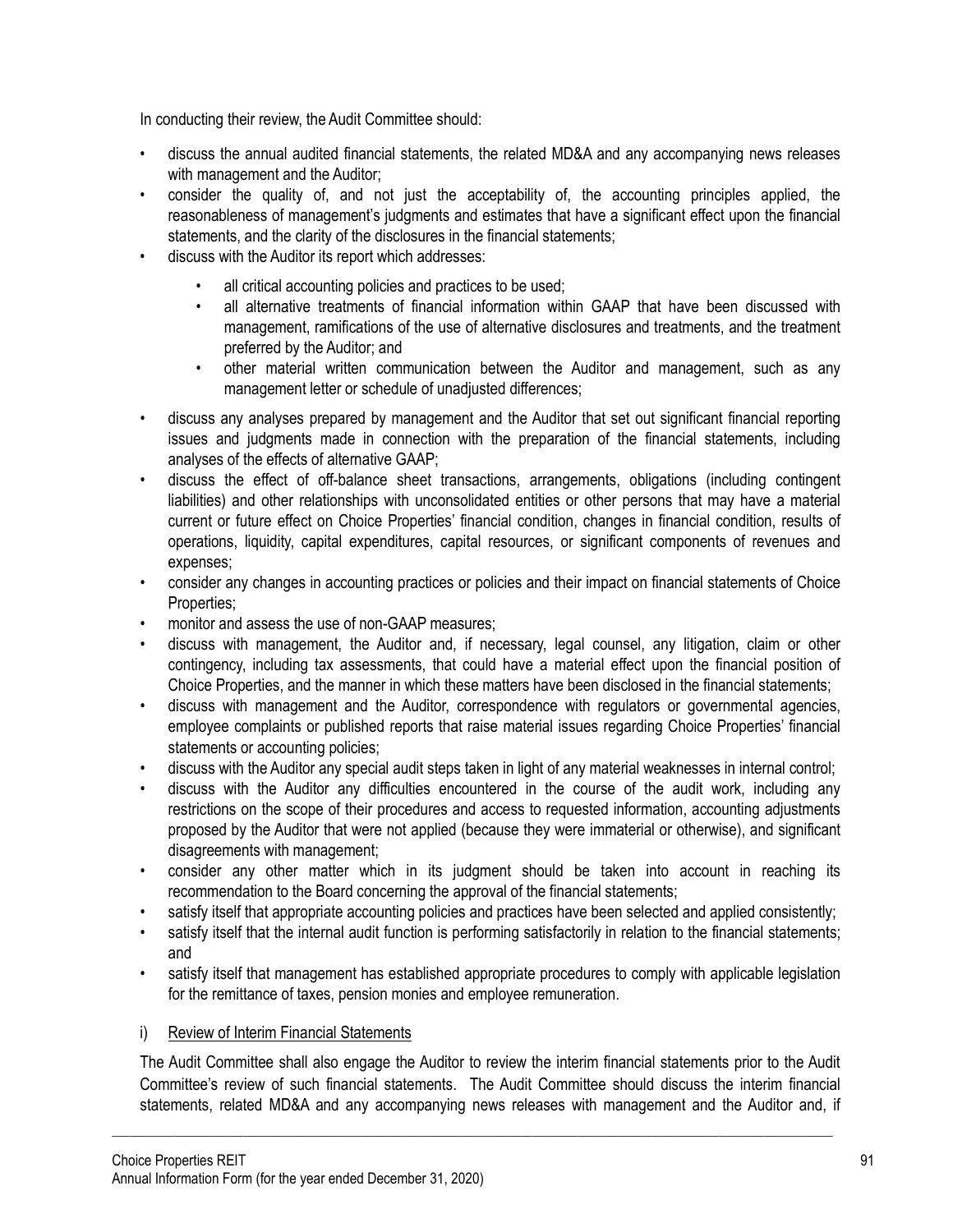In conducting their review, the Audit Committee should:

- discuss the annual audited financial statements, the related MD&A and any accompanying news releases with management and the Auditor;
- consider the quality of, and not just the acceptability of, the accounting principles applied, the reasonableness of management's judgments and estimates that have a significant effect upon the financial statements, and the clarity of the disclosures in the financial statements;
- discuss with the Auditor its report which addresses:
  - all critical accounting policies and practices to be used;
  - all alternative treatments of financial information within GAAP that have been discussed with management, ramifications of the use of alternative disclosures and treatments, and the treatment preferred by the Auditor; and
  - other material written communication between the Auditor and management, such as any management letter or schedule of unadjusted differences;
- discuss any analyses prepared by management and the Auditor that set out significant financial reporting issues and judgments made in connection with the preparation of the financial statements, including analyses of the effects of alternative GAAP;
- discuss the effect of off-balance sheet transactions, arrangements, obligations (including contingent liabilities) and other relationships with unconsolidated entities or other persons that may have a material current or future effect on Choice Properties' financial condition, changes in financial condition, results of operations, liquidity, capital expenditures, capital resources, or significant components of revenues and expenses;
- consider any changes in accounting practices or policies and their impact on financial statements of Choice Properties;
- monitor and assess the use of non-GAAP measures;
- discuss with management, the Auditor and, if necessary, legal counsel, any litigation, claim or other contingency, including tax assessments, that could have a material effect upon the financial position of Choice Properties, and the manner in which these matters have been disclosed in the financial statements;
- discuss with management and the Auditor, correspondence with regulators or governmental agencies, employee complaints or published reports that raise material issues regarding Choice Properties' financial statements or accounting policies;
- discuss with the Auditor any special audit steps taken in light of any material weaknesses in internal control;
- discuss with the Auditor any difficulties encountered in the course of the audit work, including any restrictions on the scope of their procedures and access to requested information, accounting adjustments proposed by the Auditor that were not applied (because they were immaterial or otherwise), and significant disagreements with management;
- consider any other matter which in its judgment should be taken into account in reaching its recommendation to the Board concerning the approval of the financial statements;
- satisfy itself that appropriate accounting policies and practices have been selected and applied consistently;
- satisfy itself that the internal audit function is performing satisfactorily in relation to the financial statements; and
- satisfy itself that management has established appropriate procedures to comply with applicable legislation for the remittance of taxes, pension monies and employee remuneration.

i) Review of Interim Financial Statements

The Audit Committee shall also engage the Auditor to review the interim financial statements prior to the Audit Committee's review of such financial statements. The Audit Committee should discuss the interim financial statements, related MD&A and any accompanying news releases with management and the Auditor and, if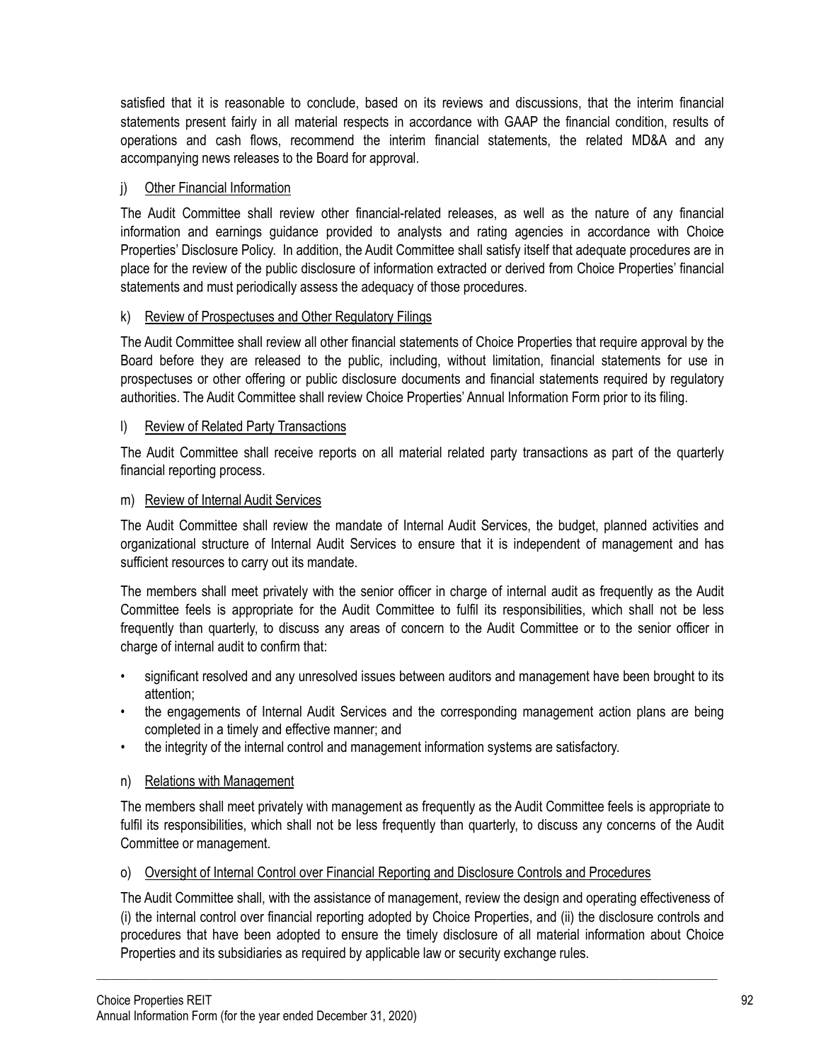satisfied that it is reasonable to conclude, based on its reviews and discussions, that the interim financial statements present fairly in all material respects in accordance with GAAP the financial condition, results of operations and cash flows, recommend the interim financial statements, the related MD&A and any accompanying news releases to the Board for approval.

j) Other Financial Information

The Audit Committee shall review other financial-related releases, as well as the nature of any financial information and earnings guidance provided to analysts and rating agencies in accordance with Choice Properties' Disclosure Policy. In addition, the Audit Committee shall satisfy itself that adequate procedures are in place for the review of the public disclosure of information extracted or derived from Choice Properties' financial statements and must periodically assess the adequacy of those procedures.

k) Review of Prospectuses and Other Regulatory Filings

The Audit Committee shall review all other financial statements of Choice Properties that require approval by the Board before they are released to the public, including, without limitation, financial statements for use in prospectuses or other offering or public disclosure documents and financial statements required by regulatory authorities. The Audit Committee shall review Choice Properties' Annual Information Form prior to its filing.

l) Review of Related Party Transactions

The Audit Committee shall receive reports on all material related party transactions as part of the quarterly financial reporting process.

m) Review of Internal Audit Services

The Audit Committee shall review the mandate of Internal Audit Services, the budget, planned activities and organizational structure of Internal Audit Services to ensure that it is independent of management and has sufficient resources to carry out its mandate.

The members shall meet privately with the senior officer in charge of internal audit as frequently as the Audit Committee feels is appropriate for the Audit Committee to fulfil its responsibilities, which shall not be less frequently than quarterly, to discuss any areas of concern to the Audit Committee or to the senior officer in charge of internal audit to confirm that:

- significant resolved and any unresolved issues between auditors and management have been brought to its attention;
- the engagements of Internal Audit Services and the corresponding management action plans are being completed in a timely and effective manner; and
- the integrity of the internal control and management information systems are satisfactory.

n) Relations with Management

The members shall meet privately with management as frequently as the Audit Committee feels is appropriate to fulfil its responsibilities, which shall not be less frequently than quarterly, to discuss any concerns of the Audit Committee or management.

o) Oversight of Internal Control over Financial Reporting and Disclosure Controls and Procedures

The Audit Committee shall, with the assistance of management, review the design and operating effectiveness of (i) the internal control over financial reporting adopted by Choice Properties, and (ii) the disclosure controls and procedures that have been adopted to ensure the timely disclosure of all material information about Choice Properties and its subsidiaries as required by applicable law or security exchange rules.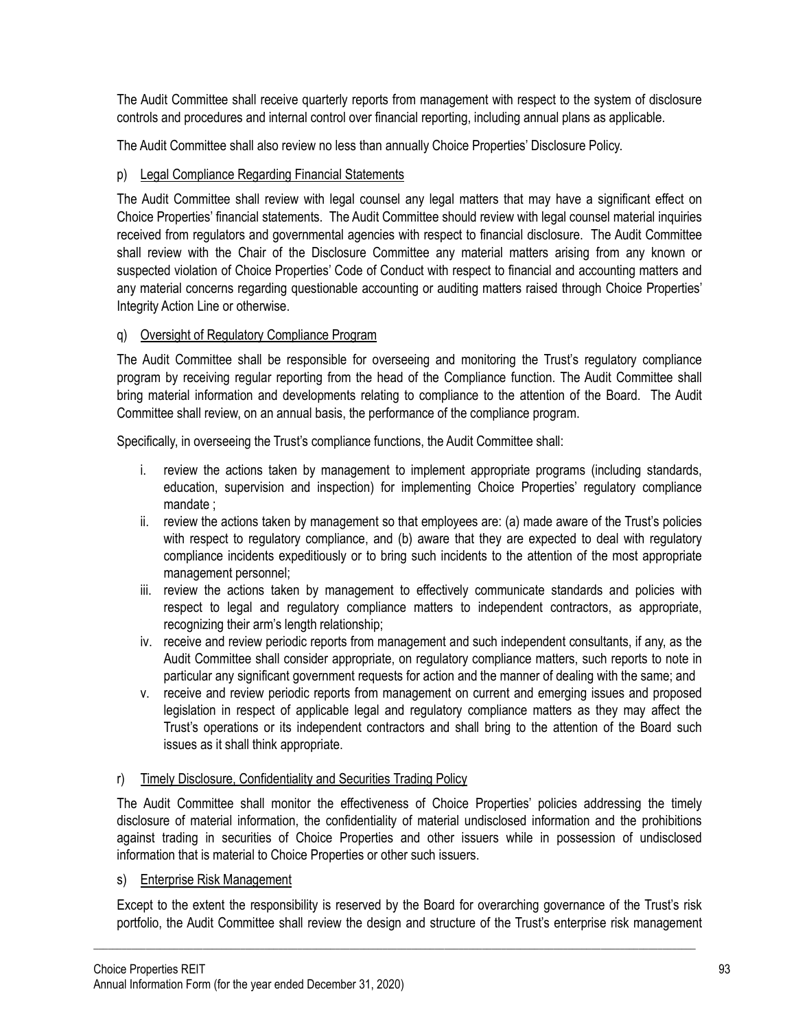The Audit Committee shall receive quarterly reports from management with respect to the system of disclosure controls and procedures and internal control over financial reporting, including annual plans as applicable.

The Audit Committee shall also review no less than annually Choice Properties' Disclosure Policy.

p) Legal Compliance Regarding Financial Statements

The Audit Committee shall review with legal counsel any legal matters that may have a significant effect on Choice Properties' financial statements. The Audit Committee should review with legal counsel material inquiries received from regulators and governmental agencies with respect to financial disclosure. The Audit Committee shall review with the Chair of the Disclosure Committee any material matters arising from any known or suspected violation of Choice Properties' Code of Conduct with respect to financial and accounting matters and any material concerns regarding questionable accounting or auditing matters raised through Choice Properties' Integrity Action Line or otherwise.

q) Oversight of Regulatory Compliance Program

The Audit Committee shall be responsible for overseeing and monitoring the Trust's regulatory compliance program by receiving regular reporting from the head of the Compliance function. The Audit Committee shall bring material information and developments relating to compliance to the attention of the Board. The Audit Committee shall review, on an annual basis, the performance of the compliance program.

Specifically, in overseeing the Trust's compliance functions, the Audit Committee shall:

i. review the actions taken by management to implement appropriate programs (including standards, education, supervision and inspection) for implementing Choice Properties' regulatory compliance mandate ;
ii. review the actions taken by management so that employees are: (a) made aware of the Trust's policies with respect to regulatory compliance, and (b) aware that they are expected to deal with regulatory compliance incidents expeditiously or to bring such incidents to the attention of the most appropriate management personnel;
iii. review the actions taken by management to effectively communicate standards and policies with respect to legal and regulatory compliance matters to independent contractors, as appropriate, recognizing their arm's length relationship;
iv. receive and review periodic reports from management and such independent consultants, if any, as the Audit Committee shall consider appropriate, on regulatory compliance matters, such reports to note in particular any significant government requests for action and the manner of dealing with the same; and
v. receive and review periodic reports from management on current and emerging issues and proposed legislation in respect of applicable legal and regulatory compliance matters as they may affect the Trust's operations or its independent contractors and shall bring to the attention of the Board such issues as it shall think appropriate.

r) Timely Disclosure, Confidentiality and Securities Trading Policy

The Audit Committee shall monitor the effectiveness of Choice Properties' policies addressing the timely disclosure of material information, the confidentiality of material undisclosed information and the prohibitions against trading in securities of Choice Properties and other issuers while in possession of undisclosed information that is material to Choice Properties or other such issuers.

s) Enterprise Risk Management

Except to the extent the responsibility is reserved by the Board for overarching governance of the Trust's risk portfolio, the Audit Committee shall review the design and structure of the Trust's enterprise risk management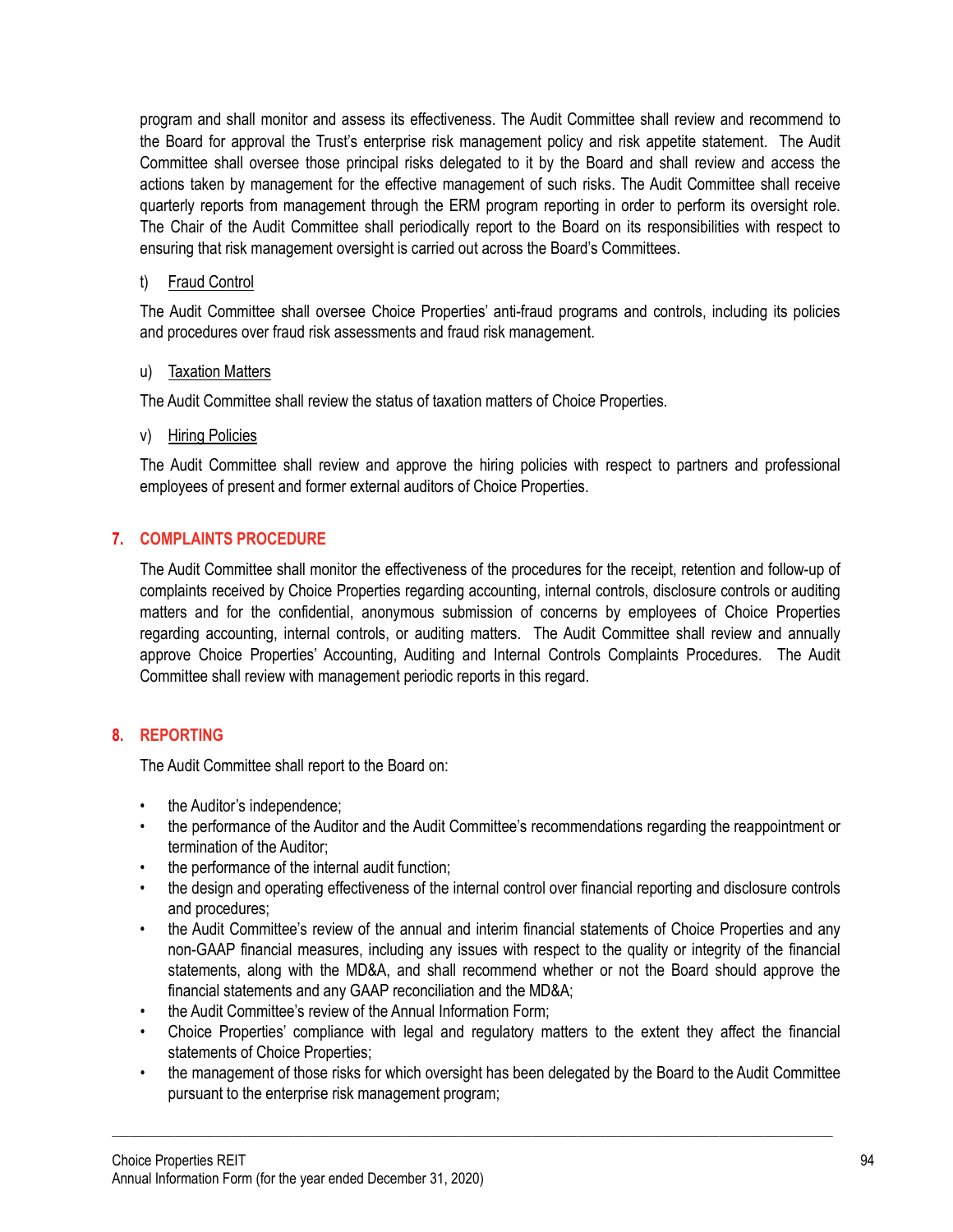program and shall monitor and assess its effectiveness. The Audit Committee shall review and recommend to the Board for approval the Trust's enterprise risk management policy and risk appetite statement. The Audit Committee shall oversee those principal risks delegated to it by the Board and shall review and access the actions taken by management for the effective management of such risks. The Audit Committee shall receive quarterly reports from management through the ERM program reporting in order to perform its oversight role. The Chair of the Audit Committee shall periodically report to the Board on its responsibilities with respect to ensuring that risk management oversight is carried out across the Board's Committees.

t) Fraud Control

The Audit Committee shall oversee Choice Properties' anti-fraud programs and controls, including its policies and procedures over fraud risk assessments and fraud risk management.

u) Taxation Matters

The Audit Committee shall review the status of taxation matters of Choice Properties.

v) Hiring Policies

The Audit Committee shall review and approve the hiring policies with respect to partners and professional employees of present and former external auditors of Choice Properties.

## 7. COMPLAINTS PROCEDURE

The Audit Committee shall monitor the effectiveness of the procedures for the receipt, retention and follow-up of complaints received by Choice Properties regarding accounting, internal controls, disclosure controls or auditing matters and for the confidential, anonymous submission of concerns by employees of Choice Properties regarding accounting, internal controls, or auditing matters. The Audit Committee shall review and annually approve Choice Properties' Accounting, Auditing and Internal Controls Complaints Procedures. The Audit Committee shall review with management periodic reports in this regard.

## 8. REPORTING

The Audit Committee shall report to the Board on:

- the Auditor's independence;
- the performance of the Auditor and the Audit Committee's recommendations regarding the reappointment or termination of the Auditor;
- the performance of the internal audit function;
- the design and operating effectiveness of the internal control over financial reporting and disclosure controls and procedures;
- the Audit Committee's review of the annual and interim financial statements of Choice Properties and any non-GAAP financial measures, including any issues with respect to the quality or integrity of the financial statements, along with the MD&A, and shall recommend whether or not the Board should approve the financial statements and any GAAP reconciliation and the MD&A;
- the Audit Committee's review of the Annual Information Form;
- Choice Properties' compliance with legal and regulatory matters to the extent they affect the financial statements of Choice Properties;
- the management of those risks for which oversight has been delegated by the Board to the Audit Committee pursuant to the enterprise risk management program;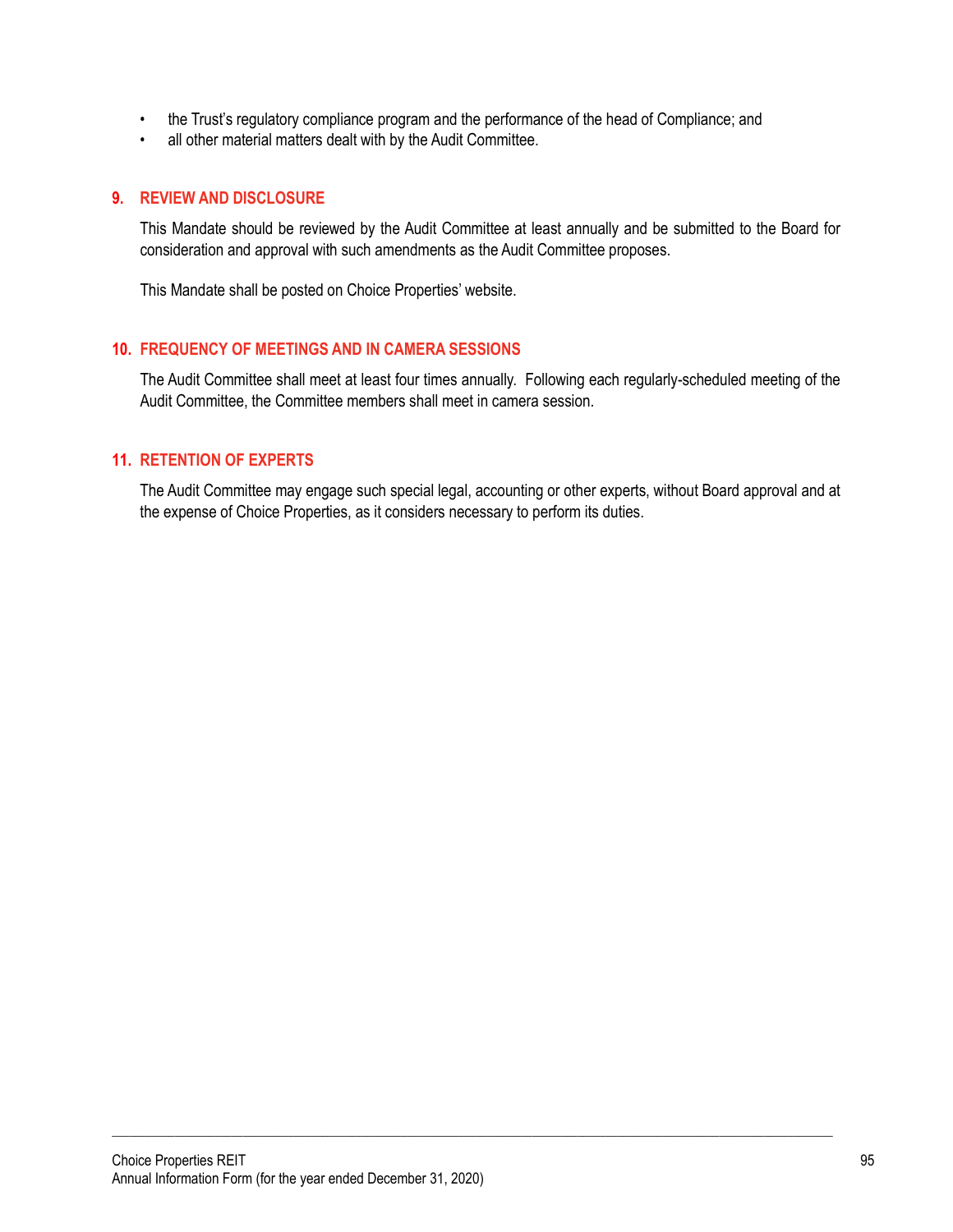- the Trust's regulatory compliance program and the performance of the head of Compliance; and
- all other material matters dealt with by the Audit Committee.

## 9. REVIEW AND DISCLOSURE

This Mandate should be reviewed by the Audit Committee at least annually and be submitted to the Board for consideration and approval with such amendments as the Audit Committee proposes.

This Mandate shall be posted on Choice Properties' website.

## 10. FREQUENCY OF MEETINGS AND IN CAMERA SESSIONS

The Audit Committee shall meet at least four times annually. Following each regularly-scheduled meeting of the Audit Committee, the Committee members shall meet in camera session.

## 11. RETENTION OF EXPERTS

The Audit Committee may engage such special legal, accounting or other experts, without Board approval and at the expense of Choice Properties, as it considers necessary to perform its duties.